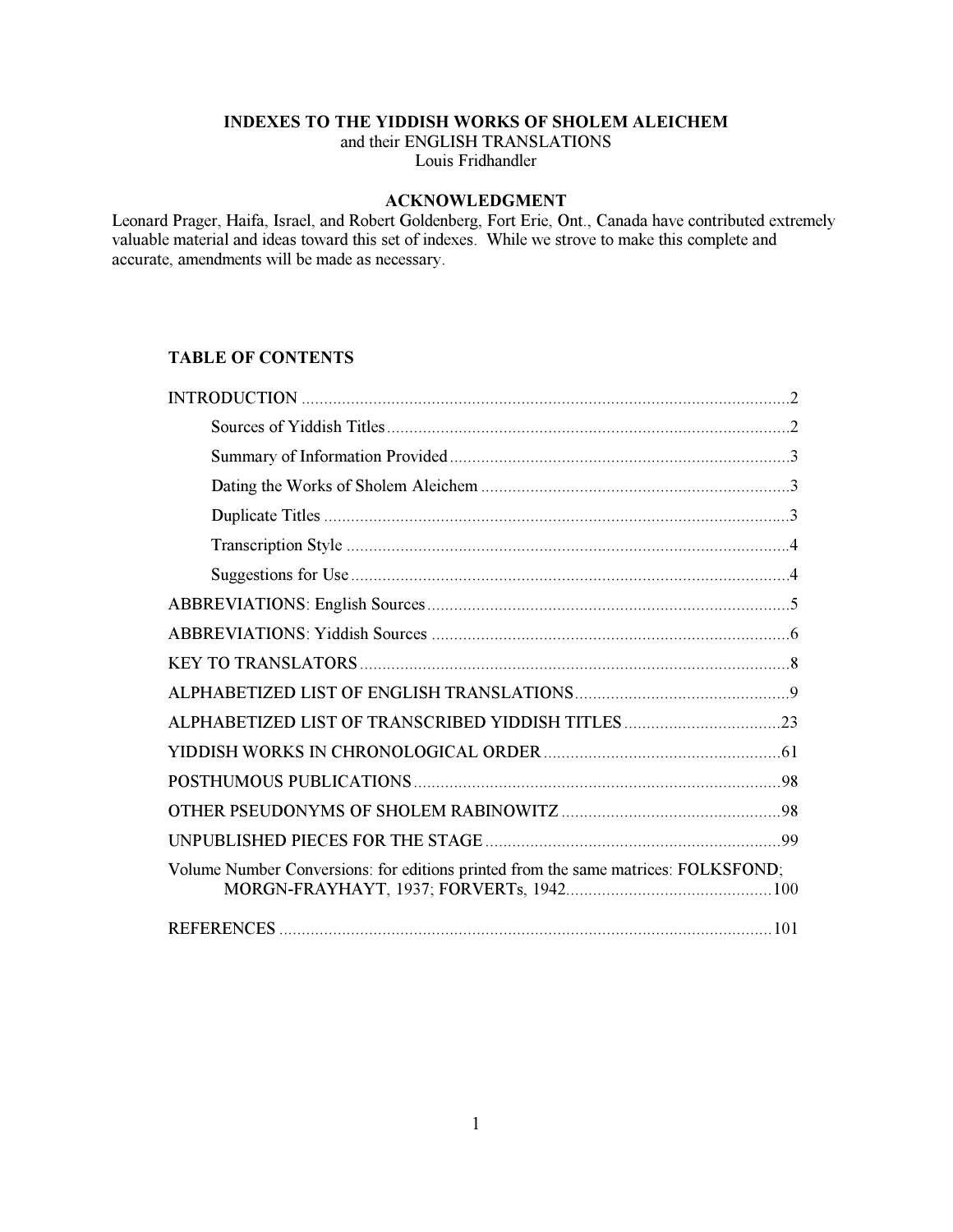# INDEXES TO THE YIDDISH WORKS OF SHOLEM ALEICHEM

and their ENGLISH TRANSLATIONS

Louis Fridhandler

## ACKNOWLEDGMENT

Leonard Prager, Haifa, Israel, and Robert Goldenberg, Fort Erie, Ont., Canada have contributed extremely valuable material and ideas toward this set of indexes. While we strove to make this complete and accurate, amendments will be made as necessary.

## TABLE OF CONTENTS

INTRODUCTION ........................................ 2

- Sources of Yiddish Titles ........................................ 2
- Summary of Information Provided ........................................ 3
- Dating the Works of Sholem Aleichem ........................................ 3
- Duplicate Titles ........................................ 3
- Transcription Style ........................................ 4
- Suggestions for Use ........................................ 4

ABBREVIATIONS: English Sources ........................................ 5

ABBREVIATIONS: Yiddish Sources ........................................ 6

KEY TO TRANSLATORS ........................................ 8

ALPHABETIZED LIST OF ENGLISH TRANSLATIONS ........................................ 9

ALPHABETIZED LIST OF TRANSCRIBED YIDDISH TITLES ........................................ 23

YIDDISH WORKS IN CHRONOLOGICAL ORDER ........................................ 61

POSTHUMOUS PUBLICATIONS ........................................ 98

OTHER PSEUDONYMS OF SHOLEM RABINOWITZ ........................................ 98

UNPUBLISHED PIECES FOR THE STAGE ........................................ 99

Volume Number Conversions: for editions printed from the same matrices: FOLKSFOND; MORGN-FRAYHAYT, 1937; FORVERTs, 1942 ........................................ 100

REFERENCES ........................................ 101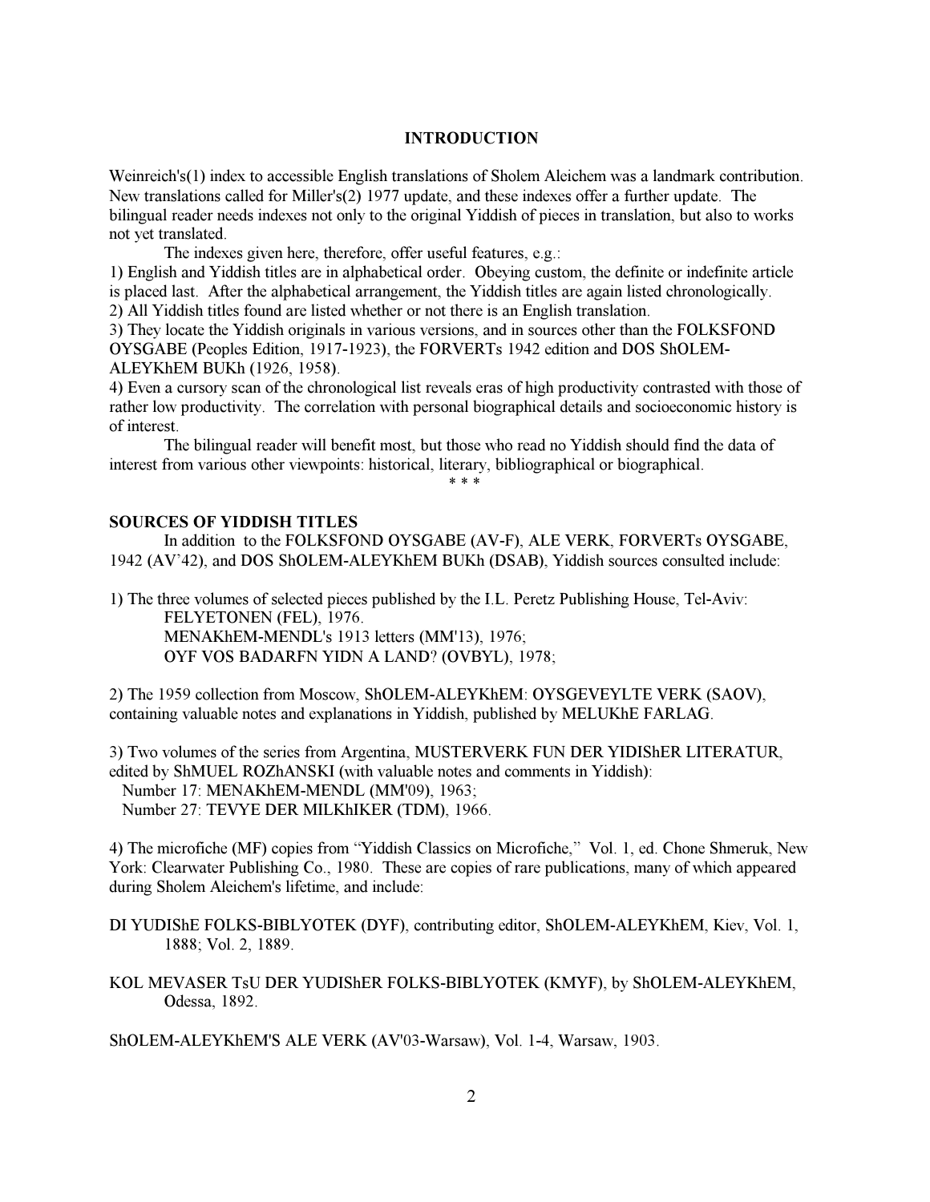## INTRODUCTION

Weinreich's(1) index to accessible English translations of Sholem Aleichem was a landmark contribution. New translations called for Miller's(2) 1977 update, and these indexes offer a further update. The bilingual reader needs indexes not only to the original Yiddish of pieces in translation, but also to works not yet translated.

The indexes given here, therefore, offer useful features, e.g.:

1) English and Yiddish titles are in alphabetical order. Obeying custom, the definite or indefinite article is placed last. After the alphabetical arrangement, the Yiddish titles are again listed chronologically.
2) All Yiddish titles found are listed whether or not there is an English translation.
3) They locate the Yiddish originals in various versions, and in sources other than the FOLKSFOND OYSGABE (Peoples Edition, 1917-1923), the FORVERTs 1942 edition and DOS ShOLEM-ALEYKhEM BUKh (1926, 1958).
4) Even a cursory scan of the chronological list reveals eras of high productivity contrasted with those of rather low productivity. The correlation with personal biographical details and socioeconomic history is of interest.

The bilingual reader will benefit most, but those who read no Yiddish should find the data of interest from various other viewpoints: historical, literary, bibliographical or biographical.

\* \* \*

### SOURCES OF YIDDISH TITLES

In addition to the FOLKSFOND OYSGABE (AV-F), ALE VERK, FORVERTs OYSGABE, 1942 (AV'42), and DOS ShOLEM-ALEYKhEM BUKh (DSAB), Yiddish sources consulted include:

1) The three volumes of selected pieces published by the I.L. Peretz Publishing House, Tel-Aviv:
FELYETONEN (FEL), 1976.
MENAKhEM-MENDL's 1913 letters (MM'13), 1976;
OYF VOS BADARFN YIDN A LAND? (OVBYL), 1978;

2) The 1959 collection from Moscow, ShOLEM-ALEYKhEM: OYSGEVEYLTE VERK (SAOV), containing valuable notes and explanations in Yiddish, published by MELUKhE FARLAG.

3) Two volumes of the series from Argentina, MUSTERVERK FUN DER YIDIShER LITERATUR, edited by ShMUEL ROZhANSKI (with valuable notes and comments in Yiddish):
Number 17: MENAKhEM-MENDL (MM'09), 1963;
Number 27: TEVYE DER MILKhIKER (TDM), 1966.

4) The microfiche (MF) copies from "Yiddish Classics on Microfiche," Vol. 1, ed. Chone Shmeruk, New York: Clearwater Publishing Co., 1980. These are copies of rare publications, many of which appeared during Sholem Aleichem's lifetime, and include:

DI YUDIShE FOLKS-BIBLYOTEK (DYF), contributing editor, ShOLEM-ALEYKhEM, Kiev, Vol. 1, 1888; Vol. 2, 1889.

KOL MEVASER TsU DER YUDIShER FOLKS-BIBLYOTEK (KMYF), by ShOLEM-ALEYKhEM, Odessa, 1892.

ShOLEM-ALEYKhEM'S ALE VERK (AV'03-Warsaw), Vol. 1-4, Warsaw, 1903.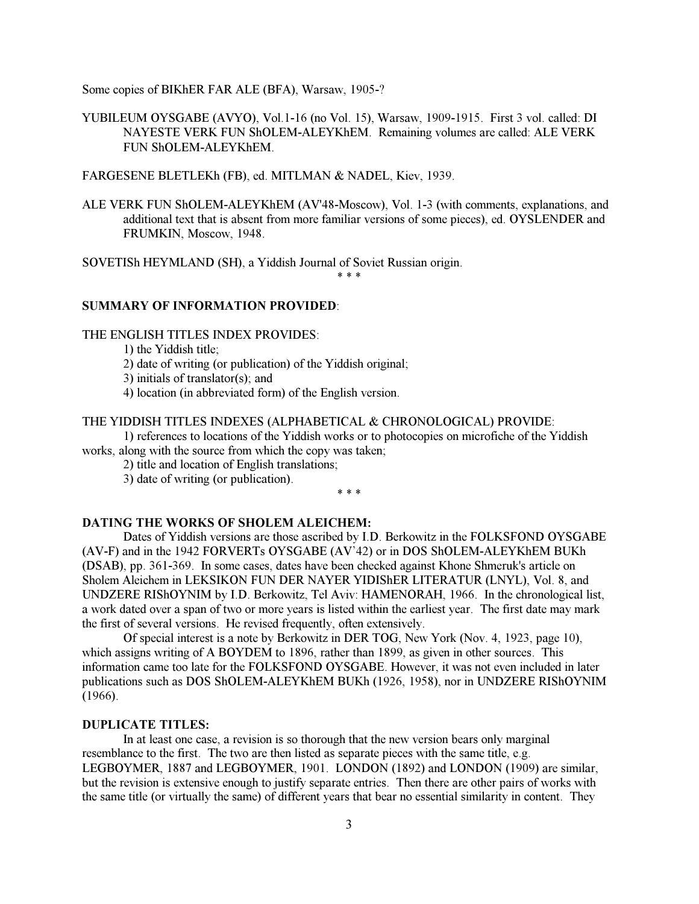Some copies of BIKhER FAR ALE (BFA), Warsaw, 1905-?

YUBILEUM OYSGABE (AVYO), Vol.1-16 (no Vol. 15), Warsaw, 1909-1915. First 3 vol. called: DI NAYESTE VERK FUN ShOLEM-ALEYKhEM. Remaining volumes are called: ALE VERK FUN ShOLEM-ALEYKhEM.

FARGESENE BLETLEKh (FB), ed. MITLMAN & NADEL, Kiev, 1939.

ALE VERK FUN ShOLEM-ALEYKhEM (AV'48-Moscow), Vol. 1-3 (with comments, explanations, and additional text that is absent from more familiar versions of some pieces), ed. OYSLENDER and FRUMKIN, Moscow, 1948.

SOVETISh HEYMLAND (SH), a Yiddish Journal of Soviet Russian origin.

\* \* \*

**SUMMARY OF INFORMATION PROVIDED**:

THE ENGLISH TITLES INDEX PROVIDES:

1) the Yiddish title;
2) date of writing (or publication) of the Yiddish original;
3) initials of translator(s); and
4) location (in abbreviated form) of the English version.

THE YIDDISH TITLES INDEXES (ALPHABETICAL & CHRONOLOGICAL) PROVIDE:

1) references to locations of the Yiddish works or to photocopies on microfiche of the Yiddish works, along with the source from which the copy was taken;
2) title and location of English translations;
3) date of writing (or publication).

\* \* \*

**DATING THE WORKS OF SHOLEM ALEICHEM:**

Dates of Yiddish versions are those ascribed by I.D. Berkowitz in the FOLKSFOND OYSGABE (AV-F) and in the 1942 FORVERTs OYSGABE (AV'42) or in DOS ShOLEM-ALEYKhEM BUKh (DSAB), pp. 361-369. In some cases, dates have been checked against Khone Shmeruk's article on Sholem Aleichem in LEKSIKON FUN DER NAYER YIDIShER LITERATUR (LNYL), Vol. 8, and UNDZERE RIShOYNIM by I.D. Berkowitz, Tel Aviv: HAMENORAH, 1966. In the chronological list, a work dated over a span of two or more years is listed within the earliest year. The first date may mark the first of several versions. He revised frequently, often extensively.

Of special interest is a note by Berkowitz in DER TOG, New York (Nov. 4, 1923, page 10), which assigns writing of A BOYDEM to 1896, rather than 1899, as given in other sources. This information came too late for the FOLKSFOND OYSGABE. However, it was not even included in later publications such as DOS ShOLEM-ALEYKhEM BUKh (1926, 1958), nor in UNDZERE RIShOYNIM (1966).

**DUPLICATE TITLES:**

In at least one case, a revision is so thorough that the new version bears only marginal resemblance to the first. The two are then listed as separate pieces with the same title, e.g. LEGBOYMER, 1887 and LEGBOYMER, 1901. LONDON (1892) and LONDON (1909) are similar, but the revision is extensive enough to justify separate entries. Then there are other pairs of works with the same title (or virtually the same) of different years that bear no essential similarity in content. They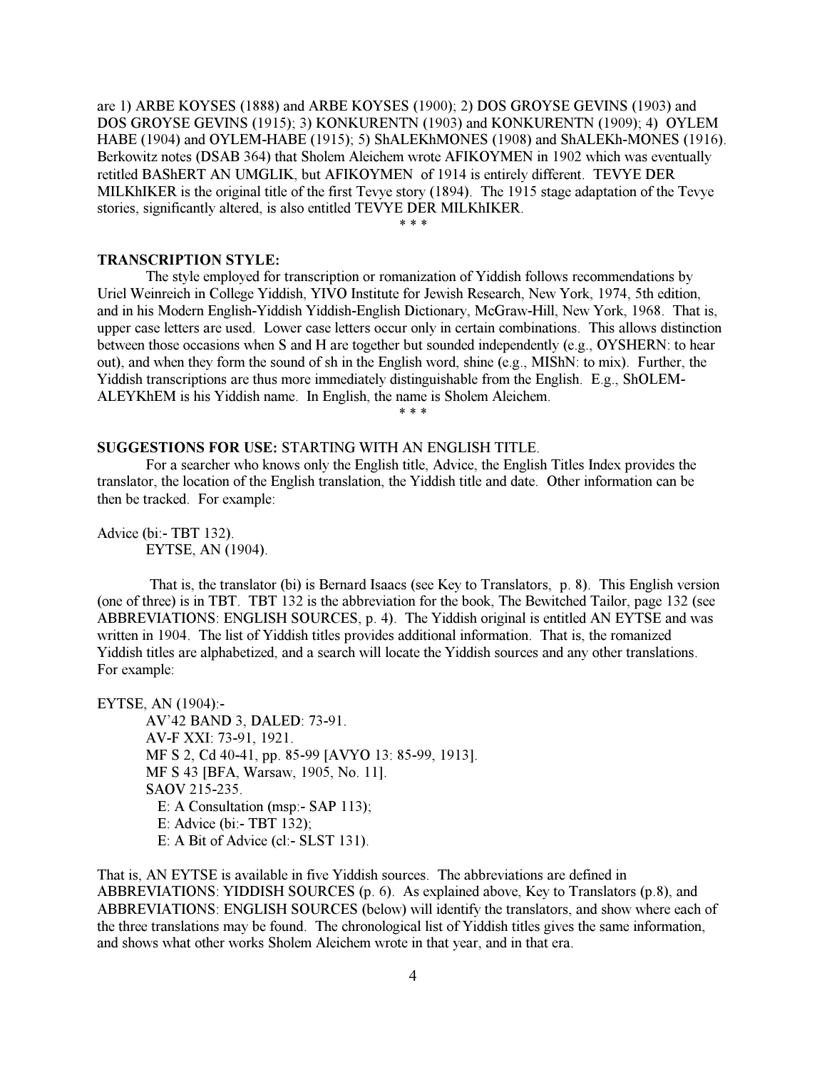are 1) ARBE KOYSES (1888) and ARBE KOYSES (1900); 2) DOS GROYSE GEVINS (1903) and DOS GROYSE GEVINS (1915); 3) KONKURENTN (1903) and KONKURENTN (1909); 4) OYLEM HABE (1904) and OYLEM-HABE (1915); 5) ShALEKhMONES (1908) and ShALEKh-MONES (1916). Berkowitz notes (DSAB 364) that Sholem Aleichem wrote AFIKOYMEN in 1902 which was eventually retitled BAShERT AN UMGLIK, but AFIKOYMEN of 1914 is entirely different. TEVYE DER MILKhIKER is the original title of the first Tevye story (1894). The 1915 stage adaptation of the Tevye stories, significantly altered, is also entitled TEVYE DER MILKhIKER.

\* \* \*

**TRANSCRIPTION STYLE:**

The style employed for transcription or romanization of Yiddish follows recommendations by Uriel Weinreich in College Yiddish, YIVO Institute for Jewish Research, New York, 1974, 5th edition, and in his Modern English-Yiddish Yiddish-English Dictionary, McGraw-Hill, New York, 1968. That is, upper case letters are used. Lower case letters occur only in certain combinations. This allows distinction between those occasions when S and H are together but sounded independently (e.g., OYSHERN: to hear out), and when they form the sound of sh in the English word, shine (e.g., MIShN: to mix). Further, the Yiddish transcriptions are thus more immediately distinguishable from the English. E.g., ShOLEM-ALEYKhEM is his Yiddish name. In English, the name is Sholem Aleichem.

\* \* \*

**SUGGESTIONS FOR USE:** STARTING WITH AN ENGLISH TITLE.

For a searcher who knows only the English title, Advice, the English Titles Index provides the translator, the location of the English translation, the Yiddish title and date. Other information can be then be tracked. For example:

Advice (bi:- TBT 132).
    EYTSE, AN (1904).

That is, the translator (bi) is Bernard Isaacs (see Key to Translators, p. 8). This English version (one of three) is in TBT. TBT 132 is the abbreviation for the book, The Bewitched Tailor, page 132 (see ABBREVIATIONS: ENGLISH SOURCES, p. 4). The Yiddish original is entitled AN EYTSE and was written in 1904. The list of Yiddish titles provides additional information. That is, the romanized Yiddish titles are alphabetized, and a search will locate the Yiddish sources and any other translations. For example:

EYTSE, AN (1904):-
    AV'42 BAND 3, DALED: 73-91.
    AV-F XXI: 73-91, 1921.
    MF S 2, Cd 40-41, pp. 85-99 [AVYO 13: 85-99, 1913].
    MF S 43 [BFA, Warsaw, 1905, No. 11].
    SAOV 215-235.
        E: A Consultation (msp:- SAP 113);
        E: Advice (bi:- TBT 132);
        E: A Bit of Advice (cl:- SLST 131).

That is, AN EYTSE is available in five Yiddish sources. The abbreviations are defined in ABBREVIATIONS: YIDDISH SOURCES (p. 6). As explained above, Key to Translators (p.8), and ABBREVIATIONS: ENGLISH SOURCES (below) will identify the translators, and show where each of the three translations may be found. The chronological list of Yiddish titles gives the same information, and shows what other works Sholem Aleichem wrote in that year, and in that era.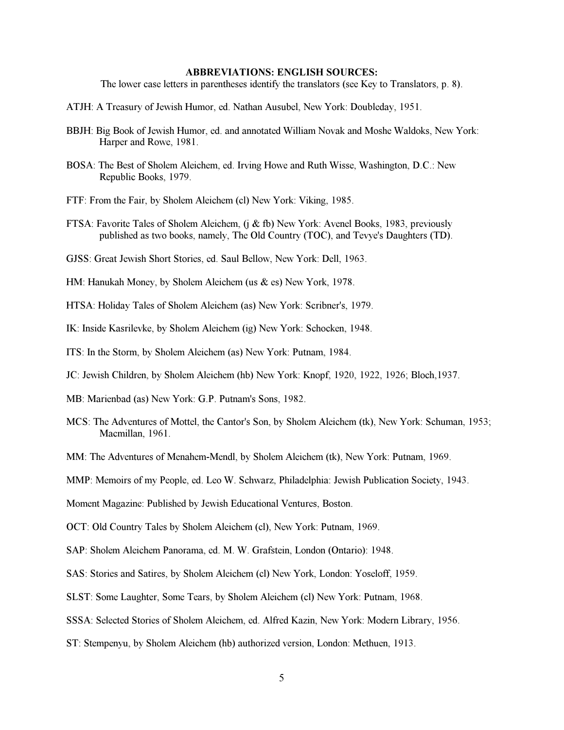**ABBREVIATIONS: ENGLISH SOURCES:**

The lower case letters in parentheses identify the translators (see Key to Translators, p. 8).

ATJH: A Treasury of Jewish Humor, ed. Nathan Ausubel, New York: Doubleday, 1951.

BBJH: Big Book of Jewish Humor, ed. and annotated William Novak and Moshe Waldoks, New York: Harper and Rowe, 1981.

BOSA: The Best of Sholem Aleichem, ed. Irving Howe and Ruth Wisse, Washington, D.C.: New Republic Books, 1979.

FTF: From the Fair, by Sholem Aleichem (cl) New York: Viking, 1985.

FTSA: Favorite Tales of Sholem Aleichem, (j & fb) New York: Avenel Books, 1983, previously published as two books, namely, The Old Country (TOC), and Tevye's Daughters (TD).

GJSS: Great Jewish Short Stories, ed. Saul Bellow, New York: Dell, 1963.

HM: Hanukah Money, by Sholem Aleichem (us & es) New York, 1978.

HTSA: Holiday Tales of Sholem Aleichem (as) New York: Scribner's, 1979.

IK: Inside Kasrilevke, by Sholem Aleichem (ig) New York: Schocken, 1948.

ITS: In the Storm, by Sholem Aleichem (as) New York: Putnam, 1984.

JC: Jewish Children, by Sholem Aleichem (hb) New York: Knopf, 1920, 1922, 1926; Bloch,1937.

MB: Marienbad (as) New York: G.P. Putnam's Sons, 1982.

MCS: The Adventures of Mottel, the Cantor's Son, by Sholem Aleichem (tk), New York: Schuman, 1953; Macmillan, 1961.

MM: The Adventures of Menahem-Mendl, by Sholem Aleichem (tk), New York: Putnam, 1969.

MMP: Memoirs of my People, ed. Leo W. Schwarz, Philadelphia: Jewish Publication Society, 1943.

Moment Magazine: Published by Jewish Educational Ventures, Boston.

OCT: Old Country Tales by Sholem Aleichem (cl), New York: Putnam, 1969.

SAP: Sholem Aleichem Panorama, ed. M. W. Grafstein, London (Ontario): 1948.

SAS: Stories and Satires, by Sholem Aleichem (cl) New York, London: Yoseloff, 1959.

SLST: Some Laughter, Some Tears, by Sholem Aleichem (cl) New York: Putnam, 1968.

SSSA: Selected Stories of Sholem Aleichem, ed. Alfred Kazin, New York: Modern Library, 1956.

ST: Stempenyu, by Sholem Aleichem (hb) authorized version, London: Methuen, 1913.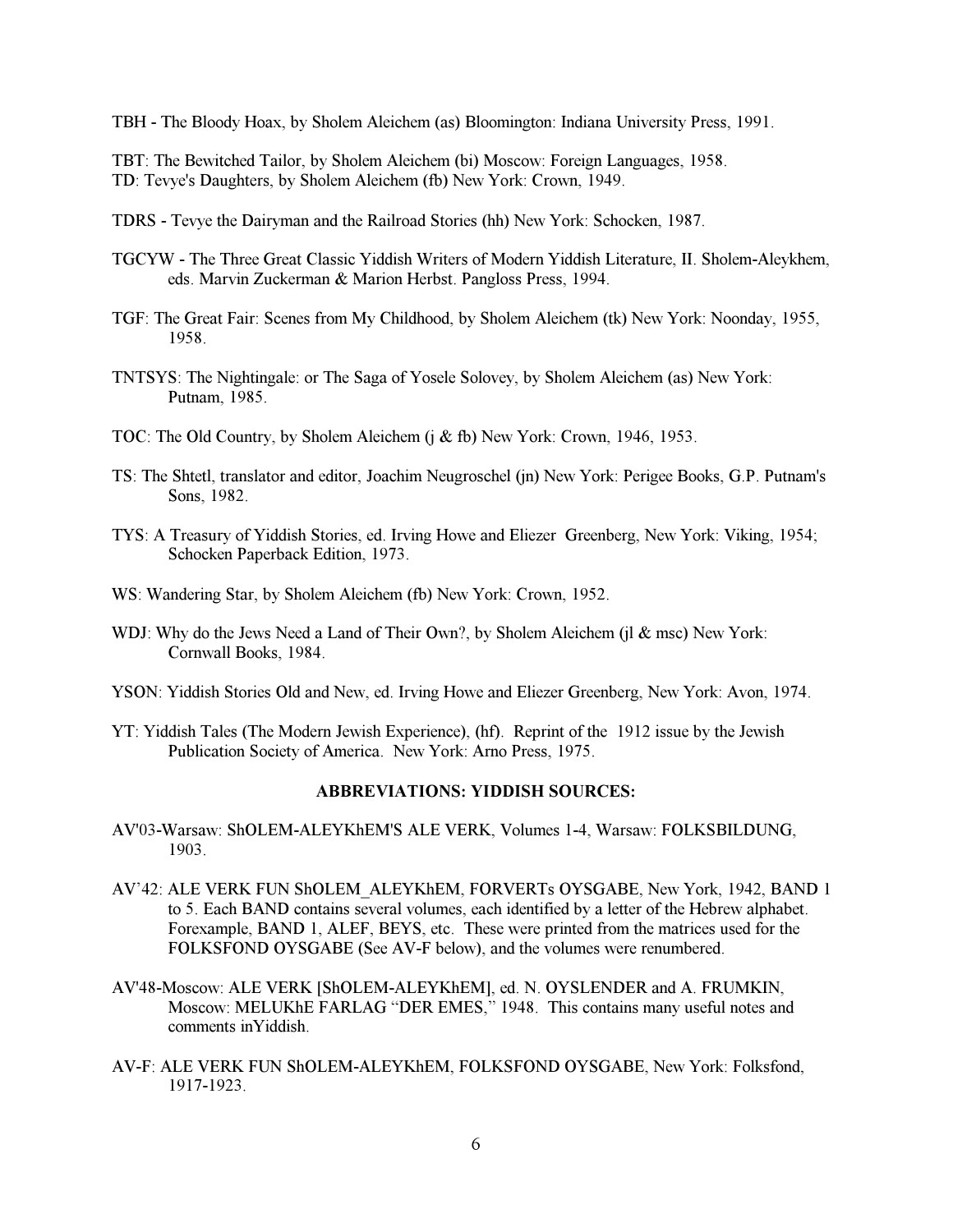TBH - The Bloody Hoax, by Sholem Aleichem (as) Bloomington: Indiana University Press, 1991.

TBT: The Bewitched Tailor, by Sholem Aleichem (bi) Moscow: Foreign Languages, 1958.
TD: Tevye's Daughters, by Sholem Aleichem (fb) New York: Crown, 1949.

TDRS - Tevye the Dairyman and the Railroad Stories (hh) New York: Schocken, 1987.

TGCYW - The Three Great Classic Yiddish Writers of Modern Yiddish Literature, II. Sholem-Aleykhem, eds. Marvin Zuckerman & Marion Herbst. Pangloss Press, 1994.

TGF: The Great Fair: Scenes from My Childhood, by Sholem Aleichem (tk) New York: Noonday, 1955, 1958.

TNTSYS: The Nightingale: or The Saga of Yosele Solovey, by Sholem Aleichem (as) New York: Putnam, 1985.

TOC: The Old Country, by Sholem Aleichem (j & fb) New York: Crown, 1946, 1953.

TS: The Shtetl, translator and editor, Joachim Neugroschel (jn) New York: Perigee Books, G.P. Putnam's Sons, 1982.

TYS: A Treasury of Yiddish Stories, ed. Irving Howe and Eliezer Greenberg, New York: Viking, 1954; Schocken Paperback Edition, 1973.

WS: Wandering Star, by Sholem Aleichem (fb) New York: Crown, 1952.

WDJ: Why do the Jews Need a Land of Their Own?, by Sholem Aleichem (jl & msc) New York: Cornwall Books, 1984.

YSON: Yiddish Stories Old and New, ed. Irving Howe and Eliezer Greenberg, New York: Avon, 1974.

YT: Yiddish Tales (The Modern Jewish Experience), (hf). Reprint of the 1912 issue by the Jewish Publication Society of America. New York: Arno Press, 1975.

**ABBREVIATIONS: YIDDISH SOURCES:**

AV'03-Warsaw: ShOLEM-ALEYKhEM'S ALE VERK, Volumes 1-4, Warsaw: FOLKSBILDUNG, 1903.

AV'42: ALE VERK FUN ShOLEM_ALEYKhEM, FORVERTs OYSGABE, New York, 1942, BAND 1 to 5. Each BAND contains several volumes, each identified by a letter of the Hebrew alphabet. Forexample, BAND 1, ALEF, BEYS, etc. These were printed from the matrices used for the FOLKSFOND OYSGABE (See AV-F below), and the volumes were renumbered.

AV'48-Moscow: ALE VERK [ShOLEM-ALEYKhEM], ed. N. OYSLENDER and A. FRUMKIN, Moscow: MELUKhE FARLAG "DER EMES," 1948. This contains many useful notes and comments inYiddish.

AV-F: ALE VERK FUN ShOLEM-ALEYKhEM, FOLKSFOND OYSGABE, New York: Folksfond, 1917-1923.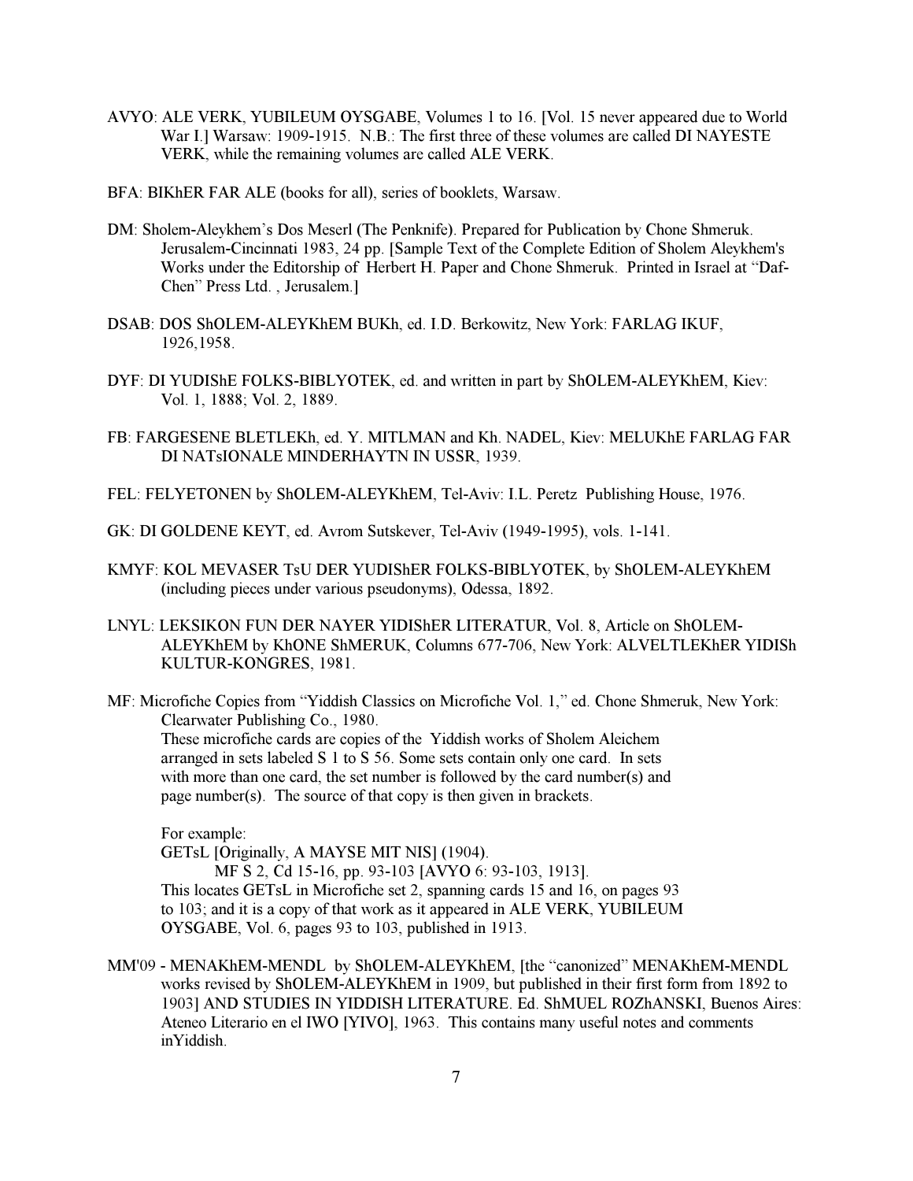AVYO: ALE VERK, YUBILEUM OYSGABE, Volumes 1 to 16. [Vol. 15 never appeared due to World War I.] Warsaw: 1909-1915. N.B.: The first three of these volumes are called DI NAYESTE VERK, while the remaining volumes are called ALE VERK.

BFA: BIKhER FAR ALE (books for all), series of booklets, Warsaw.

DM: Sholem-Aleykhem's Dos Meserl (The Penknife). Prepared for Publication by Chone Shmeruk. Jerusalem-Cincinnati 1983, 24 pp. [Sample Text of the Complete Edition of Sholem Aleykhem's Works under the Editorship of Herbert H. Paper and Chone Shmeruk. Printed in Israel at "Daf-Chen" Press Ltd. , Jerusalem.]

DSAB: DOS ShOLEM-ALEYKhEM BUKh, ed. I.D. Berkowitz, New York: FARLAG IKUF, 1926,1958.

DYF: DI YUDIShE FOLKS-BIBLYOTEK, ed. and written in part by ShOLEM-ALEYKhEM, Kiev: Vol. 1, 1888; Vol. 2, 1889.

FB: FARGESENE BLETLEKh, ed. Y. MITLMAN and Kh. NADEL, Kiev: MELUKhE FARLAG FAR DI NATsIONALE MINDERHAYTN IN USSR, 1939.

FEL: FELYETONEN by ShOLEM-ALEYKhEM, Tel-Aviv: I.L. Peretz Publishing House, 1976.

GK: DI GOLDENE KEYT, ed. Avrom Sutskever, Tel-Aviv (1949-1995), vols. 1-141.

KMYF: KOL MEVASER TsU DER YUDIShER FOLKS-BIBLYOTEK, by ShOLEM-ALEYKhEM (including pieces under various pseudonyms), Odessa, 1892.

LNYL: LEKSIKON FUN DER NAYER YIDIShER LITERATUR, Vol. 8, Article on ShOLEM-ALEYKhEM by KhONE ShMERUK, Columns 677-706, New York: ALVELTLEKhER YIDISh KULTUR-KONGRES, 1981.

MF: Microfiche Copies from "Yiddish Classics on Microfiche Vol. 1," ed. Chone Shmeruk, New York: Clearwater Publishing Co., 1980.
These microfiche cards are copies of the Yiddish works of Sholem Aleichem arranged in sets labeled S 1 to S 56. Some sets contain only one card. In sets with more than one card, the set number is followed by the card number(s) and page number(s). The source of that copy is then given in brackets.

For example:
GETsL [Originally, A MAYSE MIT NIS] (1904).
MF S 2, Cd 15-16, pp. 93-103 [AVYO 6: 93-103, 1913].
This locates GETsL in Microfiche set 2, spanning cards 15 and 16, on pages 93 to 103; and it is a copy of that work as it appeared in ALE VERK, YUBILEUM OYSGABE, Vol. 6, pages 93 to 103, published in 1913.

MM'09 - MENAKhEM-MENDL by ShOLEM-ALEYKhEM, [the "canonized" MENAKhEM-MENDL works revised by ShOLEM-ALEYKhEM in 1909, but published in their first form from 1892 to 1903] AND STUDIES IN YIDDISH LITERATURE. Ed. ShMUEL ROZhANSKI, Buenos Aires: Ateneo Literario en el IWO [YIVO], 1963. This contains many useful notes and comments inYiddish.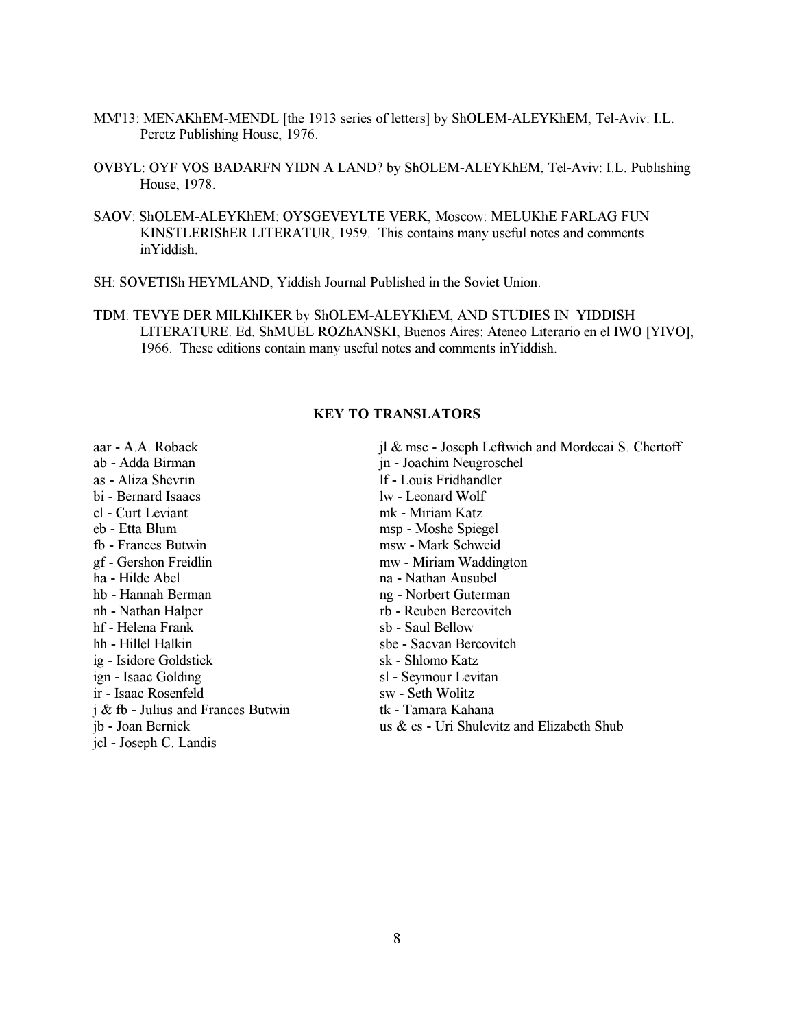MM'13: MENAKhEM-MENDL [the 1913 series of letters] by ShOLEM-ALEYKhEM, Tel-Aviv: I.L. Peretz Publishing House, 1976.

OVBYL: OYF VOS BADARFN YIDN A LAND? by ShOLEM-ALEYKhEM, Tel-Aviv: I.L. Publishing House, 1978.

SAOV: ShOLEM-ALEYKhEM: OYSGEVEYLTE VERK, Moscow: MELUKhE FARLAG FUN KINSTLERIShER LITERATUR, 1959. This contains many useful notes and comments inYiddish.

SH: SOVETISh HEYMLAND, Yiddish Journal Published in the Soviet Union.

TDM: TEVYE DER MILKhIKER by ShOLEM-ALEYKhEM, AND STUDIES IN YIDDISH LITERATURE. Ed. ShMUEL ROZhANSKI, Buenos Aires: Ateneo Literario en el IWO [YIVO], 1966. These editions contain many useful notes and comments inYiddish.

## KEY TO TRANSLATORS

aar - A.A. Roback
ab - Adda Birman
as - Aliza Shevrin
bi - Bernard Isaacs
cl - Curt Leviant
eb - Etta Blum
fb - Frances Butwin
gf - Gershon Freidlin
ha - Hilde Abel
hb - Hannah Berman
nh - Nathan Halper
hf - Helena Frank
hh - Hillel Halkin
ig - Isidore Goldstick
ign - Isaac Golding
ir - Isaac Rosenfeld
j & fb - Julius and Frances Butwin
jb - Joan Bernick
jcl - Joseph C. Landis
jl & msc - Joseph Leftwich and Mordecai S. Chertoff
jn - Joachim Neugroschel
lf - Louis Fridhandler
lw - Leonard Wolf
mk - Miriam Katz
msp - Moshe Spiegel
msw - Mark Schweid
mw - Miriam Waddington
na - Nathan Ausubel
ng - Norbert Guterman
rb - Reuben Bercovitch
sb - Saul Bellow
sbe - Sacvan Bercovitch
sk - Shlomo Katz
sl - Seymour Levitan
sw - Seth Wolitz
tk - Tamara Kahana
us & es - Uri Shulevitz and Elizabeth Shub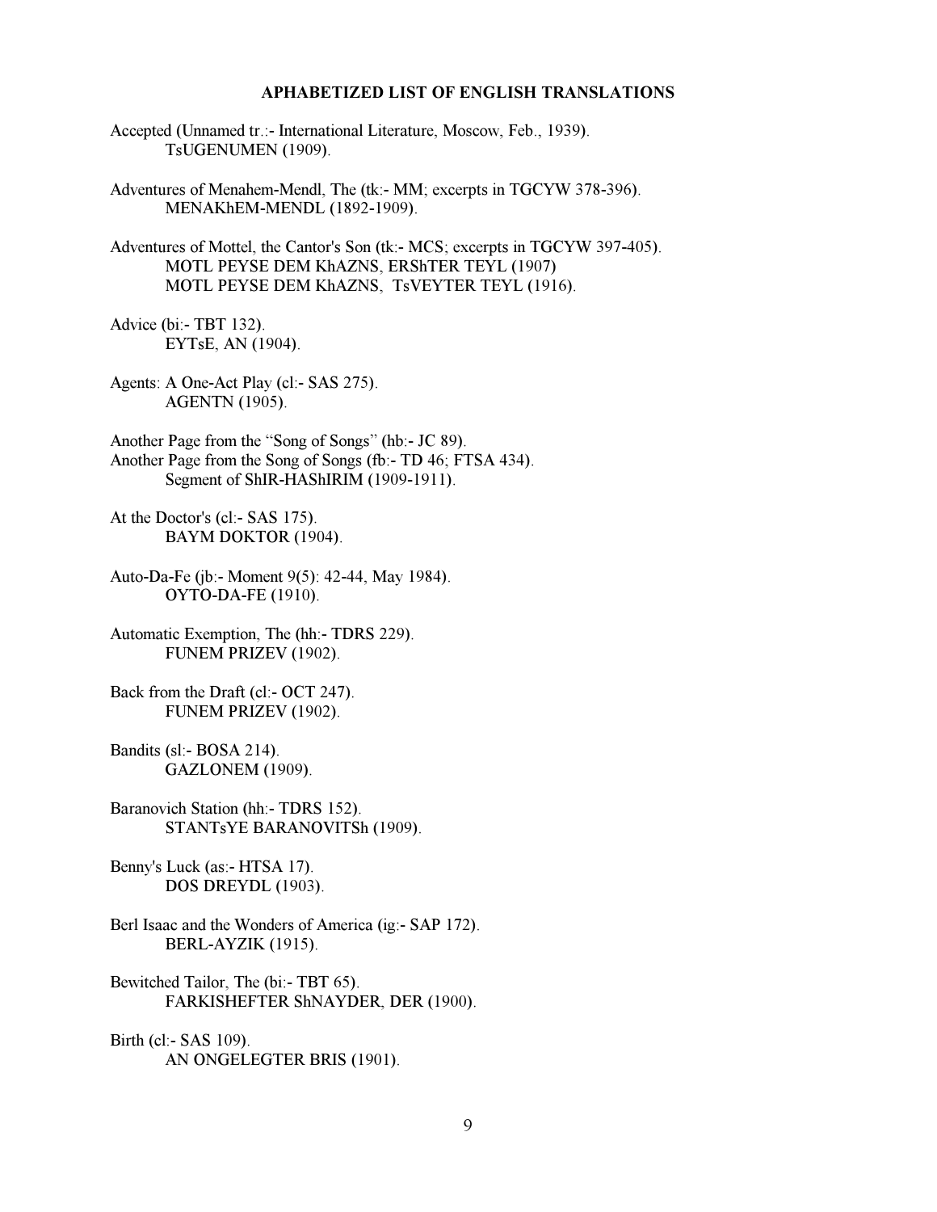# APHABETIZED LIST OF ENGLISH TRANSLATIONS

Accepted (Unnamed tr.:- International Literature, Moscow, Feb., 1939).
TsUGENUMEN (1909).

Adventures of Menahem-Mendl, The (tk:- MM; excerpts in TGCYW 378-396).
MENAKhEM-MENDL (1892-1909).

Adventures of Mottel, the Cantor's Son (tk:- MCS; excerpts in TGCYW 397-405).
MOTL PEYSE DEM KhAZNS, ERShTER TEYL (1907)
MOTL PEYSE DEM KhAZNS, TsVEYTER TEYL (1916).

Advice (bi:- TBT 132).
EYTsE, AN (1904).

Agents: A One-Act Play (cl:- SAS 275).
AGENTN (1905).

Another Page from the "Song of Songs" (hb:- JC 89).
Another Page from the Song of Songs (fb:- TD 46; FTSA 434).
Segment of ShIR-HAShIRIM (1909-1911).

At the Doctor's (cl:- SAS 175).
BAYM DOKTOR (1904).

Auto-Da-Fe (jb:- Moment 9(5): 42-44, May 1984).
OYTO-DA-FE (1910).

Automatic Exemption, The (hh:- TDRS 229).
FUNEM PRIZEV (1902).

Back from the Draft (cl:- OCT 247).
FUNEM PRIZEV (1902).

Bandits (sl:- BOSA 214).
GAZLONEM (1909).

Baranovich Station (hh:- TDRS 152).
STANTsYE BARANOVITSh (1909).

Benny's Luck (as:- HTSA 17).
DOS DREYDL (1903).

Berl Isaac and the Wonders of America (ig:- SAP 172).
BERL-AYZIK (1915).

Bewitched Tailor, The (bi:- TBT 65).
FARKISHEFTER ShNAYDER, DER (1900).

Birth (cl:- SAS 109).
AN ONGELEGTER BRIS (1901).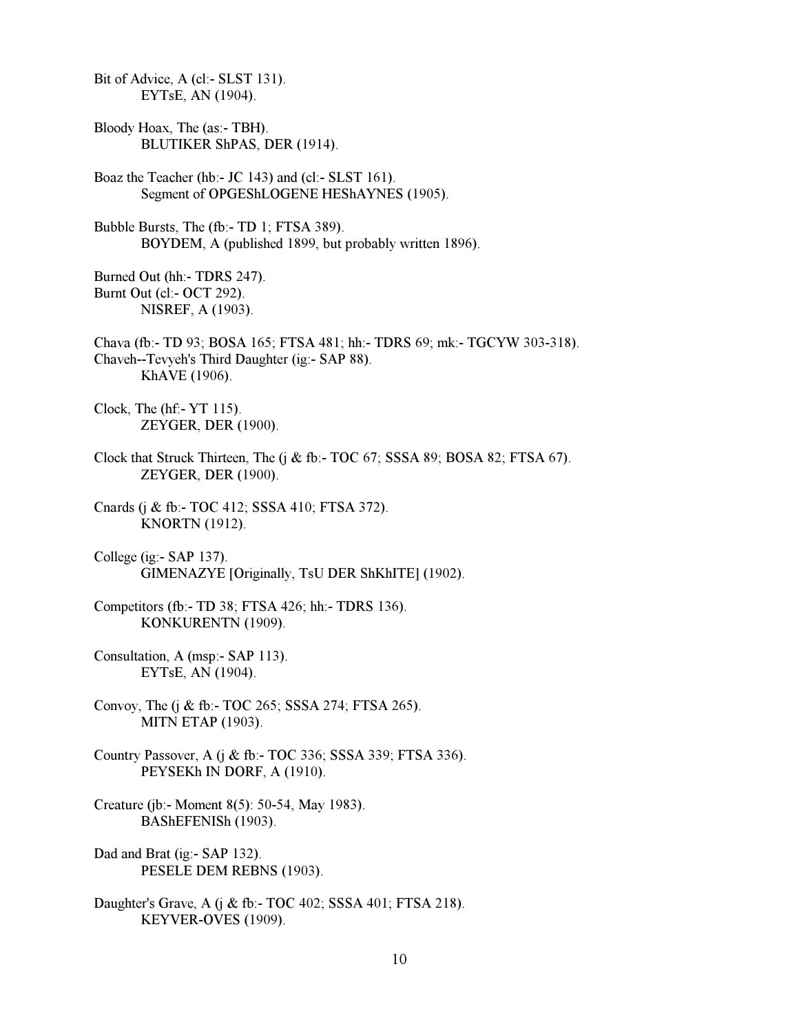Bit of Advice, A (cl:- SLST 131).
    EYTsE, AN (1904).

Bloody Hoax, The (as:- TBH).
    BLUTIKER ShPAS, DER (1914).

Boaz the Teacher (hb:- JC 143) and (cl:- SLST 161).
    Segment of OPGEShLOGENE HEShAYNES (1905).

Bubble Bursts, The (fb:- TD 1; FTSA 389).
    BOYDEM, A (published 1899, but probably written 1896).

Burned Out (hh:- TDRS 247).
Burnt Out (cl:- OCT 292).
    NISREF, A (1903).

Chava (fb:- TD 93; BOSA 165; FTSA 481; hh:- TDRS 69; mk:- TGCYW 303-318).
Chaveh--Tevyeh's Third Daughter (ig:- SAP 88).
    KhAVE (1906).

Clock, The (hf:- YT 115).
    ZEYGER, DER (1900).

Clock that Struck Thirteen, The (j & fb:- TOC 67; SSSA 89; BOSA 82; FTSA 67).
    ZEYGER, DER (1900).

Cnards (j & fb:- TOC 412; SSSA 410; FTSA 372).
    KNORTN (1912).

College (ig:- SAP 137).
    GIMENAZYE [Originally, TsU DER ShKhITE] (1902).

Competitors (fb:- TD 38; FTSA 426; hh:- TDRS 136).
    KONKURENTN (1909).

Consultation, A (msp:- SAP 113).
    EYTsE, AN (1904).

Convoy, The (j & fb:- TOC 265; SSSA 274; FTSA 265).
    MITN ETAP (1903).

Country Passover, A (j & fb:- TOC 336; SSSA 339; FTSA 336).
    PEYSEKh IN DORF, A (1910).

Creature (jb:- Moment 8(5): 50-54, May 1983).
    BAShEFENISh (1903).

Dad and Brat (ig:- SAP 132).
    PESELE DEM REBNS (1903).

Daughter's Grave, A (j & fb:- TOC 402; SSSA 401; FTSA 218).
    KEYVER-OVES (1909).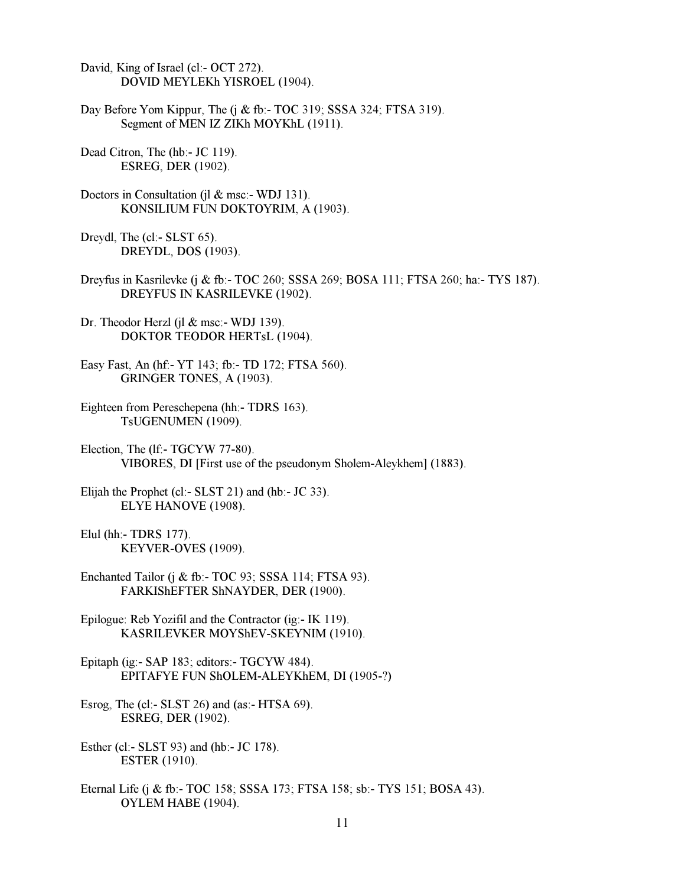David, King of Israel (cl:- OCT 272).
DOVID MEYLEKh YISROEL (1904).

Day Before Yom Kippur, The (j & fb:- TOC 319; SSSA 324; FTSA 319).
Segment of MEN IZ ZIKh MOYKhL (1911).

Dead Citron, The (hb:- JC 119).
ESREG, DER (1902).

Doctors in Consultation (jl & msc:- WDJ 131).
KONSILIUM FUN DOKTOYRIM, A (1903).

Dreydl, The (cl:- SLST 65).
DREYDL, DOS (1903).

Dreyfus in Kasrilevke (j & fb:- TOC 260; SSSA 269; BOSA 111; FTSA 260; ha:- TYS 187).
DREYFUS IN KASRILEVKE (1902).

Dr. Theodor Herzl (jl & msc:- WDJ 139).
DOKTOR TEODOR HERTsL (1904).

Easy Fast, An (hf:- YT 143; fb:- TD 172; FTSA 560).
GRINGER TONES, A (1903).

Eighteen from Pereschepena (hh:- TDRS 163).
TsUGENUMEN (1909).

Election, The (lf:- TGCYW 77-80).
VIBORES, DI [First use of the pseudonym Sholem-Aleykhem] (1883).

Elijah the Prophet (cl:- SLST 21) and (hb:- JC 33).
ELYE HANOVE (1908).

Elul (hh:- TDRS 177).
KEYVER-OVES (1909).

Enchanted Tailor (j & fb:- TOC 93; SSSA 114; FTSA 93).
FARKIShEFTER ShNAYDER, DER (1900).

Epilogue: Reb Yozifil and the Contractor (ig:- IK 119).
KASRILEVKER MOYShEV-SKEYNIM (1910).

Epitaph (ig:- SAP 183; editors:- TGCYW 484).
EPITAFYE FUN ShOLEM-ALEYKhEM, DI (1905-?)

Esrog, The (cl:- SLST 26) and (as:- HTSA 69).
ESREG, DER (1902).

Esther (cl:- SLST 93) and (hb:- JC 178).
ESTER (1910).

Eternal Life (j & fb:- TOC 158; SSSA 173; FTSA 158; sb:- TYS 151; BOSA 43).
OYLEM HABE (1904).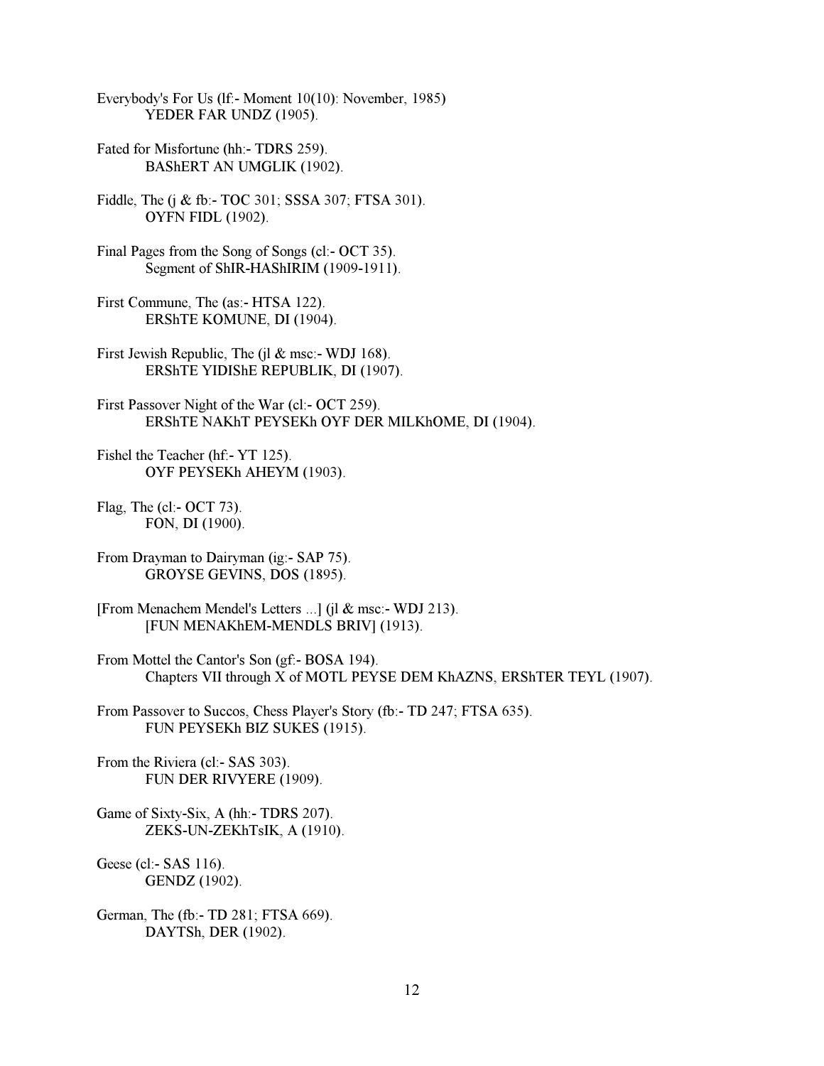Everybody's For Us (lf:- Moment 10(10): November, 1985)
YEDER FAR UNDZ (1905).

Fated for Misfortune (hh:- TDRS 259).
BAShERT AN UMGLIK (1902).

Fiddle, The (j & fb:- TOC 301; SSSA 307; FTSA 301).
OYFN FIDL (1902).

Final Pages from the Song of Songs (cl:- OCT 35).
Segment of ShIR-HAShIRIM (1909-1911).

First Commune, The (as:- HTSA 122).
ERShTE KOMUNE, DI (1904).

First Jewish Republic, The (jl & msc:- WDJ 168).
ERShTE YIDIShE REPUBLIK, DI (1907).

First Passover Night of the War (cl:- OCT 259).
ERShTE NAKhT PEYSEKh OYF DER MILKhOME, DI (1904).

Fishel the Teacher (hf:- YT 125).
OYF PEYSEKh AHEYM (1903).

Flag, The (cl:- OCT 73).
FON, DI (1900).

From Drayman to Dairyman (ig:- SAP 75).
GROYSE GEVINS, DOS (1895).

[From Menachem Mendel's Letters ...] (jl & msc:- WDJ 213).
[FUN MENAKhEM-MENDLS BRIV] (1913).

From Mottel the Cantor's Son (gf:- BOSA 194).
Chapters VII through X of MOTL PEYSE DEM KhAZNS, ERShTER TEYL (1907).

From Passover to Succos, Chess Player's Story (fb:- TD 247; FTSA 635).
FUN PEYSEKh BIZ SUKES (1915).

From the Riviera (cl:- SAS 303).
FUN DER RIVYERE (1909).

Game of Sixty-Six, A (hh:- TDRS 207).
ZEKS-UN-ZEKhTsIK, A (1910).

Geese (cl:- SAS 116).
GENDZ (1902).

German, The (fb:- TD 281; FTSA 669).
DAYTSh, DER (1902).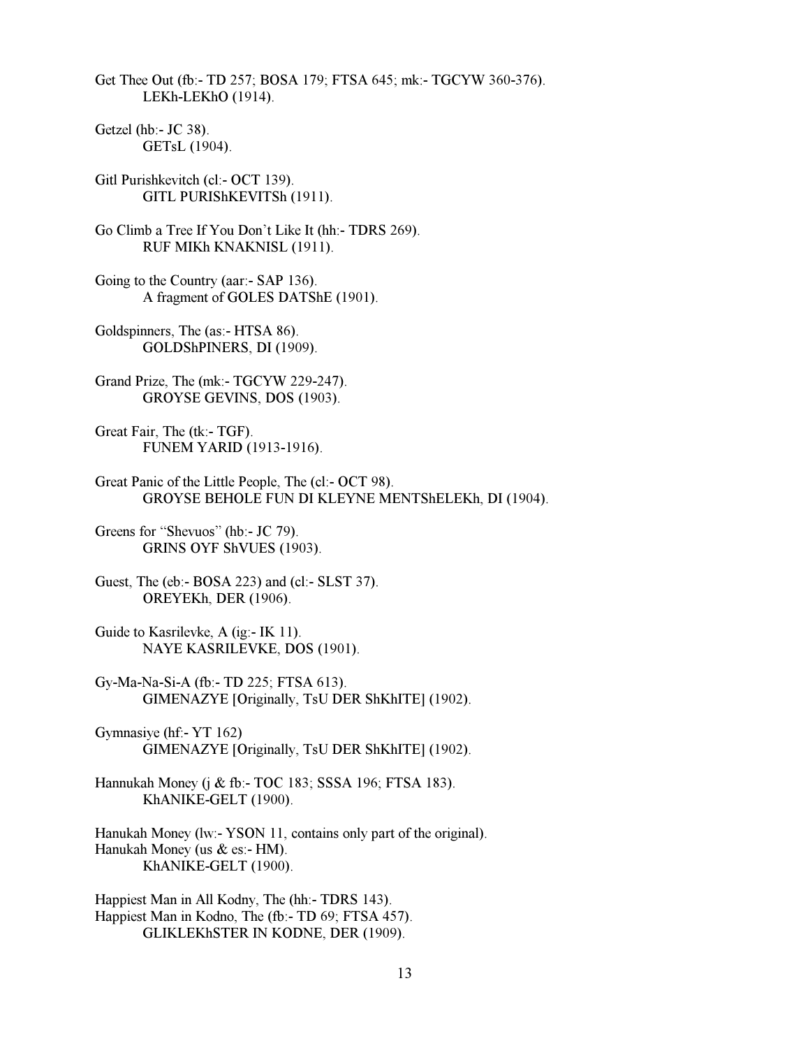Get Thee Out (fb:- TD 257; BOSA 179; FTSA 645; mk:- TGCYW 360-376).
LEKh-LEKhO (1914).

Getzel (hb:- JC 38).
GETsL (1904).

Gitl Purishkevitch (cl:- OCT 139).
GITL PURIShKEVITSh (1911).

Go Climb a Tree If You Don't Like It (hh:- TDRS 269).
RUF MIKh KNAKNISL (1911).

Going to the Country (aar:- SAP 136).
A fragment of GOLES DATShE (1901).

Goldspinners, The (as:- HTSA 86).
GOLDShPINERS, DI (1909).

Grand Prize, The (mk:- TGCYW 229-247).
GROYSE GEVINS, DOS (1903).

Great Fair, The (tk:- TGF).
FUNEM YARID (1913-1916).

Great Panic of the Little People, The (cl:- OCT 98).
GROYSE BEHOLE FUN DI KLEYNE MENTShELEKh, DI (1904).

Greens for "Shevuos" (hb:- JC 79).
GRINS OYF ShVUES (1903).

Guest, The (eb:- BOSA 223) and (cl:- SLST 37).
OREYEKh, DER (1906).

Guide to Kasrilevke, A (ig:- IK 11).
NAYE KASRILEVKE, DOS (1901).

Gy-Ma-Na-Si-A (fb:- TD 225; FTSA 613).
GIMENAZYE [Originally, TsU DER ShKhITE] (1902).

Gymnasiye (hf:- YT 162)
GIMENAZYE [Originally, TsU DER ShKhITE] (1902).

Hannukah Money (j & fb:- TOC 183; SSSA 196; FTSA 183).
KhANIKE-GELT (1900).

Hanukah Money (lw:- YSON 11, contains only part of the original).
Hanukah Money (us & es:- HM).
KhANIKE-GELT (1900).

Happiest Man in All Kodny, The (hh:- TDRS 143).
Happiest Man in Kodno, The (fb:- TD 69; FTSA 457).
GLIKLEKhSTER IN KODNE, DER (1909).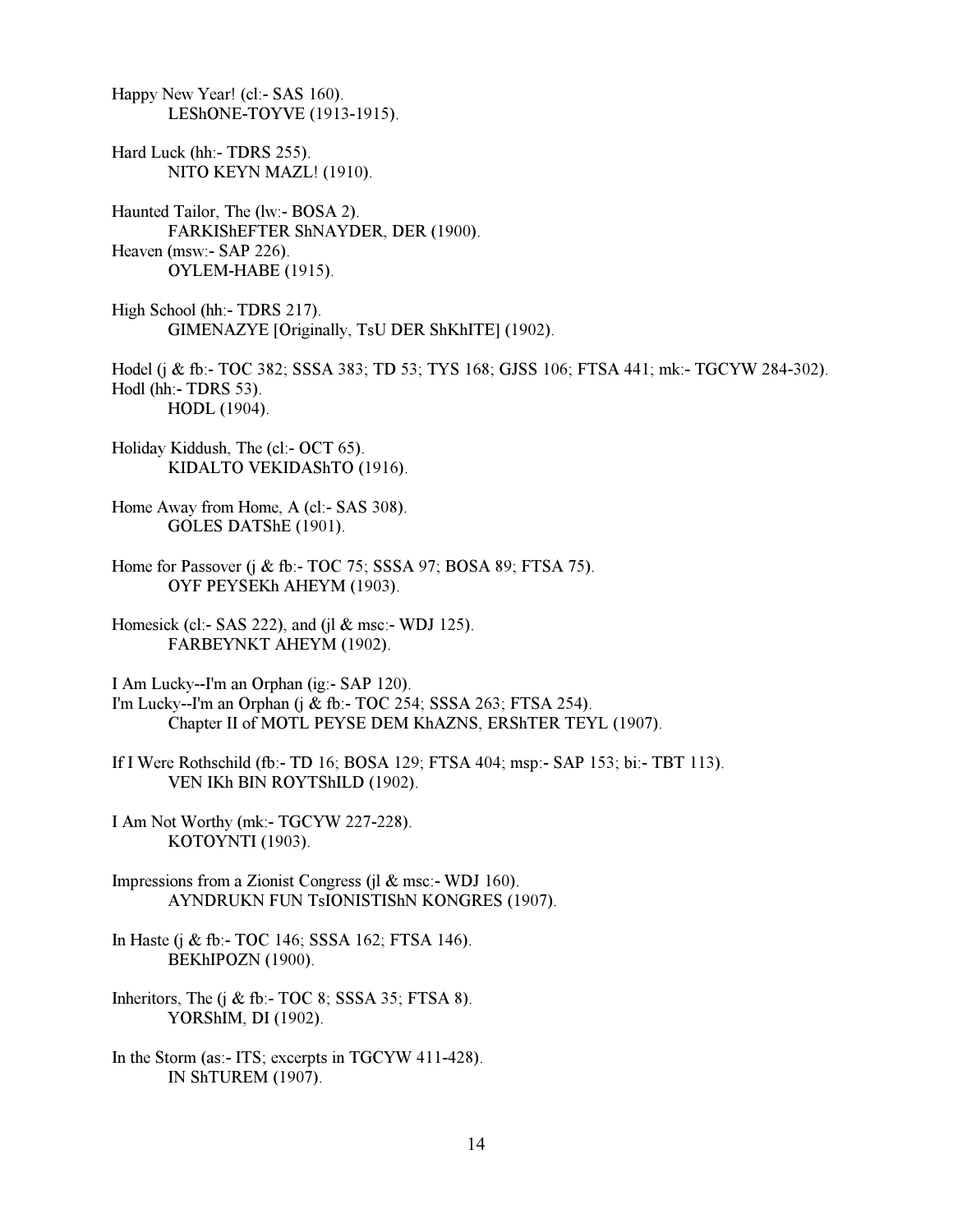Happy New Year! (cl:- SAS 160).
LEShONE-TOYVE (1913-1915).

Hard Luck (hh:- TDRS 255).
NITO KEYN MAZL! (1910).

Haunted Tailor, The (lw:- BOSA 2).
FARKIShEFTER ShNAYDER, DER (1900).

Heaven (msw:- SAP 226).
OYLEM-HABE (1915).

High School (hh:- TDRS 217).
GIMENAZYE [Originally, TsU DER ShKhITE] (1902).

Hodel (j & fb:- TOC 382; SSSA 383; TD 53; TYS 168; GJSS 106; FTSA 441; mk:- TGCYW 284-302).
Hodl (hh:- TDRS 53).
HODL (1904).

Holiday Kiddush, The (cl:- OCT 65).
KIDALTO VEKIDAShTO (1916).

Home Away from Home, A (cl:- SAS 308).
GOLES DATShE (1901).

Home for Passover (j & fb:- TOC 75; SSSA 97; BOSA 89; FTSA 75).
OYF PEYSEKh AHEYM (1903).

Homesick (cl:- SAS 222), and (jl & msc:- WDJ 125).
FARBEYNKT AHEYM (1902).

I Am Lucky--I'm an Orphan (ig:- SAP 120).
I'm Lucky--I'm an Orphan (j & fb:- TOC 254; SSSA 263; FTSA 254).
Chapter II of MOTL PEYSE DEM KhAZNS, ERShTER TEYL (1907).

If I Were Rothschild (fb:- TD 16; BOSA 129; FTSA 404; msp:- SAP 153; bi:- TBT 113).
VEN IKh BIN ROYTShILD (1902).

I Am Not Worthy (mk:- TGCYW 227-228).
KOTOYNTI (1903).

Impressions from a Zionist Congress (jl & msc:- WDJ 160).
AYNDRUKN FUN TsIONISTIShN KONGRES (1907).

In Haste (j & fb:- TOC 146; SSSA 162; FTSA 146).
BEKhIPOZN (1900).

Inheritors, The (j & fb:- TOC 8; SSSA 35; FTSA 8).
YORShIM, DI (1902).

In the Storm (as:- ITS; excerpts in TGCYW 411-428).
IN ShTUREM (1907).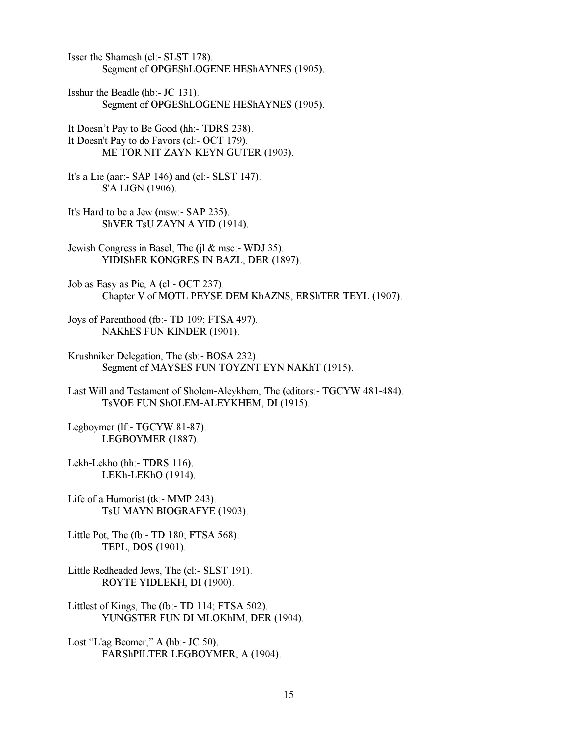Isser the Shamesh (cl:- SLST 178).
    Segment of OPGEShLOGENE HEShAYNES (1905).

Isshur the Beadle (hb:- JC 131).
    Segment of OPGEShLOGENE HEShAYNES (1905).

It Doesn't Pay to Be Good (hh:- TDRS 238).
It Doesn't Pay to do Favors (cl:- OCT 179).
    ME TOR NIT ZAYN KEYN GUTER (1903).

It's a Lie (aar:- SAP 146) and (cl:- SLST 147).
    S'A LIGN (1906).

It's Hard to be a Jew (msw:- SAP 235).
    ShVER TsU ZAYN A YID (1914).

Jewish Congress in Basel, The (jl & msc:- WDJ 35).
    YIDIShER KONGRES IN BAZL, DER (1897).

Job as Easy as Pie, A (cl:- OCT 237).
    Chapter V of MOTL PEYSE DEM KhAZNS, ERShTER TEYL (1907).

Joys of Parenthood (fb:- TD 109; FTSA 497).
    NAKhES FUN KINDER (1901).

Krushniker Delegation, The (sb:- BOSA 232).
    Segment of MAYSES FUN TOYZNT EYN NAKhT (1915).

Last Will and Testament of Sholem-Aleykhem, The (editors:- TGCYW 481-484).
    TsVOE FUN ShOLEM-ALEYKHEM, DI (1915).

Legboymer (lf:- TGCYW 81-87).
    LEGBOYMER (1887).

Lekh-Lekho (hh:- TDRS 116).
    LEKh-LEKhO (1914).

Life of a Humorist (tk:- MMP 243).
    TsU MAYN BIOGRAFYE (1903).

Little Pot, The (fb:- TD 180; FTSA 568).
    TEPL, DOS (1901).

Little Redheaded Jews, The (cl:- SLST 191).
    ROYTE YIDLEKH, DI (1900).

Littlest of Kings, The (fb:- TD 114; FTSA 502).
    YUNGSTER FUN DI MLOKhIM, DER (1904).

Lost "L'ag Beomer," A (hb:- JC 50).
    FARShPILTER LEGBOYMER, A (1904).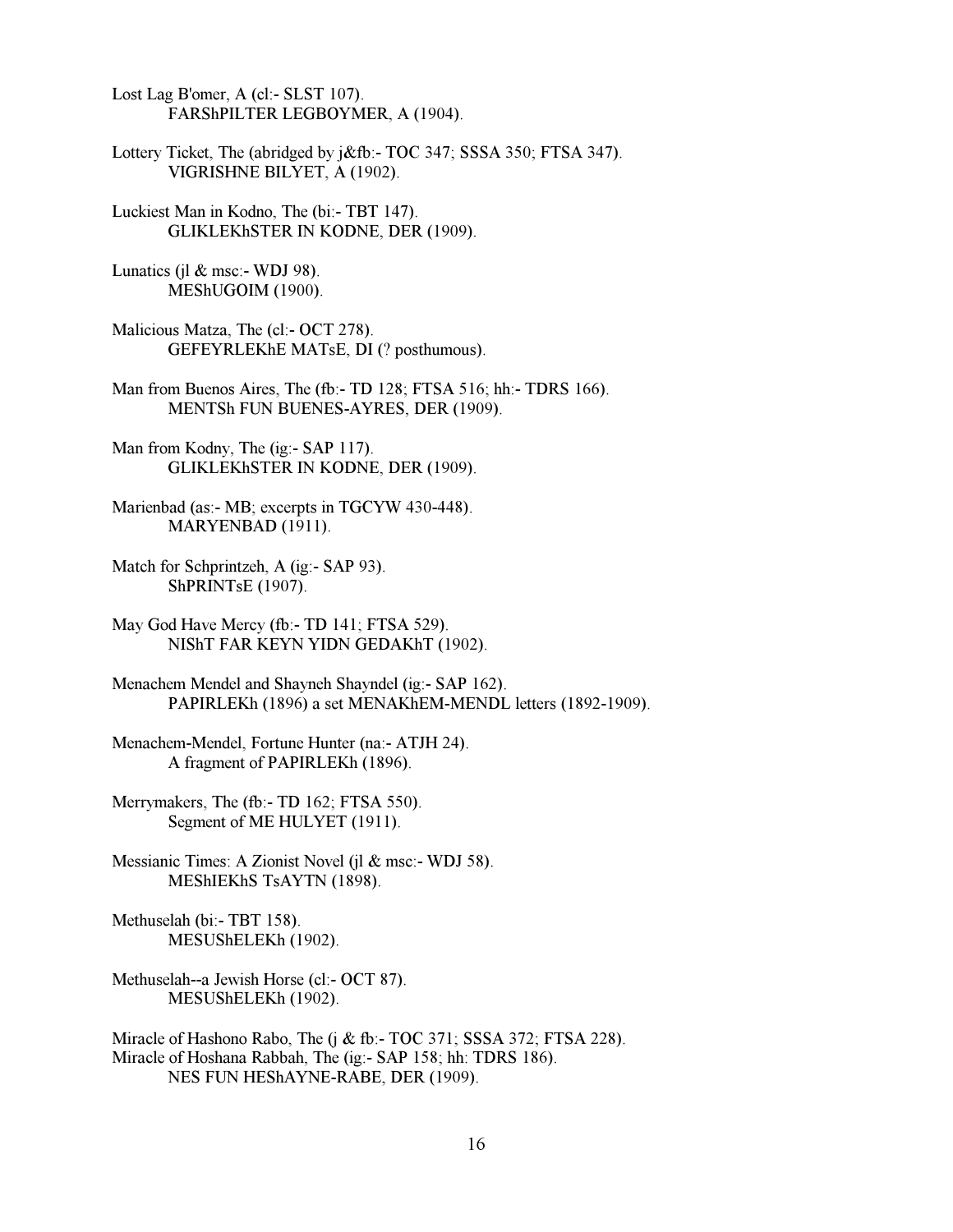Lost Lag B'omer, A (cl:- SLST 107).
    FARShPILTER LEGBOYMER, A (1904).

Lottery Ticket, The (abridged by j&fb:- TOC 347; SSSA 350; FTSA 347).
    VIGRISHNE BILYET, A (1902).

Luckiest Man in Kodno, The (bi:- TBT 147).
    GLIKLEKhSTER IN KODNE, DER (1909).

Lunatics (jl & msc:- WDJ 98).
    MEShUGOIM (1900).

Malicious Matza, The (cl:- OCT 278).
    GEFEYRLEKhE MATsE, DI (? posthumous).

Man from Buenos Aires, The (fb:- TD 128; FTSA 516; hh:- TDRS 166).
    MENTSh FUN BUENES-AYRES, DER (1909).

Man from Kodny, The (ig:- SAP 117).
    GLIKLEKhSTER IN KODNE, DER (1909).

Marienbad (as:- MB; excerpts in TGCYW 430-448).
    MARYENBAD (1911).

Match for Schprintzeh, A (ig:- SAP 93).
    ShPRINTsE (1907).

May God Have Mercy (fb:- TD 141; FTSA 529).
    NIShT FAR KEYN YIDN GEDAKhT (1902).

Menachem Mendel and Shayneh Shayndel (ig:- SAP 162).
    PAPIRLEKh (1896) a set MENAKhEM-MENDL letters (1892-1909).

Menachem-Mendel, Fortune Hunter (na:- ATJH 24).
    A fragment of PAPIRLEKh (1896).

Merrymakers, The (fb:- TD 162; FTSA 550).
    Segment of ME HULYET (1911).

Messianic Times: A Zionist Novel (jl & msc:- WDJ 58).
    MEShIEKhS TsAYTN (1898).

Methuselah (bi:- TBT 158).
    MESUShELEKh (1902).

Methuselah--a Jewish Horse (cl:- OCT 87).
    MESUShELEKh (1902).

Miracle of Hashono Rabo, The (j & fb:- TOC 371; SSSA 372; FTSA 228).
Miracle of Hoshana Rabbah, The (ig:- SAP 158; hh: TDRS 186).
    NES FUN HEShAYNE-RABE, DER (1909).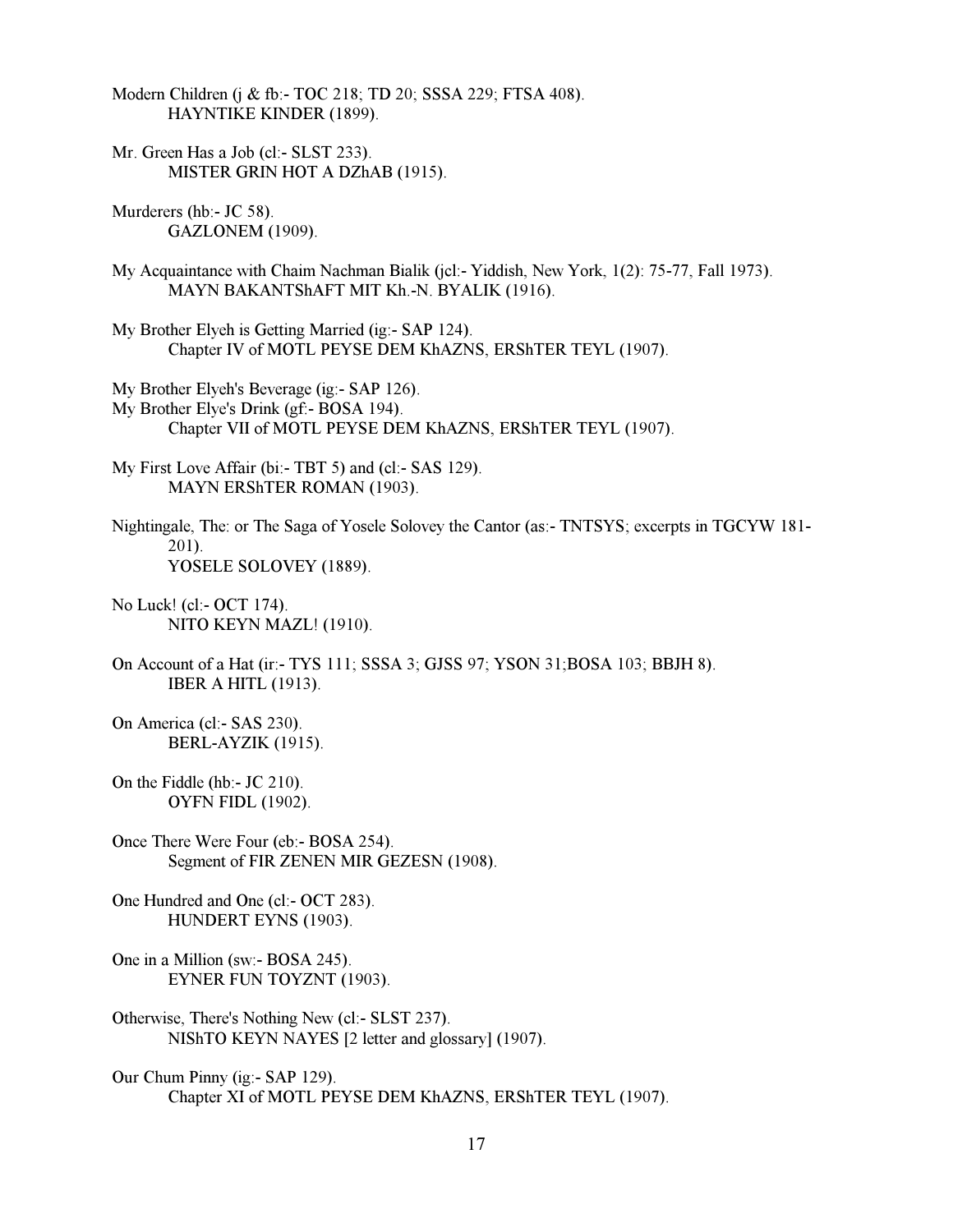Modern Children (j & fb:- TOC 218; TD 20; SSSA 229; FTSA 408).
        HAYNTIKE KINDER (1899).

Mr. Green Has a Job (cl:- SLST 233).
        MISTER GRIN HOT A DZhAB (1915).

Murderers (hb:- JC 58).
        GAZLONEM (1909).

My Acquaintance with Chaim Nachman Bialik (jcl:- Yiddish, New York, 1(2): 75-77, Fall 1973).
        MAYN BAKANTShAFT MIT Kh.-N. BYALIK (1916).

My Brother Elyeh is Getting Married (ig:- SAP 124).
        Chapter IV of MOTL PEYSE DEM KhAZNS, ERShTER TEYL (1907).

My Brother Elyeh's Beverage (ig:- SAP 126).
My Brother Elye's Drink (gf:- BOSA 194).
        Chapter VII of MOTL PEYSE DEM KhAZNS, ERShTER TEYL (1907).

My First Love Affair (bi:- TBT 5) and (cl:- SAS 129).
        MAYN ERShTER ROMAN (1903).

Nightingale, The: or The Saga of Yosele Solovey the Cantor (as:- TNTSYS; excerpts in TGCYW 181-201).
        YOSELE SOLOVEY (1889).

No Luck! (cl:- OCT 174).
        NITO KEYN MAZL! (1910).

On Account of a Hat (ir:- TYS 111; SSSA 3; GJSS 97; YSON 31;BOSA 103; BBJH 8).
        IBER A HITL (1913).

On America (cl:- SAS 230).
        BERL-AYZIK (1915).

On the Fiddle (hb:- JC 210).
        OYFN FIDL (1902).

Once There Were Four (eb:- BOSA 254).
        Segment of FIR ZENEN MIR GEZESN (1908).

One Hundred and One (cl:- OCT 283).
        HUNDERT EYNS (1903).

One in a Million (sw:- BOSA 245).
        EYNER FUN TOYZNT (1903).

Otherwise, There's Nothing New (cl:- SLST 237).
        NIShTO KEYN NAYES [2 letter and glossary] (1907).

Our Chum Pinny (ig:- SAP 129).
        Chapter XI of MOTL PEYSE DEM KhAZNS, ERShTER TEYL (1907).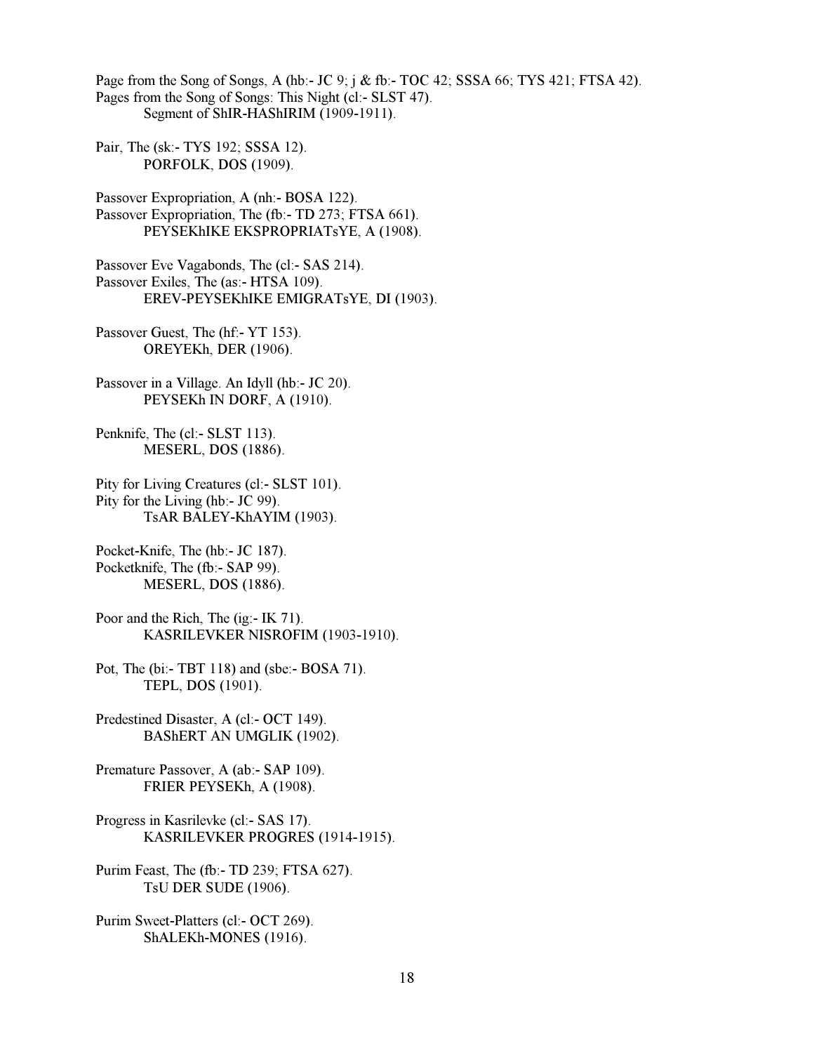Page from the Song of Songs, A (hb:- JC 9; j & fb:- TOC 42; SSSA 66; TYS 421; FTSA 42).
Pages from the Song of Songs: This Night (cl:- SLST 47).
    Segment of ShIR-HAShIRIM (1909-1911).

Pair, The (sk:- TYS 192; SSSA 12).
    PORFOLK, DOS (1909).

Passover Expropriation, A (nh:- BOSA 122).
Passover Expropriation, The (fb:- TD 273; FTSA 661).
    PEYSEKhIKE EKSPROPRIATsYE, A (1908).

Passover Eve Vagabonds, The (cl:- SAS 214).
Passover Exiles, The (as:- HTSA 109).
    EREV-PEYSEKhIKE EMIGRATsYE, DI (1903).

Passover Guest, The (hf:- YT 153).
    OREYEKh, DER (1906).

Passover in a Village. An Idyll (hb:- JC 20).
    PEYSEKh IN DORF, A (1910).

Penknife, The (cl:- SLST 113).
    MESERL, DOS (1886).

Pity for Living Creatures (cl:- SLST 101).
Pity for the Living (hb:- JC 99).
    TsAR BALEY-KhAYIM (1903).

Pocket-Knife, The (hb:- JC 187).
Pocketknife, The (fb:- SAP 99).
    MESERL, DOS (1886).

Poor and the Rich, The (ig:- IK 71).
    KASRILEVKER NISROFIM (1903-1910).

Pot, The (bi:- TBT 118) and (sbc:- BOSA 71).
    TEPL, DOS (1901).

Predestined Disaster, A (cl:- OCT 149).
    BAShERT AN UMGLIK (1902).

Premature Passover, A (ab:- SAP 109).
    FRIER PEYSEKh, A (1908).

Progress in Kasrilevke (cl:- SAS 17).
    KASRILEVKER PROGRES (1914-1915).

Purim Feast, The (fb:- TD 239; FTSA 627).
    TsU DER SUDE (1906).

Purim Sweet-Platters (cl:- OCT 269).
    ShALEKh-MONES (1916).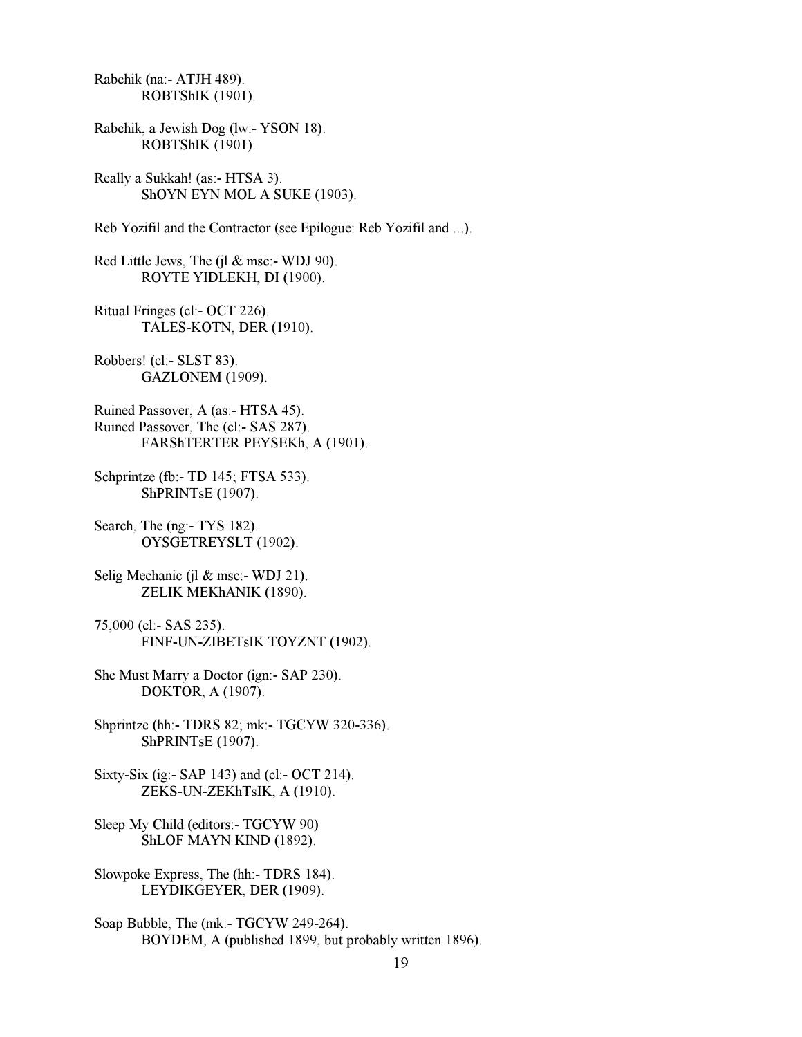Rabchik (na:- ATJH 489).
    ROBTShIK (1901).

Rabchik, a Jewish Dog (lw:- YSON 18).
    ROBTShIK (1901).

Really a Sukkah! (as:- HTSA 3).
    ShOYN EYN MOL A SUKE (1903).

Reb Yozifil and the Contractor (see Epilogue: Reb Yozifil and ...).

Red Little Jews, The (jl & msc:- WDJ 90).
    ROYTE YIDLEKH, DI (1900).

Ritual Fringes (cl:- OCT 226).
    TALES-KOTN, DER (1910).

Robbers! (cl:- SLST 83).
    GAZLONEM (1909).

Ruined Passover, A (as:- HTSA 45).
Ruined Passover, The (cl:- SAS 287).
    FARShTERTER PEYSEKh, A (1901).

Schprintze (fb:- TD 145; FTSA 533).
    ShPRINTsE (1907).

Search, The (ng:- TYS 182).
    OYSGETREYSLT (1902).

Selig Mechanic (jl & msc:- WDJ 21).
    ZELIK MEKhANIK (1890).

75,000 (cl:- SAS 235).
    FINF-UN-ZIBETsIK TOYZNT (1902).

She Must Marry a Doctor (ign:- SAP 230).
    DOKTOR, A (1907).

Shprintze (hh:- TDRS 82; mk:- TGCYW 320-336).
    ShPRINTsE (1907).

Sixty-Six (ig:- SAP 143) and (cl:- OCT 214).
    ZEKS-UN-ZEKhTsIK, A (1910).

Sleep My Child (editors:- TGCYW 90)
    ShLOF MAYN KIND (1892).

Slowpoke Express, The (hh:- TDRS 184).
    LEYDIKGEYER, DER (1909).

Soap Bubble, The (mk:- TGCYW 249-264).
    BOYDEM, A (published 1899, but probably written 1896).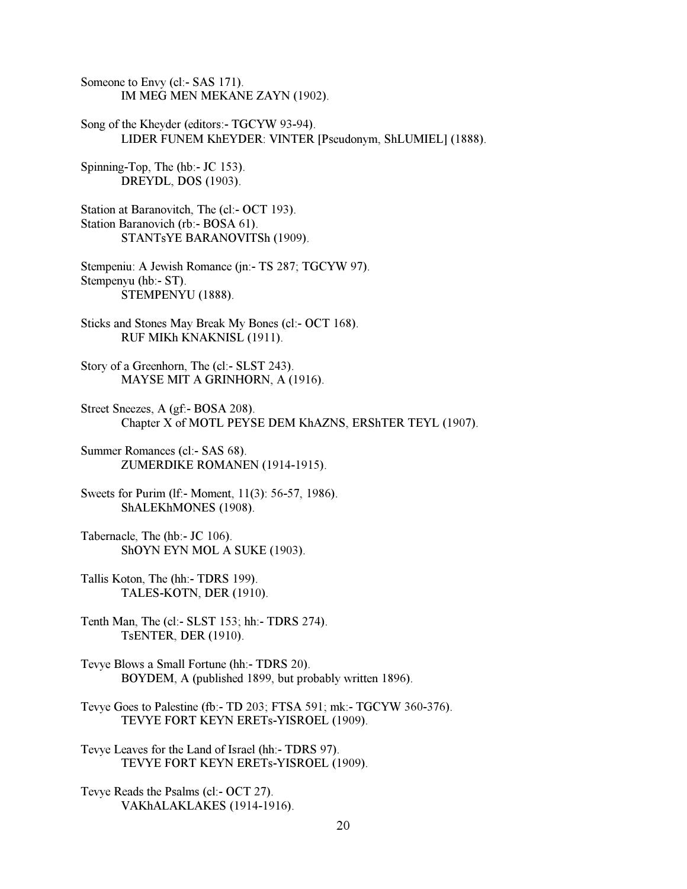Someone to Envy (cl:- SAS 171).
    IM MEG MEN MEKANE ZAYN (1902).

Song of the Kheyder (editors:- TGCYW 93-94).
    LIDER FUNEM KhEYDER: VINTER [Pseudonym, ShLUMIEL] (1888).

Spinning-Top, The (hb:- JC 153).
    DREYDL, DOS (1903).

Station at Baranovitch, The (cl:- OCT 193).
Station Baranovich (rb:- BOSA 61).
    STANTsYE BARANOVITSh (1909).

Stempeniu: A Jewish Romance (jn:- TS 287; TGCYW 97).
Stempenyu (hb:- ST).
    STEMPENYU (1888).

Sticks and Stones May Break My Bones (cl:- OCT 168).
    RUF MIKh KNAKNISL (1911).

Story of a Greenhorn, The (cl:- SLST 243).
    MAYSE MIT A GRINHORN, A (1916).

Street Sneezes, A (gf:- BOSA 208).
    Chapter X of MOTL PEYSE DEM KhAZNS, ERShTER TEYL (1907).

Summer Romances (cl:- SAS 68).
    ZUMERDIKE ROMANEN (1914-1915).

Sweets for Purim (lf:- Moment, 11(3): 56-57, 1986).
    ShALEKhMONES (1908).

Tabernacle, The (hb:- JC 106).
    ShOYN EYN MOL A SUKE (1903).

Tallis Koton, The (hh:- TDRS 199).
    TALES-KOTN, DER (1910).

Tenth Man, The (cl:- SLST 153; hh:- TDRS 274).
    TsENTER, DER (1910).

Tevye Blows a Small Fortune (hh:- TDRS 20).
    BOYDEM, A (published 1899, but probably written 1896).

Tevye Goes to Palestine (fb:- TD 203; FTSA 591; mk:- TGCYW 360-376).
    TEVYE FORT KEYN ERETs-YISROEL (1909).

Tevye Leaves for the Land of Israel (hh:- TDRS 97).
    TEVYE FORT KEYN ERETs-YISROEL (1909).

Tevye Reads the Psalms (cl:- OCT 27).
    VAKhALAKLAKES (1914-1916).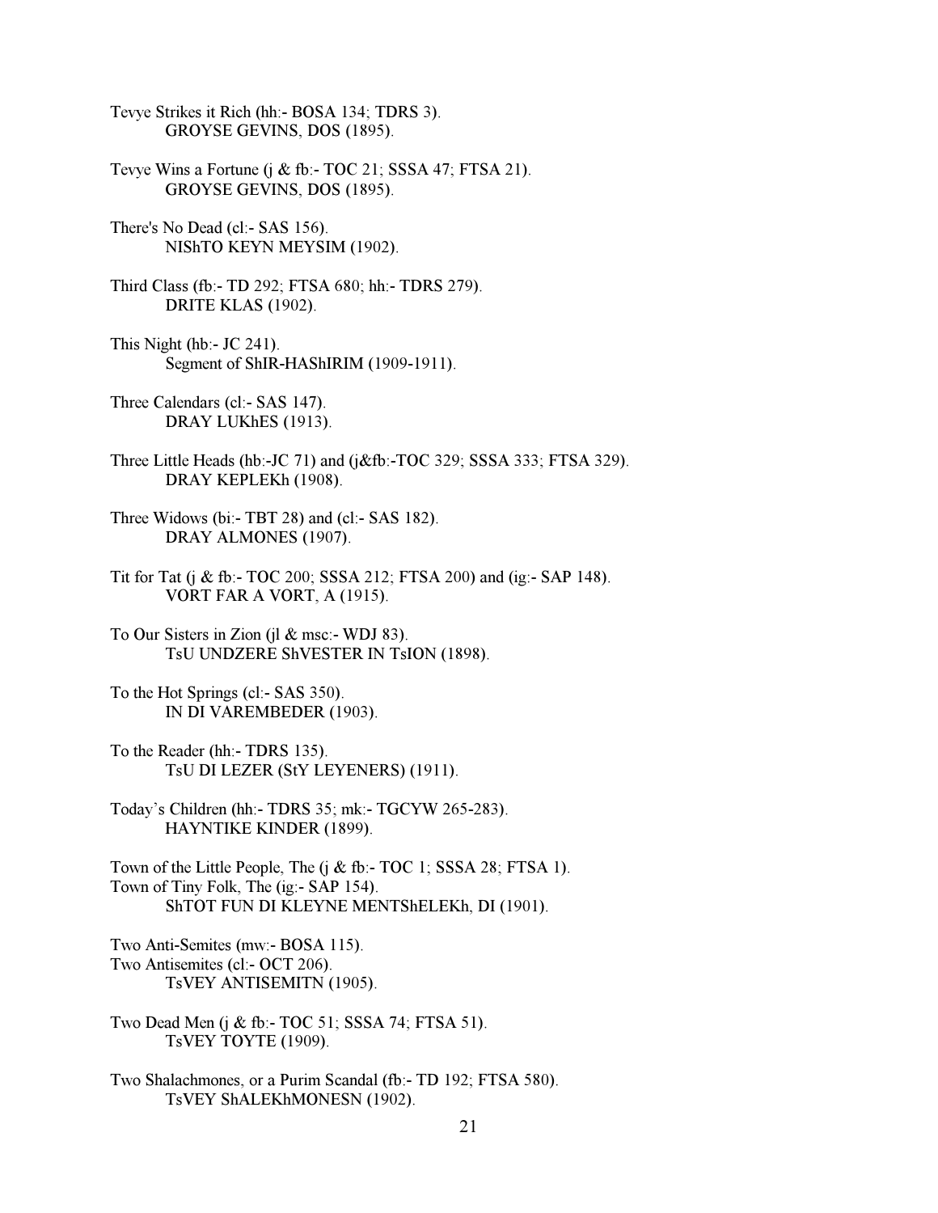Tevye Strikes it Rich (hh:- BOSA 134; TDRS 3).
GROYSE GEVINS, DOS (1895).

Tevye Wins a Fortune (j & fb:- TOC 21; SSSA 47; FTSA 21).
GROYSE GEVINS, DOS (1895).

There's No Dead (cl:- SAS 156).
NIShTO KEYN MEYSIM (1902).

Third Class (fb:- TD 292; FTSA 680; hh:- TDRS 279).
DRITE KLAS (1902).

This Night (hb:- JC 241).
Segment of ShIR-HAShIRIM (1909-1911).

Three Calendars (cl:- SAS 147).
DRAY LUKhES (1913).

Three Little Heads (hb:-JC 71) and (j&fb:-TOC 329; SSSA 333; FTSA 329).
DRAY KEPLEKh (1908).

Three Widows (bi:- TBT 28) and (cl:- SAS 182).
DRAY ALMONES (1907).

Tit for Tat (j & fb:- TOC 200; SSSA 212; FTSA 200) and (ig:- SAP 148).
VORT FAR A VORT, A (1915).

To Our Sisters in Zion (jl & msc:- WDJ 83).
TsU UNDZERE ShVESTER IN TsION (1898).

To the Hot Springs (cl:- SAS 350).
IN DI VAREMBEDER (1903).

To the Reader (hh:- TDRS 135).
TsU DI LEZER (StY LEYENERS) (1911).

Today's Children (hh:- TDRS 35; mk:- TGCYW 265-283).
HAYNTIKE KINDER (1899).

Town of the Little People, The (j & fb:- TOC 1; SSSA 28; FTSA 1).
Town of Tiny Folk, The (ig:- SAP 154).
ShTOT FUN DI KLEYNE MENTShELEKh, DI (1901).

Two Anti-Semites (mw:- BOSA 115).
Two Antisemites (cl:- OCT 206).
TsVEY ANTISEMITN (1905).

Two Dead Men (j & fb:- TOC 51; SSSA 74; FTSA 51).
TsVEY TOYTE (1909).

Two Shalachmones, or a Purim Scandal (fb:- TD 192; FTSA 580).
TsVEY ShALEKhMONESN (1902).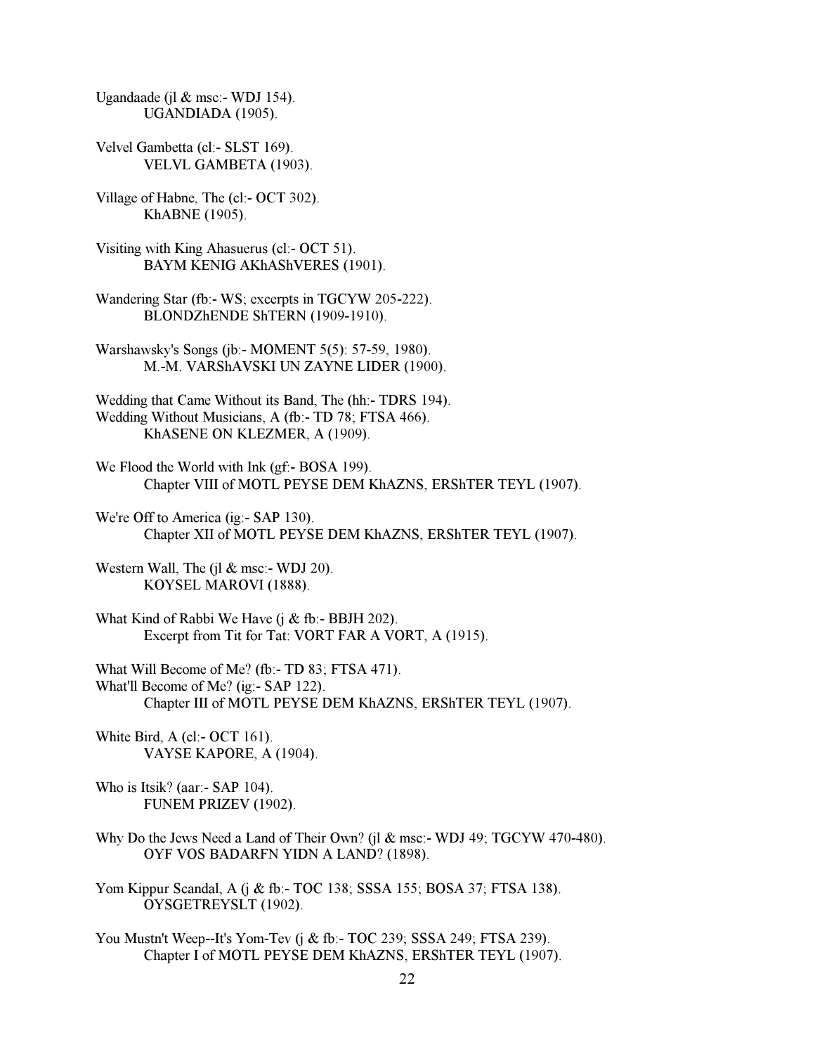Ugandaade (jl & msc:- WDJ 154).
UGANDIADA (1905).

Velvel Gambetta (cl:- SLST 169).
VELVL GAMBETA (1903).

Village of Habne, The (cl:- OCT 302).
KhABNE (1905).

Visiting with King Ahasuerus (cl:- OCT 51).
BAYM KENIG AKhAShVERES (1901).

Wandering Star (fb:- WS; excerpts in TGCYW 205-222).
BLONDZhENDE ShTERN (1909-1910).

Warshawsky's Songs (jb:- MOMENT 5(5): 57-59, 1980).
M.-M. VARShAVSKI UN ZAYNE LIDER (1900).

Wedding that Came Without its Band, The (hh:- TDRS 194).
Wedding Without Musicians, A (fb:- TD 78; FTSA 466).
KhASENE ON KLEZMER, A (1909).

We Flood the World with Ink (gf:- BOSA 199).
Chapter VIII of MOTL PEYSE DEM KhAZNS, ERShTER TEYL (1907).

We're Off to America (ig:- SAP 130).
Chapter XII of MOTL PEYSE DEM KhAZNS, ERShTER TEYL (1907).

Western Wall, The (jl & msc:- WDJ 20).
KOYSEL MAROVI (1888).

What Kind of Rabbi We Have (j & fb:- BBJH 202).
Excerpt from Tit for Tat: VORT FAR A VORT, A (1915).

What Will Become of Me? (fb:- TD 83; FTSA 471).
What'll Become of Me? (ig:- SAP 122).
Chapter III of MOTL PEYSE DEM KhAZNS, ERShTER TEYL (1907).

White Bird, A (cl:- OCT 161).
VAYSE KAPORE, A (1904).

Who is Itsik? (aar:- SAP 104).
FUNEM PRIZEV (1902).

Why Do the Jews Need a Land of Their Own? (jl & msc:- WDJ 49; TGCYW 470-480).
OYF VOS BADARFN YIDN A LAND? (1898).

Yom Kippur Scandal, A (j & fb:- TOC 138; SSSA 155; BOSA 37; FTSA 138).
OYSGETREYSLT (1902).

You Mustn't Weep--It's Yom-Tev (j & fb:- TOC 239; SSSA 249; FTSA 239).
Chapter I of MOTL PEYSE DEM KhAZNS, ERShTER TEYL (1907).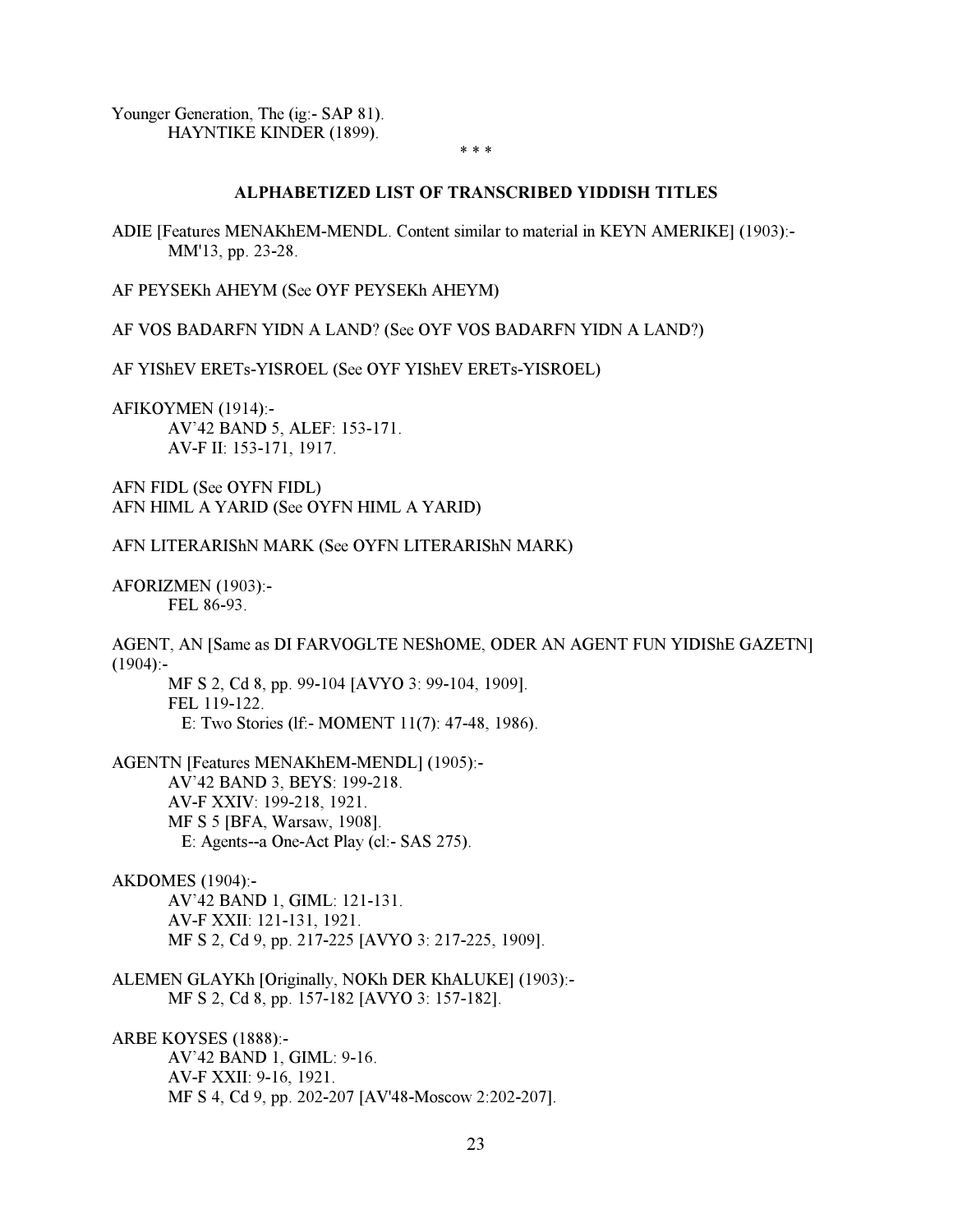Younger Generation, The (ig:- SAP 81).
    HAYNTIKE KINDER (1899).

\* \* \*

## ALPHABETIZED LIST OF TRANSCRIBED YIDDISH TITLES

ADIE [Features MENAKhEM-MENDL. Content similar to material in KEYN AMERIKE] (1903):-
    MM'13, pp. 23-28.

AF PEYSEKh AHEYM (See OYF PEYSEKh AHEYM)

AF VOS BADARFN YIDN A LAND? (See OYF VOS BADARFN YIDN A LAND?)

AF YIShEV ERETs-YISROEL (See OYF YIShEV ERETs-YISROEL)

AFIKOYMEN (1914):-
    AV'42 BAND 5, ALEF: 153-171.
    AV-F II: 153-171, 1917.

AFN FIDL (See OYFN FIDL)
AFN HIML A YARID (See OYFN HIML A YARID)

AFN LITERARIShN MARK (See OYFN LITERARIShN MARK)

AFORIZMEN (1903):-
    FEL 86-93.

AGENT, AN [Same as DI FARVOGLTE NEShOME, ODER AN AGENT FUN YIDIShE GAZETN] (1904):-
    MF S 2, Cd 8, pp. 99-104 [AVYO 3: 99-104, 1909].
    FEL 119-122.
        E: Two Stories (lf:- MOMENT 11(7): 47-48, 1986).

AGENTN [Features MENAKhEM-MENDL] (1905):-
    AV'42 BAND 3, BEYS: 199-218.
    AV-F XXIV: 199-218, 1921.
    MF S 5 [BFA, Warsaw, 1908].
        E: Agents--a One-Act Play (cl:- SAS 275).

AKDOMES (1904):-
    AV'42 BAND 1, GIML: 121-131.
    AV-F XXII: 121-131, 1921.
    MF S 2, Cd 9, pp. 217-225 [AVYO 3: 217-225, 1909].

ALEMEN GLAYKh [Originally, NOKh DER KhALUKE] (1903):-
    MF S 2, Cd 8, pp. 157-182 [AVYO 3: 157-182].

ARBE KOYSES (1888):-
    AV'42 BAND 1, GIML: 9-16.
    AV-F XXII: 9-16, 1921.
    MF S 4, Cd 9, pp. 202-207 [AV'48-Moscow 2:202-207].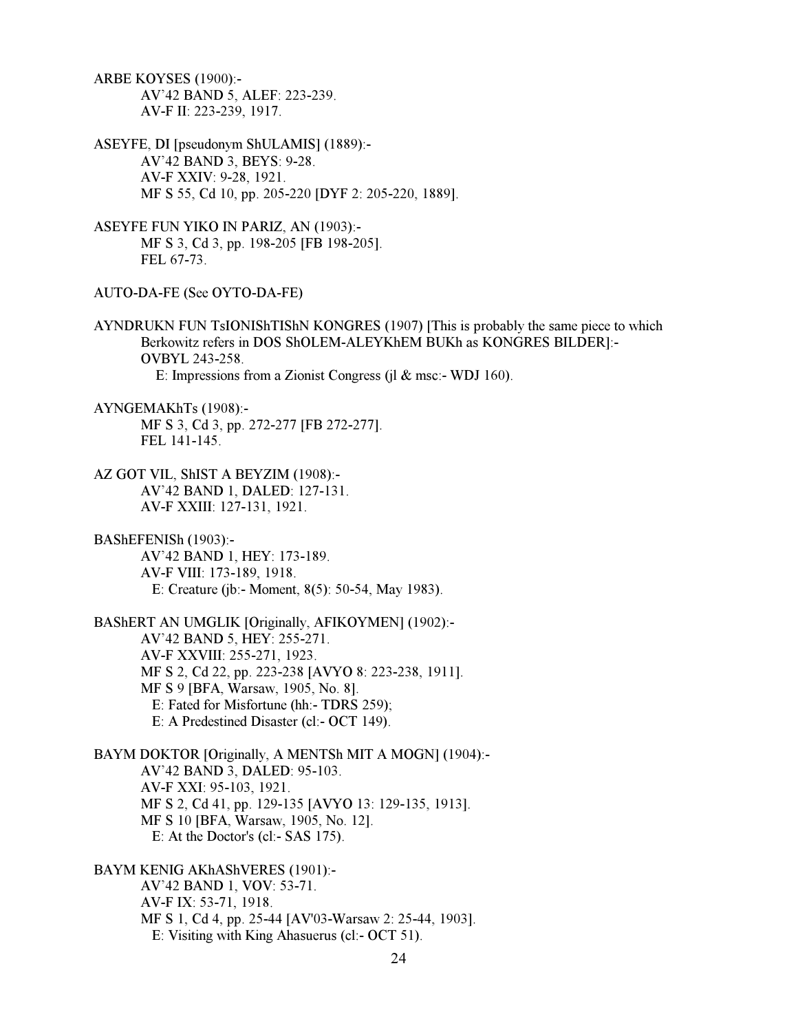ARBE KOYSES (1900):-

AV'42 BAND 5, ALEF: 223-239.
AV-F II: 223-239, 1917.

ASEYFE, DI [pseudonym ShULAMIS] (1889):-

AV'42 BAND 3, BEYS: 9-28.
AV-F XXIV: 9-28, 1921.
MF S 55, Cd 10, pp. 205-220 [DYF 2: 205-220, 1889].

ASEYFE FUN YIKO IN PARIZ, AN (1903):-

MF S 3, Cd 3, pp. 198-205 [FB 198-205].
FEL 67-73.

AUTO-DA-FE (See OYTO-DA-FE)

AYNDRUKN FUN TsIONIShTIShN KONGRES (1907) [This is probably the same piece to which Berkowitz refers in DOS ShOLEM-ALEYKhEM BUKh as KONGRES BILDER]:-

OVBYL 243-258.
E: Impressions from a Zionist Congress (jl & msc:- WDJ 160).

AYNGEMAKhTs (1908):-

MF S 3, Cd 3, pp. 272-277 [FB 272-277].
FEL 141-145.

AZ GOT VIL, ShIST A BEYZIM (1908):-

AV'42 BAND 1, DALED: 127-131.
AV-F XXIII: 127-131, 1921.

BAShEFENISh (1903):-

AV'42 BAND 1, HEY: 173-189.
AV-F VIII: 173-189, 1918.
E: Creature (jb:- Moment, 8(5): 50-54, May 1983).

BAShERT AN UMGLIK [Originally, AFIKOYMEN] (1902):-

AV'42 BAND 5, HEY: 255-271.
AV-F XXVIII: 255-271, 1923.
MF S 2, Cd 22, pp. 223-238 [AVYO 8: 223-238, 1911].
MF S 9 [BFA, Warsaw, 1905, No. 8].
E: Fated for Misfortune (hh:- TDRS 259);
E: A Predestined Disaster (cl:- OCT 149).

BAYM DOKTOR [Originally, A MENTSh MIT A MOGN] (1904):-

AV'42 BAND 3, DALED: 95-103.
AV-F XXI: 95-103, 1921.
MF S 2, Cd 41, pp. 129-135 [AVYO 13: 129-135, 1913].
MF S 10 [BFA, Warsaw, 1905, No. 12].
E: At the Doctor's (cl:- SAS 175).

BAYM KENIG AKhAShVERES (1901):-

AV'42 BAND 1, VOV: 53-71.
AV-F IX: 53-71, 1918.
MF S 1, Cd 4, pp. 25-44 [AV'03-Warsaw 2: 25-44, 1903].
E: Visiting with King Ahasuerus (cl:- OCT 51).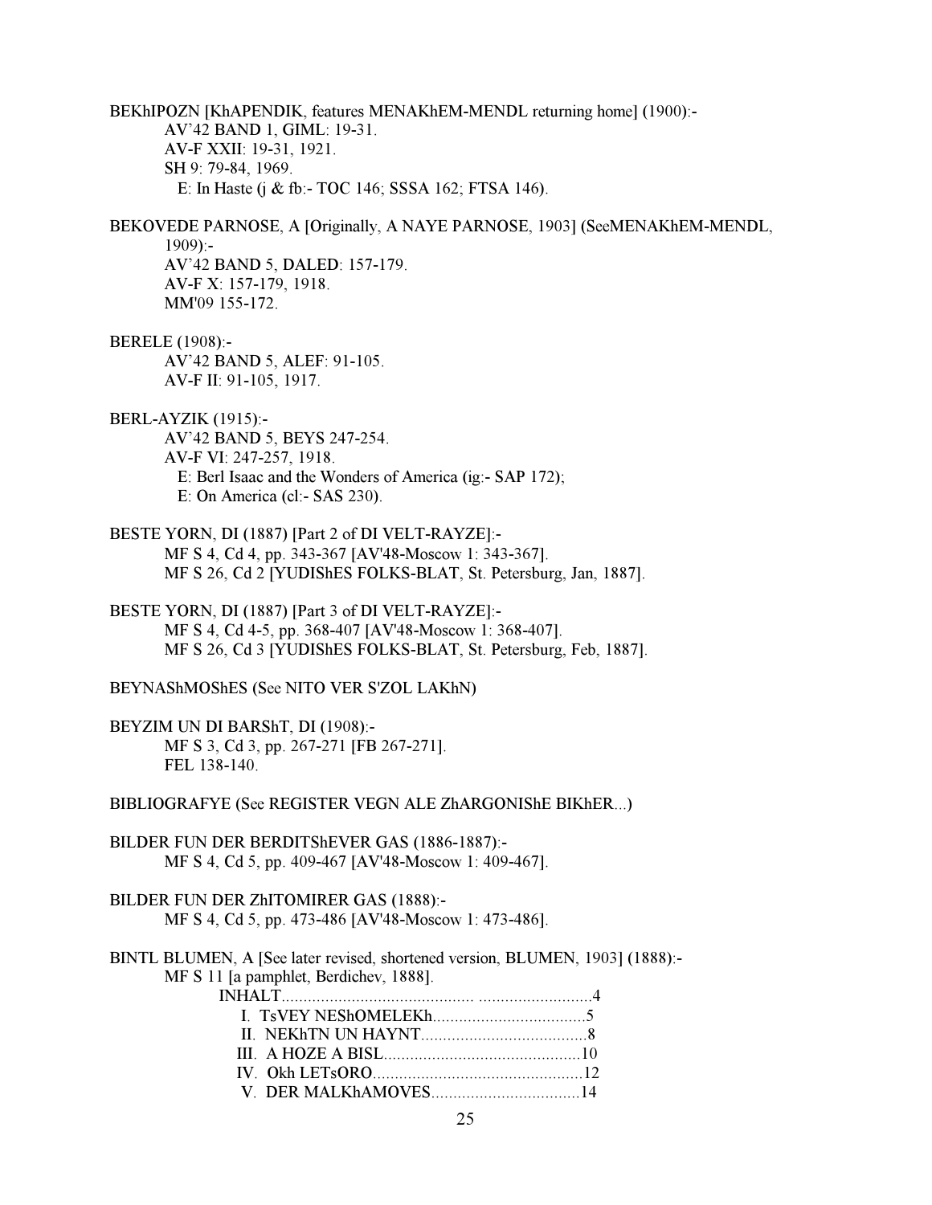BEKhIPOZN [KhAPENDIK, features MENAKhEM-MENDL returning home] (1900):-
AV'42 BAND 1, GIML: 19-31.
AV-F XXII: 19-31, 1921.
SH 9: 79-84, 1969.
E: In Haste (j & fb:- TOC 146; SSSA 162; FTSA 146).

BEKOVEDE PARNOSE, A [Originally, A NAYE PARNOSE, 1903] (SeeMENAKhEM-MENDL, 1909):-
AV'42 BAND 5, DALED: 157-179.
AV-F X: 157-179, 1918.
MM'09 155-172.

BERELE (1908):-
AV'42 BAND 5, ALEF: 91-105.
AV-F II: 91-105, 1917.

BERL-AYZIK (1915):-
AV'42 BAND 5, BEYS 247-254.
AV-F VI: 247-257, 1918.
E: Berl Isaac and the Wonders of America (ig:- SAP 172);
E: On America (cl:- SAS 230).

BESTE YORN, DI (1887) [Part 2 of DI VELT-RAYZE]:-
MF S 4, Cd 4, pp. 343-367 [AV'48-Moscow 1: 343-367].
MF S 26, Cd 2 [YUDIShES FOLKS-BLAT, St. Petersburg, Jan, 1887].

BESTE YORN, DI (1887) [Part 3 of DI VELT-RAYZE]:-
MF S 4, Cd 4-5, pp. 368-407 [AV'48-Moscow 1: 368-407].
MF S 26, Cd 3 [YUDIShES FOLKS-BLAT, St. Petersburg, Feb, 1887].

BEYNAShMOShES (See NITO VER S'ZOL LAKhN)

BEYZIM UN DI BARShT, DI (1908):-
MF S 3, Cd 3, pp. 267-271 [FB 267-271].
FEL 138-140.

BIBLIOGRAFYE (See REGISTER VEGN ALE ZhARGONIShE BIKhER...)

BILDER FUN DER BERDITShEVER GAS (1886-1887):-
MF S 4, Cd 5, pp. 409-467 [AV'48-Moscow 1: 409-467].

BILDER FUN DER ZhITOMIRER GAS (1888):-
MF S 4, Cd 5, pp. 473-486 [AV'48-Moscow 1: 473-486].

BINTL BLUMEN, A [See later revised, shortened version, BLUMEN, 1903] (1888):-
MF S 11 [a pamphlet, Berdichev, 1888].

INHALT.......................................... ..........................4
I. TsVEY NEShOMELEKh...................................5
II. NEKhTN UN HAYNT......................................8
III. A HOZE A BISL.............................................10
IV. Okh LETsORO................................................12
V. DER MALKhAMOVES..................................14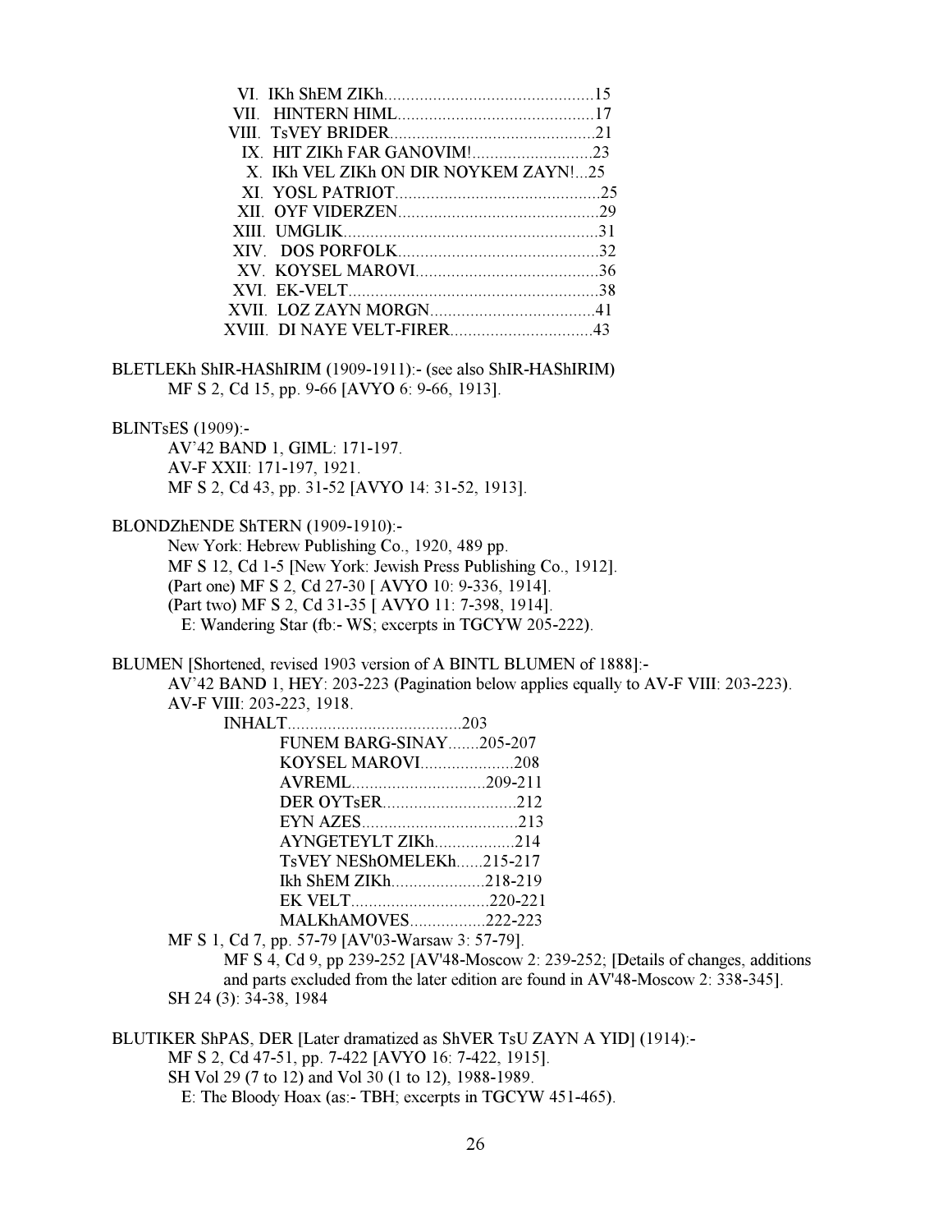VI. IKh ShEM ZIKh...............................................15
VII. HINTERN HIML............................................17
VIII. TsVEY BRIDER..............................................21
IX. HIT ZIKh FAR GANOVIM!...........................23
X. IKh VEL ZIKh ON DIR NOYKEM ZAYN!...25
XI. YOSL PATRIOT..............................................25
XII. OYF VIDERZEN.............................................29
XIII. UMGLIK.........................................................31
XIV. DOS PORFOLK.............................................32
XV. KOYSEL MAROVI.........................................36
XVI. EK-VELT.........................................................38
XVII. LOZ ZAYN MORGN.....................................41
XVIII. DI NAYE VELT-FIRER................................43

BLETLEKh ShIR-HAShIRIM (1909-1911):- (see also ShIR-HAShIRIM)
MF S 2, Cd 15, pp. 9-66 [AVYO 6: 9-66, 1913].

BLINTsES (1909):-
AV'42 BAND 1, GIML: 171-197.
AV-F XXII: 171-197, 1921.
MF S 2, Cd 43, pp. 31-52 [AVYO 14: 31-52, 1913].

BLONDZhENDE ShTERN (1909-1910):-
New York: Hebrew Publishing Co., 1920, 489 pp.
MF S 12, Cd 1-5 [New York: Jewish Press Publishing Co., 1912].
(Part one) MF S 2, Cd 27-30 [ AVYO 10: 9-336, 1914].
(Part two) MF S 2, Cd 31-35 [ AVYO 11: 7-398, 1914].
E: Wandering Star (fb:- WS; excerpts in TGCYW 205-222).

BLUMEN [Shortened, revised 1903 version of A BINTL BLUMEN of 1888]:-
AV'42 BAND 1, HEY: 203-223 (Pagination below applies equally to AV-F VIII: 203-223).
AV-F VIII: 203-223, 1918.
INHALT.......................................203
FUNEM BARG-SINAY.......205-207
KOYSEL MAROVI.....................208
AVREML..............................209-211
DER OYTsER..............................212
EYN AZES...................................213
AYNGETEYLT ZIKh..................214
TsVEY NEShOMELEKh......215-217
Ikh ShEM ZIKh.....................218-219
EK VELT...............................220-221
MALKhAMOVES.................222-223
MF S 1, Cd 7, pp. 57-79 [AV'03-Warsaw 3: 57-79].
MF S 4, Cd 9, pp 239-252 [AV'48-Moscow 2: 239-252; [Details of changes, additions and parts excluded from the later edition are found in AV'48-Moscow 2: 338-345].
SH 24 (3): 34-38, 1984

BLUTIKER ShPAS, DER [Later dramatized as ShVER TsU ZAYN A YID] (1914):-
MF S 2, Cd 47-51, pp. 7-422 [AVYO 16: 7-422, 1915].
SH Vol 29 (7 to 12) and Vol 30 (1 to 12), 1988-1989.
E: The Bloody Hoax (as:- TBH; excerpts in TGCYW 451-465).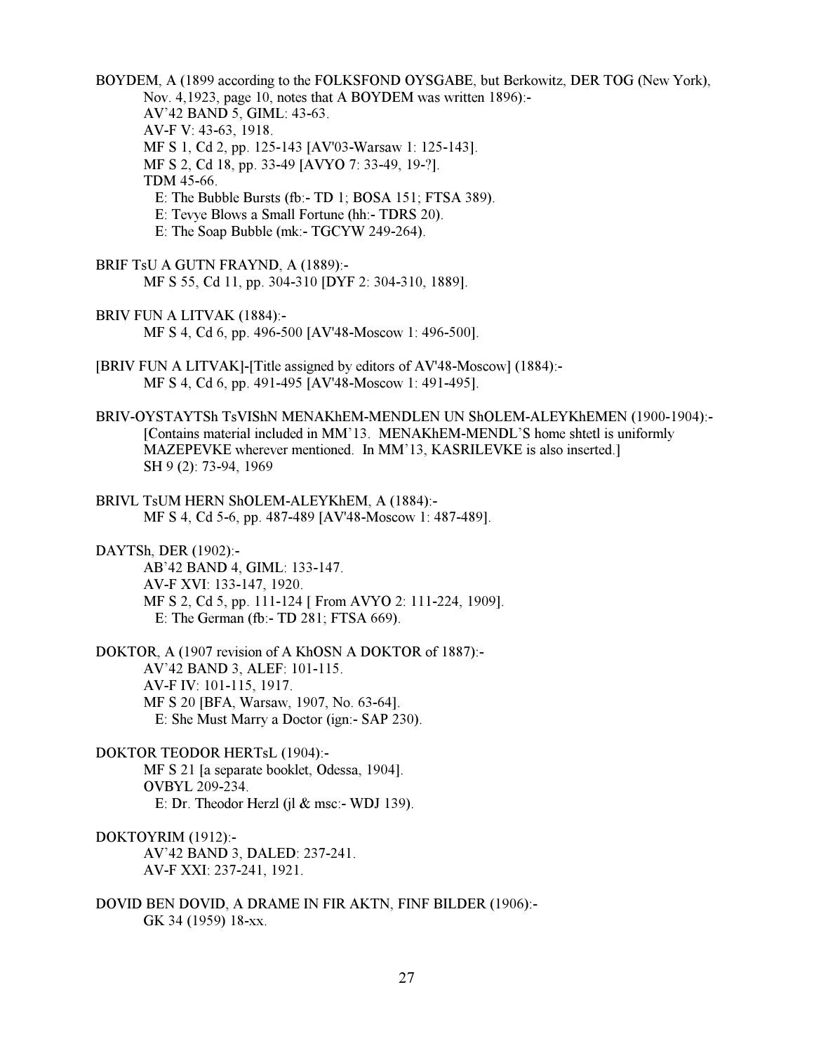BOYDEM, A (1899 according to the FOLKSFOND OYSGABE, but Berkowitz, DER TOG (New York), Nov. 4,1923, page 10, notes that A BOYDEM was written 1896):-

AV'42 BAND 5, GIML: 43-63.
AV-F V: 43-63, 1918.
MF S 1, Cd 2, pp. 125-143 [AV'03-Warsaw 1: 125-143].
MF S 2, Cd 18, pp. 33-49 [AVYO 7: 33-49, 19-?].
TDM 45-66.
E: The Bubble Bursts (fb:- TD 1; BOSA 151; FTSA 389).
E: Tevye Blows a Small Fortune (hh:- TDRS 20).
E: The Soap Bubble (mk:- TGCYW 249-264).

BRIF TsU A GUTN FRAYND, A (1889):-

MF S 55, Cd 11, pp. 304-310 [DYF 2: 304-310, 1889].

BRIV FUN A LITVAK (1884):-

MF S 4, Cd 6, pp. 496-500 [AV'48-Moscow 1: 496-500].

[BRIV FUN A LITVAK]-[Title assigned by editors of AV'48-Moscow] (1884):-

MF S 4, Cd 6, pp. 491-495 [AV'48-Moscow 1: 491-495].

BRIV-OYSTAYTSh TsVIShN MENAKhEM-MENDLEN UN ShOLEM-ALEYKhEMEN (1900-1904):-

[Contains material included in MM'13. MENAKhEM-MENDL'S home shtetl is uniformly MAZEPEVKE wherever mentioned. In MM'13, KASRILEVKE is also inserted.]
SH 9 (2): 73-94, 1969

BRIVL TsUM HERN ShOLEM-ALEYKhEM, A (1884):-

MF S 4, Cd 5-6, pp. 487-489 [AV'48-Moscow 1: 487-489].

DAYTSh, DER (1902):-

AB'42 BAND 4, GIML: 133-147.
AV-F XVI: 133-147, 1920.
MF S 2, Cd 5, pp. 111-124 [ From AVYO 2: 111-224, 1909].
E: The German (fb:- TD 281; FTSA 669).

DOKTOR, A (1907 revision of A KhOSN A DOKTOR of 1887):-

AV'42 BAND 3, ALEF: 101-115.
AV-F IV: 101-115, 1917.
MF S 20 [BFA, Warsaw, 1907, No. 63-64].
E: She Must Marry a Doctor (ign:- SAP 230).

DOKTOR TEODOR HERTsL (1904):-

MF S 21 [a separate booklet, Odessa, 1904].
OVBYL 209-234.
E: Dr. Theodor Herzl (jl & msc:- WDJ 139).

DOKTOYRIM (1912):-

AV'42 BAND 3, DALED: 237-241.
AV-F XXI: 237-241, 1921.

DOVID BEN DOVID, A DRAME IN FIR AKTN, FINF BILDER (1906):-

GK 34 (1959) 18-xx.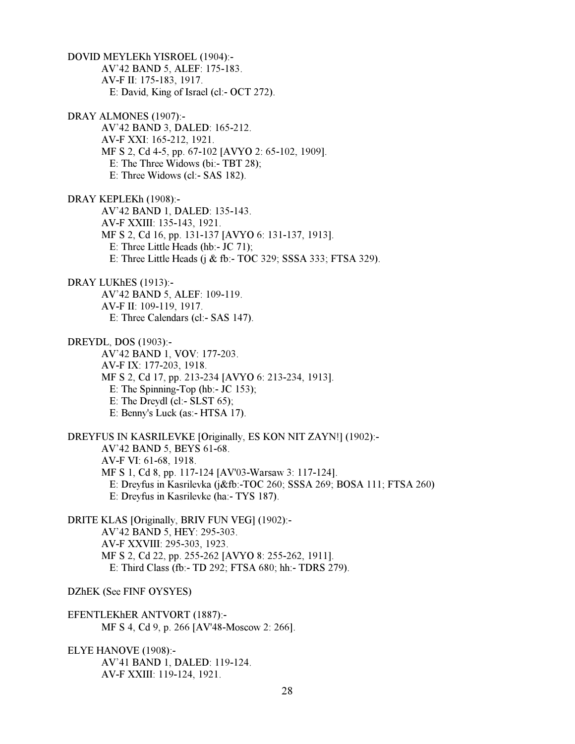DOVID MEYLEKh YISROEL (1904):-

AV'42 BAND 5, ALEF: 175-183.
AV-F II: 175-183, 1917.
E: David, King of Israel (cl:- OCT 272).

DRAY ALMONES (1907):-

AV'42 BAND 3, DALED: 165-212.
AV-F XXI: 165-212, 1921.
MF S 2, Cd 4-5, pp. 67-102 [AVYO 2: 65-102, 1909].
E: The Three Widows (bi:- TBT 28);
E: Three Widows (cl:- SAS 182).

DRAY KEPLEKh (1908):-

AV'42 BAND 1, DALED: 135-143.
AV-F XXIII: 135-143, 1921.
MF S 2, Cd 16, pp. 131-137 [AVYO 6: 131-137, 1913].
E: Three Little Heads (hb:- JC 71);
E: Three Little Heads (j & fb:- TOC 329; SSSA 333; FTSA 329).

DRAY LUKhES (1913):-

AV'42 BAND 5, ALEF: 109-119.
AV-F II: 109-119, 1917.
E: Three Calendars (cl:- SAS 147).

DREYDL, DOS (1903):-

AV'42 BAND 1, VOV: 177-203.
AV-F IX: 177-203, 1918.
MF S 2, Cd 17, pp. 213-234 [AVYO 6: 213-234, 1913].
E: The Spinning-Top (hb:- JC 153);
E: The Dreydl (cl:- SLST 65);
E: Benny's Luck (as:- HTSA 17).

DREYFUS IN KASRILEVKE [Originally, ES KON NIT ZAYN!] (1902):-

AV'42 BAND 5, BEYS 61-68.
AV-F VI: 61-68, 1918.
MF S 1, Cd 8, pp. 117-124 [AV'03-Warsaw 3: 117-124].
E: Dreyfus in Kasrilevka (j&fb:-TOC 260; SSSA 269; BOSA 111; FTSA 260)
E: Dreyfus in Kasrilevke (ha:- TYS 187).

DRITE KLAS [Originally, BRIV FUN VEG] (1902):-

AV'42 BAND 5, HEY: 295-303.
AV-F XXVIII: 295-303, 1923.
MF S 2, Cd 22, pp. 255-262 [AVYO 8: 255-262, 1911].
E: Third Class (fb:- TD 292; FTSA 680; hh:- TDRS 279).

DZhEK (See FINF OYSYES)

EFENTLEKhER ANTVORT (1887):-

MF S 4, Cd 9, p. 266 [AV'48-Moscow 2: 266].

ELYE HANOVE (1908):-

AV'41 BAND 1, DALED: 119-124.
AV-F XXIII: 119-124, 1921.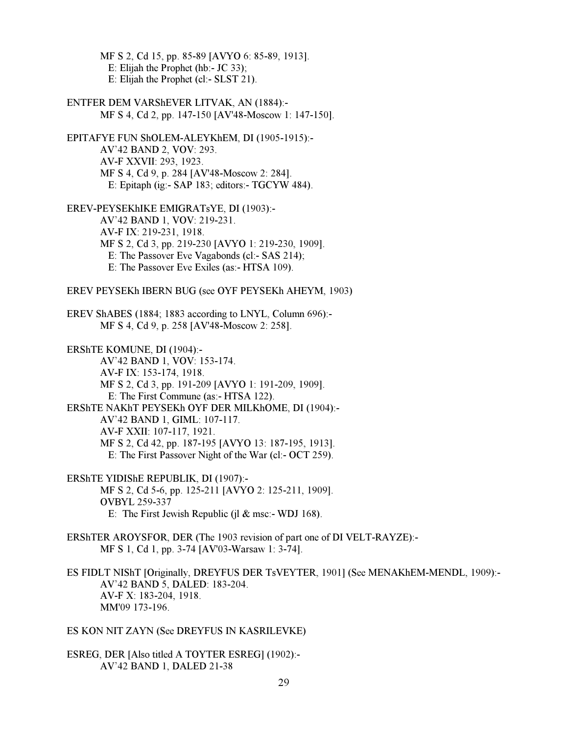MF S 2, Cd 15, pp. 85-89 [AVYO 6: 85-89, 1913].
  E: Elijah the Prophet (hb:- JC 33);
  E: Elijah the Prophet (cl:- SLST 21).

ENTFER DEM VARShEVER LITVAK, AN (1884):-
  MF S 4, Cd 2, pp. 147-150 [AV'48-Moscow 1: 147-150].

EPITAFYE FUN ShOLEM-ALEYKhEM, DI (1905-1915):-
  AV'42 BAND 2, VOV: 293.
  AV-F XXVII: 293, 1923.
  MF S 4, Cd 9, p. 284 [AV'48-Moscow 2: 284].
  E: Epitaph (ig:- SAP 183; editors:- TGCYW 484).

EREV-PEYSEKhIKE EMIGRATsYE, DI (1903):-
  AV'42 BAND 1, VOV: 219-231.
  AV-F IX: 219-231, 1918.
  MF S 2, Cd 3, pp. 219-230 [AVYO 1: 219-230, 1909].
  E: The Passover Eve Vagabonds (cl:- SAS 214);
  E: The Passover Eve Exiles (as:- HTSA 109).

EREV PEYSEKh IBERN BUG (see OYF PEYSEKh AHEYM, 1903)

EREV ShABES (1884; 1883 according to LNYL, Column 696):-
  MF S 4, Cd 9, p. 258 [AV'48-Moscow 2: 258].

ERShTE KOMUNE, DI (1904):-
  AV'42 BAND 1, VOV: 153-174.
  AV-F IX: 153-174, 1918.
  MF S 2, Cd 3, pp. 191-209 [AVYO 1: 191-209, 1909].
  E: The First Commune (as:- HTSA 122).

ERShTE NAKhT PEYSEKh OYF DER MILKhOME, DI (1904):-
  AV'42 BAND 1, GIML: 107-117.
  AV-F XXII: 107-117, 1921.
  MF S 2, Cd 42, pp. 187-195 [AVYO 13: 187-195, 1913].
  E: The First Passover Night of the War (cl:- OCT 259).

ERShTE YIDIShE REPUBLIK, DI (1907):-
  MF S 2, Cd 5-6, pp. 125-211 [AVYO 2: 125-211, 1909].
  OVBYL 259-337
  E: The First Jewish Republic (jl & msc:- WDJ 168).

ERShTER AROYSFOR, DER (The 1903 revision of part one of DI VELT-RAYZE):-
  MF S 1, Cd 1, pp. 3-74 [AV'03-Warsaw 1: 3-74].

ES FIDLT NIShT [Originally, DREYFUS DER TsVEYTER, 1901] (See MENAKhEM-MENDL, 1909):-
  AV'42 BAND 5, DALED: 183-204.
  AV-F X: 183-204, 1918.
  MM'09 173-196.

ES KON NIT ZAYN (See DREYFUS IN KASRILEVKE)

ESREG, DER [Also titled A TOYTER ESREG] (1902):-
  AV'42 BAND 1, DALED 21-38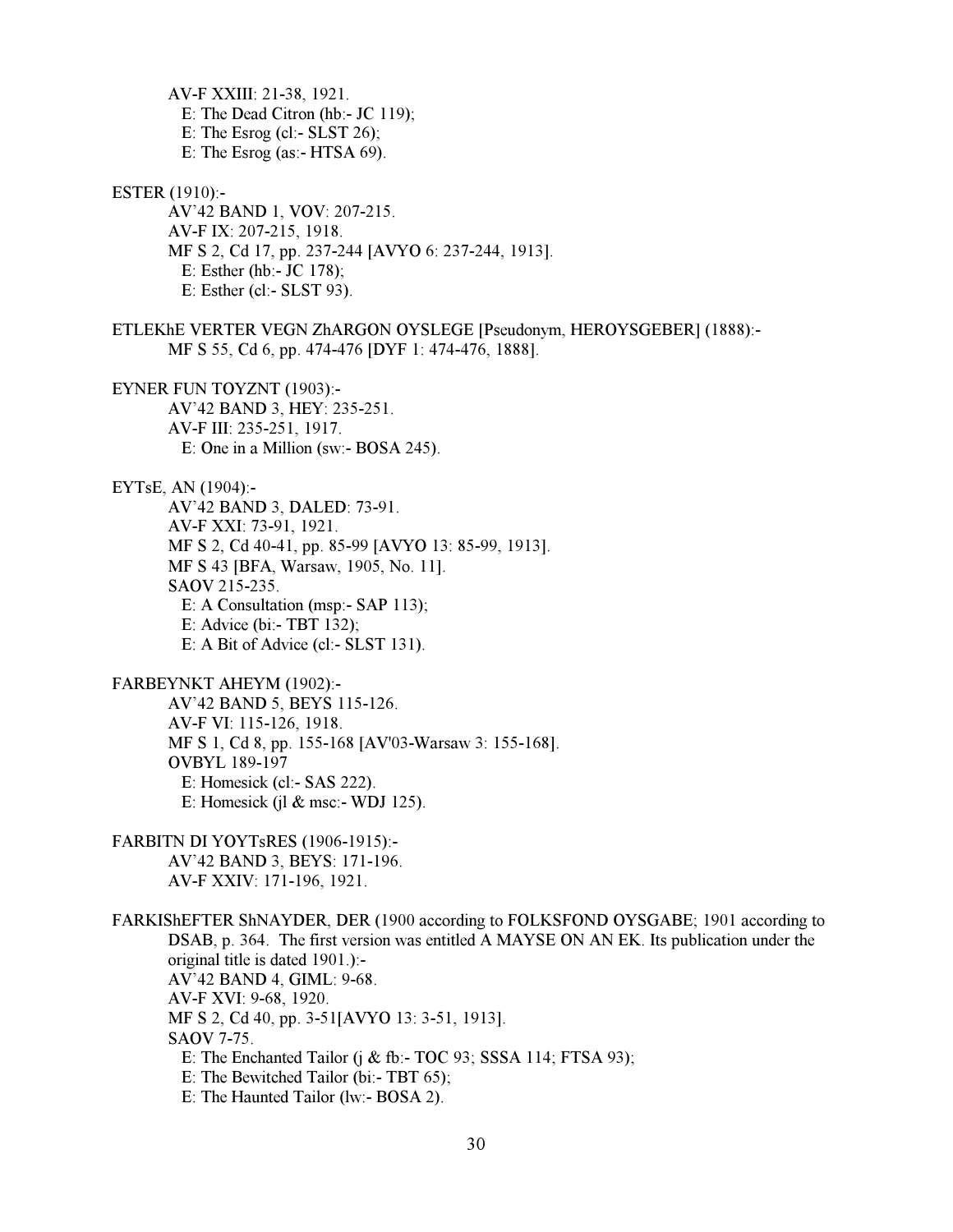AV-F XXIII: 21-38, 1921.
E: The Dead Citron (hb:- JC 119);
E: The Esrog (cl:- SLST 26);
E: The Esrog (as:- HTSA 69).

ESTER (1910):-
AV'42 BAND 1, VOV: 207-215.
AV-F IX: 207-215, 1918.
MF S 2, Cd 17, pp. 237-244 [AVYO 6: 237-244, 1913].
E: Esther (hb:- JC 178);
E: Esther (cl:- SLST 93).

ETLEKhE VERTER VEGN ZhARGON OYSLEGE [Pseudonym, HEROYSGEBER] (1888):-
MF S 55, Cd 6, pp. 474-476 [DYF 1: 474-476, 1888].

EYNER FUN TOYZNT (1903):-
AV'42 BAND 3, HEY: 235-251.
AV-F III: 235-251, 1917.
E: One in a Million (sw:- BOSA 245).

EYTsE, AN (1904):-
AV'42 BAND 3, DALED: 73-91.
AV-F XXI: 73-91, 1921.
MF S 2, Cd 40-41, pp. 85-99 [AVYO 13: 85-99, 1913].
MF S 43 [BFA, Warsaw, 1905, No. 11].
SAOV 215-235.
E: A Consultation (msp:- SAP 113);
E: Advice (bi:- TBT 132);
E: A Bit of Advice (cl:- SLST 131).

FARBEYNKT AHEYM (1902):-
AV'42 BAND 5, BEYS 115-126.
AV-F VI: 115-126, 1918.
MF S 1, Cd 8, pp. 155-168 [AV'03-Warsaw 3: 155-168].
OVBYL 189-197
E: Homesick (cl:- SAS 222).
E: Homesick (jl & msc:- WDJ 125).

FARBITN DI YOYTsRES (1906-1915):-
AV'42 BAND 3, BEYS: 171-196.
AV-F XXIV: 171-196, 1921.

FARKIShEFTER ShNAYDER, DER (1900 according to FOLKSFOND OYSGABE; 1901 according to DSAB, p. 364. The first version was entitled A MAYSE ON AN EK. Its publication under the original title is dated 1901.):-
AV'42 BAND 4, GIML: 9-68.
AV-F XVI: 9-68, 1920.
MF S 2, Cd 40, pp. 3-51[AVYO 13: 3-51, 1913].
SAOV 7-75.
E: The Enchanted Tailor (j & fb:- TOC 93; SSSA 114; FTSA 93);
E: The Bewitched Tailor (bi:- TBT 65);
E: The Haunted Tailor (lw:- BOSA 2).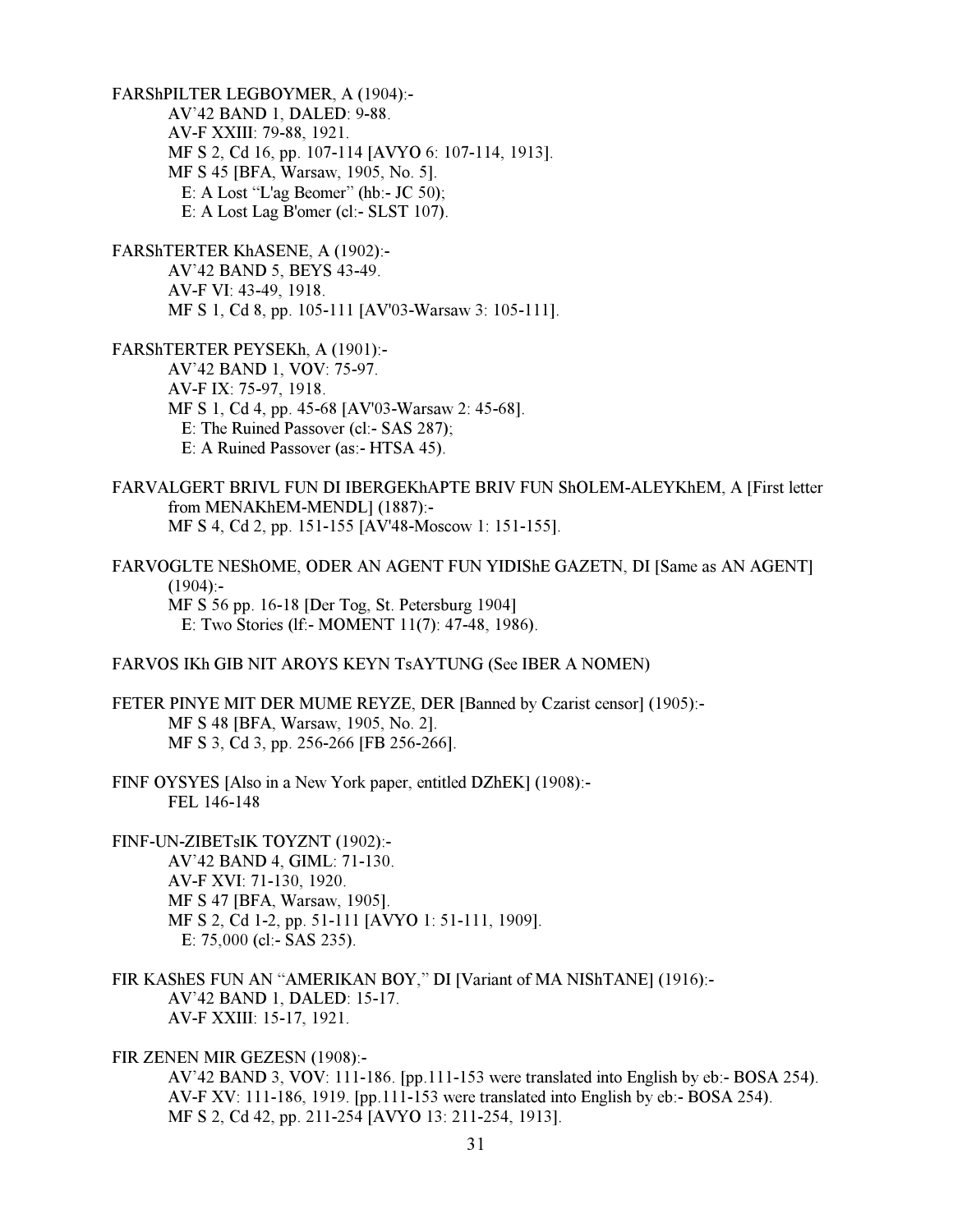FARShPILTER LEGBOYMER, A (1904):-

AV'42 BAND 1, DALED: 9-88.
AV-F XXIII: 79-88, 1921.
MF S 2, Cd 16, pp. 107-114 [AVYO 6: 107-114, 1913].
MF S 45 [BFA, Warsaw, 1905, No. 5].
E: A Lost "L'ag Beomer" (hb:- JC 50);
E: A Lost Lag B'omer (cl:- SLST 107).

FARShTERTER KhASENE, A (1902):-

AV'42 BAND 5, BEYS 43-49.
AV-F VI: 43-49, 1918.
MF S 1, Cd 8, pp. 105-111 [AV'03-Warsaw 3: 105-111].

FARShTERTER PEYSEKh, A (1901):-

AV'42 BAND 1, VOV: 75-97.
AV-F IX: 75-97, 1918.
MF S 1, Cd 4, pp. 45-68 [AV'03-Warsaw 2: 45-68].
E: The Ruined Passover (cl:- SAS 287);
E: A Ruined Passover (as:- HTSA 45).

FARVALGERT BRIVL FUN DI IBERGEKhAPTE BRIV FUN ShOLEM-ALEYKhEM, A [First letter from MENAKhEM-MENDL] (1887):-

MF S 4, Cd 2, pp. 151-155 [AV'48-Moscow 1: 151-155].

FARVOGLTE NEShOME, ODER AN AGENT FUN YIDIShE GAZETN, DI [Same as AN AGENT] (1904):-

MF S 56 pp. 16-18 [Der Tog, St. Petersburg 1904]
E: Two Stories (lf:- MOMENT 11(7): 47-48, 1986).

FARVOS IKh GIB NIT AROYS KEYN TsAYTUNG (See IBER A NOMEN)

FETER PINYE MIT DER MUME REYZE, DER [Banned by Czarist censor] (1905):-

MF S 48 [BFA, Warsaw, 1905, No. 2].
MF S 3, Cd 3, pp. 256-266 [FB 256-266].

FINF OYSYES [Also in a New York paper, entitled DZhEK] (1908):-

FEL 146-148

FINF-UN-ZIBETsIK TOYZNT (1902):-

AV'42 BAND 4, GIML: 71-130.
AV-F XVI: 71-130, 1920.
MF S 47 [BFA, Warsaw, 1905].
MF S 2, Cd 1-2, pp. 51-111 [AVYO 1: 51-111, 1909].
E: 75,000 (cl:- SAS 235).

FIR KAShES FUN AN "AMERIKAN BOY," DI [Variant of MA NIShTANE] (1916):-

AV'42 BAND 1, DALED: 15-17.
AV-F XXIII: 15-17, 1921.

FIR ZENEN MIR GEZESN (1908):-

AV'42 BAND 3, VOV: 111-186. [pp.111-153 were translated into English by eb:- BOSA 254).
AV-F XV: 111-186, 1919. [pp.111-153 were translated into English by eb:- BOSA 254).
MF S 2, Cd 42, pp. 211-254 [AVYO 13: 211-254, 1913].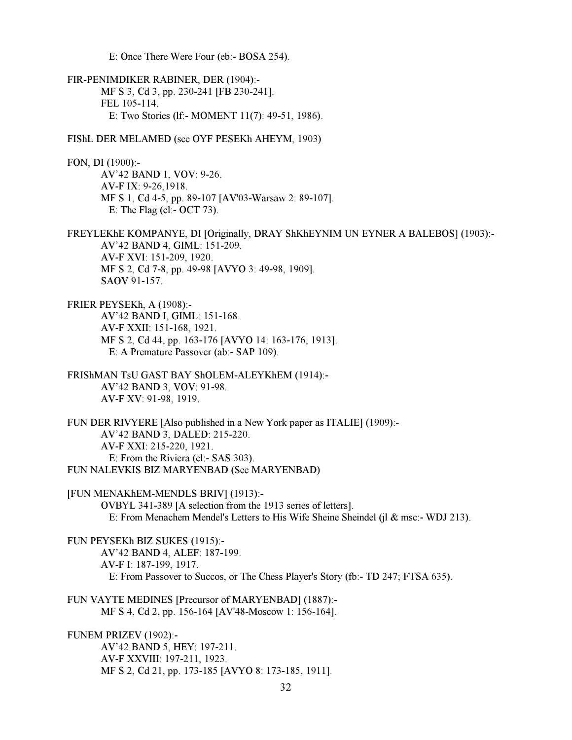E: Once There Were Four (eb:- BOSA 254).

FIR-PENIMDIKER RABINER, DER (1904):-
MF S 3, Cd 3, pp. 230-241 [FB 230-241].
FEL 105-114.
E: Two Stories (lf:- MOMENT 11(7): 49-51, 1986).

FIShL DER MELAMED (see OYF PESEKh AHEYM, 1903)

FON, DI (1900):-
AV'42 BAND 1, VOV: 9-26.
AV-F IX: 9-26,1918.
MF S 1, Cd 4-5, pp. 89-107 [AV'03-Warsaw 2: 89-107].
E: The Flag (cl:- OCT 73).

FREYLEKhE KOMPANYE, DI [Originally, DRAY ShKhEYNIM UN EYNER A BALEBOS] (1903):-
AV'42 BAND 4, GIML: 151-209.
AV-F XVI: 151-209, 1920.
MF S 2, Cd 7-8, pp. 49-98 [AVYO 3: 49-98, 1909].
SAOV 91-157.

FRIER PEYSEKh, A (1908):-
AV'42 BAND I, GIML: 151-168.
AV-F XXII: 151-168, 1921.
MF S 2, Cd 44, pp. 163-176 [AVYO 14: 163-176, 1913].
E: A Premature Passover (ab:- SAP 109).

FRIShMAN TsU GAST BAY ShOLEM-ALEYKhEM (1914):-
AV'42 BAND 3, VOV: 91-98.
AV-F XV: 91-98, 1919.

FUN DER RIVYERE [Also published in a New York paper as ITALIE] (1909):-
AV'42 BAND 3, DALED: 215-220.
AV-F XXI: 215-220, 1921.
E: From the Riviera (cl:- SAS 303).
FUN NALEVKIS BIZ MARYENBAD (See MARYENBAD)

[FUN MENAKhEM-MENDLS BRIV] (1913):-
OVBYL 341-389 [A selection from the 1913 series of letters].
E: From Menachem Mendel's Letters to His Wife Sheine Sheindel (jl & msc:- WDJ 213).

FUN PEYSEKh BIZ SUKES (1915):-
AV'42 BAND 4, ALEF: 187-199.
AV-F I: 187-199, 1917.
E: From Passover to Succos, or The Chess Player's Story (fb:- TD 247; FTSA 635).

FUN VAYTE MEDINES [Precursor of MARYENBAD] (1887):-
MF S 4, Cd 2, pp. 156-164 [AV'48-Moscow 1: 156-164].

FUNEM PRIZEV (1902):-
AV'42 BAND 5, HEY: 197-211.
AV-F XXVIII: 197-211, 1923.
MF S 2, Cd 21, pp. 173-185 [AVYO 8: 173-185, 1911].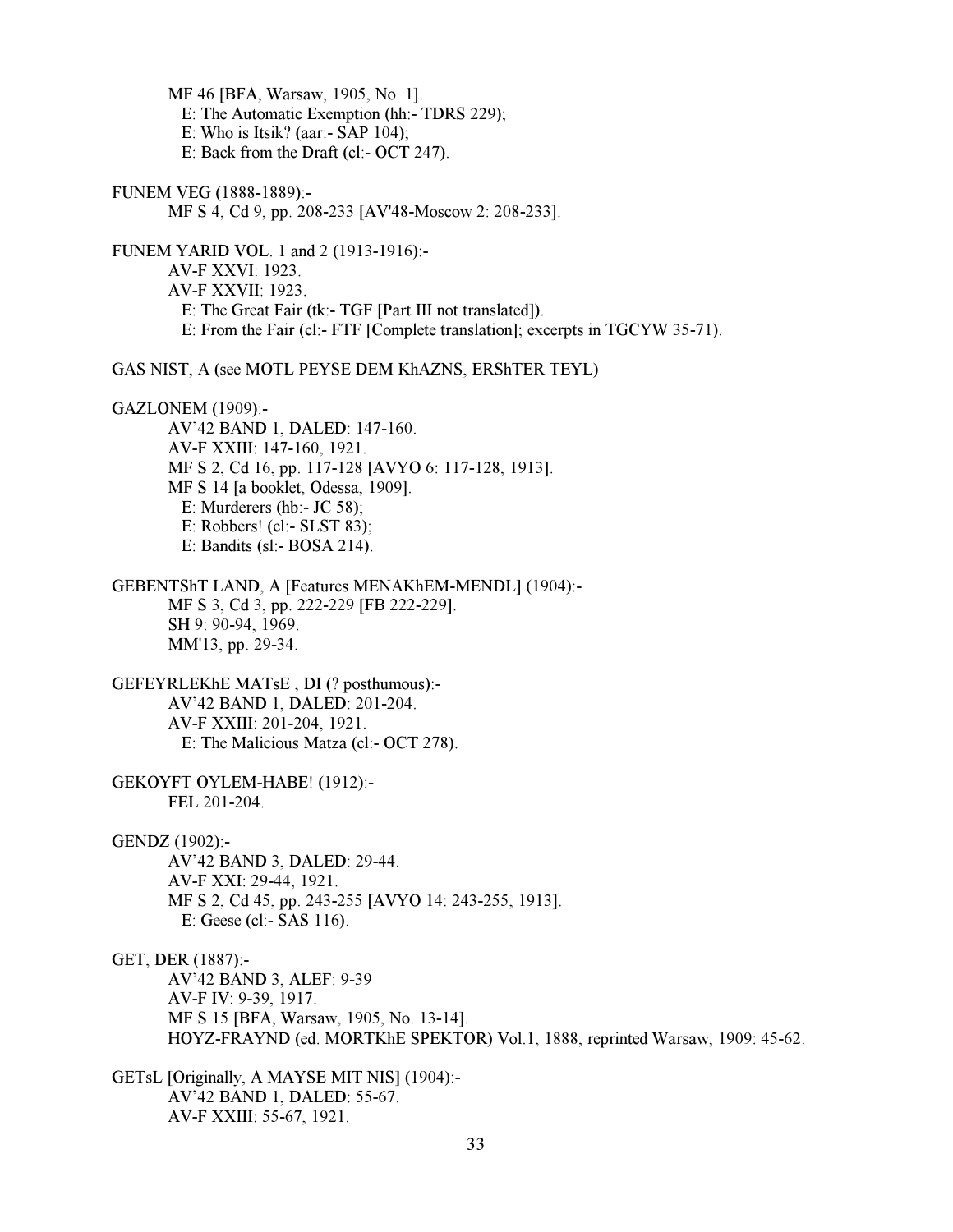MF 46 [BFA, Warsaw, 1905, No. 1].
  E: The Automatic Exemption (hh:- TDRS 229);
  E: Who is Itsik? (aar:- SAP 104);
  E: Back from the Draft (cl:- OCT 247).

FUNEM VEG (1888-1889):-
MF S 4, Cd 9, pp. 208-233 [AV'48-Moscow 2: 208-233].

FUNEM YARID VOL. 1 and 2 (1913-1916):-
AV-F XXVI: 1923.
AV-F XXVII: 1923.
  E: The Great Fair (tk:- TGF [Part III not translated]).
  E: From the Fair (cl:- FTF [Complete translation]; excerpts in TGCYW 35-71).

GAS NIST, A (see MOTL PEYSE DEM KhAZNS, ERShTER TEYL)

GAZLONEM (1909):-
AV'42 BAND 1, DALED: 147-160.
AV-F XXIII: 147-160, 1921.
MF S 2, Cd 16, pp. 117-128 [AVYO 6: 117-128, 1913].
MF S 14 [a booklet, Odessa, 1909].
  E: Murderers (hb:- JC 58);
  E: Robbers! (cl:- SLST 83);
  E: Bandits (sl:- BOSA 214).

GEBENTShT LAND, A [Features MENAKhEM-MENDL] (1904):-
MF S 3, Cd 3, pp. 222-229 [FB 222-229].
SH 9: 90-94, 1969.
MM'13, pp. 29-34.

GEFEYRLEKhE MATsE , DI (? posthumous):-
AV'42 BAND 1, DALED: 201-204.
AV-F XXIII: 201-204, 1921.
  E: The Malicious Matza (cl:- OCT 278).

GEKOYFT OYLEM-HABE! (1912):-
FEL 201-204.

GENDZ (1902):-
AV'42 BAND 3, DALED: 29-44.
AV-F XXI: 29-44, 1921.
MF S 2, Cd 45, pp. 243-255 [AVYO 14: 243-255, 1913].
  E: Geese (cl:- SAS 116).

GET, DER (1887):-
AV'42 BAND 3, ALEF: 9-39
AV-F IV: 9-39, 1917.
MF S 15 [BFA, Warsaw, 1905, No. 13-14].
HOYZ-FRAYND (ed. MORTKhE SPEKTOR) Vol.1, 1888, reprinted Warsaw, 1909: 45-62.

GETsL [Originally, A MAYSE MIT NIS] (1904):-
AV'42 BAND 1, DALED: 55-67.
AV-F XXIII: 55-67, 1921.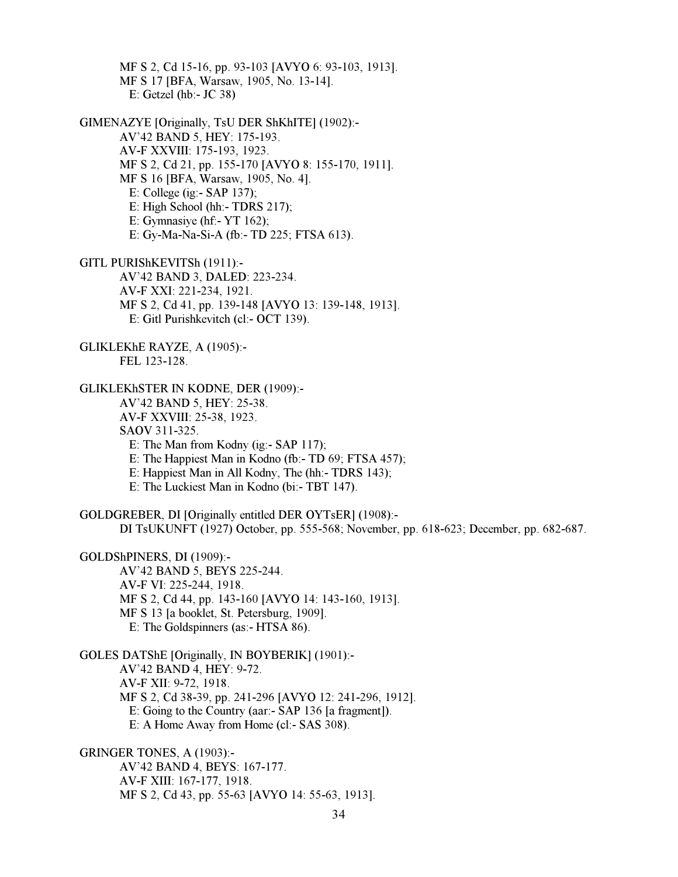MF S 2, Cd 15-16, pp. 93-103 [AVYO 6: 93-103, 1913].
MF S 17 [BFA, Warsaw, 1905, No. 13-14].
E: Getzel (hb:- JC 38)

GIMENAZYE [Originally, TsU DER ShKhITE] (1902):-
AV'42 BAND 5, HEY: 175-193.
AV-F XXVIII: 175-193, 1923.
MF S 2, Cd 21, pp. 155-170 [AVYO 8: 155-170, 1911].
MF S 16 [BFA, Warsaw, 1905, No. 4].
E: College (ig:- SAP 137);
E: High School (hh:- TDRS 217);
E: Gymnasiye (hf:- YT 162);
E: Gy-Ma-Na-Si-A (fb:- TD 225; FTSA 613).

GITL PURIShKEVITSh (1911):-
AV'42 BAND 3, DALED: 223-234.
AV-F XXI: 221-234, 1921.
MF S 2, Cd 41, pp. 139-148 [AVYO 13: 139-148, 1913].
E: Gitl Purishkevitch (cl:- OCT 139).

GLIKLEKhE RAYZE, A (1905):-
FEL 123-128.

GLIKLEKhSTER IN KODNE, DER (1909):-
AV'42 BAND 5, HEY: 25-38.
AV-F XXVIII: 25-38, 1923.
SAOV 311-325.
E: The Man from Kodny (ig:- SAP 117);
E: The Happiest Man in Kodno (fb:- TD 69; FTSA 457);
E: Happiest Man in All Kodny, The (hh:- TDRS 143);
E: The Luckiest Man in Kodno (bi:- TBT 147).

GOLDGREBER, DI [Originally entitled DER OYTsER] (1908):-
DI TsUKUNFT (1927) October, pp. 555-568; November, pp. 618-623; December, pp. 682-687.

GOLDShPINERS, DI (1909):-
AV'42 BAND 5, BEYS 225-244.
AV-F VI: 225-244, 1918.
MF S 2, Cd 44, pp. 143-160 [AVYO 14: 143-160, 1913].
MF S 13 [a booklet, St. Petersburg, 1909].
E: The Goldspinners (as:- HTSA 86).

GOLES DATShE [Originally, IN BOYBERIK] (1901):-
AV'42 BAND 4, HEY: 9-72.
AV-F XII: 9-72, 1918.
MF S 2, Cd 38-39, pp. 241-296 [AVYO 12: 241-296, 1912].
E: Going to the Country (aar:- SAP 136 [a fragment]).
E: A Home Away from Home (cl:- SAS 308).

GRINGER TONES, A (1903):-
AV'42 BAND 4, BEYS: 167-177.
AV-F XIII: 167-177, 1918.
MF S 2, Cd 43, pp. 55-63 [AVYO 14: 55-63, 1913].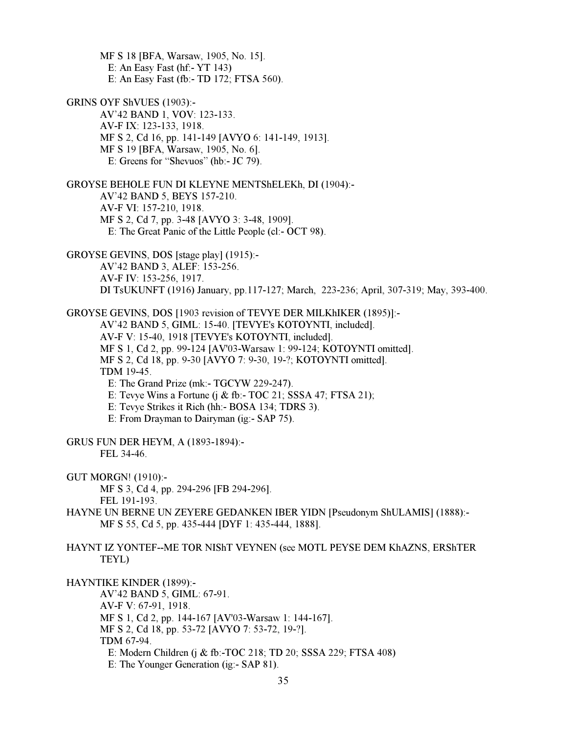MF S 18 [BFA, Warsaw, 1905, No. 15].
  E: An Easy Fast (hf:- YT 143)
  E: An Easy Fast (fb:- TD 172; FTSA 560).

GRINS OYF ShVUES (1903):-
  AV'42 BAND 1, VOV: 123-133.
  AV-F IX: 123-133, 1918.
  MF S 2, Cd 16, pp. 141-149 [AVYO 6: 141-149, 1913].
  MF S 19 [BFA, Warsaw, 1905, No. 6].
    E: Greens for "Shevuos" (hb:- JC 79).

GROYSE BEHOLE FUN DI KLEYNE MENTShELEKh, DI (1904):-
  AV'42 BAND 5, BEYS 157-210.
  AV-F VI: 157-210, 1918.
  MF S 2, Cd 7, pp. 3-48 [AVYO 3: 3-48, 1909].
    E: The Great Panic of the Little People (cl:- OCT 98).

GROYSE GEVINS, DOS [stage play] (1915):-
  AV'42 BAND 3, ALEF: 153-256.
  AV-F IV: 153-256, 1917.
  DI TsUKUNFT (1916) January, pp.117-127; March, 223-236; April, 307-319; May, 393-400.

GROYSE GEVINS, DOS [1903 revision of TEVYE DER MILKhIKER (1895)]:-
  AV'42 BAND 5, GIML: 15-40. [TEVYE's KOTOYNTI, included].
  AV-F V: 15-40, 1918 [TEVYE's KOTOYNTI, included].
  MF S 1, Cd 2, pp. 99-124 [AV'03-Warsaw 1: 99-124; KOTOYNTI omitted].
  MF S 2, Cd 18, pp. 9-30 [AVYO 7: 9-30, 19-?; KOTOYNTI omitted].
  TDM 19-45.
    E: The Grand Prize (mk:- TGCYW 229-247).
    E: Tevye Wins a Fortune (j & fb:- TOC 21; SSSA 47; FTSA 21);
    E: Tevye Strikes it Rich (hh:- BOSA 134; TDRS 3).
    E: From Drayman to Dairyman (ig:- SAP 75).

GRUS FUN DER HEYM, A (1893-1894):-
  FEL 34-46.

GUT MORGN! (1910):-
  MF S 3, Cd 4, pp. 294-296 [FB 294-296].
  FEL 191-193.

HAYNE UN BERNE UN ZEYERE GEDANKEN IBER YIDN [Pseudonym ShULAMIS] (1888):-
  MF S 55, Cd 5, pp. 435-444 [DYF 1: 435-444, 1888].

HAYNT IZ YONTEF--ME TOR NIShT VEYNEN (see MOTL PEYSE DEM KhAZNS, ERShTER TEYL)

HAYNTIKE KINDER (1899):-
  AV'42 BAND 5, GIML: 67-91.
  AV-F V: 67-91, 1918.
  MF S 1, Cd 2, pp. 144-167 [AV'03-Warsaw 1: 144-167].
  MF S 2, Cd 18, pp. 53-72 [AVYO 7: 53-72, 19-?].
  TDM 67-94.
    E: Modern Children (j & fb:-TOC 218; TD 20; SSSA 229; FTSA 408)
    E: The Younger Generation (ig:- SAP 81).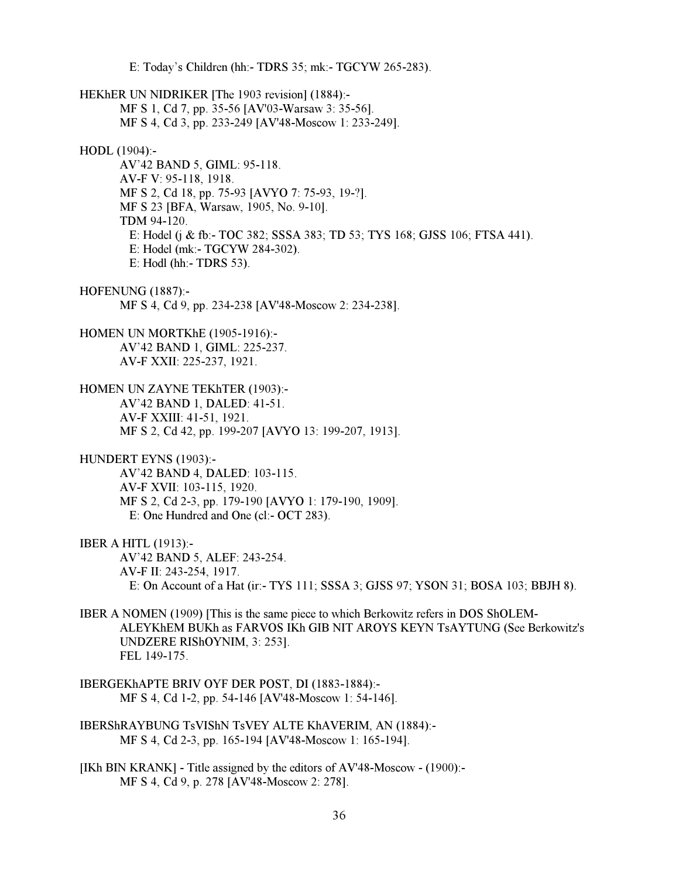E: Today's Children (hh:- TDRS 35; mk:- TGCYW 265-283).

HEKhER UN NIDRIKER [The 1903 revision] (1884):-
MF S 1, Cd 7, pp. 35-56 [AV'03-Warsaw 3: 35-56].
MF S 4, Cd 3, pp. 233-249 [AV'48-Moscow 1: 233-249].

HODL (1904):-
AV'42 BAND 5, GIML: 95-118.
AV-F V: 95-118, 1918.
MF S 2, Cd 18, pp. 75-93 [AVYO 7: 75-93, 19-?].
MF S 23 [BFA, Warsaw, 1905, No. 9-10].
TDM 94-120.
E: Hodel (j & fb:- TOC 382; SSSA 383; TD 53; TYS 168; GJSS 106; FTSA 441).
E: Hodel (mk:- TGCYW 284-302).
E: Hodl (hh:- TDRS 53).

HOFENUNG (1887):-
MF S 4, Cd 9, pp. 234-238 [AV'48-Moscow 2: 234-238].

HOMEN UN MORTKhE (1905-1916):-
AV'42 BAND 1, GIML: 225-237.
AV-F XXII: 225-237, 1921.

HOMEN UN ZAYNE TEKhTER (1903):-
AV'42 BAND 1, DALED: 41-51.
AV-F XXIII: 41-51, 1921.
MF S 2, Cd 42, pp. 199-207 [AVYO 13: 199-207, 1913].

HUNDERT EYNS (1903):-
AV'42 BAND 4, DALED: 103-115.
AV-F XVII: 103-115, 1920.
MF S 2, Cd 2-3, pp. 179-190 [AVYO 1: 179-190, 1909].
E: One Hundred and One (cl:- OCT 283).

IBER A HITL (1913):-
AV'42 BAND 5, ALEF: 243-254.
AV-F II: 243-254, 1917.
E: On Account of a Hat (ir:- TYS 111; SSSA 3; GJSS 97; YSON 31; BOSA 103; BBJH 8).

IBER A NOMEN (1909) [This is the same piece to which Berkowitz refers in DOS ShOLEM-ALEYKhEM BUKh as FARVOS IKh GIB NIT AROYS KEYN TsAYTUNG (See Berkowitz's UNDZERE RIShOYNIM, 3: 253].
FEL 149-175.

IBERGEKhAPTE BRIV OYF DER POST, DI (1883-1884):-
MF S 4, Cd 1-2, pp. 54-146 [AV'48-Moscow 1: 54-146].

IBERShRAYBUNG TsVIShN TsVEY ALTE KhAVERIM, AN (1884):-
MF S 4, Cd 2-3, pp. 165-194 [AV'48-Moscow 1: 165-194].

[IKh BIN KRANK] - Title assigned by the editors of AV'48-Moscow - (1900):-
MF S 4, Cd 9, p. 278 [AV'48-Moscow 2: 278].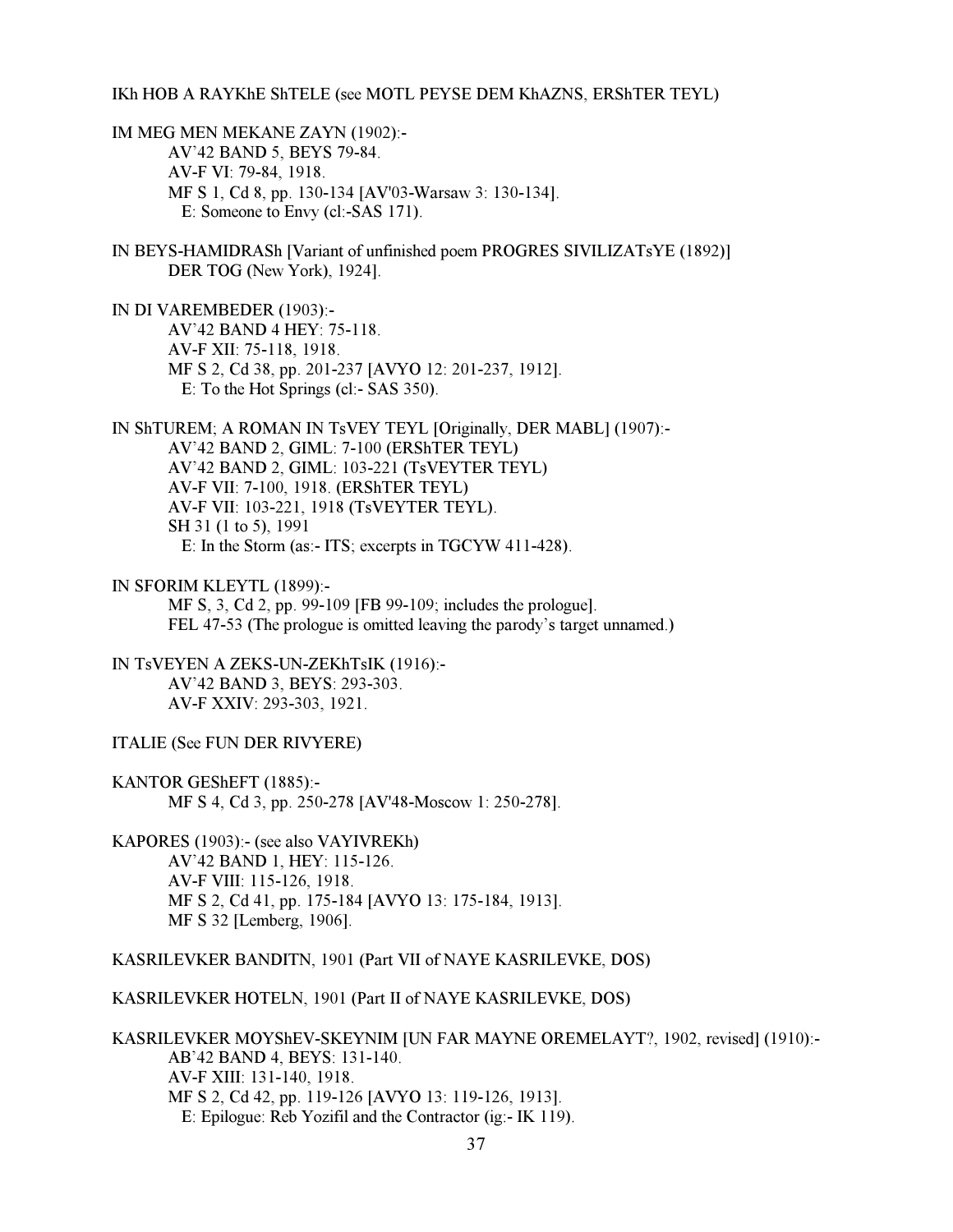IKh HOB A RAYKhE ShTELE (see MOTL PEYSE DEM KhAZNS, ERShTER TEYL)

IM MEG MEN MEKANE ZAYN (1902):-
    AV'42 BAND 5, BEYS 79-84.
    AV-F VI: 79-84, 1918.
    MF S 1, Cd 8, pp. 130-134 [AV'03-Warsaw 3: 130-134].
    E: Someone to Envy (cl:-SAS 171).

IN BEYS-HAMIDRASh [Variant of unfinished poem PROGRES SIVILIZATsYE (1892)]
    DER TOG (New York), 1924].

IN DI VAREMBEDER (1903):-
    AV'42 BAND 4 HEY: 75-118.
    AV-F XII: 75-118, 1918.
    MF S 2, Cd 38, pp. 201-237 [AVYO 12: 201-237, 1912].
    E: To the Hot Springs (cl:- SAS 350).

IN ShTUREM; A ROMAN IN TsVEY TEYL [Originally, DER MABL] (1907):-
    AV'42 BAND 2, GIML: 7-100 (ERShTER TEYL)
    AV'42 BAND 2, GIML: 103-221 (TsVEYTER TEYL)
    AV-F VII: 7-100, 1918. (ERShTER TEYL)
    AV-F VII: 103-221, 1918 (TsVEYTER TEYL).
    SH 31 (1 to 5), 1991
    E: In the Storm (as:- ITS; excerpts in TGCYW 411-428).

IN SFORIM KLEYTL (1899):-
    MF S, 3, Cd 2, pp. 99-109 [FB 99-109; includes the prologue].
    FEL 47-53 (The prologue is omitted leaving the parody's target unnamed.)

IN TsVEYEN A ZEKS-UN-ZEKhTsIK (1916):-
    AV'42 BAND 3, BEYS: 293-303.
    AV-F XXIV: 293-303, 1921.

ITALIE (See FUN DER RIVYERE)

KANTOR GEShEFT (1885):-
    MF S 4, Cd 3, pp. 250-278 [AV'48-Moscow 1: 250-278].

KAPORES (1903):- (see also VAYIVREKh)
    AV'42 BAND 1, HEY: 115-126.
    AV-F VIII: 115-126, 1918.
    MF S 2, Cd 41, pp. 175-184 [AVYO 13: 175-184, 1913].
    MF S 32 [Lemberg, 1906].

KASRILEVKER BANDITN, 1901 (Part VII of NAYE KASRILEVKE, DOS)

KASRILEVKER HOTELN, 1901 (Part II of NAYE KASRILEVKE, DOS)

KASRILEVKER MOYShEV-SKEYNIM [UN FAR MAYNE OREMELAYT?, 1902, revised] (1910):-
    AB'42 BAND 4, BEYS: 131-140.
    AV-F XIII: 131-140, 1918.
    MF S 2, Cd 42, pp. 119-126 [AVYO 13: 119-126, 1913].
    E: Epilogue: Reb Yozifil and the Contractor (ig:- IK 119).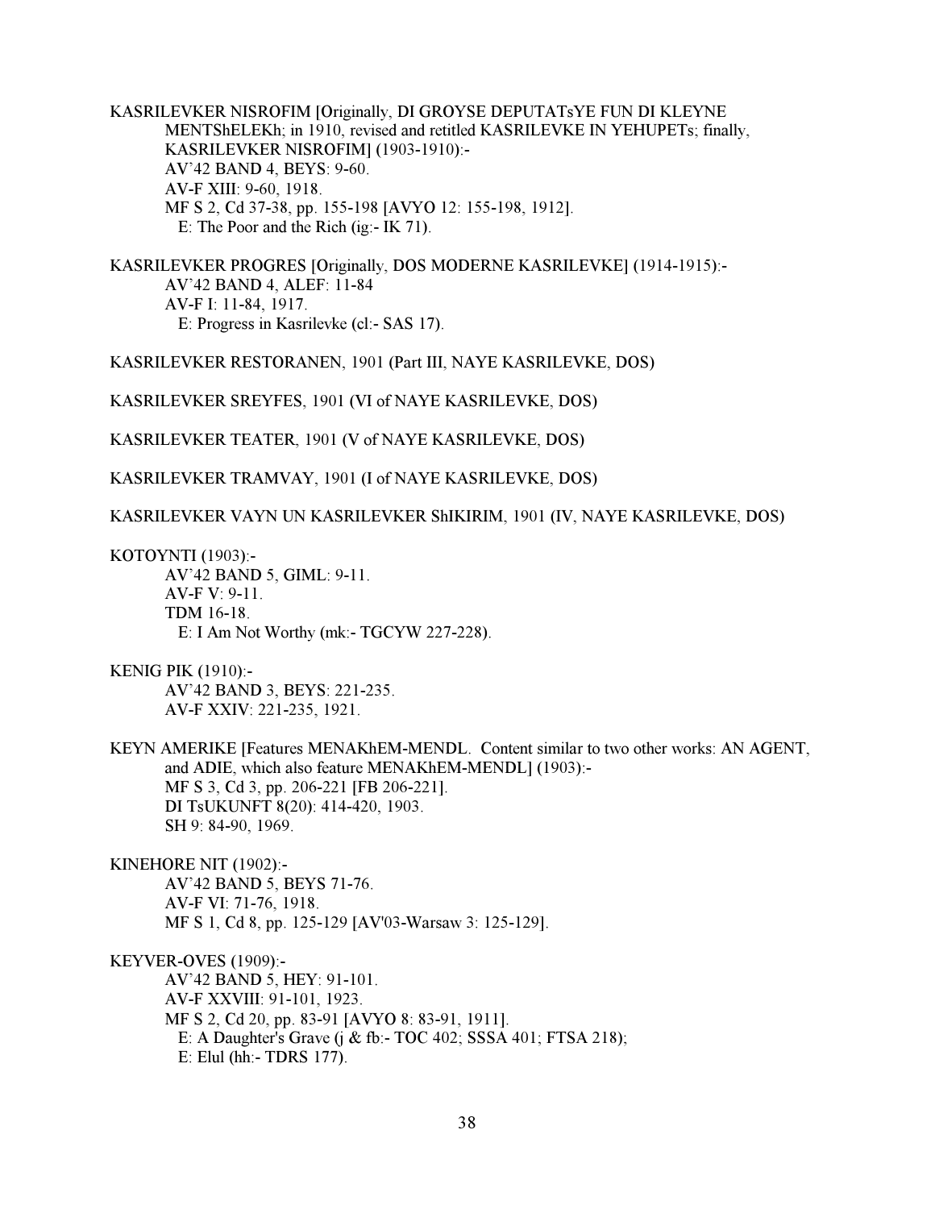KASRILEVKER NISROFIM [Originally, DI GROYSE DEPUTATsYE FUN DI KLEYNE MENTShELEKh; in 1910, revised and retitled KASRILEVKE IN YEHUPETs; finally, KASRILEVKER NISROFIM] (1903-1910):-

AV'42 BAND 4, BEYS: 9-60.
AV-F XIII: 9-60, 1918.
MF S 2, Cd 37-38, pp. 155-198 [AVYO 12: 155-198, 1912].
E: The Poor and the Rich (ig:- IK 71).

KASRILEVKER PROGRES [Originally, DOS MODERNE KASRILEVKE] (1914-1915):-

AV'42 BAND 4, ALEF: 11-84
AV-F I: 11-84, 1917.
E: Progress in Kasrilevke (cl:- SAS 17).

KASRILEVKER RESTORANEN, 1901 (Part III, NAYE KASRILEVKE, DOS)

KASRILEVKER SREYFES, 1901 (VI of NAYE KASRILEVKE, DOS)

KASRILEVKER TEATER, 1901 (V of NAYE KASRILEVKE, DOS)

KASRILEVKER TRAMVAY, 1901 (I of NAYE KASRILEVKE, DOS)

KASRILEVKER VAYN UN KASRILEVKER ShIKIRIM, 1901 (IV, NAYE KASRILEVKE, DOS)

KOTOYNTI (1903):-

AV'42 BAND 5, GIML: 9-11.
AV-F V: 9-11.
TDM 16-18.
E: I Am Not Worthy (mk:- TGCYW 227-228).

KENIG PIK (1910):-

AV'42 BAND 3, BEYS: 221-235.
AV-F XXIV: 221-235, 1921.

KEYN AMERIKE [Features MENAKhEM-MENDL. Content similar to two other works: AN AGENT, and ADIE, which also feature MENAKhEM-MENDL] (1903):-

MF S 3, Cd 3, pp. 206-221 [FB 206-221].
DI TsUKUNFT 8(20): 414-420, 1903.
SH 9: 84-90, 1969.

KINEHORE NIT (1902):-

AV'42 BAND 5, BEYS 71-76.
AV-F VI: 71-76, 1918.
MF S 1, Cd 8, pp. 125-129 [AV'03-Warsaw 3: 125-129].

KEYVER-OVES (1909):-

AV'42 BAND 5, HEY: 91-101.
AV-F XXVIII: 91-101, 1923.
MF S 2, Cd 20, pp. 83-91 [AVYO 8: 83-91, 1911].
E: A Daughter's Grave (j & fb:- TOC 402; SSSA 401; FTSA 218);
E: Elul (hh:- TDRS 177).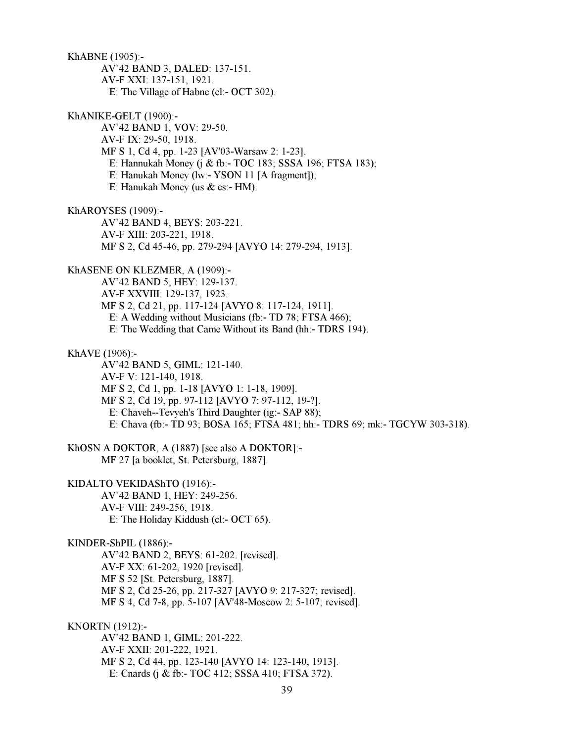KhABNE (1905):-

AV'42 BAND 3, DALED: 137-151.
AV-F XXI: 137-151, 1921.
E: The Village of Habne (cl:- OCT 302).

KhANIKE-GELT (1900):-

AV'42 BAND 1, VOV: 29-50.
AV-F IX: 29-50, 1918.
MF S 1, Cd 4, pp. 1-23 [AV'03-Warsaw 2: 1-23].
E: Hannukah Money (j & fb:- TOC 183; SSSA 196; FTSA 183);
E: Hanukah Money (lw:- YSON 11 [A fragment]);
E: Hanukah Money (us & es:- HM).

KhAROYSES (1909):-

AV'42 BAND 4, BEYS: 203-221.
AV-F XIII: 203-221, 1918.
MF S 2, Cd 45-46, pp. 279-294 [AVYO 14: 279-294, 1913].

KhASENE ON KLEZMER, A (1909):-

AV'42 BAND 5, HEY: 129-137.
AV-F XXVIII: 129-137, 1923.
MF S 2, Cd 21, pp. 117-124 [AVYO 8: 117-124, 1911].
E: A Wedding without Musicians (fb:- TD 78; FTSA 466);
E: The Wedding that Came Without its Band (hh:- TDRS 194).

KhAVE (1906):-

AV'42 BAND 5, GIML: 121-140.
AV-F V: 121-140, 1918.
MF S 2, Cd 1, pp. 1-18 [AVYO 1: 1-18, 1909].
MF S 2, Cd 19, pp. 97-112 [AVYO 7: 97-112, 19-?].
E: Chaveh--Tevyeh's Third Daughter (ig:- SAP 88);
E: Chava (fb:- TD 93; BOSA 165; FTSA 481; hh:- TDRS 69; mk:- TGCYW 303-318).

KhOSN A DOKTOR, A (1887) [see also A DOKTOR]:-

MF 27 [a booklet, St. Petersburg, 1887].

KIDALTO VEKIDAShTO (1916):-

AV'42 BAND 1, HEY: 249-256.
AV-F VIII: 249-256, 1918.
E: The Holiday Kiddush (cl:- OCT 65).

KINDER-ShPIL (1886):-

AV'42 BAND 2, BEYS: 61-202. [revised].
AV-F XX: 61-202, 1920 [revised].
MF S 52 [St. Petersburg, 1887].
MF S 2, Cd 25-26, pp. 217-327 [AVYO 9: 217-327; revised].
MF S 4, Cd 7-8, pp. 5-107 [AV'48-Moscow 2: 5-107; revised].

KNORTN (1912):-

AV'42 BAND 1, GIML: 201-222.
AV-F XXII: 201-222, 1921.
MF S 2, Cd 44, pp. 123-140 [AVYO 14: 123-140, 1913].
E: Cnards (j & fb:- TOC 412; SSSA 410; FTSA 372).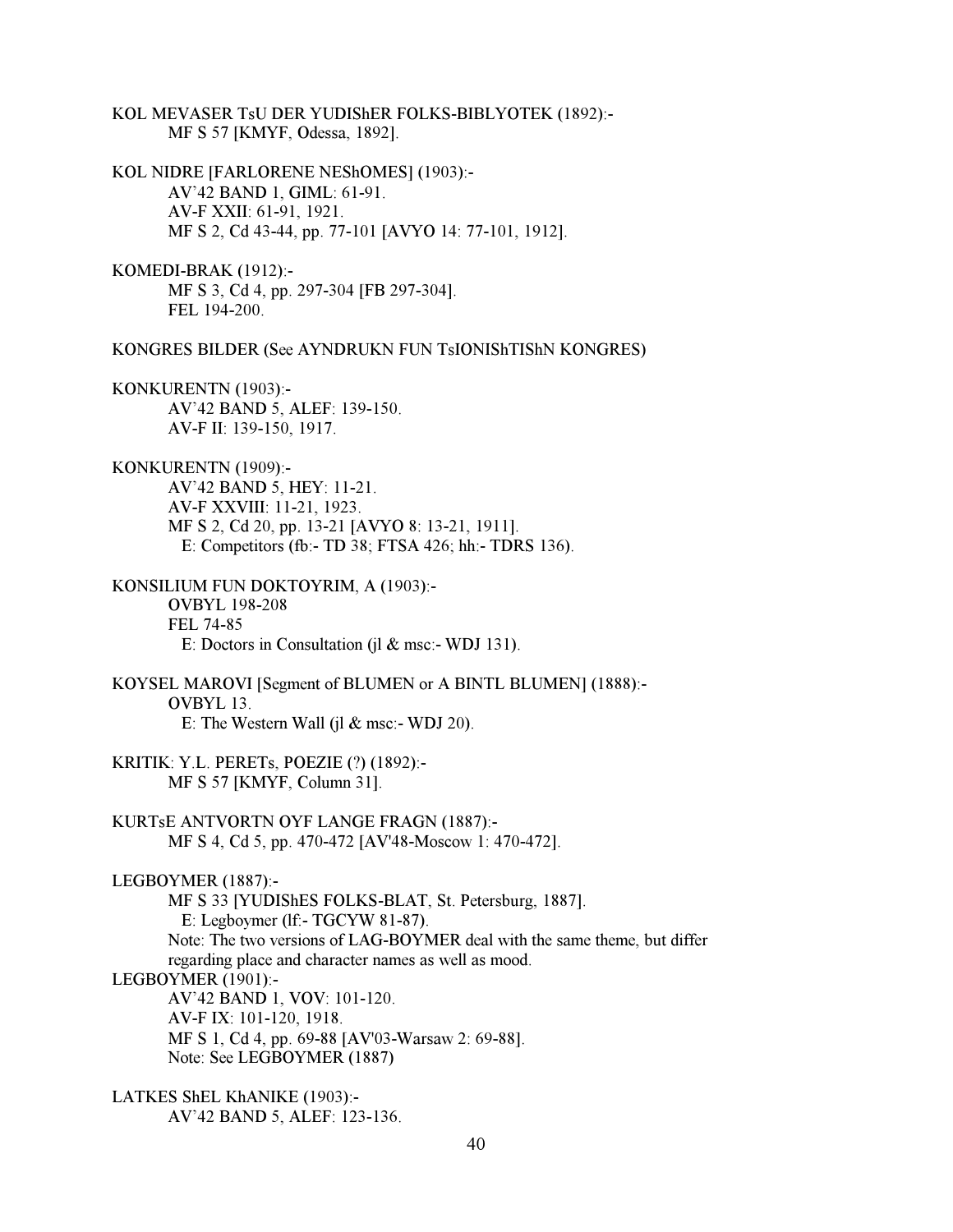KOL MEVASER TsU DER YUDIShER FOLKS-BIBLYOTEK (1892):-
MF S 57 [KMYF, Odessa, 1892].

KOL NIDRE [FARLORENE NEShOMES] (1903):-
AV'42 BAND 1, GIML: 61-91.
AV-F XXII: 61-91, 1921.
MF S 2, Cd 43-44, pp. 77-101 [AVYO 14: 77-101, 1912].

KOMEDI-BRAK (1912):-
MF S 3, Cd 4, pp. 297-304 [FB 297-304].
FEL 194-200.

KONGRES BILDER (See AYNDRUKN FUN TsIONIShTIShN KONGRES)

KONKURENTN (1903):-
AV'42 BAND 5, ALEF: 139-150.
AV-F II: 139-150, 1917.

KONKURENTN (1909):-
AV'42 BAND 5, HEY: 11-21.
AV-F XXVIII: 11-21, 1923.
MF S 2, Cd 20, pp. 13-21 [AVYO 8: 13-21, 1911].
E: Competitors (fb:- TD 38; FTSA 426; hh:- TDRS 136).

KONSILIUM FUN DOKTOYRIM, A (1903):-
OVBYL 198-208
FEL 74-85
E: Doctors in Consultation (jl & msc:- WDJ 131).

KOYSEL MAROVI [Segment of BLUMEN or A BINTL BLUMEN] (1888):-
OVBYL 13.
E: The Western Wall (jl & msc:- WDJ 20).

KRITIK: Y.L. PERETs, POEZIE (?) (1892):-
MF S 57 [KMYF, Column 31].

KURTsE ANTVORTN OYF LANGE FRAGN (1887):-
MF S 4, Cd 5, pp. 470-472 [AV'48-Moscow 1: 470-472].

LEGBOYMER (1887):-
MF S 33 [YUDIShES FOLKS-BLAT, St. Petersburg, 1887].
E: Legboymer (lf:- TGCYW 81-87).
Note: The two versions of LAG-BOYMER deal with the same theme, but differ regarding place and character names as well as mood.

LEGBOYMER (1901):-
AV'42 BAND 1, VOV: 101-120.
AV-F IX: 101-120, 1918.
MF S 1, Cd 4, pp. 69-88 [AV'03-Warsaw 2: 69-88].
Note: See LEGBOYMER (1887)

LATKES ShEL KhANIKE (1903):-
AV'42 BAND 5, ALEF: 123-136.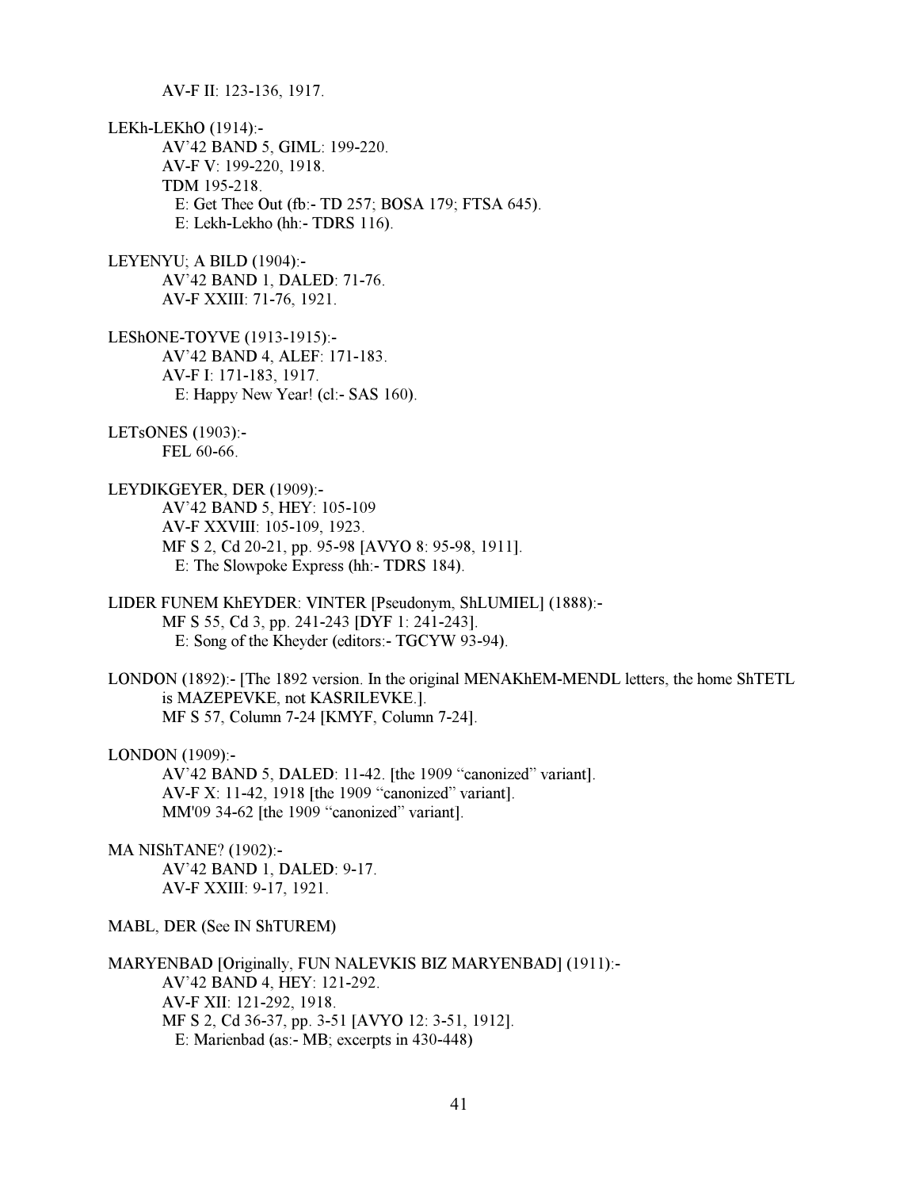AV-F II: 123-136, 1917.

LEKh-LEKhO (1914):-
AV'42 BAND 5, GIML: 199-220.
AV-F V: 199-220, 1918.
TDM 195-218.
E: Get Thee Out (fb:- TD 257; BOSA 179; FTSA 645).
E: Lekh-Lekho (hh:- TDRS 116).

LEYENYU; A BILD (1904):-
AV'42 BAND 1, DALED: 71-76.
AV-F XXIII: 71-76, 1921.

LEShONE-TOYVE (1913-1915):-
AV'42 BAND 4, ALEF: 171-183.
AV-F I: 171-183, 1917.
E: Happy New Year! (cl:- SAS 160).

LETsONES (1903):-
FEL 60-66.

LEYDIKGEYER, DER (1909):-
AV'42 BAND 5, HEY: 105-109
AV-F XXVIII: 105-109, 1923.
MF S 2, Cd 20-21, pp. 95-98 [AVYO 8: 95-98, 1911].
E: The Slowpoke Express (hh:- TDRS 184).

LIDER FUNEM KhEYDER: VINTER [Pseudonym, ShLUMIEL] (1888):-
MF S 55, Cd 3, pp. 241-243 [DYF 1: 241-243].
E: Song of the Kheyder (editors:- TGCYW 93-94).

LONDON (1892):- [The 1892 version. In the original MENAKhEM-MENDL letters, the home ShTETL is MAZEPEVKE, not KASRILEVKE.].
MF S 57, Column 7-24 [KMYF, Column 7-24].

LONDON (1909):-
AV'42 BAND 5, DALED: 11-42. [the 1909 "canonized" variant].
AV-F X: 11-42, 1918 [the 1909 "canonized" variant].
MM'09 34-62 [the 1909 "canonized" variant].

MA NIShTANE? (1902):-
AV'42 BAND 1, DALED: 9-17.
AV-F XXIII: 9-17, 1921.

MABL, DER (See IN ShTUREM)

MARYENBAD [Originally, FUN NALEVKIS BIZ MARYENBAD] (1911):-
AV'42 BAND 4, HEY: 121-292.
AV-F XII: 121-292, 1918.
MF S 2, Cd 36-37, pp. 3-51 [AVYO 12: 3-51, 1912].
E: Marienbad (as:- MB; excerpts in 430-448)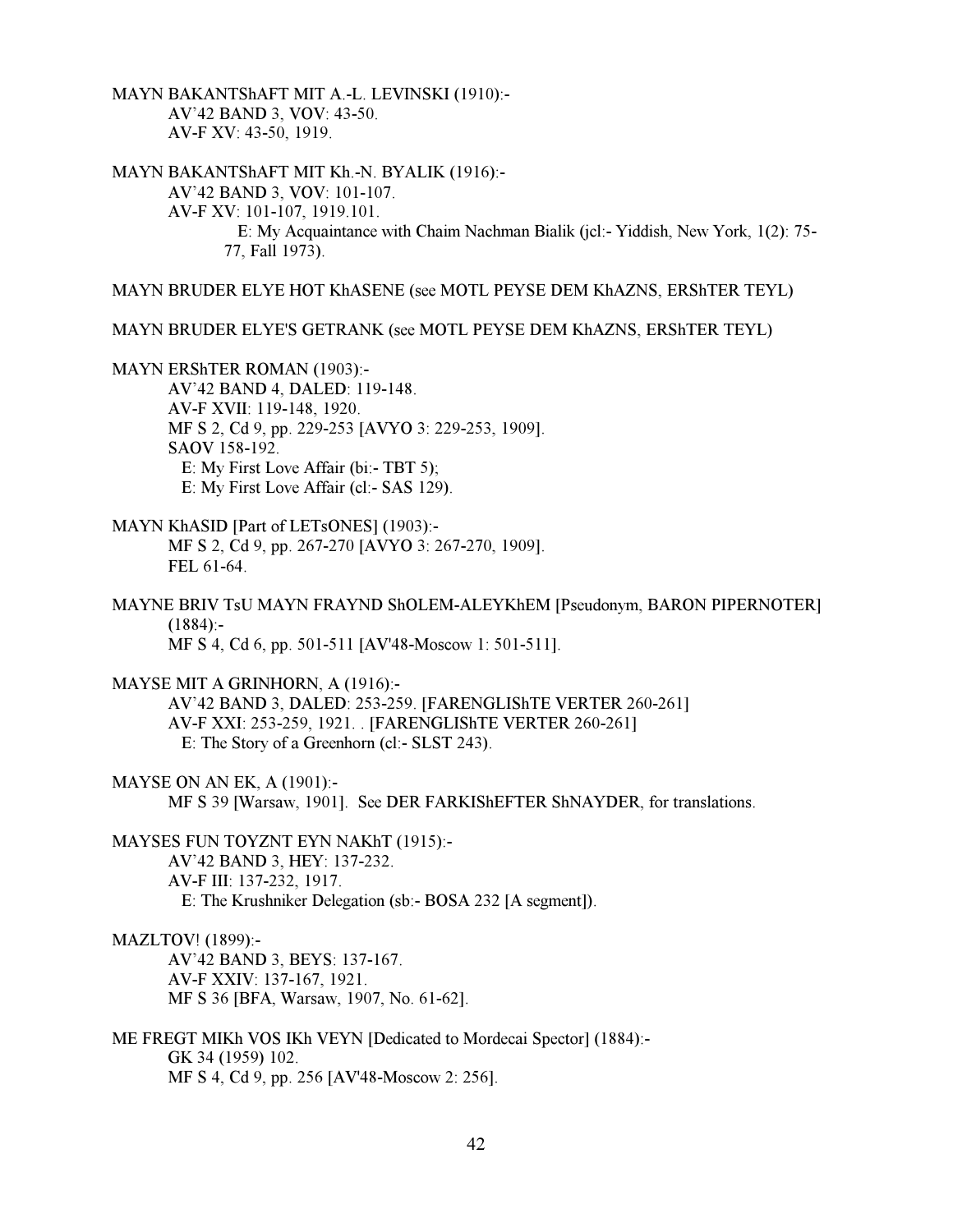MAYN BAKANTShAFT MIT A.-L. LEVINSKI (1910):-
AV'42 BAND 3, VOV: 43-50.
AV-F XV: 43-50, 1919.

MAYN BAKANTShAFT MIT Kh.-N. BYALIK (1916):-
AV'42 BAND 3, VOV: 101-107.
AV-F XV: 101-107, 1919.101.
E: My Acquaintance with Chaim Nachman Bialik (jcl:- Yiddish, New York, 1(2): 75-77, Fall 1973).

MAYN BRUDER ELYE HOT KhASENE (see MOTL PEYSE DEM KhAZNS, ERShTER TEYL)

MAYN BRUDER ELYE'S GETRANK (see MOTL PEYSE DEM KhAZNS, ERShTER TEYL)

MAYN ERShTER ROMAN (1903):-
AV'42 BAND 4, DALED: 119-148.
AV-F XVII: 119-148, 1920.
MF S 2, Cd 9, pp. 229-253 [AVYO 3: 229-253, 1909].
SAOV 158-192.
E: My First Love Affair (bi:- TBT 5);
E: My First Love Affair (cl:- SAS 129).

MAYN KhASID [Part of LETsONES] (1903):-
MF S 2, Cd 9, pp. 267-270 [AVYO 3: 267-270, 1909].
FEL 61-64.

MAYNE BRIV TsU MAYN FRAYND ShOLEM-ALEYKhEM [Pseudonym, BARON PIPERNOTER] (1884):-
MF S 4, Cd 6, pp. 501-511 [AV'48-Moscow 1: 501-511].

MAYSE MIT A GRINHORN, A (1916):-
AV'42 BAND 3, DALED: 253-259. [FARENGLIShTE VERTER 260-261]
AV-F XXI: 253-259, 1921. . [FARENGLIShTE VERTER 260-261]
E: The Story of a Greenhorn (cl:- SLST 243).

MAYSE ON AN EK, A (1901):-
MF S 39 [Warsaw, 1901]. See DER FARKIShEFTER ShNAYDER, for translations.

MAYSES FUN TOYZNT EYN NAKhT (1915):-
AV'42 BAND 3, HEY: 137-232.
AV-F III: 137-232, 1917.
E: The Krushniker Delegation (sb:- BOSA 232 [A segment]).

MAZLTOV! (1899):-
AV'42 BAND 3, BEYS: 137-167.
AV-F XXIV: 137-167, 1921.
MF S 36 [BFA, Warsaw, 1907, No. 61-62].

ME FREGT MIKh VOS IKh VEYN [Dedicated to Mordecai Spector] (1884):-
GK 34 (1959) 102.
MF S 4, Cd 9, pp. 256 [AV'48-Moscow 2: 256].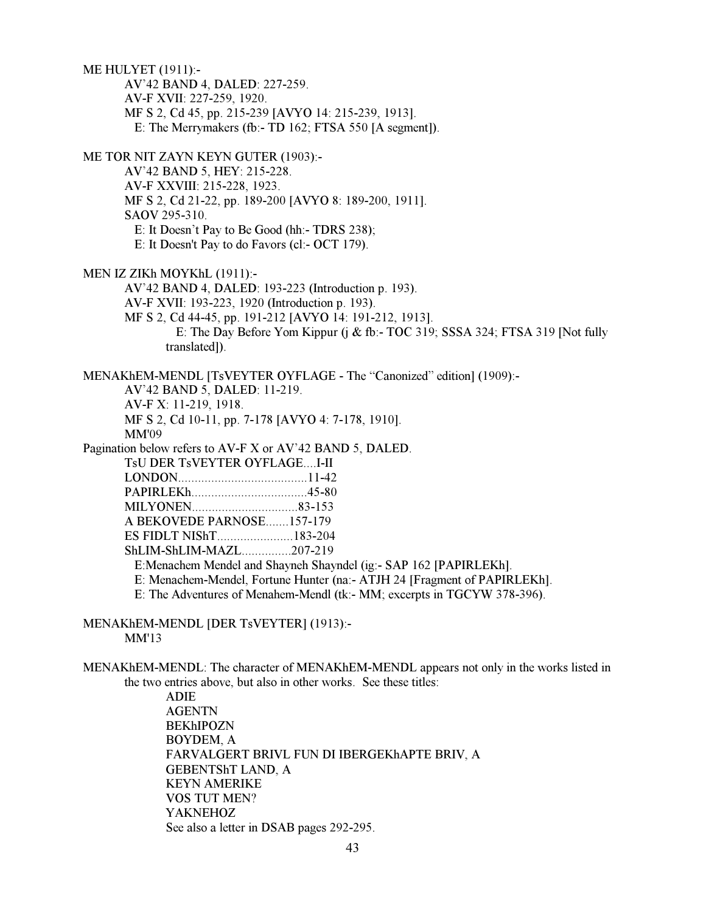ME HULYET (1911):-

AV'42 BAND 4, DALED: 227-259.
AV-F XVII: 227-259, 1920.
MF S 2, Cd 45, pp. 215-239 [AVYO 14: 215-239, 1913].
E: The Merrymakers (fb:- TD 162; FTSA 550 [A segment]).

ME TOR NIT ZAYN KEYN GUTER (1903):-

AV'42 BAND 5, HEY: 215-228.
AV-F XXVIII: 215-228, 1923.
MF S 2, Cd 21-22, pp. 189-200 [AVYO 8: 189-200, 1911].
SAOV 295-310.
E: It Doesn't Pay to Be Good (hh:- TDRS 238);
E: It Doesn't Pay to do Favors (cl:- OCT 179).

MEN IZ ZIKh MOYKhL (1911):-

AV'42 BAND 4, DALED: 193-223 (Introduction p. 193).
AV-F XVII: 193-223, 1920 (Introduction p. 193).
MF S 2, Cd 44-45, pp. 191-212 [AVYO 14: 191-212, 1913].
E: The Day Before Yom Kippur (j & fb:- TOC 319; SSSA 324; FTSA 319 [Not fully translated]).

MENAKhEM-MENDL [TsVEYTER OYFLAGE - The "Canonized" edition] (1909):-

AV'42 BAND 5, DALED: 11-219.
AV-F X: 11-219, 1918.
MF S 2, Cd 10-11, pp. 7-178 [AVYO 4: 7-178, 1910].
MM'09

Pagination below refers to AV-F X or AV'42 BAND 5, DALED.

TsU DER TsVEYTER OYFLAGE....I-II
LONDON.......................................11-42
PAPIRLEKh...................................45-80
MILYONEN................................83-153
A BEKOVEDE PARNOSE.......157-179
ES FIDLT NIShT.......................183-204
ShLIM-ShLIM-MAZL...............207-219
E:Menachem Mendel and Shayneh Shayndel (ig:- SAP 162 [PAPIRLEKh].
E: Menachem-Mendel, Fortune Hunter (na:- ATJH 24 [Fragment of PAPIRLEKh].
E: The Adventures of Menahem-Mendl (tk:- MM; excerpts in TGCYW 378-396).

MENAKhEM-MENDL [DER TsVEYTER] (1913):-

MM'13

MENAKhEM-MENDL: The character of MENAKhEM-MENDL appears not only in the works listed in the two entries above, but also in other works. See these titles:

ADIE
AGENTN
BEKhIPOZN
BOYDEM, A
FARVALGERT BRIVL FUN DI IBERGEKhAPTE BRIV, A
GEBENTShT LAND, A
KEYN AMERIKE
VOS TUT MEN?
YAKNEHOZ
See also a letter in DSAB pages 292-295.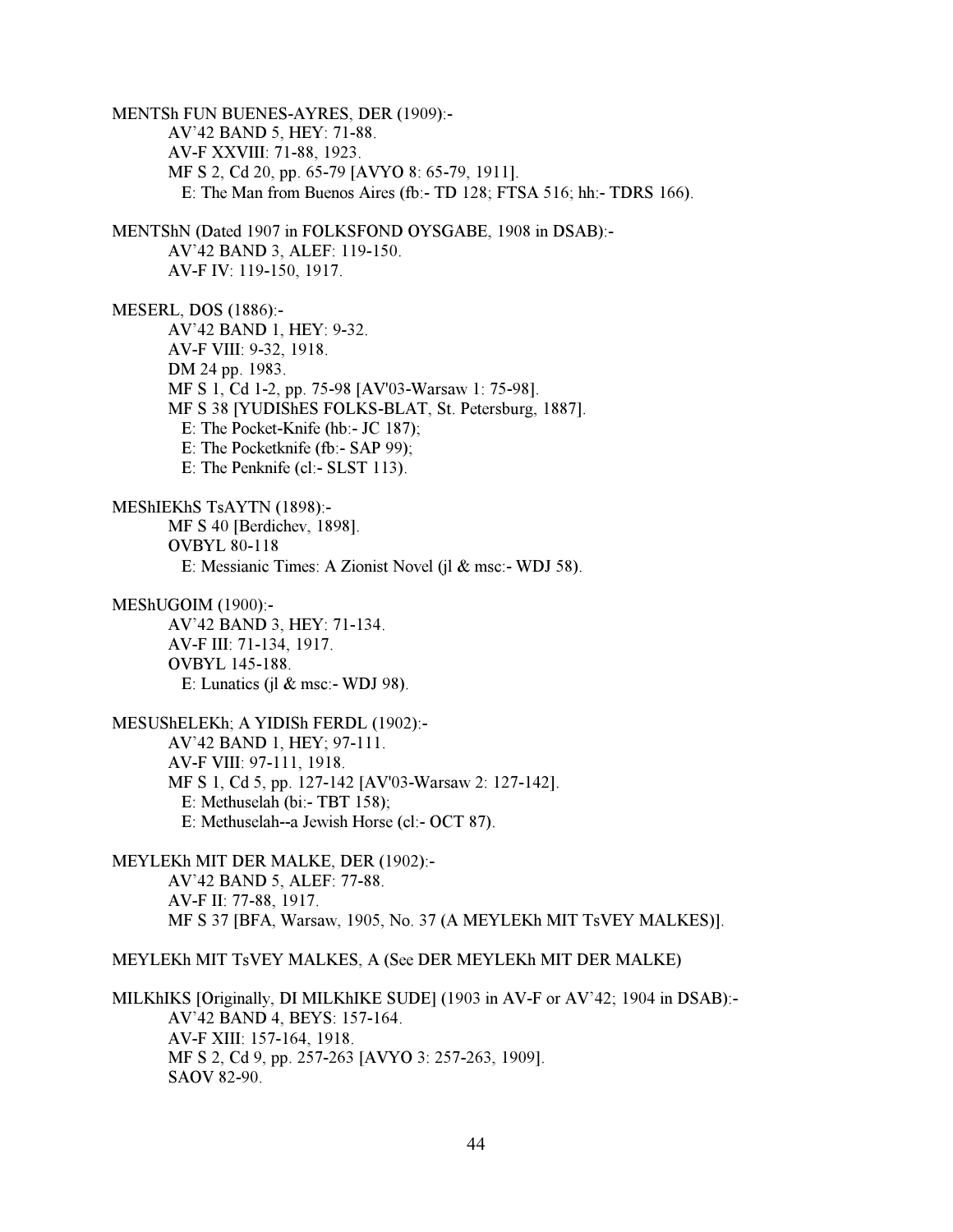MENTSh FUN BUENES-AYRES, DER (1909):-

AV'42 BAND 5, HEY: 71-88.
AV-F XXVIII: 71-88, 1923.
MF S 2, Cd 20, pp. 65-79 [AVYO 8: 65-79, 1911].
E: The Man from Buenos Aires (fb:- TD 128; FTSA 516; hh:- TDRS 166).

MENTShN (Dated 1907 in FOLKSFOND OYSGABE, 1908 in DSAB):-

AV'42 BAND 3, ALEF: 119-150.
AV-F IV: 119-150, 1917.

MESERL, DOS (1886):-

AV'42 BAND 1, HEY: 9-32.
AV-F VIII: 9-32, 1918.
DM 24 pp. 1983.
MF S 1, Cd 1-2, pp. 75-98 [AV'03-Warsaw 1: 75-98].
MF S 38 [YUDIShES FOLKS-BLAT, St. Petersburg, 1887].
E: The Pocket-Knife (hb:- JC 187);
E: The Pocketknife (fb:- SAP 99);
E: The Penknife (cl:- SLST 113).

MEShIEKhS TsAYTN (1898):-

MF S 40 [Berdichev, 1898].
OVBYL 80-118
E: Messianic Times: A Zionist Novel (jl & msc:- WDJ 58).

MEShUGOIM (1900):-

AV'42 BAND 3, HEY: 71-134.
AV-F III: 71-134, 1917.
OVBYL 145-188.
E: Lunatics (jl & msc:- WDJ 98).

MESUShELEKh; A YIDISh FERDL (1902):-

AV'42 BAND 1, HEY; 97-111.
AV-F VIII: 97-111, 1918.
MF S 1, Cd 5, pp. 127-142 [AV'03-Warsaw 2: 127-142].
E: Methuselah (bi:- TBT 158);
E: Methuselah--a Jewish Horse (cl:- OCT 87).

MEYLEKh MIT DER MALKE, DER (1902):-

AV'42 BAND 5, ALEF: 77-88.
AV-F II: 77-88, 1917.
MF S 37 [BFA, Warsaw, 1905, No. 37 (A MEYLEKh MIT TsVEY MALKES)].

MEYLEKh MIT TsVEY MALKES, A (See DER MEYLEKh MIT DER MALKE)

MILKhIKS [Originally, DI MILKhIKE SUDE] (1903 in AV-F or AV'42; 1904 in DSAB):-

AV'42 BAND 4, BEYS: 157-164.
AV-F XIII: 157-164, 1918.
MF S 2, Cd 9, pp. 257-263 [AVYO 3: 257-263, 1909].
SAOV 82-90.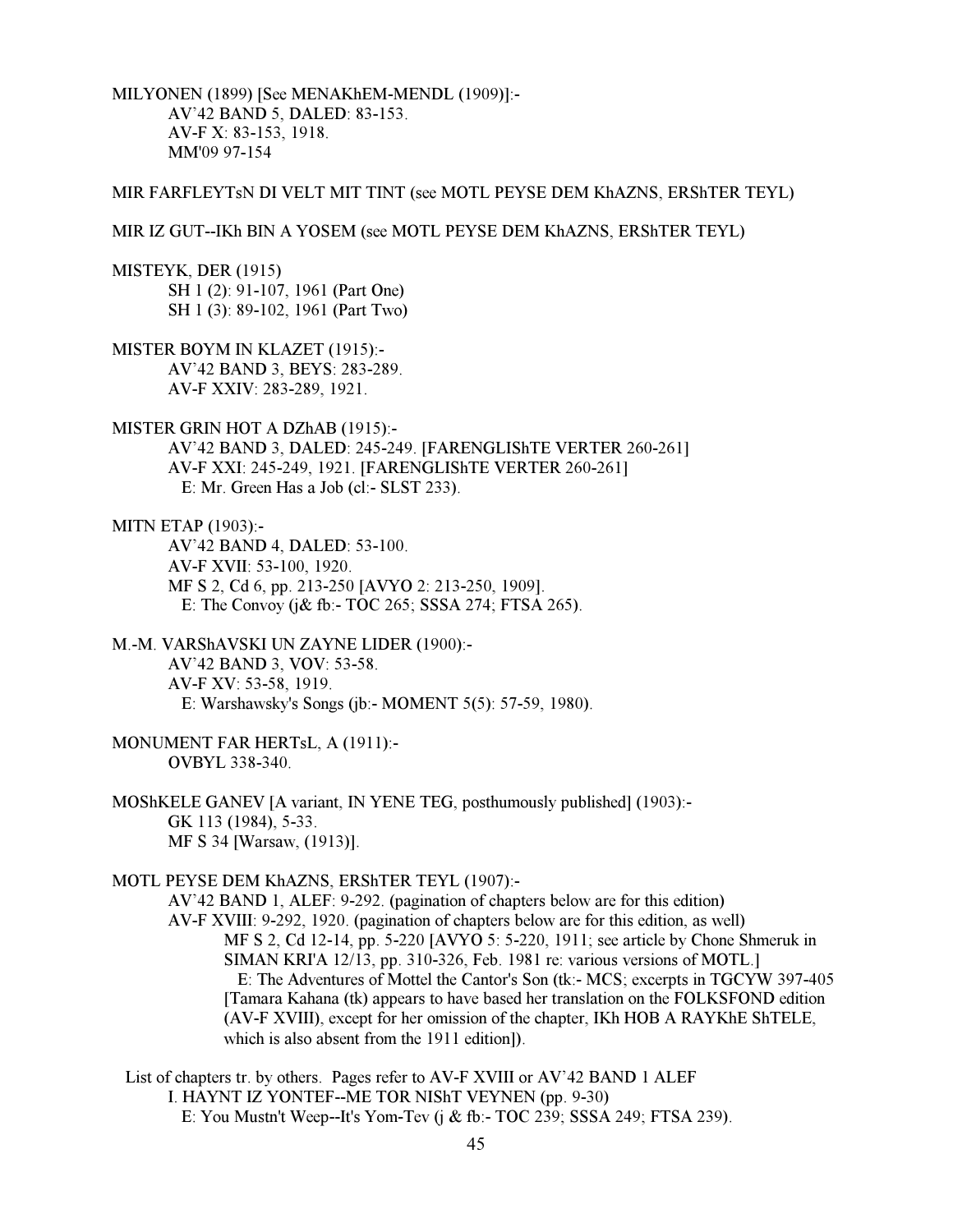MILYONEN (1899) [See MENAKhEM-MENDL (1909)]:-
AV'42 BAND 5, DALED: 83-153.
AV-F X: 83-153, 1918.
MM'09 97-154

MIR FARFLEYTsN DI VELT MIT TINT (see MOTL PEYSE DEM KhAZNS, ERShTER TEYL)

MIR IZ GUT--IKh BIN A YOSEM (see MOTL PEYSE DEM KhAZNS, ERShTER TEYL)

MISTEYK, DER (1915)
SH 1 (2): 91-107, 1961 (Part One)
SH 1 (3): 89-102, 1961 (Part Two)

MISTER BOYM IN KLAZET (1915):-
AV'42 BAND 3, BEYS: 283-289.
AV-F XXIV: 283-289, 1921.

MISTER GRIN HOT A DZhAB (1915):-
AV'42 BAND 3, DALED: 245-249. [FARENGLIShTE VERTER 260-261]
AV-F XXI: 245-249, 1921. [FARENGLIShTE VERTER 260-261]
E: Mr. Green Has a Job (cl:- SLST 233).

MITN ETAP (1903):-
AV'42 BAND 4, DALED: 53-100.
AV-F XVII: 53-100, 1920.
MF S 2, Cd 6, pp. 213-250 [AVYO 2: 213-250, 1909].
E: The Convoy (j& fb:- TOC 265; SSSA 274; FTSA 265).

M.-M. VARShAVSKI UN ZAYNE LIDER (1900):-
AV'42 BAND 3, VOV: 53-58.
AV-F XV: 53-58, 1919.
E: Warshawsky's Songs (jb:- MOMENT 5(5): 57-59, 1980).

MONUMENT FAR HERTsL, A (1911):-
OVBYL 338-340.

MOShKELE GANEV [A variant, IN YENE TEG, posthumously published] (1903):-
GK 113 (1984), 5-33.
MF S 34 [Warsaw, (1913)].

MOTL PEYSE DEM KhAZNS, ERShTER TEYL (1907):-
AV'42 BAND 1, ALEF: 9-292. (pagination of chapters below are for this edition)
AV-F XVIII: 9-292, 1920. (pagination of chapters below are for this edition, as well)
MF S 2, Cd 12-14, pp. 5-220 [AVYO 5: 5-220, 1911; see article by Chone Shmeruk in SIMAN KRI'A 12/13, pp. 310-326, Feb. 1981 re: various versions of MOTL.]
E: The Adventures of Mottel the Cantor's Son (tk:- MCS; excerpts in TGCYW 397-405 [Tamara Kahana (tk) appears to have based her translation on the FOLKSFOND edition (AV-F XVIII), except for her omission of the chapter, IKh HOB A RAYKhE ShTELE, which is also absent from the 1911 edition]).

List of chapters tr. by others. Pages refer to AV-F XVIII or AV'42 BAND 1 ALEF
I. HAYNT IZ YONTEF--ME TOR NIShT VEYNEN (pp. 9-30)
E: You Mustn't Weep--It's Yom-Tev (j & fb:- TOC 239; SSSA 249; FTSA 239).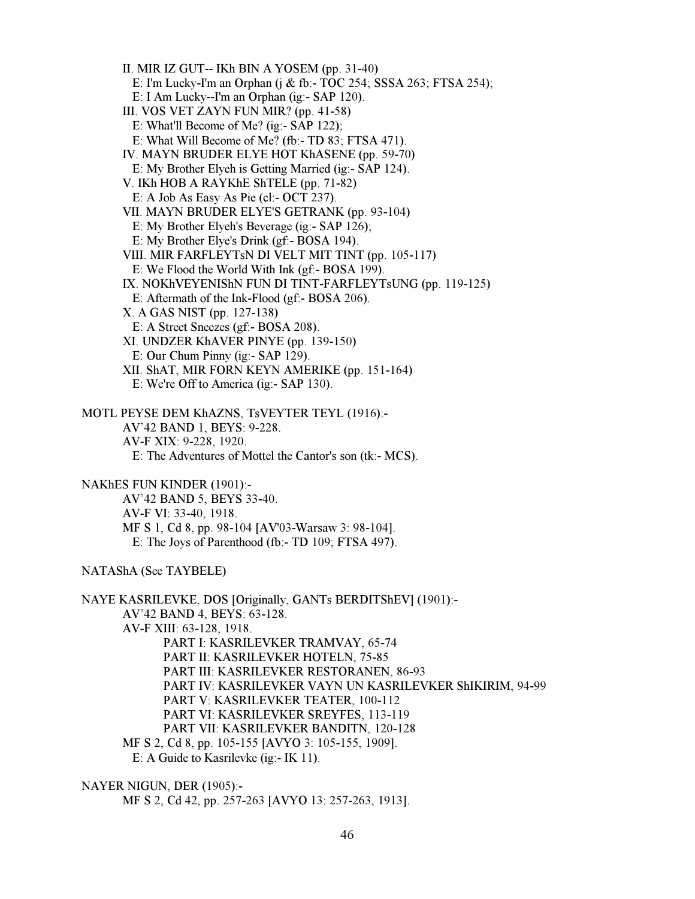II. MIR IZ GUT-- IKh BIN A YOSEM (pp. 31-40)
  E: I'm Lucky-I'm an Orphan (j & fb:- TOC 254; SSSA 263; FTSA 254);
  E: I Am Lucky--I'm an Orphan (ig:- SAP 120).
III. VOS VET ZAYN FUN MIR? (pp. 41-58)
  E: What'll Become of Me? (ig:- SAP 122);
  E: What Will Become of Me? (fb:- TD 83; FTSA 471).
IV. MAYN BRUDER ELYE HOT KhASENE (pp. 59-70)
  E: My Brother Elyeh is Getting Married (ig:- SAP 124).
V. IKh HOB A RAYKhE ShTELE (pp. 71-82)
  E: A Job As Easy As Pie (cl:- OCT 237).
VII. MAYN BRUDER ELYE'S GETRANK (pp. 93-104)
  E: My Brother Elyeh's Beverage (ig:- SAP 126);
  E: My Brother Elye's Drink (gf:- BOSA 194).
VIII. MIR FARFLEYTsN DI VELT MIT TINT (pp. 105-117)
  E: We Flood the World With Ink (gf:- BOSA 199).
IX. NOKhVEYENIShN FUN DI TINT-FARFLEYTsUNG (pp. 119-125)
  E: Aftermath of the Ink-Flood (gf:- BOSA 206).
X. A GAS NIST (pp. 127-138)
  E: A Street Sneezes (gf:- BOSA 208).
XI. UNDZER KhAVER PINYE (pp. 139-150)
  E: Our Chum Pinny (ig:- SAP 129).
XII. ShAT, MIR FORN KEYN AMERIKE (pp. 151-164)
  E: We're Off to America (ig:- SAP 130).

MOTL PEYSE DEM KhAZNS, TsVEYTER TEYL (1916):-
  AV'42 BAND 1, BEYS: 9-228.
  AV-F XIX: 9-228, 1920.
    E: The Adventures of Mottel the Cantor's son (tk:- MCS).

NAKhES FUN KINDER (1901):-
  AV'42 BAND 5, BEYS 33-40.
  AV-F VI: 33-40, 1918.
  MF S 1, Cd 8, pp. 98-104 [AV'03-Warsaw 3: 98-104].
    E: The Joys of Parenthood (fb:- TD 109; FTSA 497).

NATAShA (See TAYBELE)

NAYE KASRILEVKE, DOS [Originally, GANTs BERDITShEV] (1901):-
  AV'42 BAND 4, BEYS: 63-128.
  AV-F XIII: 63-128, 1918.
    PART I: KASRILEVKER TRAMVAY, 65-74
    PART II: KASRILEVKER HOTELN, 75-85
    PART III: KASRILEVKER RESTORANEN, 86-93
    PART IV: KASRILEVKER VAYN UN KASRILEVKER ShIKIRIM, 94-99
    PART V: KASRILEVKER TEATER, 100-112
    PART VI: KASRILEVKER SREYFES, 113-119
    PART VII: KASRILEVKER BANDITN, 120-128
  MF S 2, Cd 8, pp. 105-155 [AVYO 3: 105-155, 1909].
    E: A Guide to Kasrilevke (ig:- IK 11).

NAYER NIGUN, DER (1905):-
  MF S 2, Cd 42, pp. 257-263 [AVYO 13: 257-263, 1913].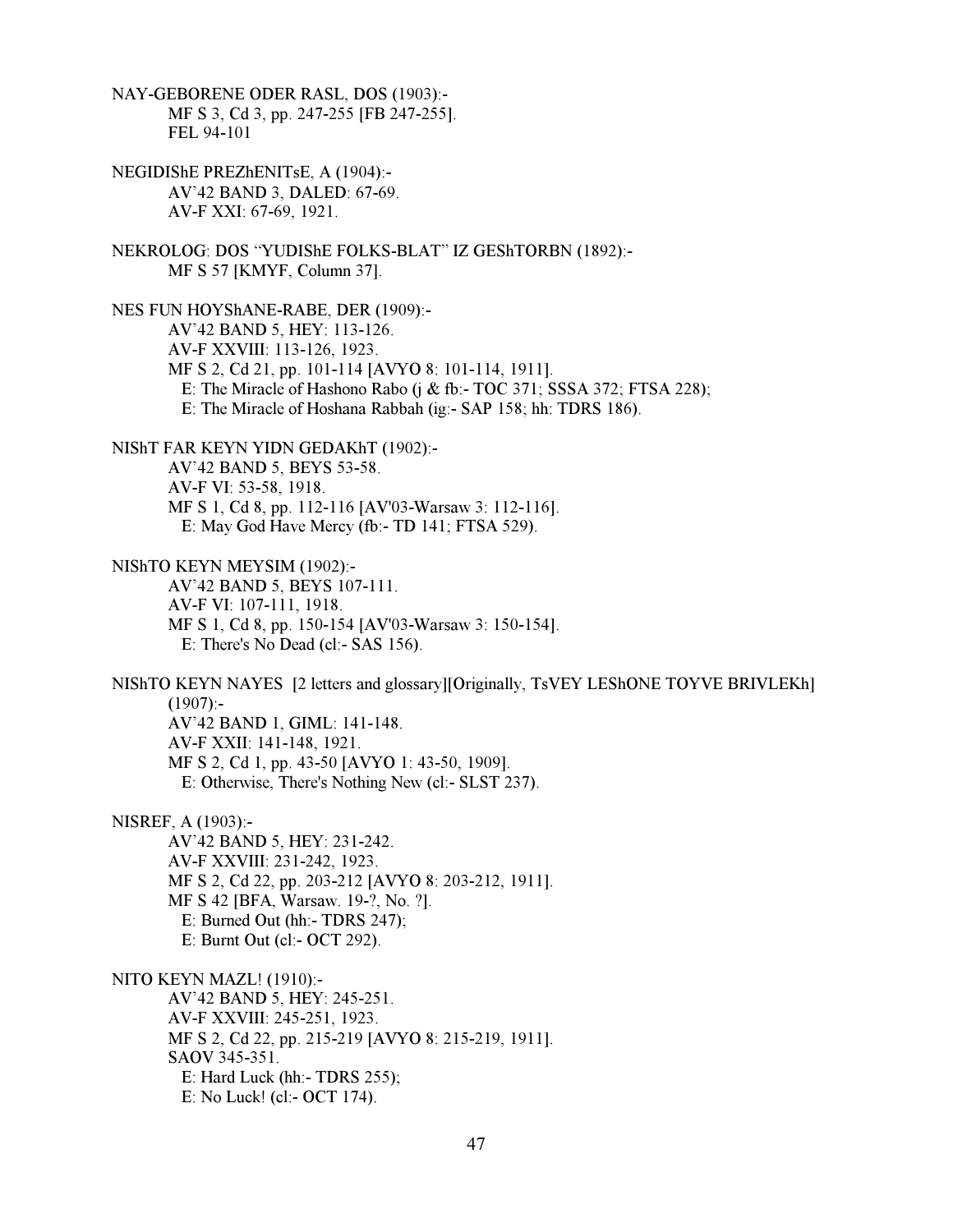NAY-GEBORENE ODER RASL, DOS (1903):-
    MF S 3, Cd 3, pp. 247-255 [FB 247-255].
    FEL 94-101

NEGIDIShE PREZhENITsE, A (1904):-
    AV'42 BAND 3, DALED: 67-69.
    AV-F XXI: 67-69, 1921.

NEKROLOG: DOS "YUDIShE FOLKS-BLAT" IZ GEShTORBN (1892):-
    MF S 57 [KMYF, Column 37].

NES FUN HOYShANE-RABE, DER (1909):-
    AV'42 BAND 5, HEY: 113-126.
    AV-F XXVIII: 113-126, 1923.
    MF S 2, Cd 21, pp. 101-114 [AVYO 8: 101-114, 1911].
      E: The Miracle of Hashono Rabo (j & fb:- TOC 371; SSSA 372; FTSA 228);
      E: The Miracle of Hoshana Rabbah (ig:- SAP 158; hh: TDRS 186).

NIShT FAR KEYN YIDN GEDAKhT (1902):-
    AV'42 BAND 5, BEYS 53-58.
    AV-F VI: 53-58, 1918.
    MF S 1, Cd 8, pp. 112-116 [AV'03-Warsaw 3: 112-116].
      E: May God Have Mercy (fb:- TD 141; FTSA 529).

NIShTO KEYN MEYSIM (1902):-
    AV'42 BAND 5, BEYS 107-111.
    AV-F VI: 107-111, 1918.
    MF S 1, Cd 8, pp. 150-154 [AV'03-Warsaw 3: 150-154].
      E: There's No Dead (cl:- SAS 156).

NIShTO KEYN NAYES [2 letters and glossary][Originally, TsVEY LEShONE TOYVE BRIVLEKh] (1907):-
    AV'42 BAND 1, GIML: 141-148.
    AV-F XXII: 141-148, 1921.
    MF S 2, Cd 1, pp. 43-50 [AVYO 1: 43-50, 1909].
      E: Otherwise, There's Nothing New (cl:- SLST 237).

NISREF, A (1903):-
    AV'42 BAND 5, HEY: 231-242.
    AV-F XXVIII: 231-242, 1923.
    MF S 2, Cd 22, pp. 203-212 [AVYO 8: 203-212, 1911].
    MF S 42 [BFA, Warsaw. 19-?, No. ?].
      E: Burned Out (hh:- TDRS 247);
      E: Burnt Out (cl:- OCT 292).

NITO KEYN MAZL! (1910):-
    AV'42 BAND 5, HEY: 245-251.
    AV-F XXVIII: 245-251, 1923.
    MF S 2, Cd 22, pp. 215-219 [AVYO 8: 215-219, 1911].
    SAOV 345-351.
      E: Hard Luck (hh:- TDRS 255);
      E: No Luck! (cl:- OCT 174).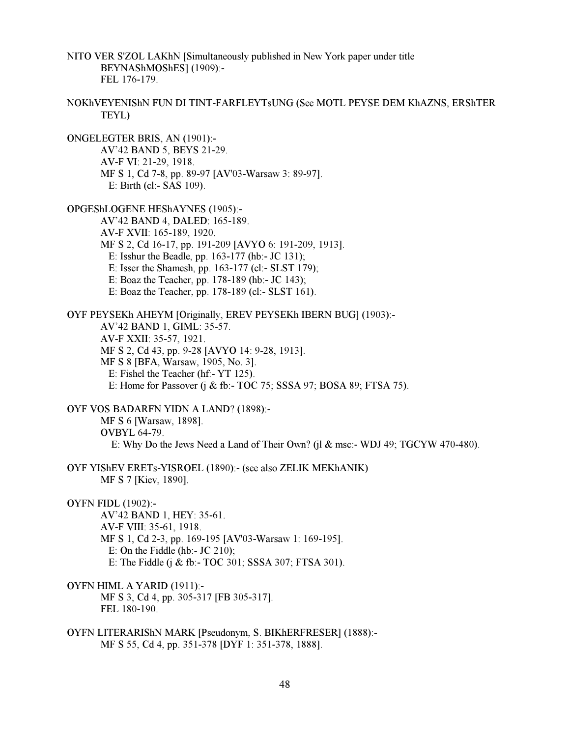NITO VER S'ZOL LAKhN [Simultaneously published in New York paper under title BEYNAShMOShES] (1909):-
    FEL 176-179.

NOKhVEYENIShN FUN DI TINT-FARFLEYTsUNG (See MOTL PEYSE DEM KhAZNS, ERShTER TEYL)

ONGELEGTER BRIS, AN (1901):-
    AV'42 BAND 5, BEYS 21-29.
    AV-F VI: 21-29, 1918.
    MF S 1, Cd 7-8, pp. 89-97 [AV'03-Warsaw 3: 89-97].
        E: Birth (cl:- SAS 109).

OPGEShLOGENE HEShAYNES (1905):-
    AV'42 BAND 4, DALED: 165-189.
    AV-F XVII: 165-189, 1920.
    MF S 2, Cd 16-17, pp. 191-209 [AVYO 6: 191-209, 1913].
        E: Isshur the Beadle, pp. 163-177 (hb:- JC 131);
        E: Isser the Shamesh, pp. 163-177 (cl:- SLST 179);
        E: Boaz the Teacher, pp. 178-189 (hb:- JC 143);
        E: Boaz the Teacher, pp. 178-189 (cl:- SLST 161).

OYF PEYSEKh AHEYM [Originally, EREV PEYSEKh IBERN BUG] (1903):-
    AV'42 BAND 1, GIML: 35-57.
    AV-F XXII: 35-57, 1921.
    MF S 2, Cd 43, pp. 9-28 [AVYO 14: 9-28, 1913].
    MF S 8 [BFA, Warsaw, 1905, No. 3].
        E: Fishel the Teacher (hf:- YT 125).
        E: Home for Passover (j & fb:- TOC 75; SSSA 97; BOSA 89; FTSA 75).

OYF VOS BADARFN YIDN A LAND? (1898):-
    MF S 6 [Warsaw, 1898].
    OVBYL 64-79.
        E: Why Do the Jews Need a Land of Their Own? (jl & msc:- WDJ 49; TGCYW 470-480).

OYF YIShEV ERETs-YISROEL (1890):- (see also ZELIK MEKhANIK)
    MF S 7 [Kiev, 1890].

OYFN FIDL (1902):-
    AV'42 BAND 1, HEY: 35-61.
    AV-F VIII: 35-61, 1918.
    MF S 1, Cd 2-3, pp. 169-195 [AV'03-Warsaw 1: 169-195].
        E: On the Fiddle (hb:- JC 210);
        E: The Fiddle (j & fb:- TOC 301; SSSA 307; FTSA 301).

OYFN HIML A YARID (1911):-
    MF S 3, Cd 4, pp. 305-317 [FB 305-317].
    FEL 180-190.

OYFN LITERARIShN MARK [Pseudonym, S. BIKhERFRESER] (1888):-
    MF S 55, Cd 4, pp. 351-378 [DYF 1: 351-378, 1888].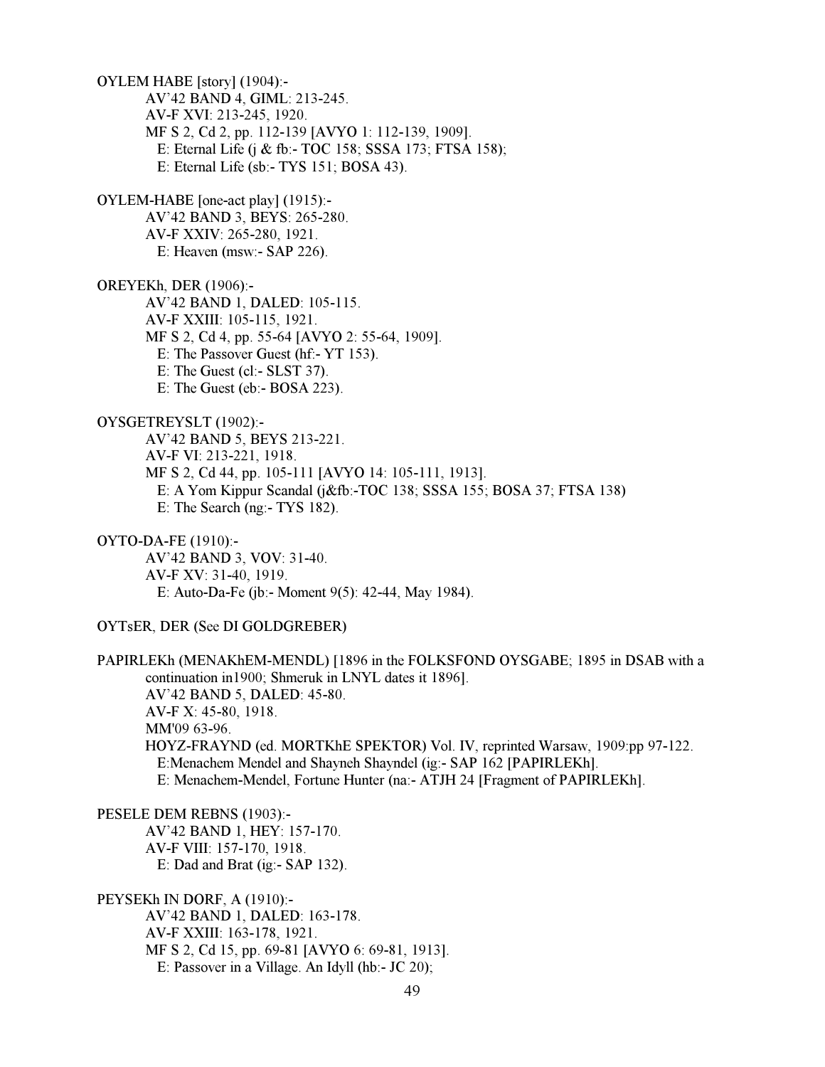OYLEM HABE [story] (1904):-

AV'42 BAND 4, GIML: 213-245.
AV-F XVI: 213-245, 1920.
MF S 2, Cd 2, pp. 112-139 [AVYO 1: 112-139, 1909].
  E: Eternal Life (j & fb:- TOC 158; SSSA 173; FTSA 158);
  E: Eternal Life (sb:- TYS 151; BOSA 43).

OYLEM-HABE [one-act play] (1915):-

AV'42 BAND 3, BEYS: 265-280.
AV-F XXIV: 265-280, 1921.
  E: Heaven (msw:- SAP 226).

OREYEKh, DER (1906):-

AV'42 BAND 1, DALED: 105-115.
AV-F XXIII: 105-115, 1921.
MF S 2, Cd 4, pp. 55-64 [AVYO 2: 55-64, 1909].
  E: The Passover Guest (hf:- YT 153).
  E: The Guest (cl:- SLST 37).
  E: The Guest (eb:- BOSA 223).

OYSGETREYSLT (1902):-

AV'42 BAND 5, BEYS 213-221.
AV-F VI: 213-221, 1918.
MF S 2, Cd 44, pp. 105-111 [AVYO 14: 105-111, 1913].
  E: A Yom Kippur Scandal (j&fb:-TOC 138; SSSA 155; BOSA 37; FTSA 138)
  E: The Search (ng:- TYS 182).

OYTO-DA-FE (1910):-

AV'42 BAND 3, VOV: 31-40.
AV-F XV: 31-40, 1919.
  E: Auto-Da-Fe (jb:- Moment 9(5): 42-44, May 1984).

OYTsER, DER (See DI GOLDGREBER)

PAPIRLEKh (MENAKhEM-MENDL) [1896 in the FOLKSFOND OYSGABE; 1895 in DSAB with a continuation in1900; Shmeruk in LNYL dates it 1896].

AV'42 BAND 5, DALED: 45-80.
AV-F X: 45-80, 1918.
MM'09 63-96.
HOYZ-FRAYND (ed. MORTKhE SPEKTOR) Vol. IV, reprinted Warsaw, 1909:pp 97-122.
  E:Menachem Mendel and Shayneh Shayndel (ig:- SAP 162 [PAPIRLEKh].
  E: Menachem-Mendel, Fortune Hunter (na:- ATJH 24 [Fragment of PAPIRLEKh].

PESELE DEM REBNS (1903):-

AV'42 BAND 1, HEY: 157-170.
AV-F VIII: 157-170, 1918.
  E: Dad and Brat (ig:- SAP 132).

PEYSEKh IN DORF, A (1910):-

AV'42 BAND 1, DALED: 163-178.
AV-F XXIII: 163-178, 1921.
MF S 2, Cd 15, pp. 69-81 [AVYO 6: 69-81, 1913].
  E: Passover in a Village. An Idyll (hb:- JC 20);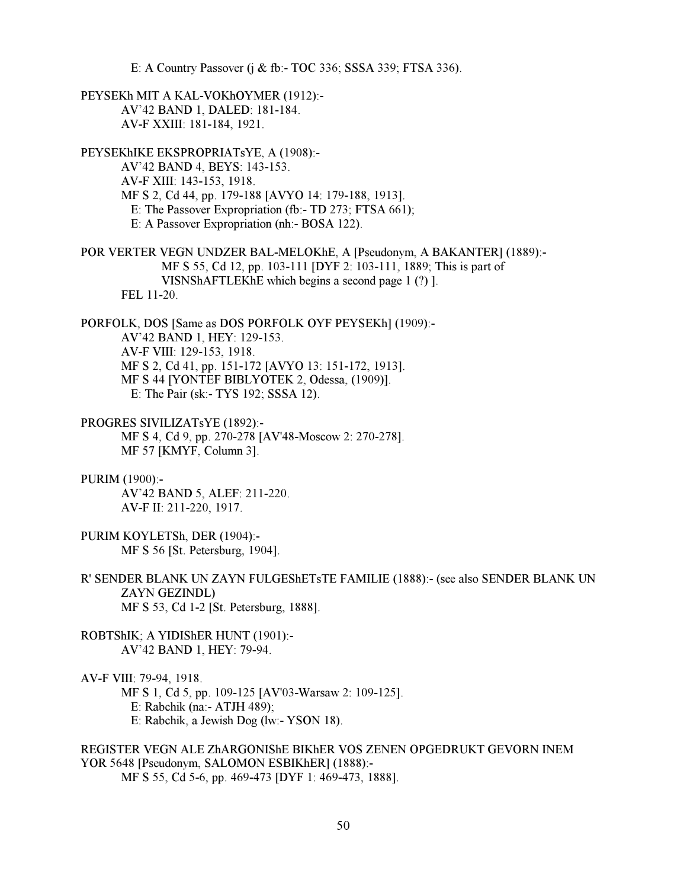E: A Country Passover (j & fb:- TOC 336; SSSA 339; FTSA 336).

PEYSEKh MIT A KAL-VOKhOYMER (1912):-
AV'42 BAND 1, DALED: 181-184.
AV-F XXIII: 181-184, 1921.

PEYSEKhIKE EKSPROPRIATsYE, A (1908):-
AV'42 BAND 4, BEYS: 143-153.
AV-F XIII: 143-153, 1918.
MF S 2, Cd 44, pp. 179-188 [AVYO 14: 179-188, 1913].
E: The Passover Expropriation (fb:- TD 273; FTSA 661);
E: A Passover Expropriation (nh:- BOSA 122).

POR VERTER VEGN UNDZER BAL-MELOKhE, A [Pseudonym, A BAKANTER] (1889):-
MF S 55, Cd 12, pp. 103-111 [DYF 2: 103-111, 1889; This is part of VISNShAFTLEKhE which begins a second page 1 (?) ].
FEL 11-20.

PORFOLK, DOS [Same as DOS PORFOLK OYF PEYSEKh] (1909):-
AV'42 BAND 1, HEY: 129-153.
AV-F VIII: 129-153, 1918.
MF S 2, Cd 41, pp. 151-172 [AVYO 13: 151-172, 1913].
MF S 44 [YONTEF BIBLYOTEK 2, Odessa, (1909)].
E: The Pair (sk:- TYS 192; SSSA 12).

PROGRES SIVILIZATsYE (1892):-
MF S 4, Cd 9, pp. 270-278 [AV'48-Moscow 2: 270-278].
MF 57 [KMYF, Column 3].

PURIM (1900):-
AV'42 BAND 5, ALEF: 211-220.
AV-F II: 211-220, 1917.

PURIM KOYLETSh, DER (1904):-
MF S 56 [St. Petersburg, 1904].

R' SENDER BLANK UN ZAYN FULGEShETsTE FAMILIE (1888):- (see also SENDER BLANK UN ZAYN GEZINDL)
MF S 53, Cd 1-2 [St. Petersburg, 1888].

ROBTShIK; A YIDIShER HUNT (1901):-
AV'42 BAND 1, HEY: 79-94.

AV-F VIII: 79-94, 1918.
MF S 1, Cd 5, pp. 109-125 [AV'03-Warsaw 2: 109-125].
E: Rabchik (na:- ATJH 489);
E: Rabchik, a Jewish Dog (lw:- YSON 18).

REGISTER VEGN ALE ZhARGONIShE BIKhER VOS ZENEN OPGEDRUKT GEVORN INEM YOR 5648 [Pseudonym, SALOMON ESBIKhER] (1888):-
MF S 55, Cd 5-6, pp. 469-473 [DYF 1: 469-473, 1888].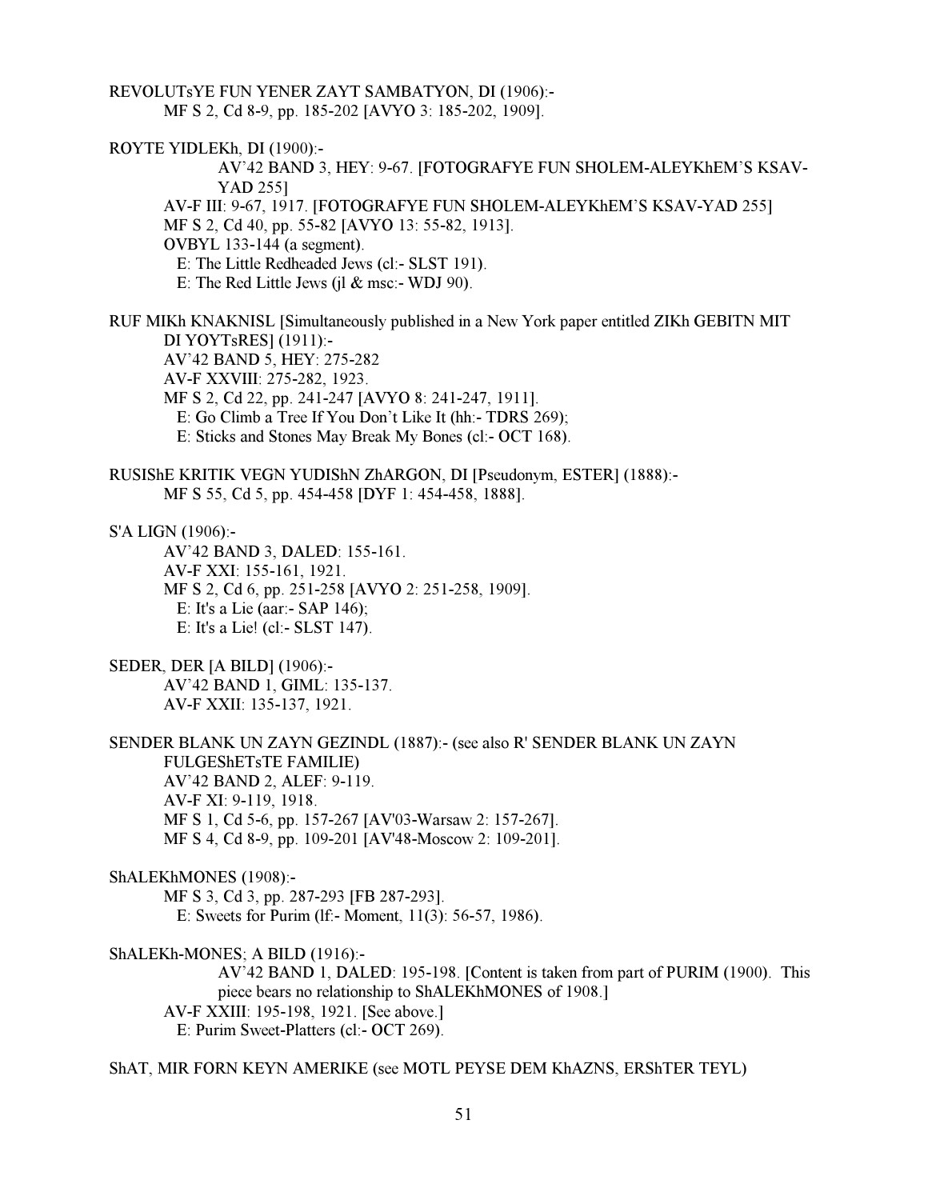REVOLUTsYE FUN YENER ZAYT SAMBATYON, DI (1906):-
MF S 2, Cd 8-9, pp. 185-202 [AVYO 3: 185-202, 1909].

ROYTE YIDLEKh, DI (1900):-
AV'42 BAND 3, HEY: 9-67. [FOTOGRAFYE FUN SHOLEM-ALEYKhEM'S KSAV-YAD 255]
AV-F III: 9-67, 1917. [FOTOGRAFYE FUN SHOLEM-ALEYKhEM'S KSAV-YAD 255]
MF S 2, Cd 40, pp. 55-82 [AVYO 13: 55-82, 1913].
OVBYL 133-144 (a segment).
E: The Little Redheaded Jews (cl:- SLST 191).
E: The Red Little Jews (jl & msc:- WDJ 90).

RUF MIKh KNAKNISL [Simultaneously published in a New York paper entitled ZIKh GEBITN MIT DI YOYTsRES] (1911):-
AV'42 BAND 5, HEY: 275-282
AV-F XXVIII: 275-282, 1923.
MF S 2, Cd 22, pp. 241-247 [AVYO 8: 241-247, 1911].
E: Go Climb a Tree If You Don't Like It (hh:- TDRS 269);
E: Sticks and Stones May Break My Bones (cl:- OCT 168).

RUSIShE KRITIK VEGN YUDIShN ZhARGON, DI [Pseudonym, ESTER] (1888):-
MF S 55, Cd 5, pp. 454-458 [DYF 1: 454-458, 1888].

S'A LIGN (1906):-
AV'42 BAND 3, DALED: 155-161.
AV-F XXI: 155-161, 1921.
MF S 2, Cd 6, pp. 251-258 [AVYO 2: 251-258, 1909].
E: It's a Lie (aar:- SAP 146);
E: It's a Lie! (cl:- SLST 147).

SEDER, DER [A BILD] (1906):-
AV'42 BAND 1, GIML: 135-137.
AV-F XXII: 135-137, 1921.

SENDER BLANK UN ZAYN GEZINDL (1887):- (see also R' SENDER BLANK UN ZAYN FULGEShETsTE FAMILIE)
AV'42 BAND 2, ALEF: 9-119.
AV-F XI: 9-119, 1918.
MF S 1, Cd 5-6, pp. 157-267 [AV'03-Warsaw 2: 157-267].
MF S 4, Cd 8-9, pp. 109-201 [AV'48-Moscow 2: 109-201].

ShALEKhMONES (1908):-
MF S 3, Cd 3, pp. 287-293 [FB 287-293].
E: Sweets for Purim (lf:- Moment, 11(3): 56-57, 1986).

ShALEKh-MONES; A BILD (1916):-
AV'42 BAND 1, DALED: 195-198. [Content is taken from part of PURIM (1900). This piece bears no relationship to ShALEKhMONES of 1908.]
AV-F XXIII: 195-198, 1921. [See above.]
E: Purim Sweet-Platters (cl:- OCT 269).

ShAT, MIR FORN KEYN AMERIKE (see MOTL PEYSE DEM KhAZNS, ERShTER TEYL)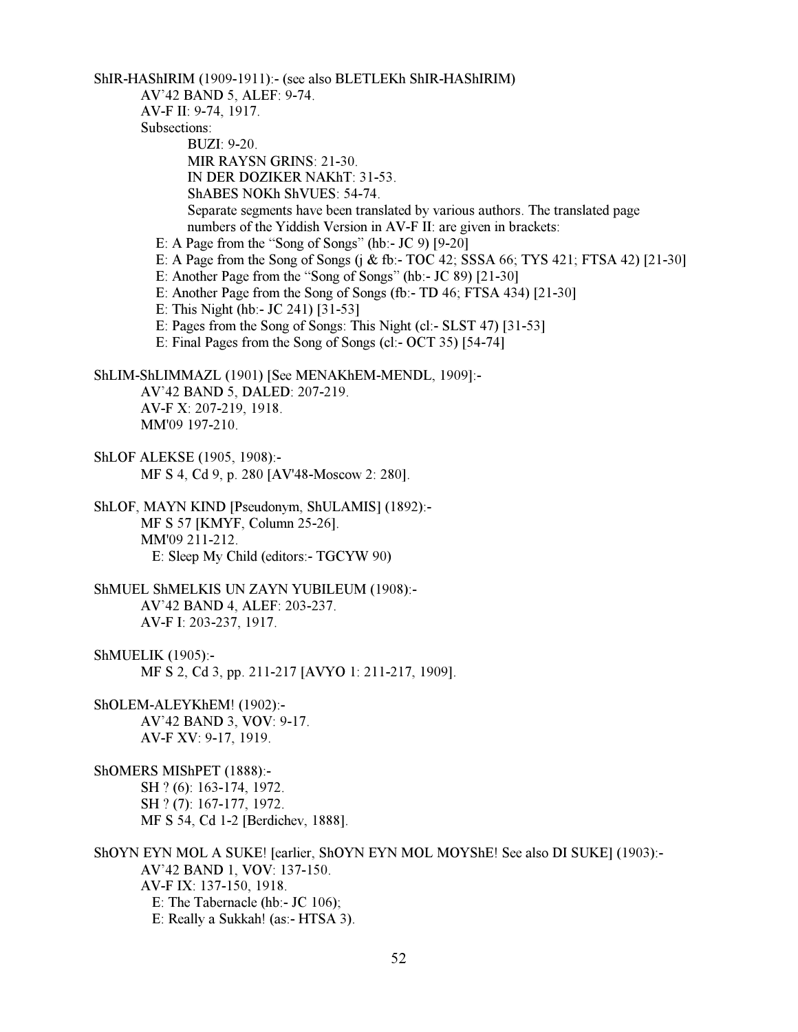ShIR-HAShIRIM (1909-1911):- (see also BLETLEKh ShIR-HAShIRIM)

AV'42 BAND 5, ALEF: 9-74.
AV-F II: 9-74, 1917.
Subsections:

BUZI: 9-20.
MIR RAYSN GRINS: 21-30.
IN DER DOZIKER NAKhT: 31-53.
ShABES NOKh ShVUES: 54-74.
Separate segments have been translated by various authors. The translated page numbers of the Yiddish Version in AV-F II: are given in brackets:

E: A Page from the "Song of Songs" (hb:- JC 9) [9-20]
E: A Page from the Song of Songs (j & fb:- TOC 42; SSSA 66; TYS 421; FTSA 42) [21-30]
E: Another Page from the "Song of Songs" (hb:- JC 89) [21-30]
E: Another Page from the Song of Songs (fb:- TD 46; FTSA 434) [21-30]
E: This Night (hb:- JC 241) [31-53]
E: Pages from the Song of Songs: This Night (cl:- SLST 47) [31-53]
E: Final Pages from the Song of Songs (cl:- OCT 35) [54-74]

ShLIM-ShLIMMAZL (1901) [See MENAKhEM-MENDL, 1909]:-

AV'42 BAND 5, DALED: 207-219.
AV-F X: 207-219, 1918.
MM'09 197-210.

ShLOF ALEKSE (1905, 1908):-

MF S 4, Cd 9, p. 280 [AV'48-Moscow 2: 280].

ShLOF, MAYN KIND [Pseudonym, ShULAMIS] (1892):-

MF S 57 [KMYF, Column 25-26].
MM'09 211-212.
E: Sleep My Child (editors:- TGCYW 90)

ShMUEL ShMELKIS UN ZAYN YUBILEUM (1908):-

AV'42 BAND 4, ALEF: 203-237.
AV-F I: 203-237, 1917.

ShMUELIK (1905):-

MF S 2, Cd 3, pp. 211-217 [AVYO 1: 211-217, 1909].

ShOLEM-ALEYKhEM! (1902):-

AV'42 BAND 3, VOV: 9-17.
AV-F XV: 9-17, 1919.

ShOMERS MIShPET (1888):-

SH ? (6): 163-174, 1972.
SH ? (7): 167-177, 1972.
MF S 54, Cd 1-2 [Berdichev, 1888].

ShOYN EYN MOL A SUKE! [earlier, ShOYN EYN MOL MOYShE! See also DI SUKE] (1903):-

AV'42 BAND 1, VOV: 137-150.
AV-F IX: 137-150, 1918.
E: The Tabernacle (hb:- JC 106);
E: Really a Sukkah! (as:- HTSA 3).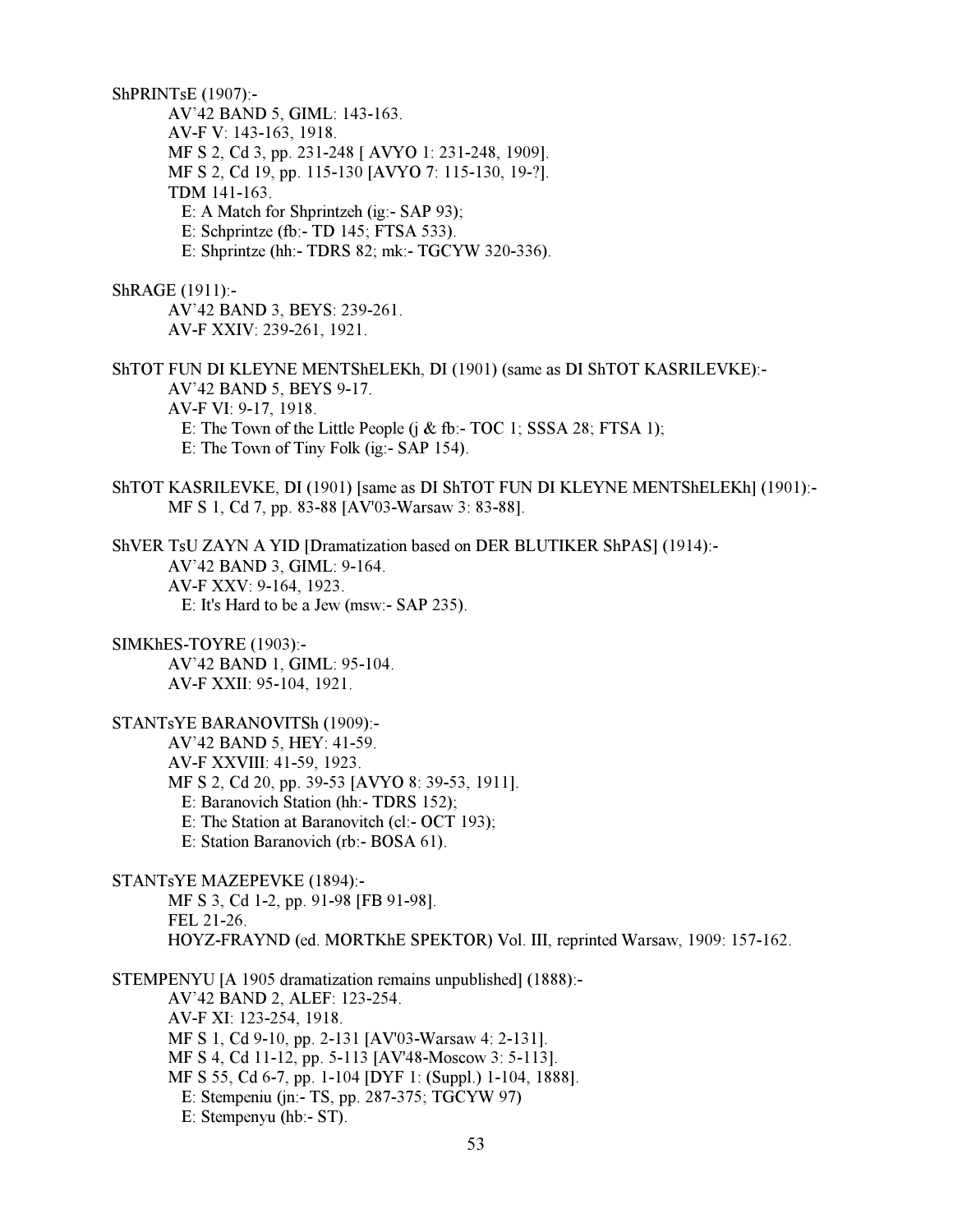ShPRINTsE (1907):-

AV'42 BAND 5, GIML: 143-163.
AV-F V: 143-163, 1918.
MF S 2, Cd 3, pp. 231-248 [ AVYO 1: 231-248, 1909].
MF S 2, Cd 19, pp. 115-130 [AVYO 7: 115-130, 19-?].
TDM 141-163.
E: A Match for Shprintzeh (ig:- SAP 93);
E: Schprintze (fb:- TD 145; FTSA 533).
E: Shprintze (hh:- TDRS 82; mk:- TGCYW 320-336).

ShRAGE (1911):-

AV'42 BAND 3, BEYS: 239-261.
AV-F XXIV: 239-261, 1921.

ShTOT FUN DI KLEYNE MENTShELEKh, DI (1901) (same as DI ShTOT KASRILEVKE):-

AV'42 BAND 5, BEYS 9-17.
AV-F VI: 9-17, 1918.
E: The Town of the Little People (j & fb:- TOC 1; SSSA 28; FTSA 1);
E: The Town of Tiny Folk (ig:- SAP 154).

ShTOT KASRILEVKE, DI (1901) [same as DI ShTOT FUN DI KLEYNE MENTShELEKh] (1901):-

MF S 1, Cd 7, pp. 83-88 [AV'03-Warsaw 3: 83-88].

ShVER TsU ZAYN A YID [Dramatization based on DER BLUTIKER ShPAS] (1914):-

AV'42 BAND 3, GIML: 9-164.
AV-F XXV: 9-164, 1923.
E: It's Hard to be a Jew (msw:- SAP 235).

SIMKhES-TOYRE (1903):-

AV'42 BAND 1, GIML: 95-104.
AV-F XXII: 95-104, 1921.

STANTsYE BARANOVITSh (1909):-

AV'42 BAND 5, HEY: 41-59.
AV-F XXVIII: 41-59, 1923.
MF S 2, Cd 20, pp. 39-53 [AVYO 8: 39-53, 1911].
E: Baranovich Station (hh:- TDRS 152);
E: The Station at Baranovitch (cl:- OCT 193);
E: Station Baranovich (rb:- BOSA 61).

STANTsYE MAZEPEVKE (1894):-

MF S 3, Cd 1-2, pp. 91-98 [FB 91-98].
FEL 21-26.
HOYZ-FRAYND (ed. MORTKhE SPEKTOR) Vol. III, reprinted Warsaw, 1909: 157-162.

STEMPENYU [A 1905 dramatization remains unpublished] (1888):-

AV'42 BAND 2, ALEF: 123-254.
AV-F XI: 123-254, 1918.
MF S 1, Cd 9-10, pp. 2-131 [AV'03-Warsaw 4: 2-131].
MF S 4, Cd 11-12, pp. 5-113 [AV'48-Moscow 3: 5-113].
MF S 55, Cd 6-7, pp. 1-104 [DYF 1: (Suppl.) 1-104, 1888].
E: Stempeniu (jn:- TS, pp. 287-375; TGCYW 97)
E: Stempenyu (hb:- ST).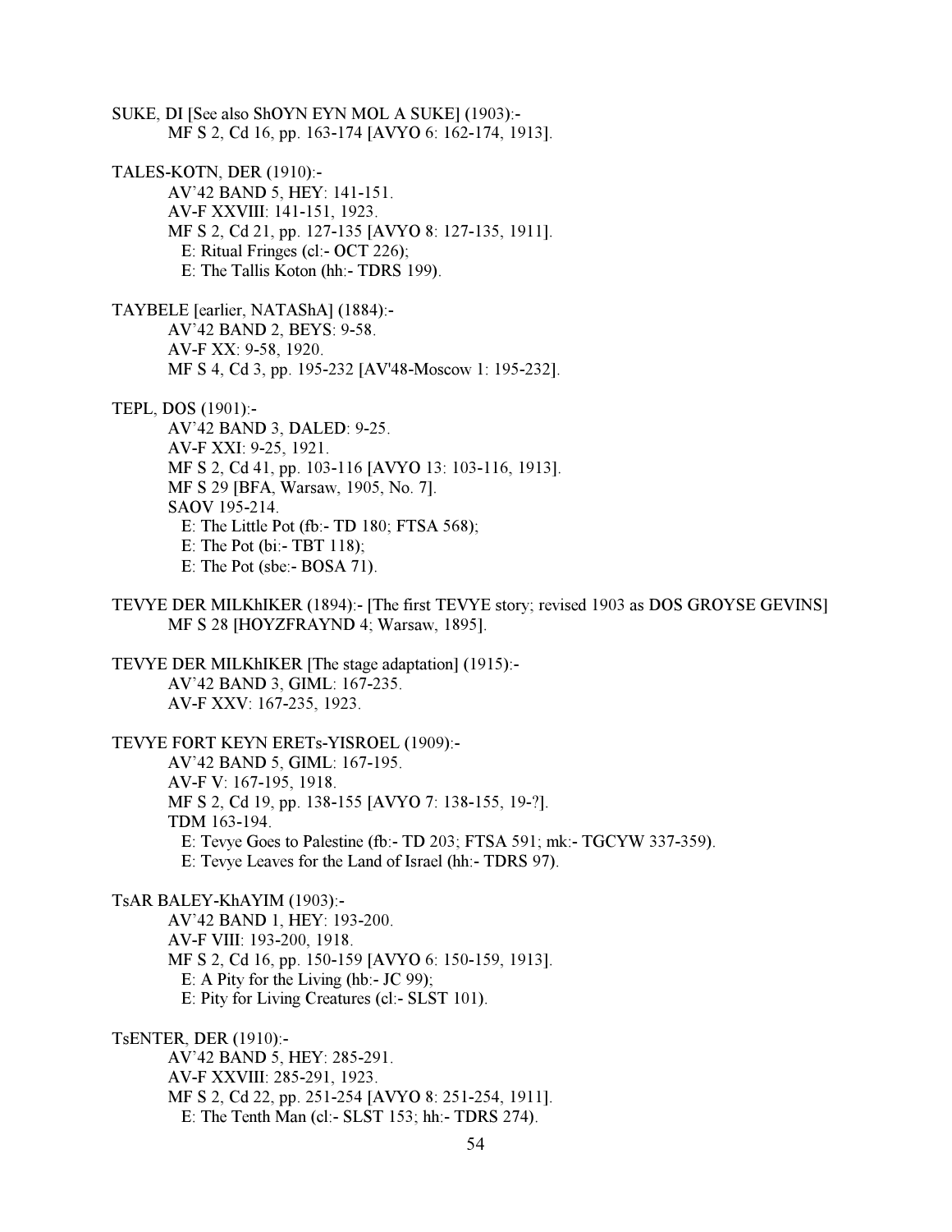SUKE, DI [See also ShOYN EYN MOL A SUKE] (1903):-
    MF S 2, Cd 16, pp. 163-174 [AVYO 6: 162-174, 1913].

TALES-KOTN, DER (1910):-
    AV'42 BAND 5, HEY: 141-151.
    AV-F XXVIII: 141-151, 1923.
    MF S 2, Cd 21, pp. 127-135 [AVYO 8: 127-135, 1911].
      E: Ritual Fringes (cl:- OCT 226);
      E: The Tallis Koton (hh:- TDRS 199).

TAYBELE [earlier, NATAShA] (1884):-
    AV'42 BAND 2, BEYS: 9-58.
    AV-F XX: 9-58, 1920.
    MF S 4, Cd 3, pp. 195-232 [AV'48-Moscow 1: 195-232].

TEPL, DOS (1901):-
    AV'42 BAND 3, DALED: 9-25.
    AV-F XXI: 9-25, 1921.
    MF S 2, Cd 41, pp. 103-116 [AVYO 13: 103-116, 1913].
    MF S 29 [BFA, Warsaw, 1905, No. 7].
    SAOV 195-214.
      E: The Little Pot (fb:- TD 180; FTSA 568);
      E: The Pot (bi:- TBT 118);
      E: The Pot (sbe:- BOSA 71).

TEVYE DER MILKhIKER (1894):- [The first TEVYE story; revised 1903 as DOS GROYSE GEVINS]
    MF S 28 [HOYZFRAYND 4; Warsaw, 1895].

TEVYE DER MILKhIKER [The stage adaptation] (1915):-
    AV'42 BAND 3, GIML: 167-235.
    AV-F XXV: 167-235, 1923.

TEVYE FORT KEYN ERETs-YISROEL (1909):-
    AV'42 BAND 5, GIML: 167-195.
    AV-F V: 167-195, 1918.
    MF S 2, Cd 19, pp. 138-155 [AVYO 7: 138-155, 19-?].
    TDM 163-194.
      E: Tevye Goes to Palestine (fb:- TD 203; FTSA 591; mk:- TGCYW 337-359).
      E: Tevye Leaves for the Land of Israel (hh:- TDRS 97).

TsAR BALEY-KhAYIM (1903):-
    AV'42 BAND 1, HEY: 193-200.
    AV-F VIII: 193-200, 1918.
    MF S 2, Cd 16, pp. 150-159 [AVYO 6: 150-159, 1913].
      E: A Pity for the Living (hb:- JC 99);
      E: Pity for Living Creatures (cl:- SLST 101).

TsENTER, DER (1910):-
    AV'42 BAND 5, HEY: 285-291.
    AV-F XXVIII: 285-291, 1923.
    MF S 2, Cd 22, pp. 251-254 [AVYO 8: 251-254, 1911].
      E: The Tenth Man (cl:- SLST 153; hh:- TDRS 274).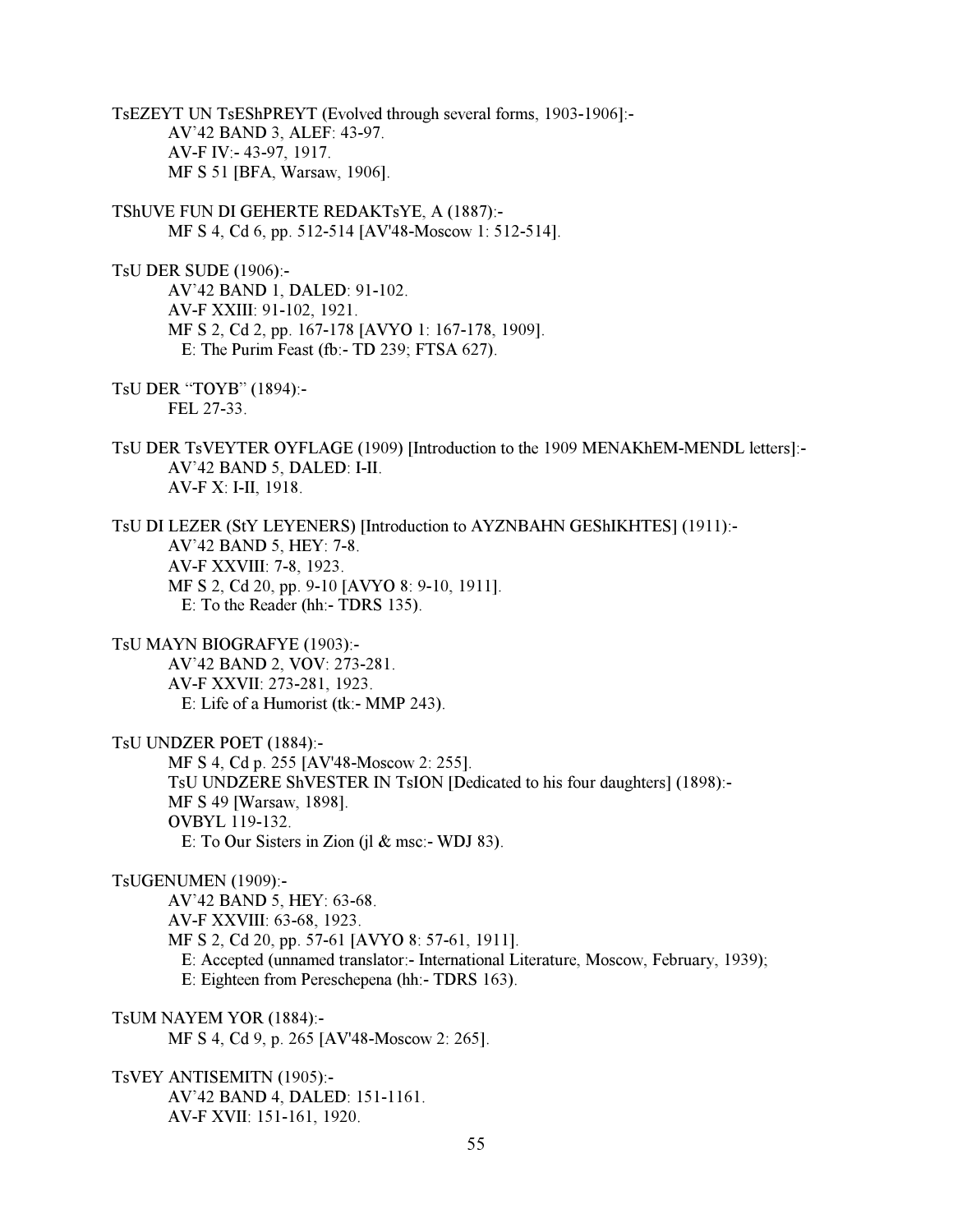TsEZEYT UN TsEShPREYT (Evolved through several forms, 1903-1906]:-
AV'42 BAND 3, ALEF: 43-97.
AV-F IV:- 43-97, 1917.
MF S 51 [BFA, Warsaw, 1906].

TShUVE FUN DI GEHERTE REDAKTsYE, A (1887):-
MF S 4, Cd 6, pp. 512-514 [AV'48-Moscow 1: 512-514].

TsU DER SUDE (1906):-
AV'42 BAND 1, DALED: 91-102.
AV-F XXIII: 91-102, 1921.
MF S 2, Cd 2, pp. 167-178 [AVYO 1: 167-178, 1909].
E: The Purim Feast (fb:- TD 239; FTSA 627).

TsU DER "TOYB" (1894):-
FEL 27-33.

TsU DER TsVEYTER OYFLAGE (1909) [Introduction to the 1909 MENAKhEM-MENDL letters]:-
AV'42 BAND 5, DALED: I-II.
AV-F X: I-II, 1918.

TsU DI LEZER (StY LEYENERS) [Introduction to AYZNBAHN GEShIKHTES] (1911):-
AV'42 BAND 5, HEY: 7-8.
AV-F XXVIII: 7-8, 1923.
MF S 2, Cd 20, pp. 9-10 [AVYO 8: 9-10, 1911].
E: To the Reader (hh:- TDRS 135).

TsU MAYN BIOGRAFYE (1903):-
AV'42 BAND 2, VOV: 273-281.
AV-F XXVII: 273-281, 1923.
E: Life of a Humorist (tk:- MMP 243).

TsU UNDZER POET (1884):-
MF S 4, Cd p. 255 [AV'48-Moscow 2: 255].
TsU UNDZERE ShVESTER IN TsION [Dedicated to his four daughters] (1898):-
MF S 49 [Warsaw, 1898].
OVBYL 119-132.
E: To Our Sisters in Zion (jl & msc:- WDJ 83).

TsUGENUMEN (1909):-
AV'42 BAND 5, HEY: 63-68.
AV-F XXVIII: 63-68, 1923.
MF S 2, Cd 20, pp. 57-61 [AVYO 8: 57-61, 1911].
E: Accepted (unnamed translator:- International Literature, Moscow, February, 1939);
E: Eighteen from Pereschepena (hh:- TDRS 163).

TsUM NAYEM YOR (1884):-
MF S 4, Cd 9, p. 265 [AV'48-Moscow 2: 265].

TsVEY ANTISEMITN (1905):-
AV'42 BAND 4, DALED: 151-1161.
AV-F XVII: 151-161, 1920.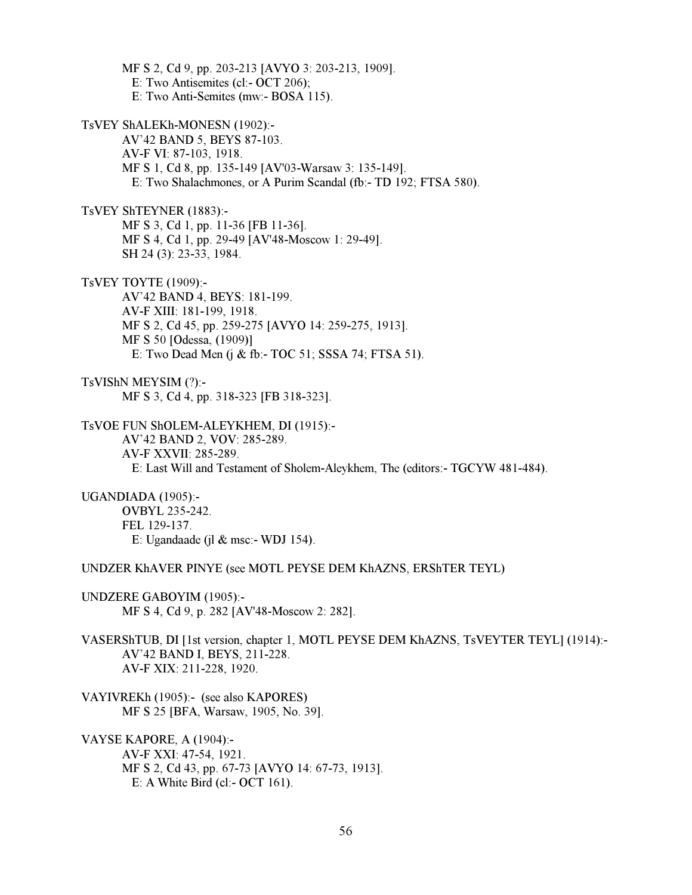MF S 2, Cd 9, pp. 203-213 [AVYO 3: 203-213, 1909].
E: Two Antisemites (cl:- OCT 206);
E: Two Anti-Semites (mw:- BOSA 115).

TsVEY ShALEKh-MONESN (1902):-
AV'42 BAND 5, BEYS 87-103.
AV-F VI: 87-103, 1918.
MF S 1, Cd 8, pp. 135-149 [AV'03-Warsaw 3: 135-149].
E: Two Shalachmones, or A Purim Scandal (fb:- TD 192; FTSA 580).

TsVEY ShTEYNER (1883):-
MF S 3, Cd 1, pp. 11-36 [FB 11-36].
MF S 4, Cd 1, pp. 29-49 [AV'48-Moscow 1: 29-49].
SH 24 (3): 23-33, 1984.

TsVEY TOYTE (1909):-
AV'42 BAND 4, BEYS: 181-199.
AV-F XIII: 181-199, 1918.
MF S 2, Cd 45, pp. 259-275 [AVYO 14: 259-275, 1913].
MF S 50 [Odessa, (1909)]
E: Two Dead Men (j & fb:- TOC 51; SSSA 74; FTSA 51).

TsVIShN MEYSIM (?):-
MF S 3, Cd 4, pp. 318-323 [FB 318-323].

TsVOE FUN ShOLEM-ALEYKHEM, DI (1915):-
AV'42 BAND 2, VOV: 285-289.
AV-F XXVII: 285-289.
E: Last Will and Testament of Sholem-Aleykhem, The (editors:- TGCYW 481-484).

UGANDIADA (1905):-
OVBYL 235-242.
FEL 129-137.
E: Ugandaade (jl & msc:- WDJ 154).

UNDZER KhAVER PINYE (see MOTL PEYSE DEM KhAZNS, ERShTER TEYL)

UNDZERE GABOYIM (1905):-
MF S 4, Cd 9, p. 282 [AV'48-Moscow 2: 282].

VASERShTUB, DI [1st version, chapter 1, MOTL PEYSE DEM KhAZNS, TsVEYTER TEYL] (1914):-
AV'42 BAND I, BEYS, 211-228.
AV-F XIX: 211-228, 1920.

VAYIVREKh (1905):- (see also KAPORES)
MF S 25 [BFA, Warsaw, 1905, No. 39].

VAYSE KAPORE, A (1904):-
AV-F XXI: 47-54, 1921.
MF S 2, Cd 43, pp. 67-73 [AVYO 14: 67-73, 1913].
E: A White Bird (cl:- OCT 161).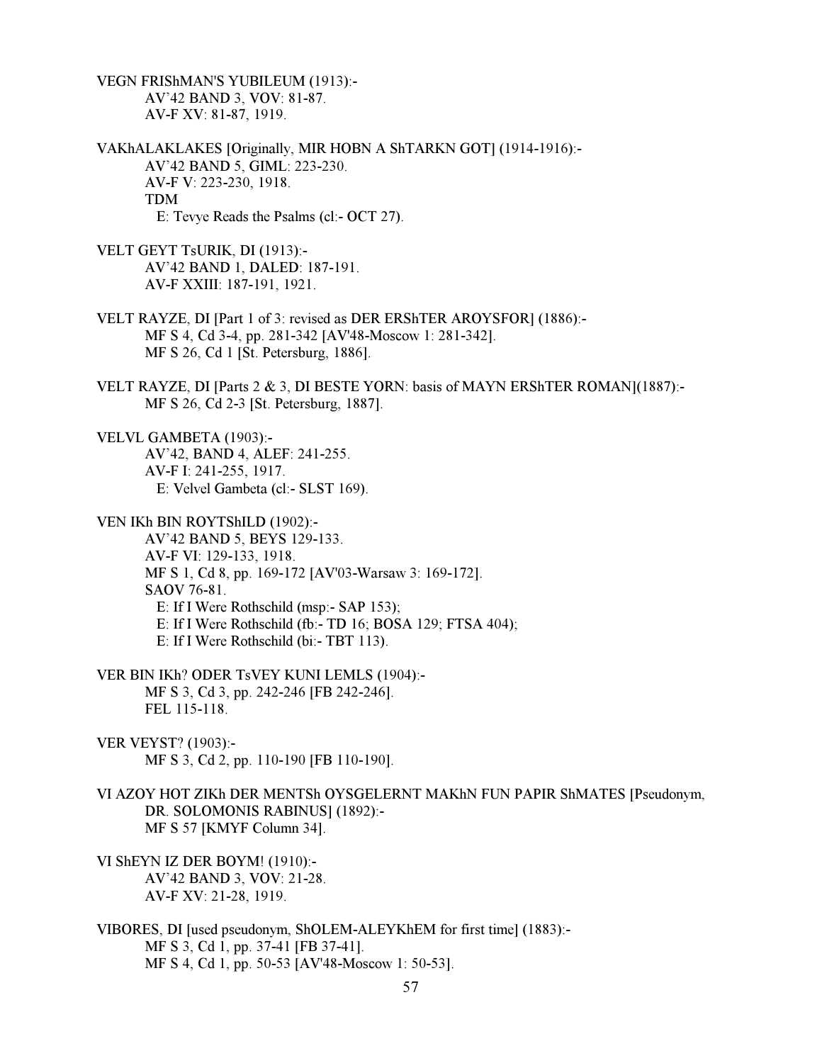VEGN FRIShMAN'S YUBILEUM (1913):-
    AV'42 BAND 3, VOV: 81-87.
    AV-F XV: 81-87, 1919.

VAKhALAKLAKES [Originally, MIR HOBN A ShTARKN GOT] (1914-1916):-
    AV'42 BAND 5, GIML: 223-230.
    AV-F V: 223-230, 1918.
    TDM
        E: Tevye Reads the Psalms (cl:- OCT 27).

VELT GEYT TsURIK, DI (1913):-
    AV'42 BAND 1, DALED: 187-191.
    AV-F XXIII: 187-191, 1921.

VELT RAYZE, DI [Part 1 of 3: revised as DER ERShTER AROYSFOR] (1886):-
    MF S 4, Cd 3-4, pp. 281-342 [AV'48-Moscow 1: 281-342].
    MF S 26, Cd 1 [St. Petersburg, 1886].

VELT RAYZE, DI [Parts 2 & 3, DI BESTE YORN: basis of MAYN ERShTER ROMAN](1887):-
    MF S 26, Cd 2-3 [St. Petersburg, 1887].

VELVL GAMBETA (1903):-
    AV'42, BAND 4, ALEF: 241-255.
    AV-F I: 241-255, 1917.
        E: Velvel Gambeta (cl:- SLST 169).

VEN IKh BIN ROYTShILD (1902):-
    AV'42 BAND 5, BEYS 129-133.
    AV-F VI: 129-133, 1918.
    MF S 1, Cd 8, pp. 169-172 [AV'03-Warsaw 3: 169-172].
    SAOV 76-81.
        E: If I Were Rothschild (msp:- SAP 153);
        E: If I Were Rothschild (fb:- TD 16; BOSA 129; FTSA 404);
        E: If I Were Rothschild (bi:- TBT 113).

VER BIN IKh? ODER TsVEY KUNI LEMLS (1904):-
    MF S 3, Cd 3, pp. 242-246 [FB 242-246].
    FEL 115-118.

VER VEYST? (1903):-
    MF S 3, Cd 2, pp. 110-190 [FB 110-190].

VI AZOY HOT ZIKh DER MENTSh OYSGELERNT MAKhN FUN PAPIR ShMATES [Pseudonym, DR. SOLOMONIS RABINUS] (1892):-
    MF S 57 [KMYF Column 34].

VI ShEYN IZ DER BOYM! (1910):-
    AV'42 BAND 3, VOV: 21-28.
    AV-F XV: 21-28, 1919.

VIBORES, DI [used pseudonym, ShOLEM-ALEYKhEM for first time] (1883):-
    MF S 3, Cd 1, pp. 37-41 [FB 37-41].
    MF S 4, Cd 1, pp. 50-53 [AV'48-Moscow 1: 50-53].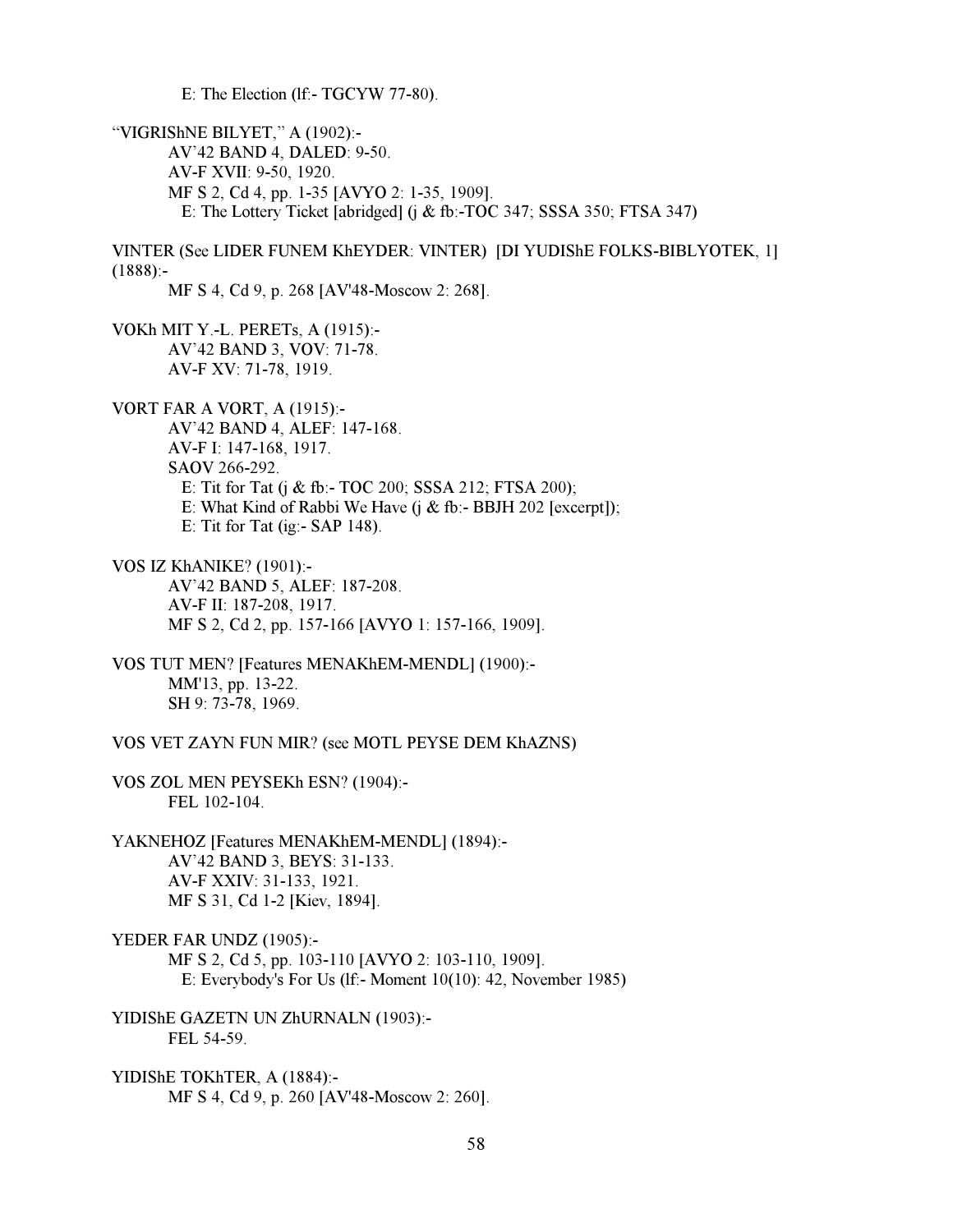E: The Election (lf:- TGCYW 77-80).

"VIGRIShNE BILYET," A (1902):-

AV'42 BAND 4, DALED: 9-50.
AV-F XVII: 9-50, 1920.
MF S 2, Cd 4, pp. 1-35 [AVYO 2: 1-35, 1909].
E: The Lottery Ticket [abridged] (j & fb:-TOC 347; SSSA 350; FTSA 347)

VINTER (See LIDER FUNEM KhEYDER: VINTER) [DI YUDIShE FOLKS-BIBLYOTEK, 1] (1888):-

MF S 4, Cd 9, p. 268 [AV'48-Moscow 2: 268].

VOKh MIT Y.-L. PERETs, A (1915):-

AV'42 BAND 3, VOV: 71-78.
AV-F XV: 71-78, 1919.

VORT FAR A VORT, A (1915):-

AV'42 BAND 4, ALEF: 147-168.
AV-F I: 147-168, 1917.
SAOV 266-292.
E: Tit for Tat (j & fb:- TOC 200; SSSA 212; FTSA 200);
E: What Kind of Rabbi We Have (j & fb:- BBJH 202 [excerpt]);
E: Tit for Tat (ig:- SAP 148).

VOS IZ KhANIKE? (1901):-

AV'42 BAND 5, ALEF: 187-208.
AV-F II: 187-208, 1917.
MF S 2, Cd 2, pp. 157-166 [AVYO 1: 157-166, 1909].

VOS TUT MEN? [Features MENAKhEM-MENDL] (1900):-

MM'13, pp. 13-22.
SH 9: 73-78, 1969.

VOS VET ZAYN FUN MIR? (see MOTL PEYSE DEM KhAZNS)

VOS ZOL MEN PEYSEKh ESN? (1904):-

FEL 102-104.

YAKNEHOZ [Features MENAKhEM-MENDL] (1894):-

AV'42 BAND 3, BEYS: 31-133.
AV-F XXIV: 31-133, 1921.
MF S 31, Cd 1-2 [Kiev, 1894].

YEDER FAR UNDZ (1905):-

MF S 2, Cd 5, pp. 103-110 [AVYO 2: 103-110, 1909].
E: Everybody's For Us (lf:- Moment 10(10): 42, November 1985)

YIDIShE GAZETN UN ZhURNALN (1903):-

FEL 54-59.

YIDIShE TOKhTER, A (1884):-

MF S 4, Cd 9, p. 260 [AV'48-Moscow 2: 260].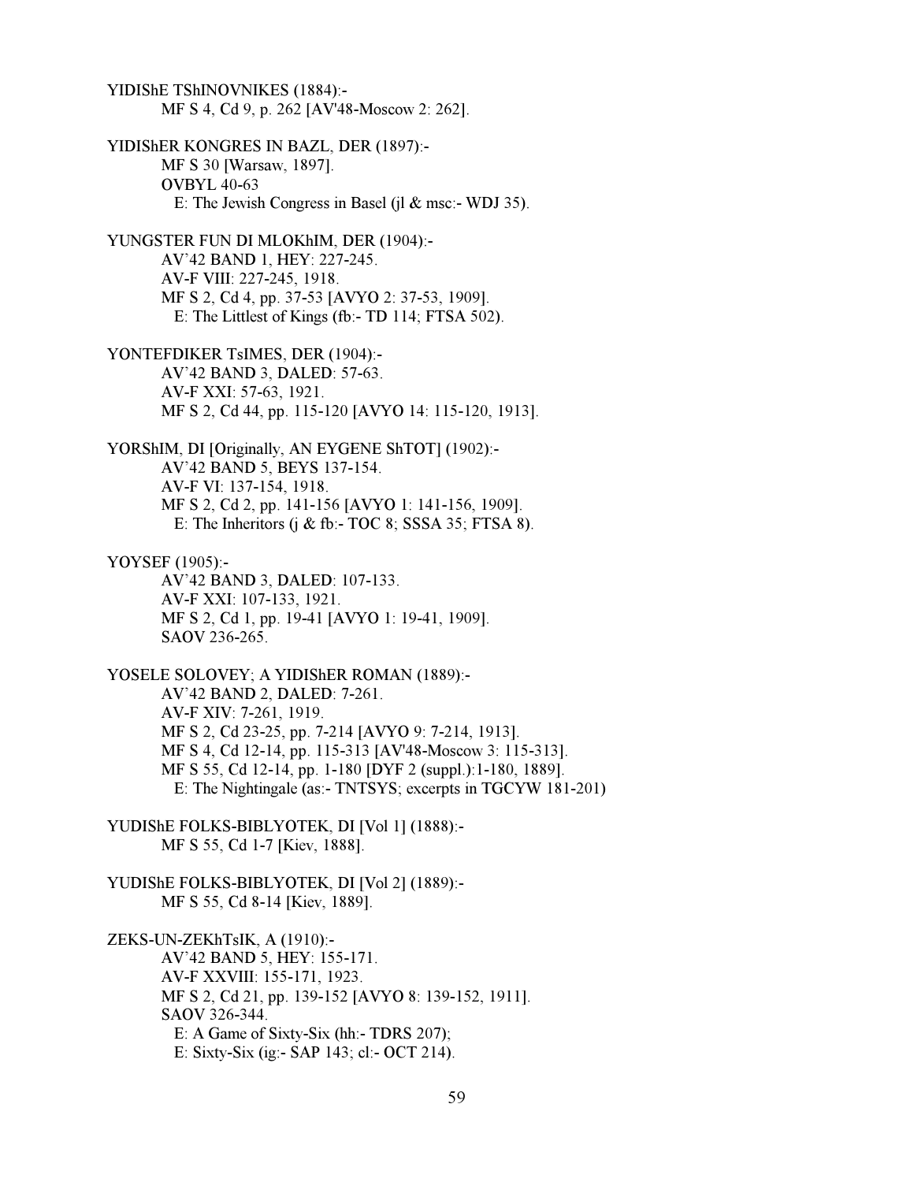YIDIShE TShINOVNIKES (1884):-

MF S 4, Cd 9, p. 262 [AV'48-Moscow 2: 262].

YIDIShER KONGRES IN BAZL, DER (1897):-

MF S 30 [Warsaw, 1897].
OVBYL 40-63
E: The Jewish Congress in Basel (jl & msc:- WDJ 35).

YUNGSTER FUN DI MLOKhIM, DER (1904):-

AV'42 BAND 1, HEY: 227-245.
AV-F VIII: 227-245, 1918.
MF S 2, Cd 4, pp. 37-53 [AVYO 2: 37-53, 1909].
E: The Littlest of Kings (fb:- TD 114; FTSA 502).

YONTEFDIKER TsIMES, DER (1904):-

AV'42 BAND 3, DALED: 57-63.
AV-F XXI: 57-63, 1921.
MF S 2, Cd 44, pp. 115-120 [AVYO 14: 115-120, 1913].

YORShIM, DI [Originally, AN EYGENE ShTOT] (1902):-

AV'42 BAND 5, BEYS 137-154.
AV-F VI: 137-154, 1918.
MF S 2, Cd 2, pp. 141-156 [AVYO 1: 141-156, 1909].
E: The Inheritors (j & fb:- TOC 8; SSSA 35; FTSA 8).

YOYSEF (1905):-

AV'42 BAND 3, DALED: 107-133.
AV-F XXI: 107-133, 1921.
MF S 2, Cd 1, pp. 19-41 [AVYO 1: 19-41, 1909].
SAOV 236-265.

YOSELE SOLOVEY; A YIDIShER ROMAN (1889):-

AV'42 BAND 2, DALED: 7-261.
AV-F XIV: 7-261, 1919.
MF S 2, Cd 23-25, pp. 7-214 [AVYO 9: 7-214, 1913].
MF S 4, Cd 12-14, pp. 115-313 [AV'48-Moscow 3: 115-313].
MF S 55, Cd 12-14, pp. 1-180 [DYF 2 (suppl.):1-180, 1889].
E: The Nightingale (as:- TNTSYS; excerpts in TGCYW 181-201)

YUDIShE FOLKS-BIBLYOTEK, DI [Vol 1] (1888):-

MF S 55, Cd 1-7 [Kiev, 1888].

YUDIShE FOLKS-BIBLYOTEK, DI [Vol 2] (1889):-

MF S 55, Cd 8-14 [Kiev, 1889].

ZEKS-UN-ZEKhTsIK, A (1910):-

AV'42 BAND 5, HEY: 155-171.
AV-F XXVIII: 155-171, 1923.
MF S 2, Cd 21, pp. 139-152 [AVYO 8: 139-152, 1911].
SAOV 326-344.
E: A Game of Sixty-Six (hh:- TDRS 207);
E: Sixty-Six (ig:- SAP 143; cl:- OCT 214).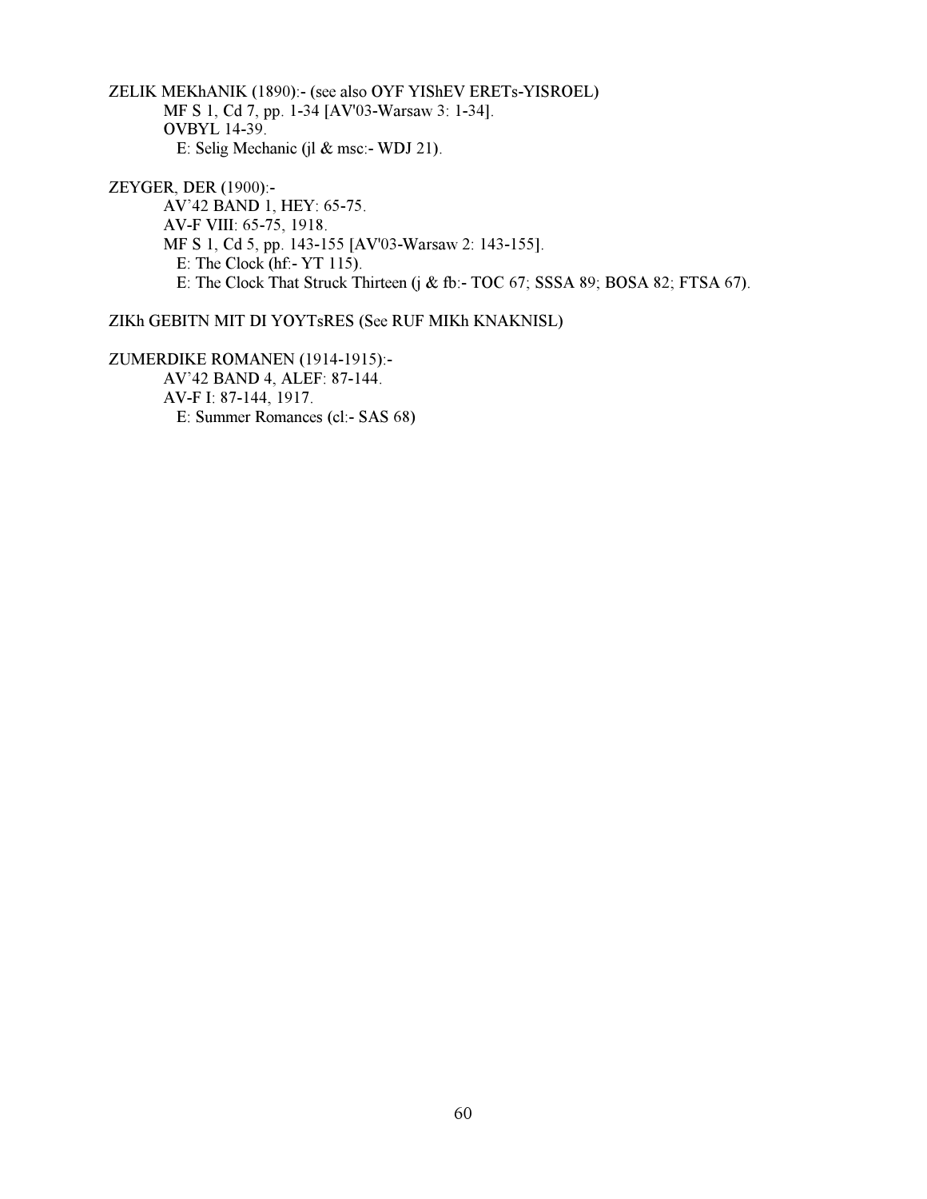ZELIK MEKhANIK (1890):- (see also OYF YIShEV ERETs-YISROEL)

MF S 1, Cd 7, pp. 1-34 [AV'03-Warsaw 3: 1-34].

OVBYL 14-39.

E: Selig Mechanic (jl & msc:- WDJ 21).

ZEYGER, DER (1900):-

AV'42 BAND 1, HEY: 65-75.

AV-F VIII: 65-75, 1918.

MF S 1, Cd 5, pp. 143-155 [AV'03-Warsaw 2: 143-155].

E: The Clock (hf:- YT 115).

E: The Clock That Struck Thirteen (j & fb:- TOC 67; SSSA 89; BOSA 82; FTSA 67).

ZIKh GEBITN MIT DI YOYTsRES (See RUF MIKh KNAKNISL)

ZUMERDIKE ROMANEN (1914-1915):-

AV'42 BAND 4, ALEF: 87-144.

AV-F I: 87-144, 1917.

E: Summer Romances (cl:- SAS 68)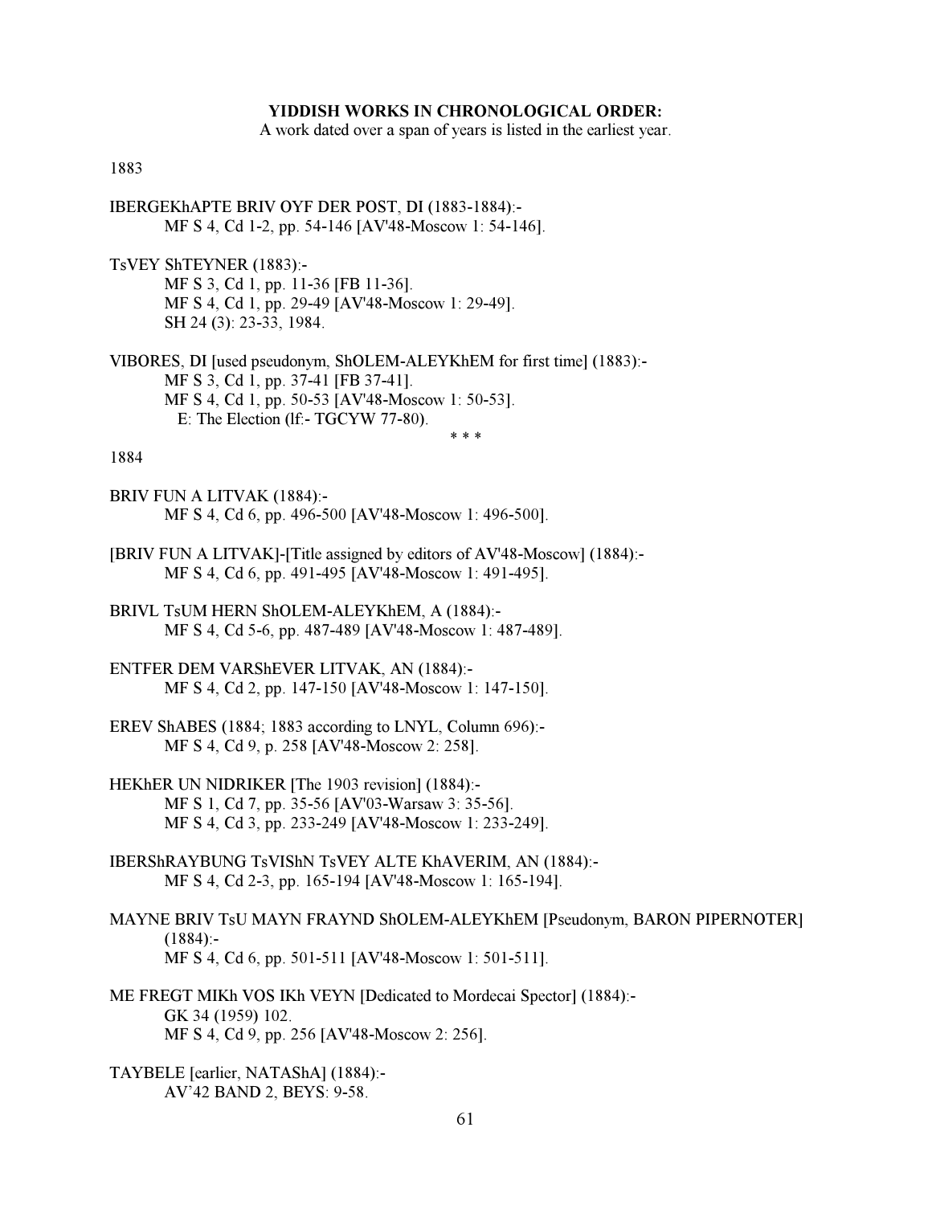**YIDDISH WORKS IN CHRONOLOGICAL ORDER:**

A work dated over a span of years is listed in the earliest year.

1883

IBERGEKhAPTE BRIV OYF DER POST, DI (1883-1884):-
    MF S 4, Cd 1-2, pp. 54-146 [AV'48-Moscow 1: 54-146].

TsVEY ShTEYNER (1883):-
    MF S 3, Cd 1, pp. 11-36 [FB 11-36].
    MF S 4, Cd 1, pp. 29-49 [AV'48-Moscow 1: 29-49].
    SH 24 (3): 23-33, 1984.

VIBORES, DI [used pseudonym, ShOLEM-ALEYKhEM for first time] (1883):-
    MF S 3, Cd 1, pp. 37-41 [FB 37-41].
    MF S 4, Cd 1, pp. 50-53 [AV'48-Moscow 1: 50-53].
    E: The Election (lf:- TGCYW 77-80).

\* \* \*

1884

BRIV FUN A LITVAK (1884):-
    MF S 4, Cd 6, pp. 496-500 [AV'48-Moscow 1: 496-500].

[BRIV FUN A LITVAK]-[Title assigned by editors of AV'48-Moscow] (1884):-
    MF S 4, Cd 6, pp. 491-495 [AV'48-Moscow 1: 491-495].

BRIVL TsUM HERN ShOLEM-ALEYKhEM, A (1884):-
    MF S 4, Cd 5-6, pp. 487-489 [AV'48-Moscow 1: 487-489].

ENTFER DEM VARShEVER LITVAK, AN (1884):-
    MF S 4, Cd 2, pp. 147-150 [AV'48-Moscow 1: 147-150].

EREV ShABES (1884; 1883 according to LNYL, Column 696):-
    MF S 4, Cd 9, p. 258 [AV'48-Moscow 2: 258].

HEKhER UN NIDRIKER [The 1903 revision] (1884):-
    MF S 1, Cd 7, pp. 35-56 [AV'03-Warsaw 3: 35-56].
    MF S 4, Cd 3, pp. 233-249 [AV'48-Moscow 1: 233-249].

IBERShRAYBUNG TsVIShN TsVEY ALTE KhAVERIM, AN (1884):-
    MF S 4, Cd 2-3, pp. 165-194 [AV'48-Moscow 1: 165-194].

MAYNE BRIV TsU MAYN FRAYND ShOLEM-ALEYKhEM [Pseudonym, BARON PIPERNOTER] (1884):-
    MF S 4, Cd 6, pp. 501-511 [AV'48-Moscow 1: 501-511].

ME FREGT MIKh VOS IKh VEYN [Dedicated to Mordecai Spector] (1884):-
    GK 34 (1959) 102.
    MF S 4, Cd 9, pp. 256 [AV'48-Moscow 2: 256].

TAYBELE [earlier, NATAShA] (1884):-
    AV'42 BAND 2, BEYS: 9-58.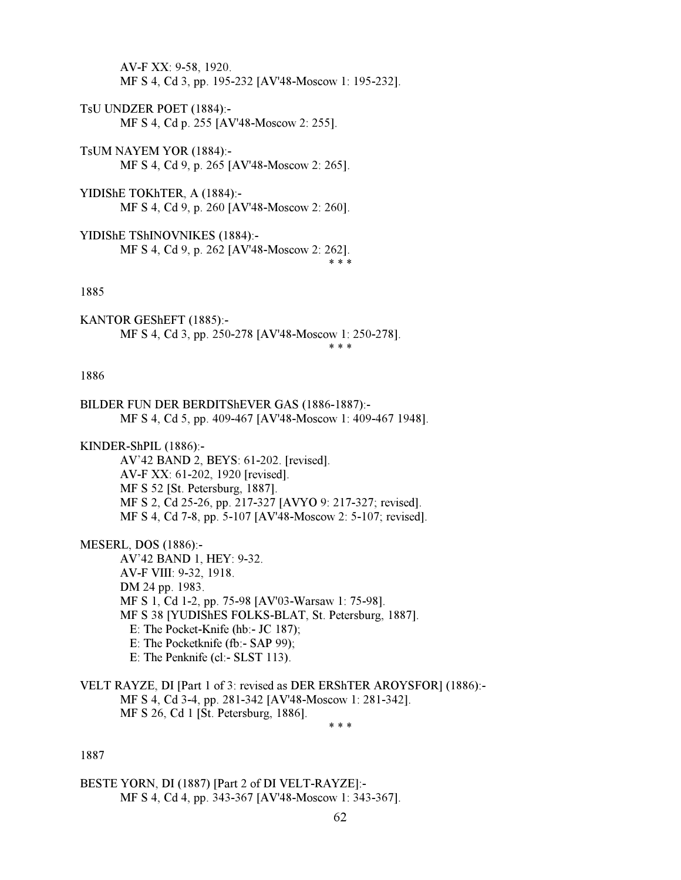AV-F XX: 9-58, 1920.
MF S 4, Cd 3, pp. 195-232 [AV'48-Moscow 1: 195-232].

TsU UNDZER POET (1884):-
MF S 4, Cd p. 255 [AV'48-Moscow 2: 255].

TsUM NAYEM YOR (1884):-
MF S 4, Cd 9, p. 265 [AV'48-Moscow 2: 265].

YIDIShE TOKhTER, A (1884):-
MF S 4, Cd 9, p. 260 [AV'48-Moscow 2: 260].

YIDIShE TShINOVNIKES (1884):-
MF S 4, Cd 9, p. 262 [AV'48-Moscow 2: 262].

\* \* \*

1885

KANTOR GEShEFT (1885):-
MF S 4, Cd 3, pp. 250-278 [AV'48-Moscow 1: 250-278].

\* \* \*

1886

BILDER FUN DER BERDITShEVER GAS (1886-1887):-
MF S 4, Cd 5, pp. 409-467 [AV'48-Moscow 1: 409-467 1948].

KINDER-ShPIL (1886):-
AV'42 BAND 2, BEYS: 61-202. [revised].
AV-F XX: 61-202, 1920 [revised].
MF S 52 [St. Petersburg, 1887].
MF S 2, Cd 25-26, pp. 217-327 [AVYO 9: 217-327; revised].
MF S 4, Cd 7-8, pp. 5-107 [AV'48-Moscow 2: 5-107; revised].

MESERL, DOS (1886):-
AV'42 BAND 1, HEY: 9-32.
AV-F VIII: 9-32, 1918.
DM 24 pp. 1983.
MF S 1, Cd 1-2, pp. 75-98 [AV'03-Warsaw 1: 75-98].
MF S 38 [YUDIShES FOLKS-BLAT, St. Petersburg, 1887].
E: The Pocket-Knife (hb:- JC 187);
E: The Pocketknife (fb:- SAP 99);
E: The Penknife (cl:- SLST 113).

VELT RAYZE, DI [Part 1 of 3: revised as DER ERShTER AROYSFOR] (1886):-
MF S 4, Cd 3-4, pp. 281-342 [AV'48-Moscow 1: 281-342].
MF S 26, Cd 1 [St. Petersburg, 1886].

\* \* \*

1887

BESTE YORN, DI (1887) [Part 2 of DI VELT-RAYZE]:-
MF S 4, Cd 4, pp. 343-367 [AV'48-Moscow 1: 343-367].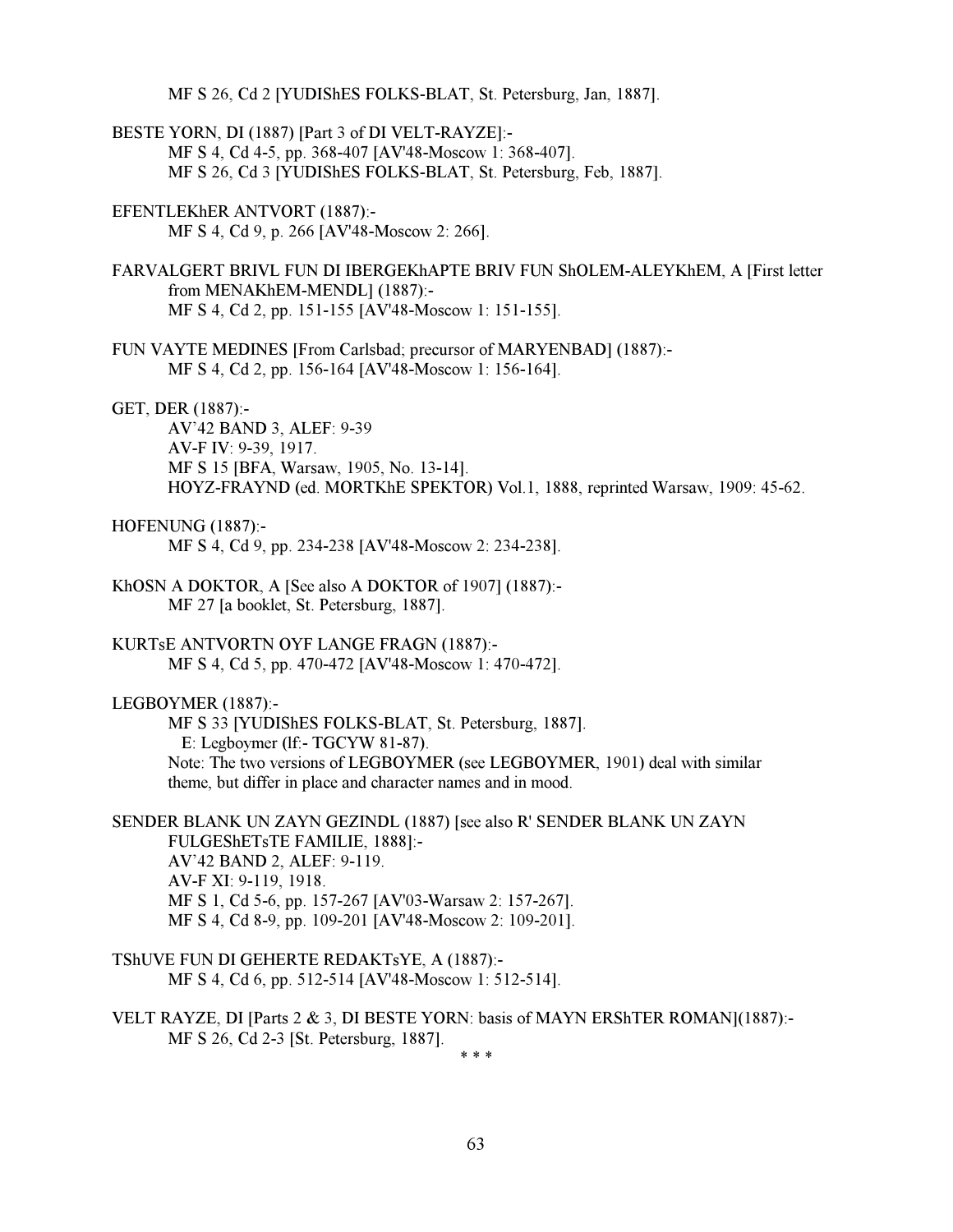MF S 26, Cd 2 [YUDIShES FOLKS-BLAT, St. Petersburg, Jan, 1887].

BESTE YORN, DI (1887) [Part 3 of DI VELT-RAYZE]:-
  MF S 4, Cd 4-5, pp. 368-407 [AV'48-Moscow 1: 368-407].
  MF S 26, Cd 3 [YUDIShES FOLKS-BLAT, St. Petersburg, Feb, 1887].

EFENTLEKhER ANTVORT (1887):-
  MF S 4, Cd 9, p. 266 [AV'48-Moscow 2: 266].

FARVALGERT BRIVL FUN DI IBERGEKhAPTE BRIV FUN ShOLEM-ALEYKhEM, A [First letter from MENAKhEM-MENDL] (1887):-
  MF S 4, Cd 2, pp. 151-155 [AV'48-Moscow 1: 151-155].

FUN VAYTE MEDINES [From Carlsbad; precursor of MARYENBAD] (1887):-
  MF S 4, Cd 2, pp. 156-164 [AV'48-Moscow 1: 156-164].

GET, DER (1887):-
  AV`42 BAND 3, ALEF: 9-39
  AV-F IV: 9-39, 1917.
  MF S 15 [BFA, Warsaw, 1905, No. 13-14].
  HOYZ-FRAYND (ed. MORTKhE SPEKTOR) Vol.1, 1888, reprinted Warsaw, 1909: 45-62.

HOFENUNG (1887):-
  MF S 4, Cd 9, pp. 234-238 [AV'48-Moscow 2: 234-238].

KhOSN A DOKTOR, A [See also A DOKTOR of 1907] (1887):-
  MF 27 [a booklet, St. Petersburg, 1887].

KURTsE ANTVORTN OYF LANGE FRAGN (1887):-
  MF S 4, Cd 5, pp. 470-472 [AV'48-Moscow 1: 470-472].

LEGBOYMER (1887):-
  MF S 33 [YUDIShES FOLKS-BLAT, St. Petersburg, 1887].
  E: Legboymer (lf:- TGCYW 81-87).
  Note: The two versions of LEGBOYMER (see LEGBOYMER, 1901) deal with similar theme, but differ in place and character names and in mood.

SENDER BLANK UN ZAYN GEZINDL (1887) [see also R' SENDER BLANK UN ZAYN FULGEShETsTE FAMILIE, 1888]:-
  AV`42 BAND 2, ALEF: 9-119.
  AV-F XI: 9-119, 1918.
  MF S 1, Cd 5-6, pp. 157-267 [AV'03-Warsaw 2: 157-267].
  MF S 4, Cd 8-9, pp. 109-201 [AV'48-Moscow 2: 109-201].

TShUVE FUN DI GEHERTE REDAKTsYE, A (1887):-
  MF S 4, Cd 6, pp. 512-514 [AV'48-Moscow 1: 512-514].

VELT RAYZE, DI [Parts 2 & 3, DI BESTE YORN: basis of MAYN ERShTER ROMAN](1887):-
  MF S 26, Cd 2-3 [St. Petersburg, 1887].

\* \* \*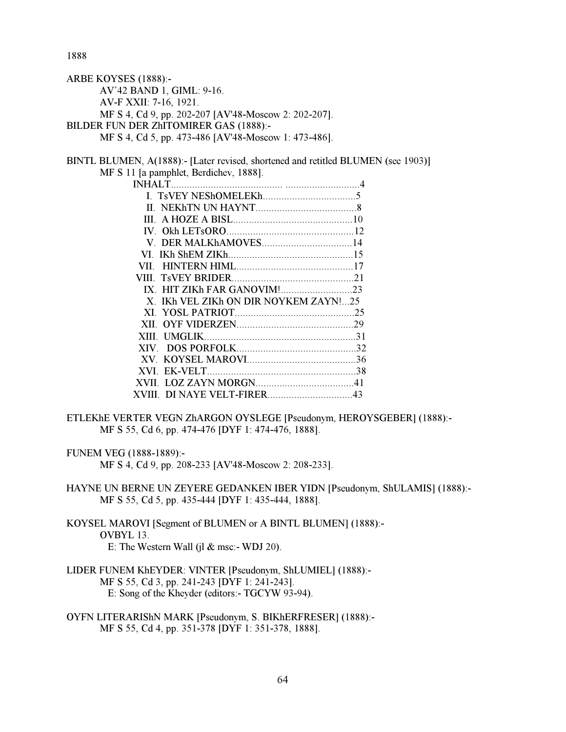1888

ARBE KOYSES (1888):-
AV'42 BAND 1, GIML: 9-16.
AV-F XXII: 7-16, 1921.
MF S 4, Cd 9, pp. 202-207 [AV'48-Moscow 2: 202-207].

BILDER FUN DER ZhITOMIRER GAS (1888):-
MF S 4, Cd 5, pp. 473-486 [AV'48-Moscow 1: 473-486].

BINTL BLUMEN, A(1888):- [Later revised, shortened and retitled BLUMEN (see 1903)]
MF S 11 [a pamphlet, Berdichev, 1888].

INHALT........................................ ............................4
I. TsVEY NEShOMELEKh...................................5
II. NEKhTN UN HAYNT......................................8
III. A HOZE A BISL.............................................10
IV. Okh LETsORO................................................12
V. DER MALKhAMOVES..................................14
VI. IKh ShEM ZIKh...............................................15
VII. HINTERN HIML............................................17
VIII. TsVEY BRIDER..............................................21
IX. HIT ZIKh FAR GANOVIM!...........................23
X. IKh VEL ZIKh ON DIR NOYKEM ZAYN!...25
XI. YOSL PATRIOT.............................................25
XII. OYF VIDERZEN............................................29
XIII. UMGLIK.........................................................31
XIV. DOS PORFOLK.............................................32
XV. KOYSEL MAROVI.........................................36
XVI. EK-VELT........................................................38
XVII. LOZ ZAYN MORGN.....................................41
XVIII. DI NAYE VELT-FIRER................................43

ETLEKhE VERTER VEGN ZhARGON OYSLEGE [Pseudonym, HEROYSGEBER] (1888):-
MF S 55, Cd 6, pp. 474-476 [DYF 1: 474-476, 1888].

FUNEM VEG (1888-1889):-
MF S 4, Cd 9, pp. 208-233 [AV'48-Moscow 2: 208-233].

HAYNE UN BERNE UN ZEYERE GEDANKEN IBER YIDN [Pseudonym, ShULAMIS] (1888):-
MF S 55, Cd 5, pp. 435-444 [DYF 1: 435-444, 1888].

KOYSEL MAROVI [Segment of BLUMEN or A BINTL BLUMEN] (1888):-
OVBYL 13.
E: The Western Wall (jl & msc:- WDJ 20).

LIDER FUNEM KhEYDER: VINTER [Pseudonym, ShLUMIEL] (1888):-
MF S 55, Cd 3, pp. 241-243 [DYF 1: 241-243].
E: Song of the Kheyder (editors:- TGCYW 93-94).

OYFN LITERARIShN MARK [Pseudonym, S. BIKhERFRESER] (1888):-
MF S 55, Cd 4, pp. 351-378 [DYF 1: 351-378, 1888].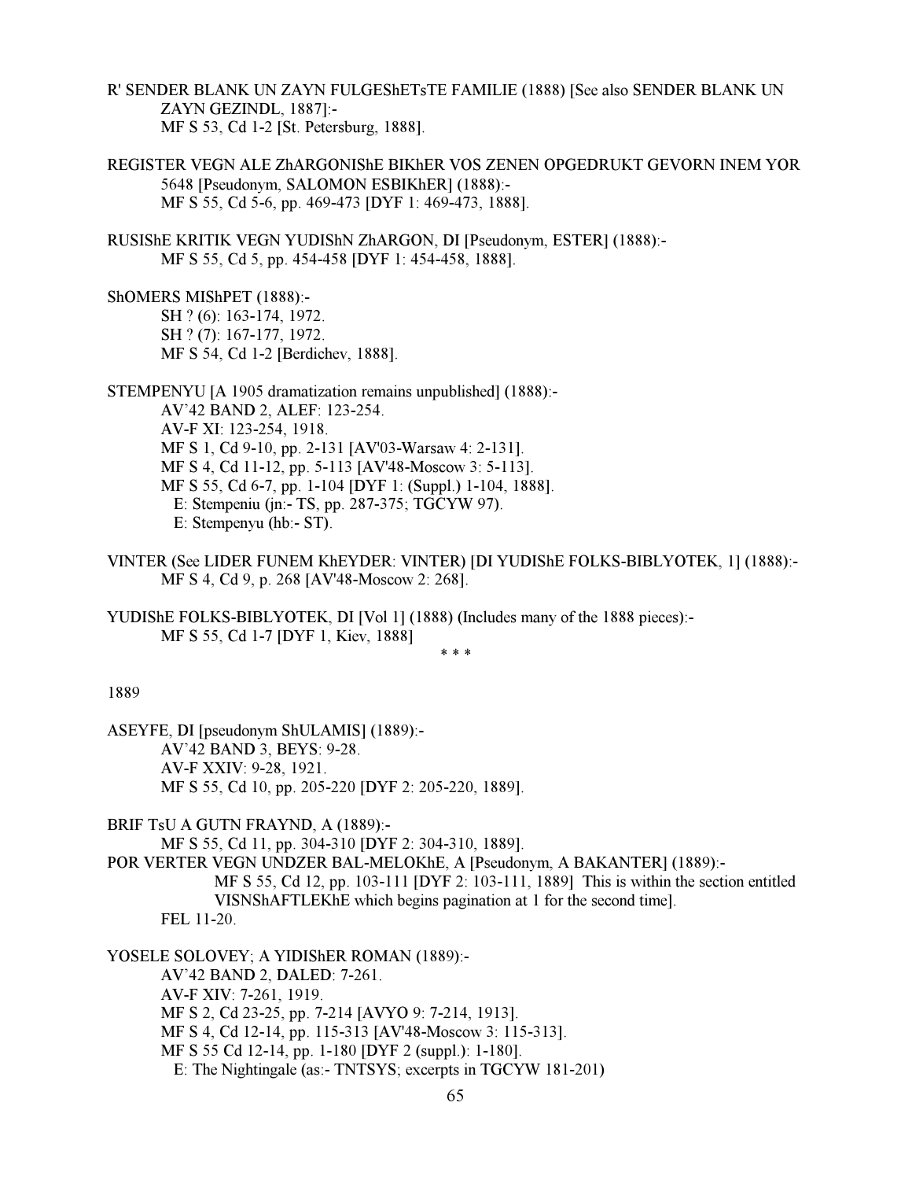R' SENDER BLANK UN ZAYN FULGEShETsTE FAMILIE (1888) [See also SENDER BLANK UN ZAYN GEZINDL, 1887]:-
  MF S 53, Cd 1-2 [St. Petersburg, 1888].

REGISTER VEGN ALE ZhARGONIShE BIKhER VOS ZENEN OPGEDRUKT GEVORN INEM YOR 5648 [Pseudonym, SALOMON ESBIKhER] (1888):-
  MF S 55, Cd 5-6, pp. 469-473 [DYF 1: 469-473, 1888].

RUSIShE KRITIK VEGN YUDIShN ZhARGON, DI [Pseudonym, ESTER] (1888):-
  MF S 55, Cd 5, pp. 454-458 [DYF 1: 454-458, 1888].

ShOMERS MIShPET (1888):-
  SH ? (6): 163-174, 1972.
  SH ? (7): 167-177, 1972.
  MF S 54, Cd 1-2 [Berdichev, 1888].

STEMPENYU [A 1905 dramatization remains unpublished] (1888):-
  AV'42 BAND 2, ALEF: 123-254.
  AV-F XI: 123-254, 1918.
  MF S 1, Cd 9-10, pp. 2-131 [AV'03-Warsaw 4: 2-131].
  MF S 4, Cd 11-12, pp. 5-113 [AV'48-Moscow 3: 5-113].
  MF S 55, Cd 6-7, pp. 1-104 [DYF 1: (Suppl.) 1-104, 1888].
    E: Stempeniu (jn:- TS, pp. 287-375; TGCYW 97).
    E: Stempenyu (hb:- ST).

VINTER (See LIDER FUNEM KhEYDER: VINTER) [DI YUDIShE FOLKS-BIBLYOTEK, 1] (1888):-
  MF S 4, Cd 9, p. 268 [AV'48-Moscow 2: 268].

YUDIShE FOLKS-BIBLYOTEK, DI [Vol 1] (1888) (Includes many of the 1888 pieces):-
  MF S 55, Cd 1-7 [DYF 1, Kiev, 1888]

\* \* \*

1889

ASEYFE, DI [pseudonym ShULAMIS] (1889):-
  AV'42 BAND 3, BEYS: 9-28.
  AV-F XXIV: 9-28, 1921.
  MF S 55, Cd 10, pp. 205-220 [DYF 2: 205-220, 1889].

BRIF TsU A GUTN FRAYND, A (1889):-
  MF S 55, Cd 11, pp. 304-310 [DYF 2: 304-310, 1889].

POR VERTER VEGN UNDZER BAL-MELOKhE, A [Pseudonym, A BAKANTER] (1889):-
  MF S 55, Cd 12, pp. 103-111 [DYF 2: 103-111, 1889] This is within the section entitled VISNShAFTLEKhE which begins pagination at 1 for the second time].
  FEL 11-20.

YOSELE SOLOVEY; A YIDIShER ROMAN (1889):-
  AV'42 BAND 2, DALED: 7-261.
  AV-F XIV: 7-261, 1919.
  MF S 2, Cd 23-25, pp. 7-214 [AVYO 9: 7-214, 1913].
  MF S 4, Cd 12-14, pp. 115-313 [AV'48-Moscow 3: 115-313].
  MF S 55 Cd 12-14, pp. 1-180 [DYF 2 (suppl.): 1-180].
    E: The Nightingale (as:- TNTSYS; excerpts in TGCYW 181-201)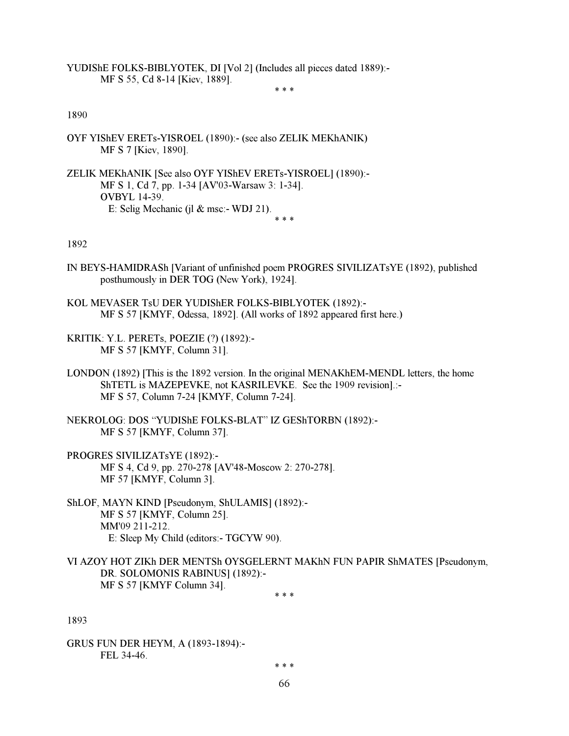YUDIShE FOLKS-BIBLYOTEK, DI [Vol 2] (Includes all pieces dated 1889):-
MF S 55, Cd 8-14 [Kiev, 1889].

\* \* \*

1890

OYF YIShEV ERETs-YISROEL (1890):- (see also ZELIK MEKhANIK)
MF S 7 [Kiev, 1890].

ZELIK MEKhANIK [See also OYF YIShEV ERETs-YISROEL] (1890):-
MF S 1, Cd 7, pp. 1-34 [AV'03-Warsaw 3: 1-34].
OVBYL 14-39.
E: Selig Mechanic (jl & msc:- WDJ 21).

\* \* \*

1892

IN BEYS-HAMIDRASh [Variant of unfinished poem PROGRES SIVILIZATsYE (1892), published posthumously in DER TOG (New York), 1924].

KOL MEVASER TsU DER YUDIShER FOLKS-BIBLYOTEK (1892):-
MF S 57 [KMYF, Odessa, 1892]. (All works of 1892 appeared first here.)

KRITIK: Y.L. PERETs, POEZIE (?) (1892):-
MF S 57 [KMYF, Column 31].

LONDON (1892) [This is the 1892 version. In the original MENAKhEM-MENDL letters, the home ShTETL is MAZEPEVKE, not KASRILEVKE. See the 1909 revision].:-
MF S 57, Column 7-24 [KMYF, Column 7-24].

NEKROLOG: DOS "YUDIShE FOLKS-BLAT" IZ GEShTORBN (1892):-
MF S 57 [KMYF, Column 37].

PROGRES SIVILIZATsYE (1892):-
MF S 4, Cd 9, pp. 270-278 [AV'48-Moscow 2: 270-278].
MF 57 [KMYF, Column 3].

ShLOF, MAYN KIND [Pseudonym, ShULAMIS] (1892):-
MF S 57 [KMYF, Column 25].
MM'09 211-212.
E: Sleep My Child (editors:- TGCYW 90).

VI AZOY HOT ZIKh DER MENTSh OYSGELERNT MAKhN FUN PAPIR ShMATES [Pseudonym, DR. SOLOMONIS RABINUS] (1892):-
MF S 57 [KMYF Column 34].

\* \* \*

1893

GRUS FUN DER HEYM, A (1893-1894):-
FEL 34-46.

\* \* \*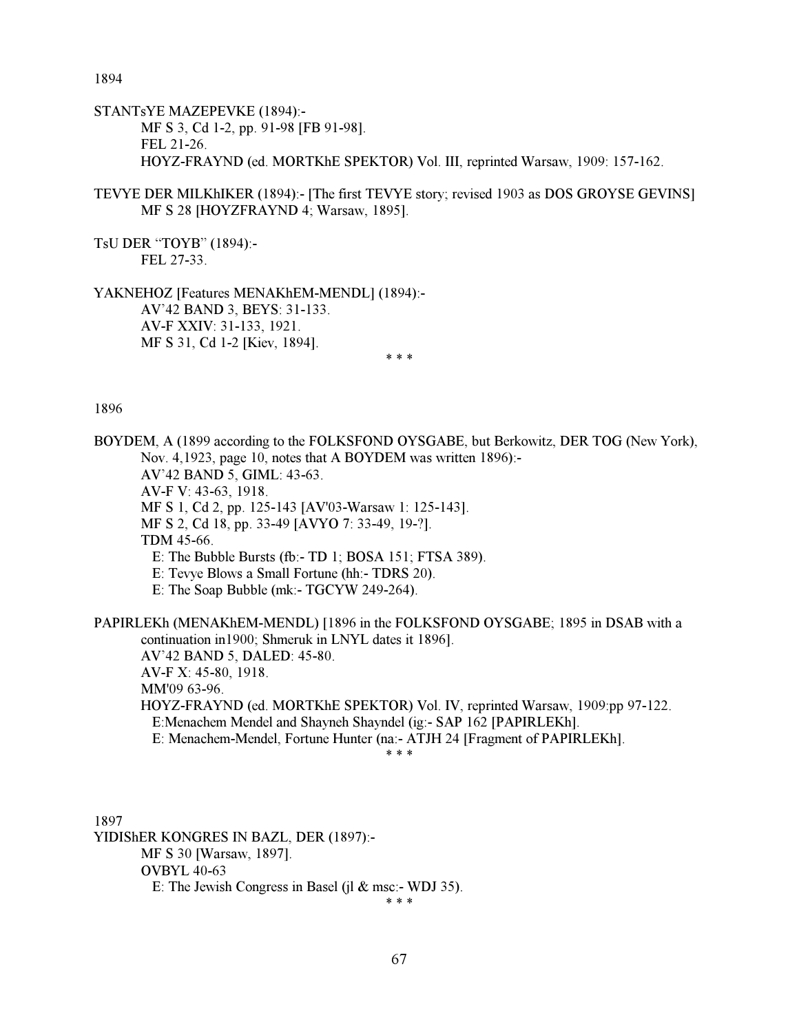1894

STANTsYE MAZEPEVKE (1894):-
MF S 3, Cd 1-2, pp. 91-98 [FB 91-98].
FEL 21-26.
HOYZ-FRAYND (ed. MORTKhE SPEKTOR) Vol. III, reprinted Warsaw, 1909: 157-162.

TEVYE DER MILKhIKER (1894):- [The first TEVYE story; revised 1903 as DOS GROYSE GEVINS]
MF S 28 [HOYZFRAYND 4; Warsaw, 1895].

TsU DER "TOYB" (1894):-
FEL 27-33.

YAKNEHOZ [Features MENAKhEM-MENDL] (1894):-
AV'42 BAND 3, BEYS: 31-133.
AV-F XXIV: 31-133, 1921.
MF S 31, Cd 1-2 [Kiev, 1894].

\* \* \*

1896

BOYDEM, A (1899 according to the FOLKSFOND OYSGABE, but Berkowitz, DER TOG (New York), Nov. 4,1923, page 10, notes that A BOYDEM was written 1896):-
AV'42 BAND 5, GIML: 43-63.
AV-F V: 43-63, 1918.
MF S 1, Cd 2, pp. 125-143 [AV'03-Warsaw 1: 125-143].
MF S 2, Cd 18, pp. 33-49 [AVYO 7: 33-49, 19-?].
TDM 45-66.
E: The Bubble Bursts (fb:- TD 1; BOSA 151; FTSA 389).
E: Tevye Blows a Small Fortune (hh:- TDRS 20).
E: The Soap Bubble (mk:- TGCYW 249-264).

PAPIRLEKh (MENAKhEM-MENDL) [1896 in the FOLKSFOND OYSGABE; 1895 in DSAB with a continuation in1900; Shmeruk in LNYL dates it 1896].
AV'42 BAND 5, DALED: 45-80.
AV-F X: 45-80, 1918.
MM'09 63-96.
HOYZ-FRAYND (ed. MORTKhE SPEKTOR) Vol. IV, reprinted Warsaw, 1909:pp 97-122.
E:Menachem Mendel and Shayneh Shayndel (ig:- SAP 162 [PAPIRLEKh].
E: Menachem-Mendel, Fortune Hunter (na:- ATJH 24 [Fragment of PAPIRLEKh].

\* \* \*

1897

YIDIShER KONGRES IN BAZL, DER (1897):-
MF S 30 [Warsaw, 1897].
OVBYL 40-63
E: The Jewish Congress in Basel (jl & msc:- WDJ 35).

\* \* \*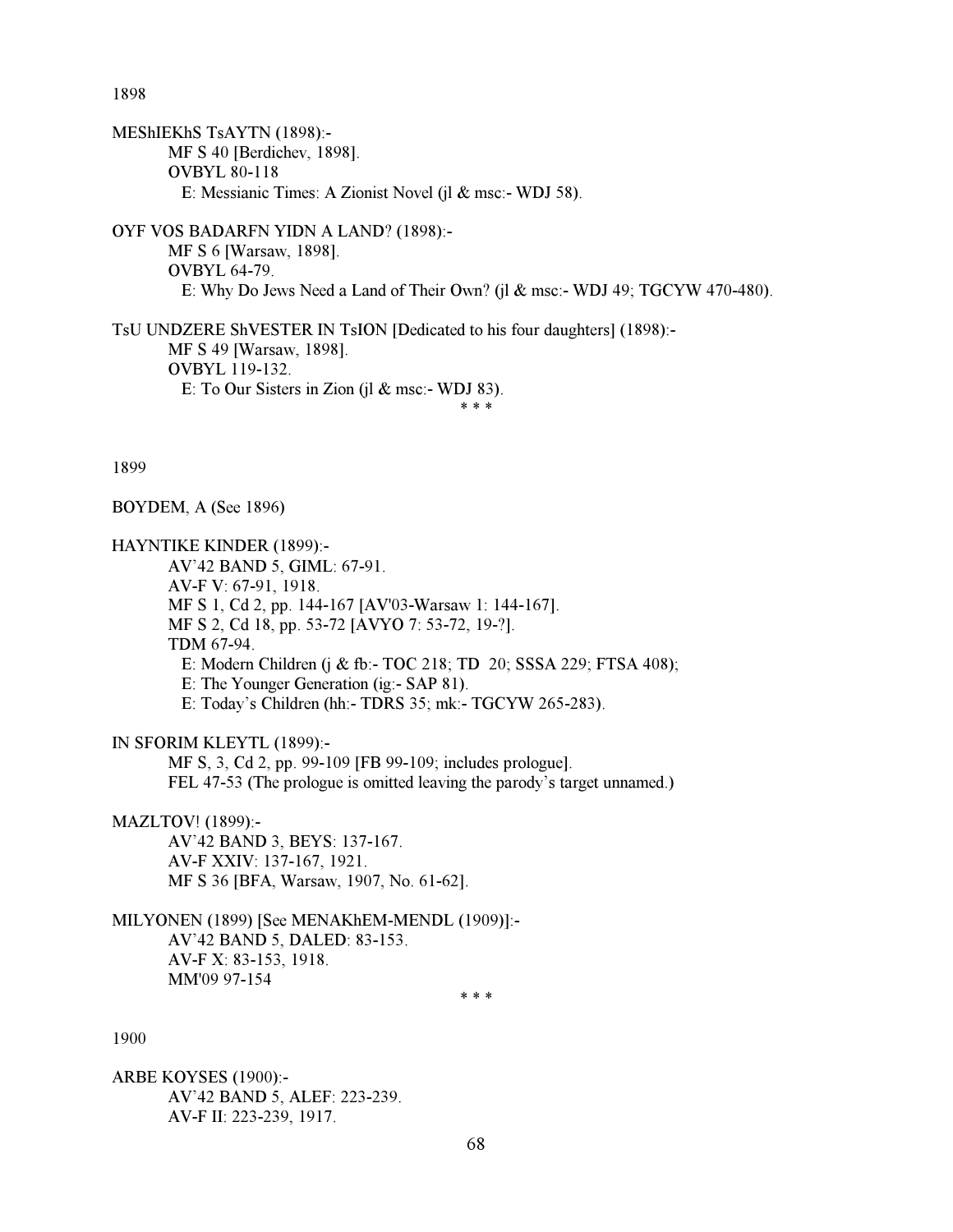1898

MEShIEKhS TsAYTN (1898):-

MF S 40 [Berdichev, 1898].
OVBYL 80-118
E: Messianic Times: A Zionist Novel (jl & msc:- WDJ 58).

OYF VOS BADARFN YIDN A LAND? (1898):-

MF S 6 [Warsaw, 1898].
OVBYL 64-79.
E: Why Do Jews Need a Land of Their Own? (jl & msc:- WDJ 49; TGCYW 470-480).

TsU UNDZERE ShVESTER IN TsION [Dedicated to his four daughters] (1898):-

MF S 49 [Warsaw, 1898].
OVBYL 119-132.
E: To Our Sisters in Zion (jl & msc:- WDJ 83).

* * *

1899

BOYDEM, A (See 1896)

HAYNTIKE KINDER (1899):-

AV'42 BAND 5, GIML: 67-91.
AV-F V: 67-91, 1918.
MF S 1, Cd 2, pp. 144-167 [AV'03-Warsaw 1: 144-167].
MF S 2, Cd 18, pp. 53-72 [AVYO 7: 53-72, 19-?].
TDM 67-94.
E: Modern Children (j & fb:- TOC 218; TD 20; SSSA 229; FTSA 408);
E: The Younger Generation (ig:- SAP 81).
E: Today's Children (hh:- TDRS 35; mk:- TGCYW 265-283).

IN SFORIM KLEYTL (1899):-

MF S, 3, Cd 2, pp. 99-109 [FB 99-109; includes prologue].
FEL 47-53 (The prologue is omitted leaving the parody's target unnamed.)

MAZLTOV! (1899):-

AV'42 BAND 3, BEYS: 137-167.
AV-F XXIV: 137-167, 1921.
MF S 36 [BFA, Warsaw, 1907, No. 61-62].

MILYONEN (1899) [See MENAKhEM-MENDL (1909)]:-

AV'42 BAND 5, DALED: 83-153.
AV-F X: 83-153, 1918.
MM'09 97-154

* * *

1900

ARBE KOYSES (1900):-

AV'42 BAND 5, ALEF: 223-239.
AV-F II: 223-239, 1917.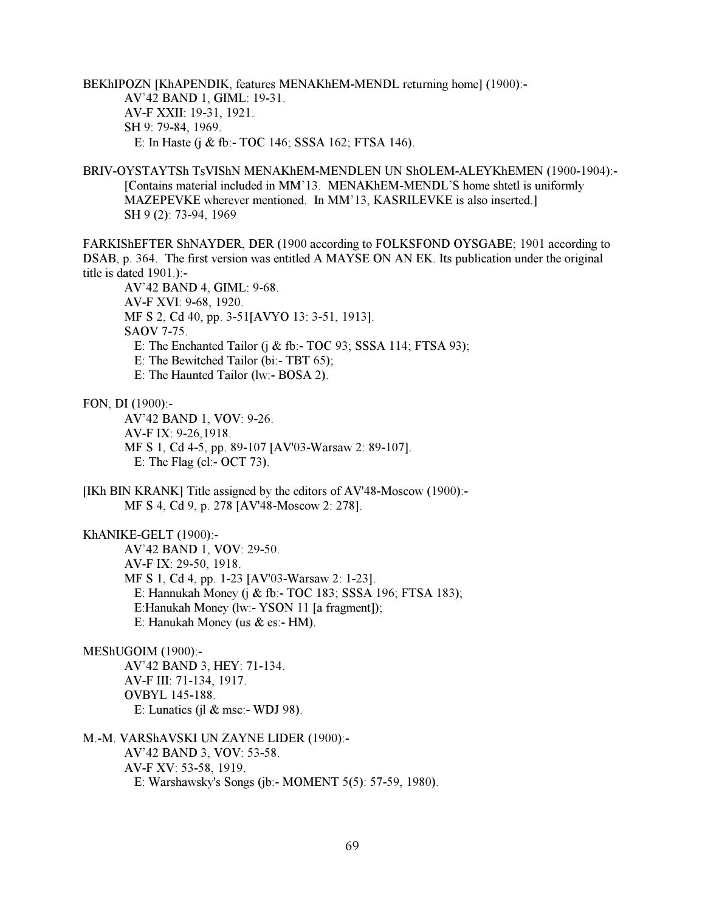BEKhIPOZN [KhAPENDIK, features MENAKhEM-MENDL returning home] (1900):-

AV'42 BAND 1, GIML: 19-31.
AV-F XXII: 19-31, 1921.
SH 9: 79-84, 1969.
E: In Haste (j & fb:- TOC 146; SSSA 162; FTSA 146).

BRIV-OYSTAYTSh TsVIShN MENAKhEM-MENDLEN UN ShOLEM-ALEYKhEMEN (1900-1904):-

[Contains material included in MM'13. MENAKhEM-MENDL'S home shtetl is uniformly MAZEPEVKE wherever mentioned. In MM'13, KASRILEVKE is also inserted.]
SH 9 (2): 73-94, 1969

FARKIShEFTER ShNAYDER, DER (1900 according to FOLKSFOND OYSGABE; 1901 according to DSAB, p. 364. The first version was entitled A MAYSE ON AN EK. Its publication under the original title is dated 1901.):-

AV'42 BAND 4, GIML: 9-68.
AV-F XVI: 9-68, 1920.
MF S 2, Cd 40, pp. 3-51[AVYO 13: 3-51, 1913].
SAOV 7-75.
E: The Enchanted Tailor (j & fb:- TOC 93; SSSA 114; FTSA 93);
E: The Bewitched Tailor (bi:- TBT 65);
E: The Haunted Tailor (lw:- BOSA 2).

FON, DI (1900):-

AV'42 BAND 1, VOV: 9-26.
AV-F IX: 9-26,1918.
MF S 1, Cd 4-5, pp. 89-107 [AV'03-Warsaw 2: 89-107].
E: The Flag (cl:- OCT 73).

[IKh BIN KRANK] Title assigned by the editors of AV'48-Moscow (1900):-

MF S 4, Cd 9, p. 278 [AV'48-Moscow 2: 278].

KhANIKE-GELT (1900):-

AV'42 BAND 1, VOV: 29-50.
AV-F IX: 29-50, 1918.
MF S 1, Cd 4, pp. 1-23 [AV'03-Warsaw 2: 1-23].
E: Hannukah Money (j & fb:- TOC 183; SSSA 196; FTSA 183);
E:Hanukah Money (lw:- YSON 11 [a fragment]);
E: Hanukah Money (us & es:- HM).

MEShUGOIM (1900):-

AV'42 BAND 3, HEY: 71-134.
AV-F III: 71-134, 1917.
OVBYL 145-188.
E: Lunatics (jl & msc:- WDJ 98).

M.-M. VARShAVSKI UN ZAYNE LIDER (1900):-

AV'42 BAND 3, VOV: 53-58.
AV-F XV: 53-58, 1919.
E: Warshawsky's Songs (jb:- MOMENT 5(5): 57-59, 1980).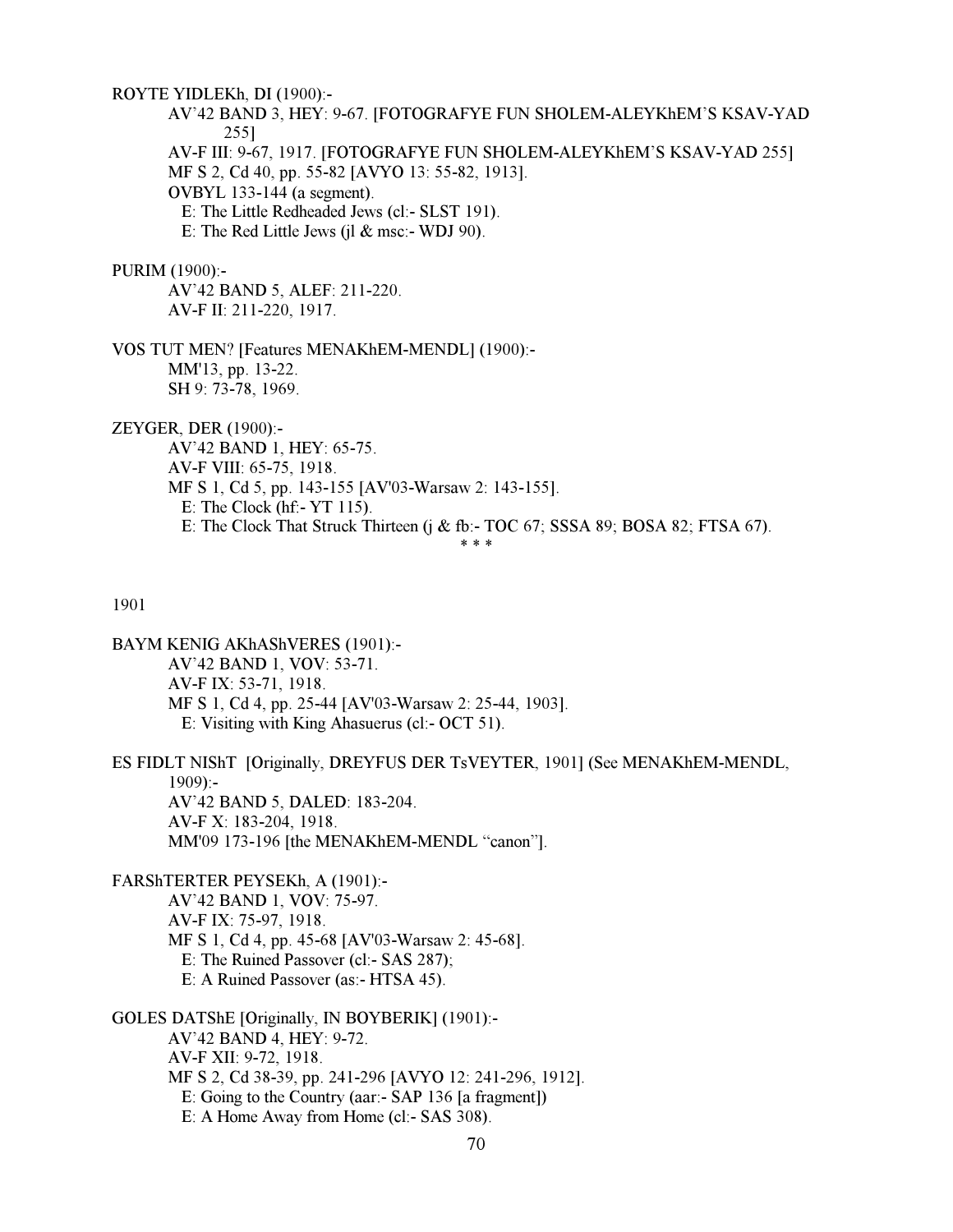ROYTE YIDLEKh, DI (1900):-

AV'42 BAND 3, HEY: 9-67. [FOTOGRAFYE FUN SHOLEM-ALEYKhEM'S KSAV-YAD 255]
AV-F III: 9-67, 1917. [FOTOGRAFYE FUN SHOLEM-ALEYKhEM'S KSAV-YAD 255]
MF S 2, Cd 40, pp. 55-82 [AVYO 13: 55-82, 1913].
OVBYL 133-144 (a segment).
  E: The Little Redheaded Jews (cl:- SLST 191).
  E: The Red Little Jews (jl & msc:- WDJ 90).

PURIM (1900):-

AV'42 BAND 5, ALEF: 211-220.
AV-F II: 211-220, 1917.

VOS TUT MEN? [Features MENAKhEM-MENDL] (1900):-

MM'13, pp. 13-22.
SH 9: 73-78, 1969.

ZEYGER, DER (1900):-

AV'42 BAND 1, HEY: 65-75.
AV-F VIII: 65-75, 1918.
MF S 1, Cd 5, pp. 143-155 [AV'03-Warsaw 2: 143-155].
  E: The Clock (hf:- YT 115).
  E: The Clock That Struck Thirteen (j & fb:- TOC 67; SSSA 89; BOSA 82; FTSA 67).

\* \* \*

1901

BAYM KENIG AKhAShVERES (1901):-

AV'42 BAND 1, VOV: 53-71.
AV-F IX: 53-71, 1918.
MF S 1, Cd 4, pp. 25-44 [AV'03-Warsaw 2: 25-44, 1903].
  E: Visiting with King Ahasuerus (cl:- OCT 51).

ES FIDLT NIShT [Originally, DREYFUS DER TsVEYTER, 1901] (See MENAKhEM-MENDL, 1909):-

AV'42 BAND 5, DALED: 183-204.
AV-F X: 183-204, 1918.
MM'09 173-196 [the MENAKhEM-MENDL "canon"].

FARShTERTER PEYSEKh, A (1901):-

AV'42 BAND 1, VOV: 75-97.
AV-F IX: 75-97, 1918.
MF S 1, Cd 4, pp. 45-68 [AV'03-Warsaw 2: 45-68].
  E: The Ruined Passover (cl:- SAS 287);
  E: A Ruined Passover (as:- HTSA 45).

GOLES DATShE [Originally, IN BOYBERIK] (1901):-

AV'42 BAND 4, HEY: 9-72.
AV-F XII: 9-72, 1918.
MF S 2, Cd 38-39, pp. 241-296 [AVYO 12: 241-296, 1912].
  E: Going to the Country (aar:- SAP 136 [a fragment])
  E: A Home Away from Home (cl:- SAS 308).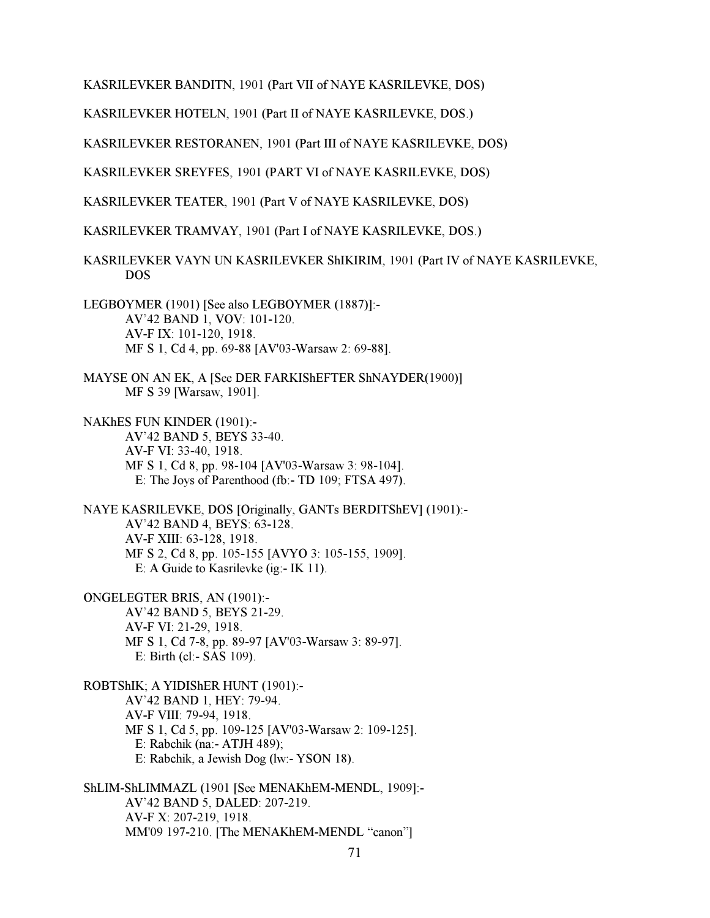KASRILEVKER BANDITN, 1901 (Part VII of NAYE KASRILEVKE, DOS)

KASRILEVKER HOTELN, 1901 (Part II of NAYE KASRILEVKE, DOS.)

KASRILEVKER RESTORANEN, 1901 (Part III of NAYE KASRILEVKE, DOS)

KASRILEVKER SREYFES, 1901 (PART VI of NAYE KASRILEVKE, DOS)

KASRILEVKER TEATER, 1901 (Part V of NAYE KASRILEVKE, DOS)

KASRILEVKER TRAMVAY, 1901 (Part I of NAYE KASRILEVKE, DOS.)

KASRILEVKER VAYN UN KASRILEVKER ShIKIRIM, 1901 (Part IV of NAYE KASRILEVKE, DOS

LEGBOYMER (1901) [See also LEGBOYMER (1887)]:-
AV'42 BAND 1, VOV: 101-120.
AV-F IX: 101-120, 1918.
MF S 1, Cd 4, pp. 69-88 [AV'03-Warsaw 2: 69-88].

MAYSE ON AN EK, A [See DER FARKIShEFTER ShNAYDER(1900)]
MF S 39 [Warsaw, 1901].

NAKhES FUN KINDER (1901):-
AV'42 BAND 5, BEYS 33-40.
AV-F VI: 33-40, 1918.
MF S 1, Cd 8, pp. 98-104 [AV'03-Warsaw 3: 98-104].
E: The Joys of Parenthood (fb:- TD 109; FTSA 497).

NAYE KASRILEVKE, DOS [Originally, GANTs BERDITShEV] (1901):-
AV'42 BAND 4, BEYS: 63-128.
AV-F XIII: 63-128, 1918.
MF S 2, Cd 8, pp. 105-155 [AVYO 3: 105-155, 1909].
E: A Guide to Kasrilevke (ig:- IK 11).

ONGELEGTER BRIS, AN (1901):-
AV'42 BAND 5, BEYS 21-29.
AV-F VI: 21-29, 1918.
MF S 1, Cd 7-8, pp. 89-97 [AV'03-Warsaw 3: 89-97].
E: Birth (cl:- SAS 109).

ROBTShIK; A YIDIShER HUNT (1901):-
AV'42 BAND 1, HEY: 79-94.
AV-F VIII: 79-94, 1918.
MF S 1, Cd 5, pp. 109-125 [AV'03-Warsaw 2: 109-125].
E: Rabchik (na:- ATJH 489);
E: Rabchik, a Jewish Dog (lw:- YSON 18).

ShLIM-ShLIMMAZL (1901 [See MENAKhEM-MENDL, 1909]:-
AV'42 BAND 5, DALED: 207-219.
AV-F X: 207-219, 1918.
MM'09 197-210. [The MENAKhEM-MENDL "canon"]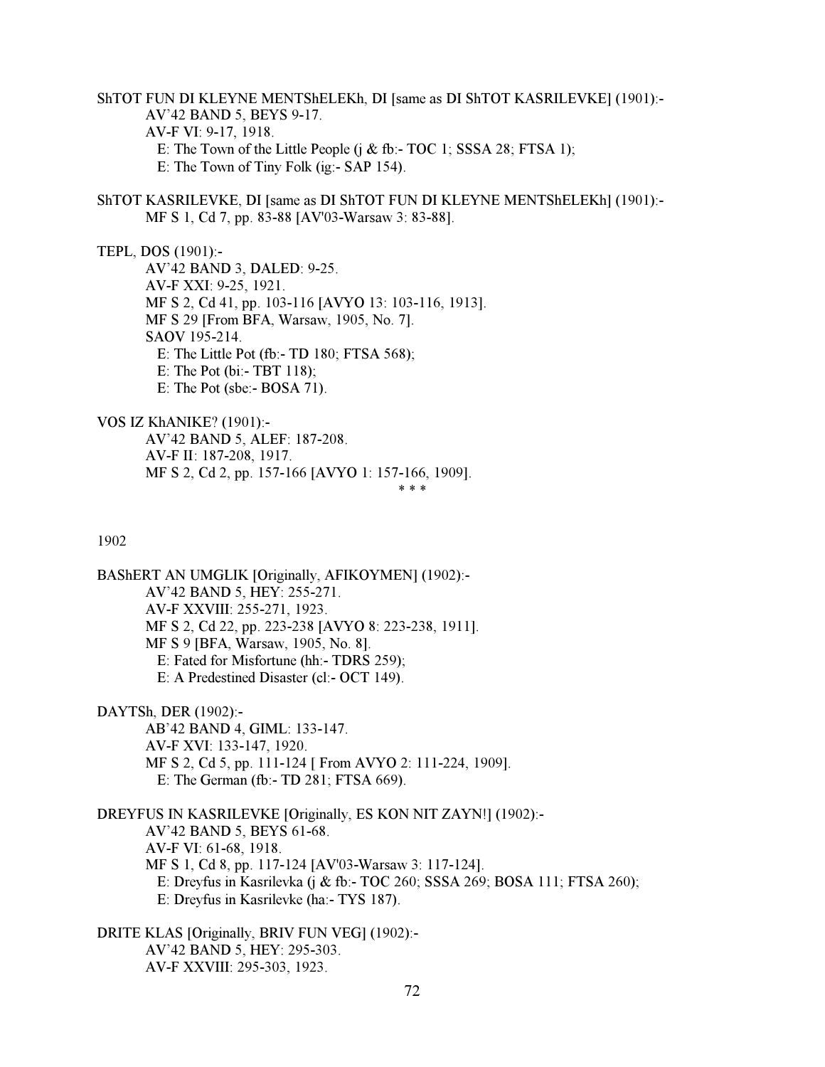ShTOT FUN DI KLEYNE MENTShELEKh, DI [same as DI ShTOT KASRILEVKE] (1901):-

AV'42 BAND 5, BEYS 9-17.
AV-F VI: 9-17, 1918.
E: The Town of the Little People (j & fb:- TOC 1; SSSA 28; FTSA 1);
E: The Town of Tiny Folk (ig:- SAP 154).

ShTOT KASRILEVKE, DI [same as DI ShTOT FUN DI KLEYNE MENTShELEKh] (1901):-

MF S 1, Cd 7, pp. 83-88 [AV'03-Warsaw 3: 83-88].

TEPL, DOS (1901):-

AV'42 BAND 3, DALED: 9-25.
AV-F XXI: 9-25, 1921.
MF S 2, Cd 41, pp. 103-116 [AVYO 13: 103-116, 1913].
MF S 29 [From BFA, Warsaw, 1905, No. 7].
SAOV 195-214.
E: The Little Pot (fb:- TD 180; FTSA 568);
E: The Pot (bi:- TBT 118);
E: The Pot (sbe:- BOSA 71).

VOS IZ KhANIKE? (1901):-

AV'42 BAND 5, ALEF: 187-208.
AV-F II: 187-208, 1917.
MF S 2, Cd 2, pp. 157-166 [AVYO 1: 157-166, 1909].

\* \* \*

1902

BAShERT AN UMGLIK [Originally, AFIKOYMEN] (1902):-

AV'42 BAND 5, HEY: 255-271.
AV-F XXVIII: 255-271, 1923.
MF S 2, Cd 22, pp. 223-238 [AVYO 8: 223-238, 1911].
MF S 9 [BFA, Warsaw, 1905, No. 8].
E: Fated for Misfortune (hh:- TDRS 259);
E: A Predestined Disaster (cl:- OCT 149).

DAYTSh, DER (1902):-

AB'42 BAND 4, GIML: 133-147.
AV-F XVI: 133-147, 1920.
MF S 2, Cd 5, pp. 111-124 [ From AVYO 2: 111-224, 1909].
E: The German (fb:- TD 281; FTSA 669).

DREYFUS IN KASRILEVKE [Originally, ES KON NIT ZAYN!] (1902):-

AV'42 BAND 5, BEYS 61-68.
AV-F VI: 61-68, 1918.
MF S 1, Cd 8, pp. 117-124 [AV'03-Warsaw 3: 117-124].
E: Dreyfus in Kasrilevka (j & fb:- TOC 260; SSSA 269; BOSA 111; FTSA 260);
E: Dreyfus in Kasrilevke (ha:- TYS 187).

DRITE KLAS [Originally, BRIV FUN VEG] (1902):-

AV'42 BAND 5, HEY: 295-303.
AV-F XXVIII: 295-303, 1923.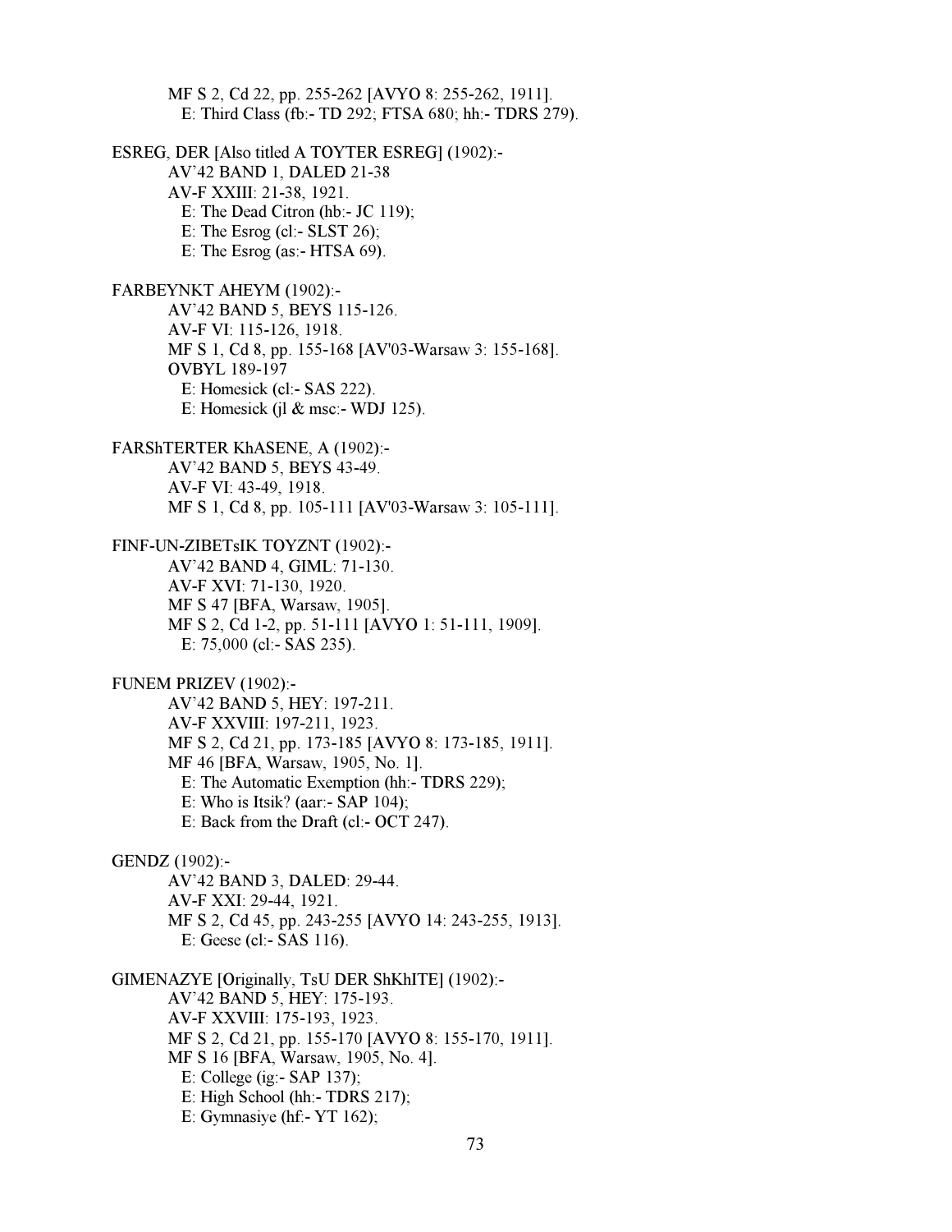MF S 2, Cd 22, pp. 255-262 [AVYO 8: 255-262, 1911].
  E: Third Class (fb:- TD 292; FTSA 680; hh:- TDRS 279).

ESREG, DER [Also titled A TOYTER ESREG] (1902):-
  AV'42 BAND 1, DALED 21-38
  AV-F XXIII: 21-38, 1921.
  E: The Dead Citron (hb:- JC 119);
  E: The Esrog (cl:- SLST 26);
  E: The Esrog (as:- HTSA 69).

FARBEYNKT AHEYM (1902):-
  AV'42 BAND 5, BEYS 115-126.
  AV-F VI: 115-126, 1918.
  MF S 1, Cd 8, pp. 155-168 [AV'03-Warsaw 3: 155-168].
  OVBYL 189-197
  E: Homesick (cl:- SAS 222).
  E: Homesick (jl & msc:- WDJ 125).

FARShTERTER KhASENE, A (1902):-
  AV'42 BAND 5, BEYS 43-49.
  AV-F VI: 43-49, 1918.
  MF S 1, Cd 8, pp. 105-111 [AV'03-Warsaw 3: 105-111].

FINF-UN-ZIBETsIK TOYZNT (1902):-
  AV'42 BAND 4, GIML: 71-130.
  AV-F XVI: 71-130, 1920.
  MF S 47 [BFA, Warsaw, 1905].
  MF S 2, Cd 1-2, pp. 51-111 [AVYO 1: 51-111, 1909].
  E: 75,000 (cl:- SAS 235).

FUNEM PRIZEV (1902):-
  AV'42 BAND 5, HEY: 197-211.
  AV-F XXVIII: 197-211, 1923.
  MF S 2, Cd 21, pp. 173-185 [AVYO 8: 173-185, 1911].
  MF 46 [BFA, Warsaw, 1905, No. 1].
  E: The Automatic Exemption (hh:- TDRS 229);
  E: Who is Itsik? (aar:- SAP 104);
  E: Back from the Draft (cl:- OCT 247).

GENDZ (1902):-
  AV'42 BAND 3, DALED: 29-44.
  AV-F XXI: 29-44, 1921.
  MF S 2, Cd 45, pp. 243-255 [AVYO 14: 243-255, 1913].
  E: Geese (cl:- SAS 116).

GIMENAZYE [Originally, TsU DER ShKhITE] (1902):-
  AV'42 BAND 5, HEY: 175-193.
  AV-F XXVIII: 175-193, 1923.
  MF S 2, Cd 21, pp. 155-170 [AVYO 8: 155-170, 1911].
  MF S 16 [BFA, Warsaw, 1905, No. 4].
  E: College (ig:- SAP 137);
  E: High School (hh:- TDRS 217);
  E: Gymnasiye (hf:- YT 162);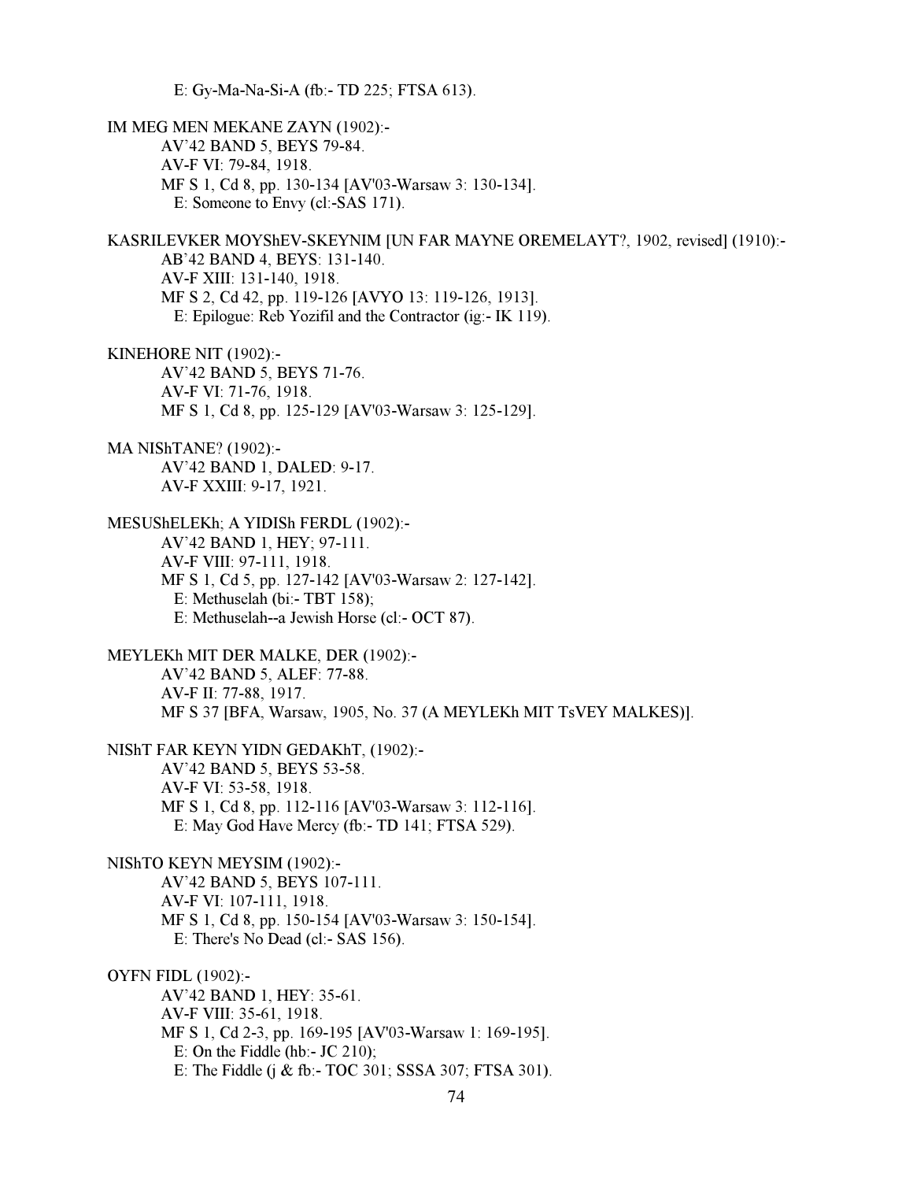E: Gy-Ma-Na-Si-A (fb:- TD 225; FTSA 613).

IM MEG MEN MEKANE ZAYN (1902):-
AV'42 BAND 5, BEYS 79-84.
AV-F VI: 79-84, 1918.
MF S 1, Cd 8, pp. 130-134 [AV'03-Warsaw 3: 130-134].
E: Someone to Envy (cl:-SAS 171).

KASRILEVKER MOYShEV-SKEYNIM [UN FAR MAYNE OREMELAYT?, 1902, revised] (1910):-
AB'42 BAND 4, BEYS: 131-140.
AV-F XIII: 131-140, 1918.
MF S 2, Cd 42, pp. 119-126 [AVYO 13: 119-126, 1913].
E: Epilogue: Reb Yozifil and the Contractor (ig:- IK 119).

KINEHORE NIT (1902):-
AV'42 BAND 5, BEYS 71-76.
AV-F VI: 71-76, 1918.
MF S 1, Cd 8, pp. 125-129 [AV'03-Warsaw 3: 125-129].

MA NIShTANE? (1902):-
AV'42 BAND 1, DALED: 9-17.
AV-F XXIII: 9-17, 1921.

MESUShELEKh; A YIDISh FERDL (1902):-
AV'42 BAND 1, HEY; 97-111.
AV-F VIII: 97-111, 1918.
MF S 1, Cd 5, pp. 127-142 [AV'03-Warsaw 2: 127-142].
E: Methuselah (bi:- TBT 158);
E: Methuselah--a Jewish Horse (cl:- OCT 87).

MEYLEKh MIT DER MALKE, DER (1902):-
AV'42 BAND 5, ALEF: 77-88.
AV-F II: 77-88, 1917.
MF S 37 [BFA, Warsaw, 1905, No. 37 (A MEYLEKh MIT TsVEY MALKES)].

NIShT FAR KEYN YIDN GEDAKhT, (1902):-
AV'42 BAND 5, BEYS 53-58.
AV-F VI: 53-58, 1918.
MF S 1, Cd 8, pp. 112-116 [AV'03-Warsaw 3: 112-116].
E: May God Have Mercy (fb:- TD 141; FTSA 529).

NIShTO KEYN MEYSIM (1902):-
AV'42 BAND 5, BEYS 107-111.
AV-F VI: 107-111, 1918.
MF S 1, Cd 8, pp. 150-154 [AV'03-Warsaw 3: 150-154].
E: There's No Dead (cl:- SAS 156).

OYFN FIDL (1902):-
AV'42 BAND 1, HEY: 35-61.
AV-F VIII: 35-61, 1918.
MF S 1, Cd 2-3, pp. 169-195 [AV'03-Warsaw 1: 169-195].
E: On the Fiddle (hb:- JC 210);
E: The Fiddle (j & fb:- TOC 301; SSSA 307; FTSA 301).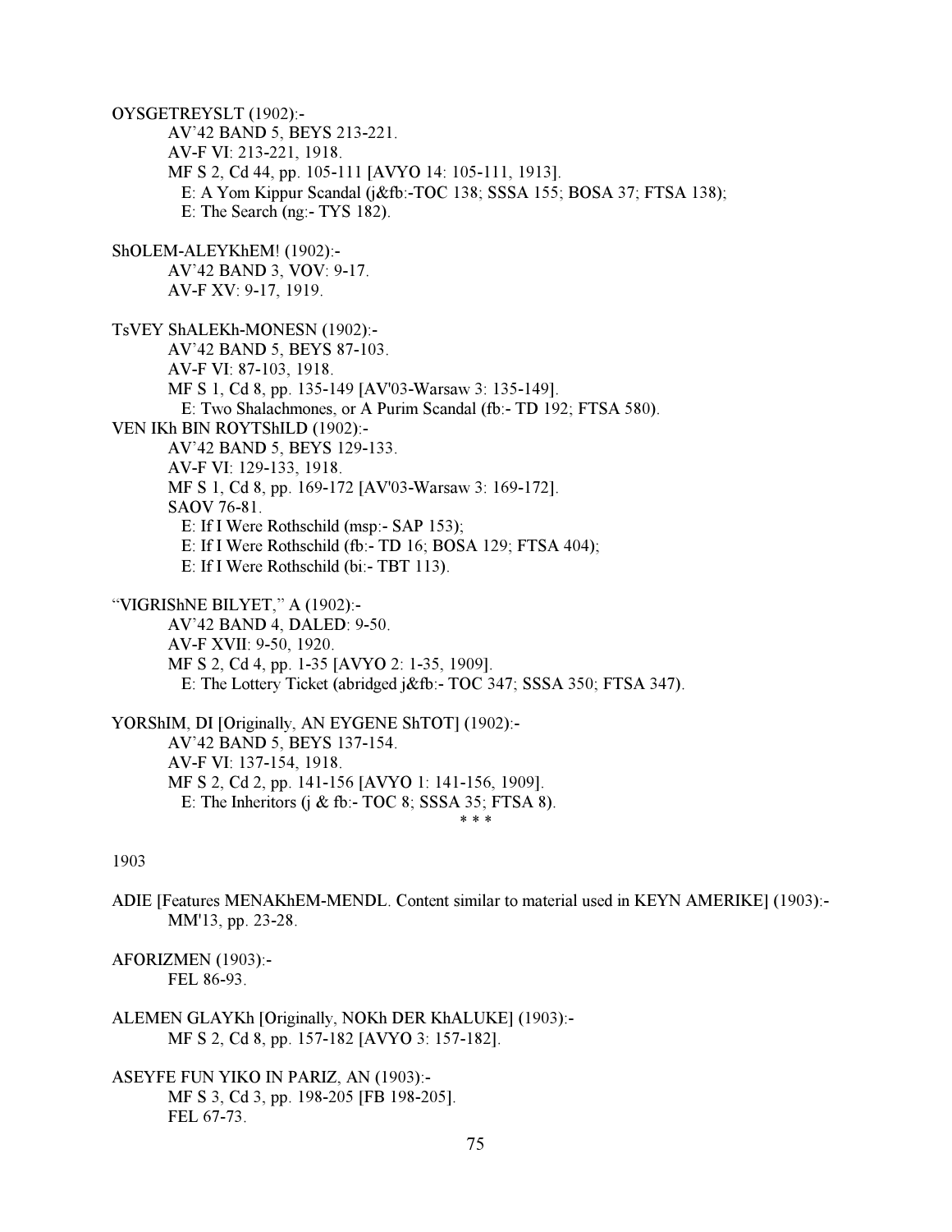OYSGETREYSLT (1902):-

AV'42 BAND 5, BEYS 213-221.
AV-F VI: 213-221, 1918.
MF S 2, Cd 44, pp. 105-111 [AVYO 14: 105-111, 1913].
E: A Yom Kippur Scandal (j&fb:-TOC 138; SSSA 155; BOSA 37; FTSA 138);
E: The Search (ng:- TYS 182).

ShOLEM-ALEYKhEM! (1902):-

AV'42 BAND 3, VOV: 9-17.
AV-F XV: 9-17, 1919.

TsVEY ShALEKh-MONESN (1902):-

AV'42 BAND 5, BEYS 87-103.
AV-F VI: 87-103, 1918.
MF S 1, Cd 8, pp. 135-149 [AV'03-Warsaw 3: 135-149].
E: Two Shalachmones, or A Purim Scandal (fb:- TD 192; FTSA 580).

VEN IKh BIN ROYTShILD (1902):-

AV'42 BAND 5, BEYS 129-133.
AV-F VI: 129-133, 1918.
MF S 1, Cd 8, pp. 169-172 [AV'03-Warsaw 3: 169-172].
SAOV 76-81.
E: If I Were Rothschild (msp:- SAP 153);
E: If I Were Rothschild (fb:- TD 16; BOSA 129; FTSA 404);
E: If I Were Rothschild (bi:- TBT 113).

"VIGRIShNE BILYET," A (1902):-

AV'42 BAND 4, DALED: 9-50.
AV-F XVII: 9-50, 1920.
MF S 2, Cd 4, pp. 1-35 [AVYO 2: 1-35, 1909].
E: The Lottery Ticket (abridged j&fb:- TOC 347; SSSA 350; FTSA 347).

YORShIM, DI [Originally, AN EYGENE ShTOT] (1902):-

AV'42 BAND 5, BEYS 137-154.
AV-F VI: 137-154, 1918.
MF S 2, Cd 2, pp. 141-156 [AVYO 1: 141-156, 1909].
E: The Inheritors (j & fb:- TOC 8; SSSA 35; FTSA 8).

\* \* \*

1903

ADIE [Features MENAKhEM-MENDL. Content similar to material used in KEYN AMERIKE] (1903):-

MM'13, pp. 23-28.

AFORIZMEN (1903):-

FEL 86-93.

ALEMEN GLAYKh [Originally, NOKh DER KhALUKE] (1903):-

MF S 2, Cd 8, pp. 157-182 [AVYO 3: 157-182].

ASEYFE FUN YIKO IN PARIZ, AN (1903):-

MF S 3, Cd 3, pp. 198-205 [FB 198-205].
FEL 67-73.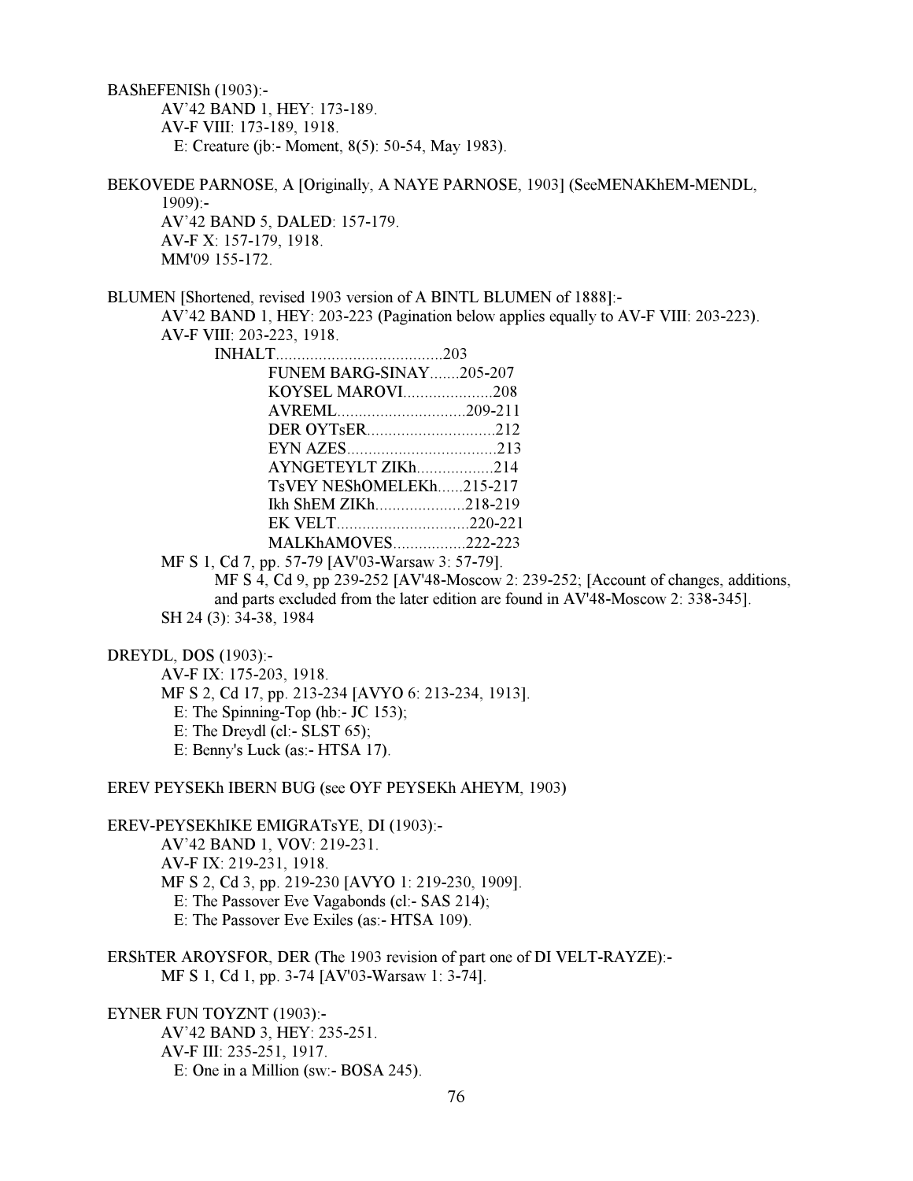BAShEFENISh (1903):-

AV'42 BAND 1, HEY: 173-189.
AV-F VIII: 173-189, 1918.
E: Creature (jb:- Moment, 8(5): 50-54, May 1983).

BEKOVEDE PARNOSE, A [Originally, A NAYE PARNOSE, 1903] (SeeMENAKhEM-MENDL, 1909):-

AV'42 BAND 5, DALED: 157-179.
AV-F X: 157-179, 1918.
MM'09 155-172.

BLUMEN [Shortened, revised 1903 version of A BINTL BLUMEN of 1888]:-

AV'42 BAND 1, HEY: 203-223 (Pagination below applies equally to AV-F VIII: 203-223).
AV-F VIII: 203-223, 1918.

INHALT.......................................203
- FUNEM BARG-SINAY.......205-207
- KOYSEL MAROVI....................208
- AVREML..............................209-211
- DER OYTsER..............................212
- EYN AZES...................................213
- AYNGETEYLT ZIKh..................214
- TsVEY NEShOMELEKh......215-217
- Ikh ShEM ZIKh.....................218-219
- EK VELT...............................220-221
- MALKhAMOVES.................222-223

MF S 1, Cd 7, pp. 57-79 [AV'03-Warsaw 3: 57-79].
MF S 4, Cd 9, pp 239-252 [AV'48-Moscow 2: 239-252; [Account of changes, additions, and parts excluded from the later edition are found in AV'48-Moscow 2: 338-345].
SH 24 (3): 34-38, 1984

DREYDL, DOS (1903):-

AV-F IX: 175-203, 1918.
MF S 2, Cd 17, pp. 213-234 [AVYO 6: 213-234, 1913].
E: The Spinning-Top (hb:- JC 153);
E: The Dreydl (cl:- SLST 65);
E: Benny's Luck (as:- HTSA 17).

EREV PEYSEKh IBERN BUG (see OYF PEYSEKh AHEYM, 1903)

EREV-PEYSEKhIKE EMIGRATsYE, DI (1903):-

AV'42 BAND 1, VOV: 219-231.
AV-F IX: 219-231, 1918.
MF S 2, Cd 3, pp. 219-230 [AVYO 1: 219-230, 1909].
E: The Passover Eve Vagabonds (cl:- SAS 214);
E: The Passover Eve Exiles (as:- HTSA 109).

ERShTER AROYSFOR, DER (The 1903 revision of part one of DI VELT-RAYZE):-

MF S 1, Cd 1, pp. 3-74 [AV'03-Warsaw 1: 3-74].

EYNER FUN TOYZNT (1903):-

AV'42 BAND 3, HEY: 235-251.
AV-F III: 235-251, 1917.
E: One in a Million (sw:- BOSA 245).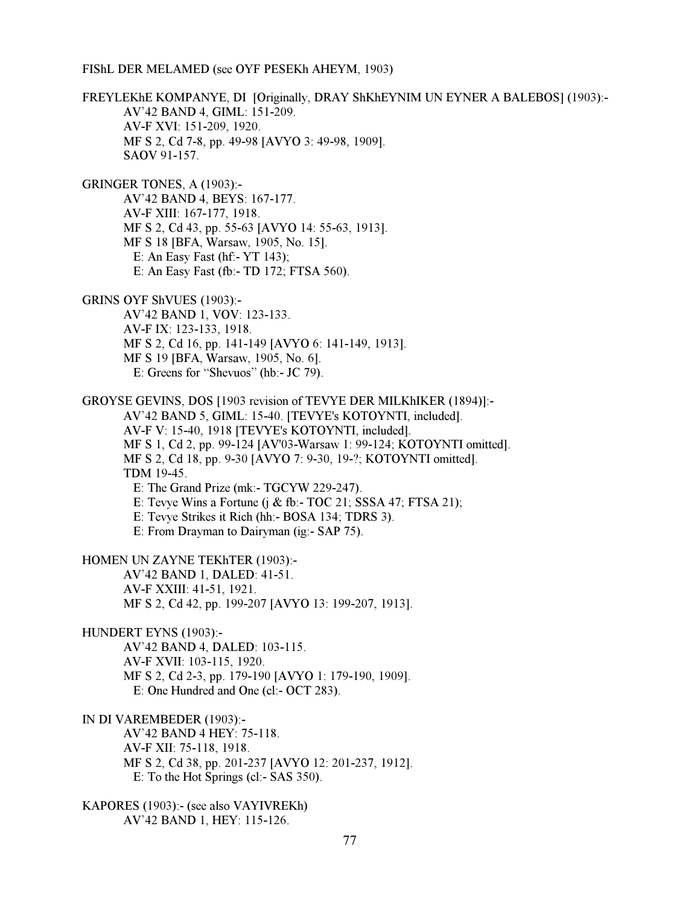FIShL DER MELAMED (see OYF PESEKh AHEYM, 1903)

FREYLEKhE KOMPANYE, DI [Originally, DRAY ShKhEYNIM UN EYNER A BALEBOS] (1903):-
AV'42 BAND 4, GIML: 151-209.
AV-F XVI: 151-209, 1920.
MF S 2, Cd 7-8, pp. 49-98 [AVYO 3: 49-98, 1909].
SAOV 91-157.

GRINGER TONES, A (1903):-
AV'42 BAND 4, BEYS: 167-177.
AV-F XIII: 167-177, 1918.
MF S 2, Cd 43, pp. 55-63 [AVYO 14: 55-63, 1913].
MF S 18 [BFA, Warsaw, 1905, No. 15].
E: An Easy Fast (hf:- YT 143);
E: An Easy Fast (fb:- TD 172; FTSA 560).

GRINS OYF ShVUES (1903):-
AV'42 BAND 1, VOV: 123-133.
AV-F IX: 123-133, 1918.
MF S 2, Cd 16, pp. 141-149 [AVYO 6: 141-149, 1913].
MF S 19 [BFA, Warsaw, 1905, No. 6].
E: Greens for "Shevuos" (hb:- JC 79).

GROYSE GEVINS, DOS [1903 revision of TEVYE DER MILKhIKER (1894)]:-
AV'42 BAND 5, GIML: 15-40. [TEVYE's KOTOYNTI, included].
AV-F V: 15-40, 1918 [TEVYE's KOTOYNTI, included].
MF S 1, Cd 2, pp. 99-124 [AV'03-Warsaw 1: 99-124; KOTOYNTI omitted].
MF S 2, Cd 18, pp. 9-30 [AVYO 7: 9-30, 19-?; KOTOYNTI omitted].
TDM 19-45.
E: The Grand Prize (mk:- TGCYW 229-247).
E: Tevye Wins a Fortune (j & fb:- TOC 21; SSSA 47; FTSA 21);
E: Tevye Strikes it Rich (hh:- BOSA 134; TDRS 3).
E: From Drayman to Dairyman (ig:- SAP 75).

HOMEN UN ZAYNE TEKhTER (1903):-
AV'42 BAND 1, DALED: 41-51.
AV-F XXIII: 41-51, 1921.
MF S 2, Cd 42, pp. 199-207 [AVYO 13: 199-207, 1913].

HUNDERT EYNS (1903):-
AV'42 BAND 4, DALED: 103-115.
AV-F XVII: 103-115, 1920.
MF S 2, Cd 2-3, pp. 179-190 [AVYO 1: 179-190, 1909].
E: One Hundred and One (cl:- OCT 283).

IN DI VAREMBEDER (1903):-
AV'42 BAND 4 HEY: 75-118.
AV-F XII: 75-118, 1918.
MF S 2, Cd 38, pp. 201-237 [AVYO 12: 201-237, 1912].
E: To the Hot Springs (cl:- SAS 350).

KAPORES (1903):- (see also VAYIVREKh)
AV'42 BAND 1, HEY: 115-126.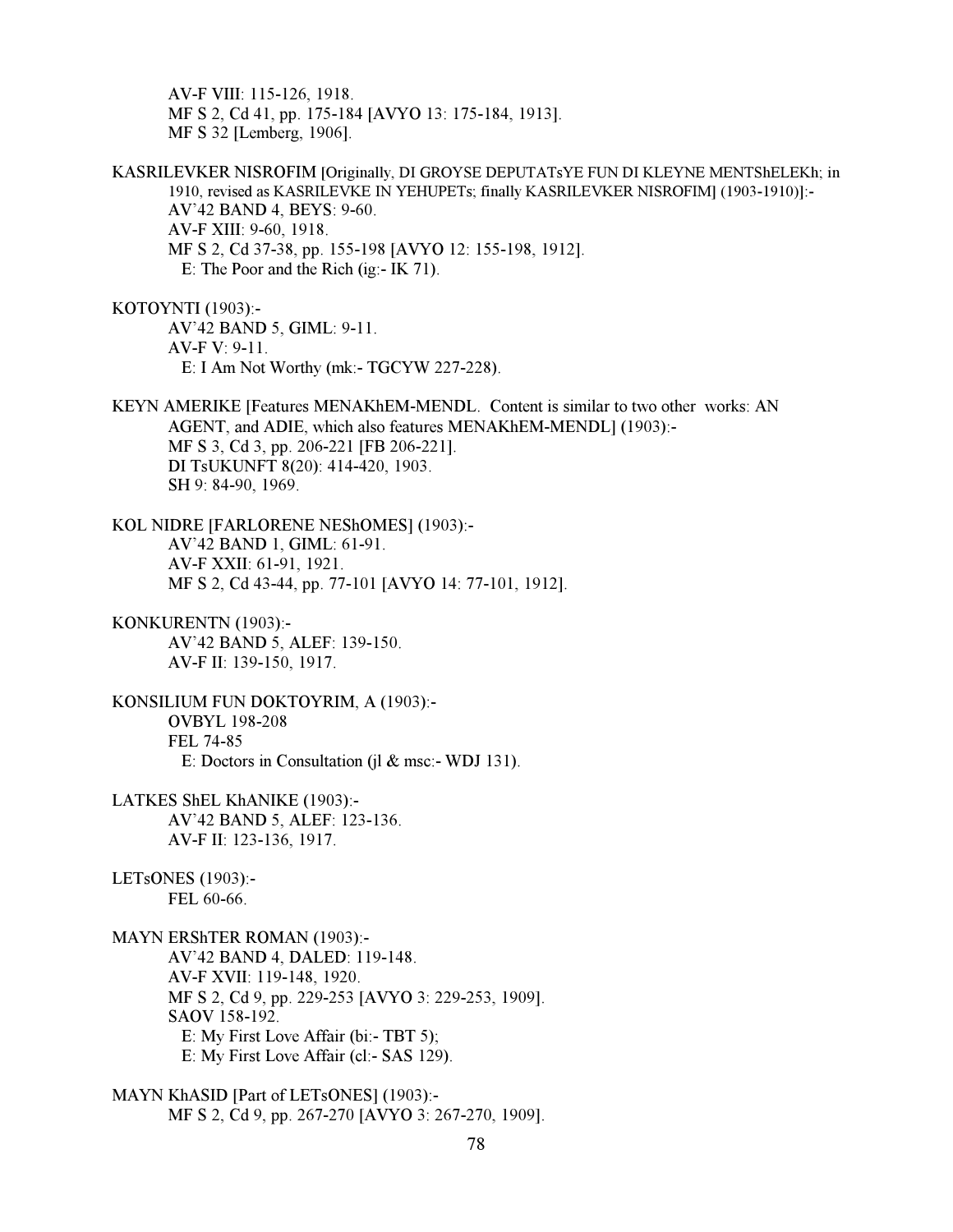AV-F VIII: 115-126, 1918.
MF S 2, Cd 41, pp. 175-184 [AVYO 13: 175-184, 1913].
MF S 32 [Lemberg, 1906].

KASRILEVKER NISROFIM [Originally, DI GROYSE DEPUTATsYE FUN DI KLEYNE MENTShELEKh; in 1910, revised as KASRILEVKE IN YEHUPETs; finally KASRILEVKER NISROFIM] (1903-1910)]:-
AV'42 BAND 4, BEYS: 9-60.
AV-F XIII: 9-60, 1918.
MF S 2, Cd 37-38, pp. 155-198 [AVYO 12: 155-198, 1912].
E: The Poor and the Rich (ig:- IK 71).

KOTOYNTI (1903):-
AV'42 BAND 5, GIML: 9-11.
AV-F V: 9-11.
E: I Am Not Worthy (mk:- TGCYW 227-228).

KEYN AMERIKE [Features MENAKhEM-MENDL. Content is similar to two other works: AN AGENT, and ADIE, which also features MENAKhEM-MENDL] (1903):-
MF S 3, Cd 3, pp. 206-221 [FB 206-221].
DI TsUKUNFT 8(20): 414-420, 1903.
SH 9: 84-90, 1969.

KOL NIDRE [FARLORENE NEShOMES] (1903):-
AV'42 BAND 1, GIML: 61-91.
AV-F XXII: 61-91, 1921.
MF S 2, Cd 43-44, pp. 77-101 [AVYO 14: 77-101, 1912].

KONKURENTN (1903):-
AV'42 BAND 5, ALEF: 139-150.
AV-F II: 139-150, 1917.

KONSILIUM FUN DOKTOYRIM, A (1903):-
OVBYL 198-208
FEL 74-85
E: Doctors in Consultation (jl & msc:- WDJ 131).

LATKES ShEL KhANIKE (1903):-
AV'42 BAND 5, ALEF: 123-136.
AV-F II: 123-136, 1917.

LETsONES (1903):-
FEL 60-66.

MAYN ERShTER ROMAN (1903):-
AV'42 BAND 4, DALED: 119-148.
AV-F XVII: 119-148, 1920.
MF S 2, Cd 9, pp. 229-253 [AVYO 3: 229-253, 1909].
SAOV 158-192.
E: My First Love Affair (bi:- TBT 5);
E: My First Love Affair (cl:- SAS 129).

MAYN KhASID [Part of LETsONES] (1903):-
MF S 2, Cd 9, pp. 267-270 [AVYO 3: 267-270, 1909].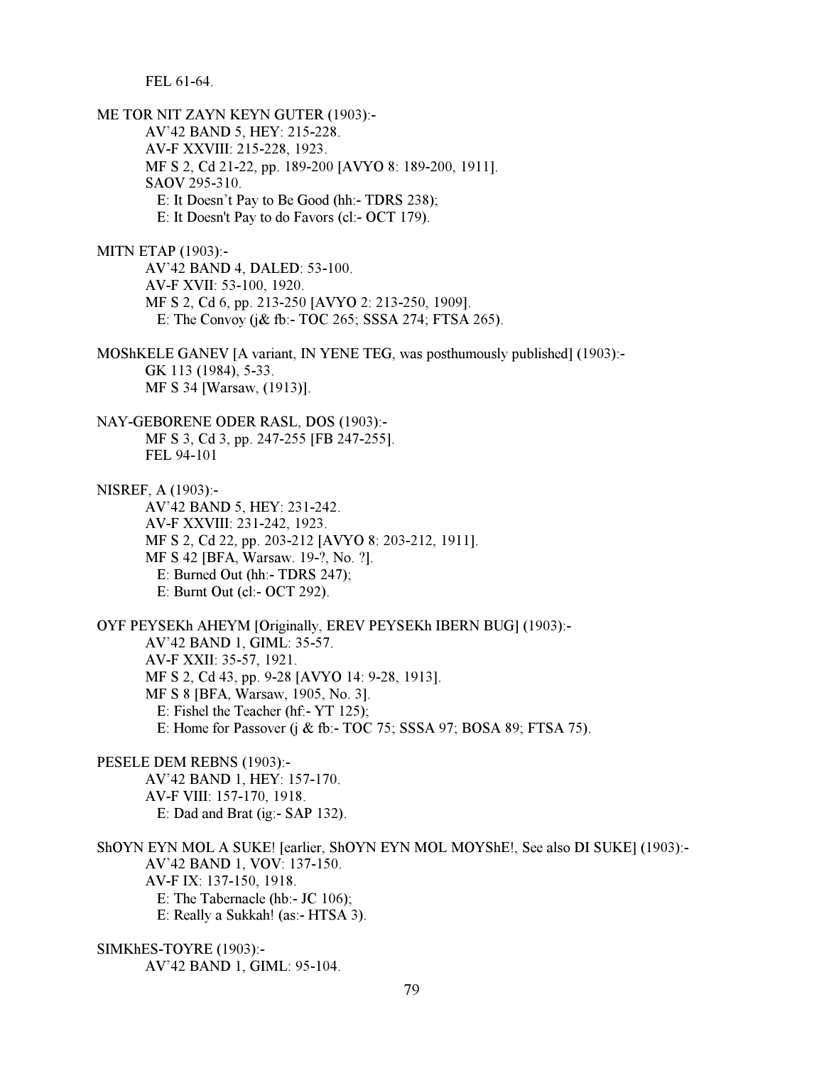FEL 61-64.

ME TOR NIT ZAYN KEYN GUTER (1903):-
AV'42 BAND 5, HEY: 215-228.
AV-F XXVIII: 215-228, 1923.
MF S 2, Cd 21-22, pp. 189-200 [AVYO 8: 189-200, 1911].
SAOV 295-310.
E: It Doesn't Pay to Be Good (hh:- TDRS 238);
E: It Doesn't Pay to do Favors (cl:- OCT 179).

MITN ETAP (1903):-
AV'42 BAND 4, DALED: 53-100.
AV-F XVII: 53-100, 1920.
MF S 2, Cd 6, pp. 213-250 [AVYO 2: 213-250, 1909].
E: The Convoy (j& fb:- TOC 265; SSSA 274; FTSA 265).

MOShKELE GANEV [A variant, IN YENE TEG, was posthumously published] (1903):-
GK 113 (1984), 5-33.
MF S 34 [Warsaw, (1913)].

NAY-GEBORENE ODER RASL, DOS (1903):-
MF S 3, Cd 3, pp. 247-255 [FB 247-255].
FEL 94-101

NISREF, A (1903):-
AV'42 BAND 5, HEY: 231-242.
AV-F XXVIII: 231-242, 1923.
MF S 2, Cd 22, pp. 203-212 [AVYO 8: 203-212, 1911].
MF S 42 [BFA, Warsaw. 19-?, No. ?].
E: Burned Out (hh:- TDRS 247);
E: Burnt Out (cl:- OCT 292).

OYF PEYSEKh AHEYM [Originally, EREV PEYSEKh IBERN BUG] (1903):-
AV'42 BAND 1, GIML: 35-57.
AV-F XXII: 35-57, 1921.
MF S 2, Cd 43, pp. 9-28 [AVYO 14: 9-28, 1913].
MF S 8 [BFA, Warsaw, 1905, No. 3].
E: Fishel the Teacher (hf:- YT 125);
E: Home for Passover (j & fb:- TOC 75; SSSA 97; BOSA 89; FTSA 75).

PESELE DEM REBNS (1903):-
AV'42 BAND 1, HEY: 157-170.
AV-F VIII: 157-170, 1918.
E: Dad and Brat (ig:- SAP 132).

ShOYN EYN MOL A SUKE! [earlier, ShOYN EYN MOL MOYShE!, See also DI SUKE] (1903):-
AV'42 BAND 1, VOV: 137-150.
AV-F IX: 137-150, 1918.
E: The Tabernacle (hb:- JC 106);
E: Really a Sukkah! (as:- HTSA 3).

SIMKhES-TOYRE (1903):-
AV'42 BAND 1, GIML: 95-104.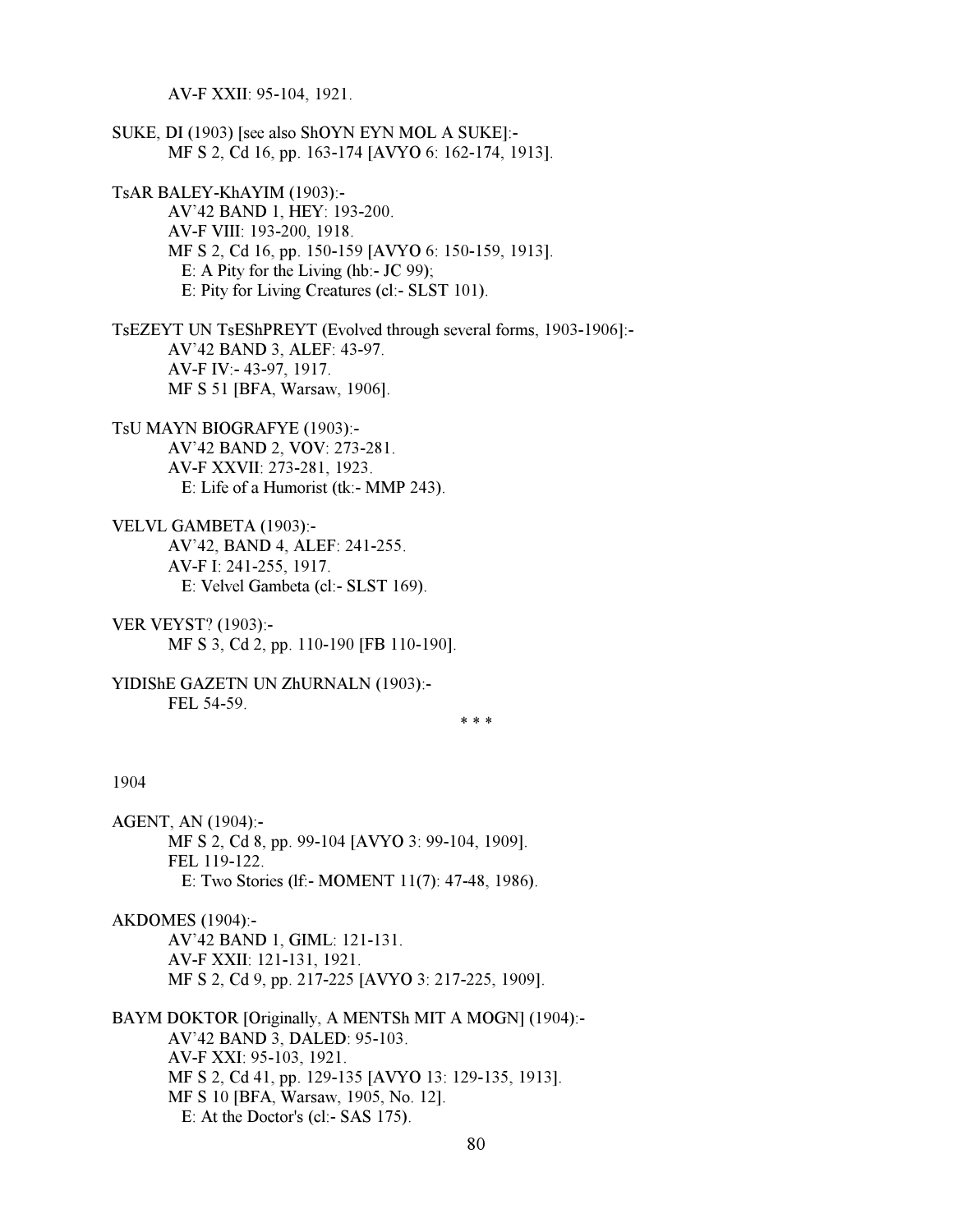AV-F XXII: 95-104, 1921.

SUKE, DI (1903) [see also ShOYN EYN MOL A SUKE]:-
MF S 2, Cd 16, pp. 163-174 [AVYO 6: 162-174, 1913].

TsAR BALEY-KhAYIM (1903):-
AV'42 BAND 1, HEY: 193-200.
AV-F VIII: 193-200, 1918.
MF S 2, Cd 16, pp. 150-159 [AVYO 6: 150-159, 1913].
E: A Pity for the Living (hb:- JC 99);
E: Pity for Living Creatures (cl:- SLST 101).

TsEZEYT UN TsEShPREYT (Evolved through several forms, 1903-1906]:-
AV'42 BAND 3, ALEF: 43-97.
AV-F IV:- 43-97, 1917.
MF S 51 [BFA, Warsaw, 1906].

TsU MAYN BIOGRAFYE (1903):-
AV'42 BAND 2, VOV: 273-281.
AV-F XXVII: 273-281, 1923.
E: Life of a Humorist (tk:- MMP 243).

VELVL GAMBETA (1903):-
AV'42, BAND 4, ALEF: 241-255.
AV-F I: 241-255, 1917.
E: Velvel Gambeta (cl:- SLST 169).

VER VEYST? (1903):-
MF S 3, Cd 2, pp. 110-190 [FB 110-190].

YIDIShE GAZETN UN ZhURNALN (1903):-
FEL 54-59.

* * *

1904

AGENT, AN (1904):-
MF S 2, Cd 8, pp. 99-104 [AVYO 3: 99-104, 1909].
FEL 119-122.
E: Two Stories (lf:- MOMENT 11(7): 47-48, 1986).

AKDOMES (1904):-
AV'42 BAND 1, GIML: 121-131.
AV-F XXII: 121-131, 1921.
MF S 2, Cd 9, pp. 217-225 [AVYO 3: 217-225, 1909].

BAYM DOKTOR [Originally, A MENTSh MIT A MOGN] (1904):-
AV'42 BAND 3, DALED: 95-103.
AV-F XXI: 95-103, 1921.
MF S 2, Cd 41, pp. 129-135 [AVYO 13: 129-135, 1913].
MF S 10 [BFA, Warsaw, 1905, No. 12].
E: At the Doctor's (cl:- SAS 175).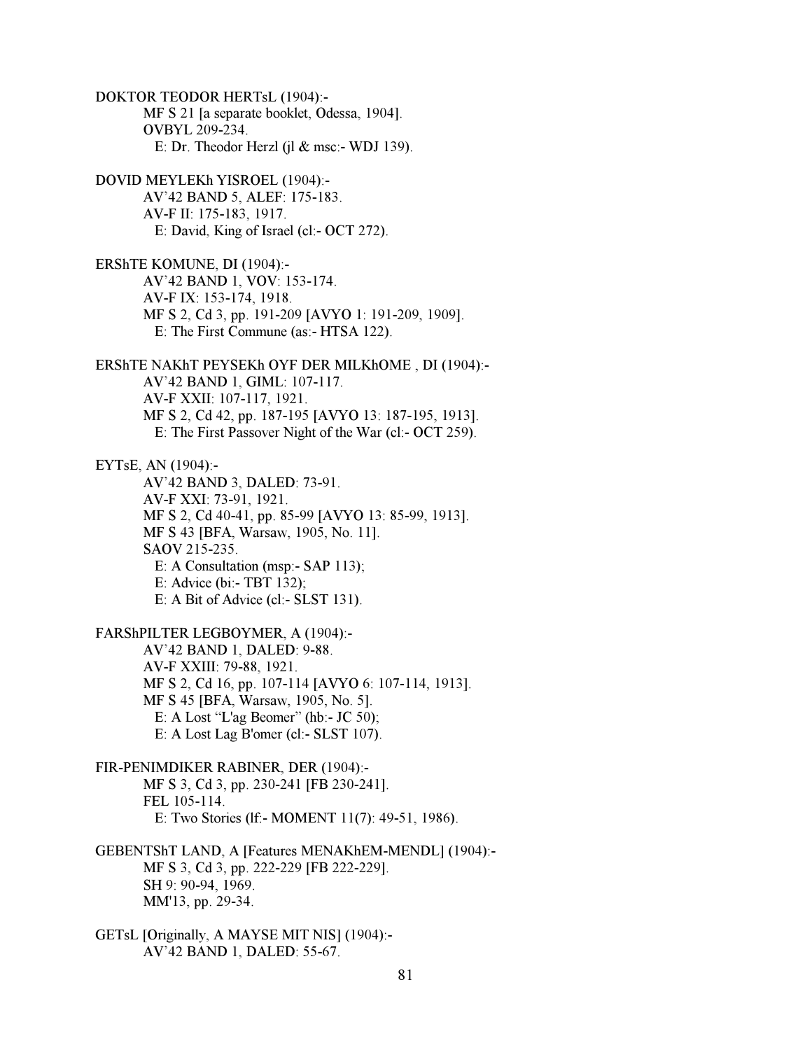DOKTOR TEODOR HERTsL (1904):-
MF S 21 [a separate booklet, Odessa, 1904].
OVBYL 209-234.
E: Dr. Theodor Herzl (jl & msc:- WDJ 139).

DOVID MEYLEKh YISROEL (1904):-
AV'42 BAND 5, ALEF: 175-183.
AV-F II: 175-183, 1917.
E: David, King of Israel (cl:- OCT 272).

ERShTE KOMUNE, DI (1904):-
AV'42 BAND 1, VOV: 153-174.
AV-F IX: 153-174, 1918.
MF S 2, Cd 3, pp. 191-209 [AVYO 1: 191-209, 1909].
E: The First Commune (as:- HTSA 122).

ERShTE NAKhT PEYSEKh OYF DER MILKhOME , DI (1904):-
AV'42 BAND 1, GIML: 107-117.
AV-F XXII: 107-117, 1921.
MF S 2, Cd 42, pp. 187-195 [AVYO 13: 187-195, 1913].
E: The First Passover Night of the War (cl:- OCT 259).

EYTsE, AN (1904):-
AV'42 BAND 3, DALED: 73-91.
AV-F XXI: 73-91, 1921.
MF S 2, Cd 40-41, pp. 85-99 [AVYO 13: 85-99, 1913].
MF S 43 [BFA, Warsaw, 1905, No. 11].
SAOV 215-235.
E: A Consultation (msp:- SAP 113);
E: Advice (bi:- TBT 132);
E: A Bit of Advice (cl:- SLST 131).

FARShPILTER LEGBOYMER, A (1904):-
AV'42 BAND 1, DALED: 9-88.
AV-F XXIII: 79-88, 1921.
MF S 2, Cd 16, pp. 107-114 [AVYO 6: 107-114, 1913].
MF S 45 [BFA, Warsaw, 1905, No. 5].
E: A Lost "L'ag Beomer" (hb:- JC 50);
E: A Lost Lag B'omer (cl:- SLST 107).

FIR-PENIMDIKER RABINER, DER (1904):-
MF S 3, Cd 3, pp. 230-241 [FB 230-241].
FEL 105-114.
E: Two Stories (lf:- MOMENT 11(7): 49-51, 1986).

GEBENTShT LAND, A [Features MENAKhEM-MENDL] (1904):-
MF S 3, Cd 3, pp. 222-229 [FB 222-229].
SH 9: 90-94, 1969.
MM'13, pp. 29-34.

GETsL [Originally, A MAYSE MIT NIS] (1904):-
AV'42 BAND 1, DALED: 55-67.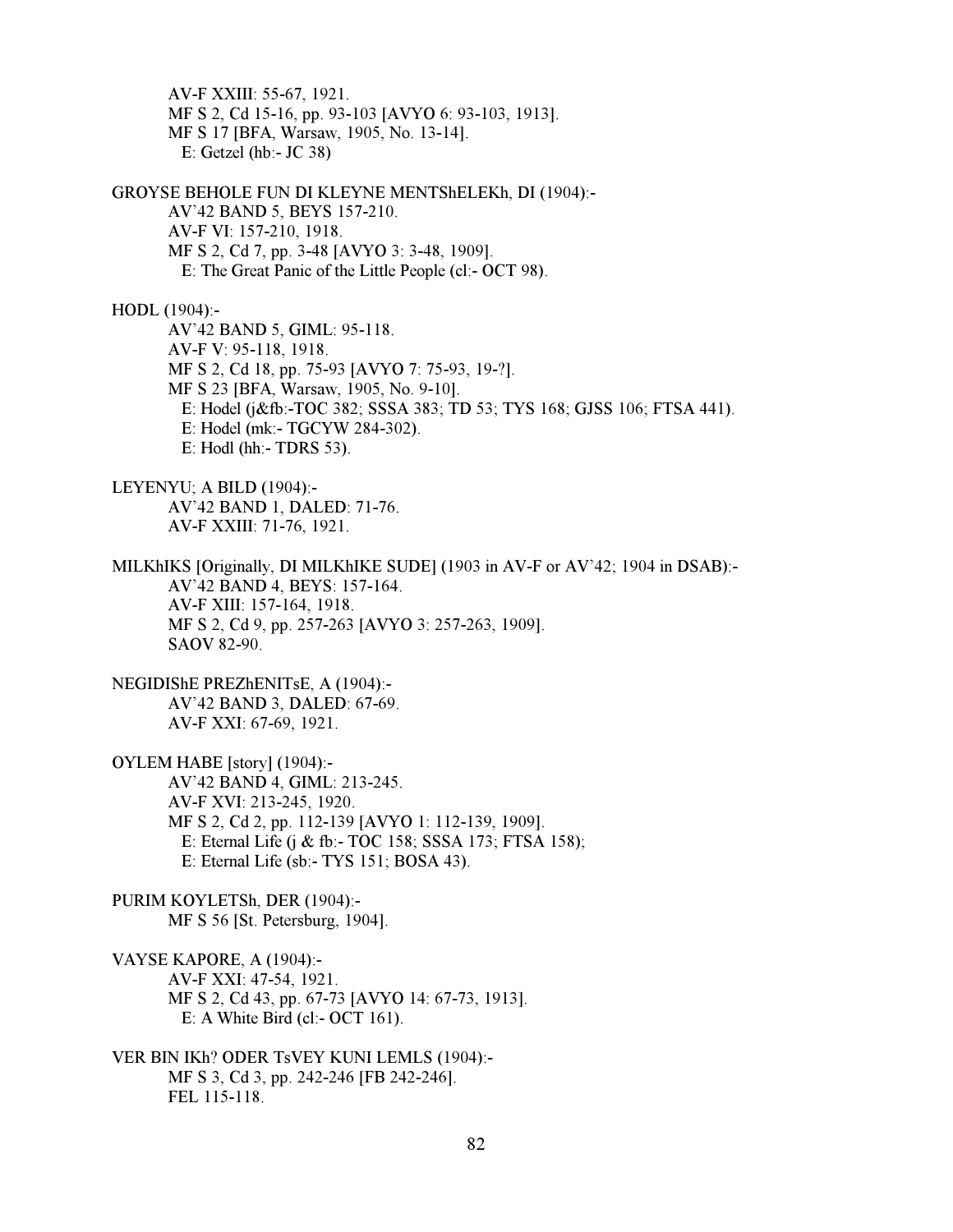AV-F XXIII: 55-67, 1921.
MF S 2, Cd 15-16, pp. 93-103 [AVYO 6: 93-103, 1913].
MF S 17 [BFA, Warsaw, 1905, No. 13-14].
E: Getzel (hb:- JC 38)

GROYSE BEHOLE FUN DI KLEYNE MENTShELEKh, DI (1904):-
AV'42 BAND 5, BEYS 157-210.
AV-F VI: 157-210, 1918.
MF S 2, Cd 7, pp. 3-48 [AVYO 3: 3-48, 1909].
E: The Great Panic of the Little People (cl:- OCT 98).

HODL (1904):-
AV'42 BAND 5, GIML: 95-118.
AV-F V: 95-118, 1918.
MF S 2, Cd 18, pp. 75-93 [AVYO 7: 75-93, 19-?].
MF S 23 [BFA, Warsaw, 1905, No. 9-10].
E: Hodel (j&fb:-TOC 382; SSSA 383; TD 53; TYS 168; GJSS 106; FTSA 441).
E: Hodel (mk:- TGCYW 284-302).
E: Hodl (hh:- TDRS 53).

LEYENYU; A BILD (1904):-
AV'42 BAND 1, DALED: 71-76.
AV-F XXIII: 71-76, 1921.

MILKhIKS [Originally, DI MILKhIKE SUDE] (1903 in AV-F or AV'42; 1904 in DSAB):-
AV'42 BAND 4, BEYS: 157-164.
AV-F XIII: 157-164, 1918.
MF S 2, Cd 9, pp. 257-263 [AVYO 3: 257-263, 1909].
SAOV 82-90.

NEGIDIShE PREZhENITsE, A (1904):-
AV'42 BAND 3, DALED: 67-69.
AV-F XXI: 67-69, 1921.

OYLEM HABE [story] (1904):-
AV'42 BAND 4, GIML: 213-245.
AV-F XVI: 213-245, 1920.
MF S 2, Cd 2, pp. 112-139 [AVYO 1: 112-139, 1909].
E: Eternal Life (j & fb:- TOC 158; SSSA 173; FTSA 158);
E: Eternal Life (sb:- TYS 151; BOSA 43).

PURIM KOYLETSh, DER (1904):-
MF S 56 [St. Petersburg, 1904].

VAYSE KAPORE, A (1904):-
AV-F XXI: 47-54, 1921.
MF S 2, Cd 43, pp. 67-73 [AVYO 14: 67-73, 1913].
E: A White Bird (cl:- OCT 161).

VER BIN IKh? ODER TsVEY KUNI LEMLS (1904):-
MF S 3, Cd 3, pp. 242-246 [FB 242-246].
FEL 115-118.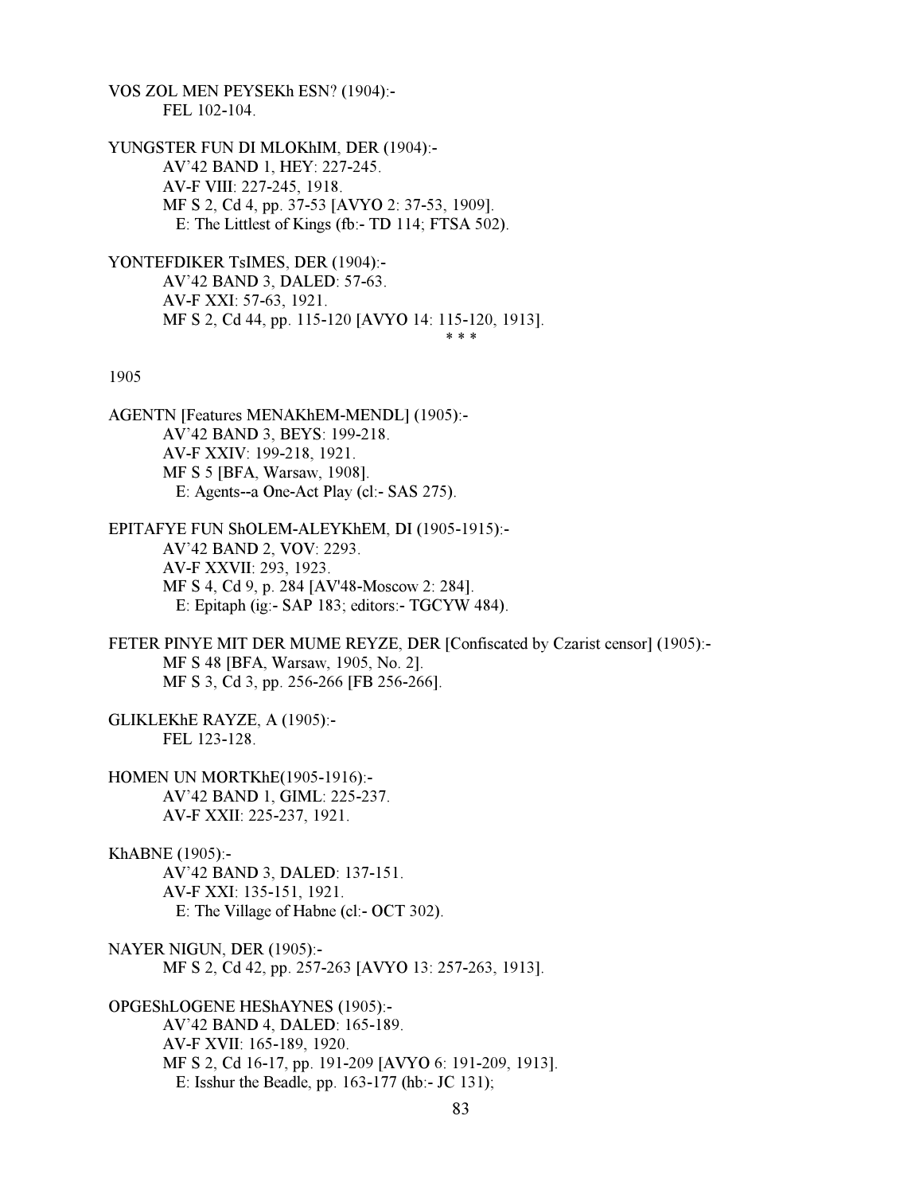VOS ZOL MEN PEYSEKh ESN? (1904):-
FEL 102-104.

YUNGSTER FUN DI MLOKhIM, DER (1904):-
AV'42 BAND 1, HEY: 227-245.
AV-F VIII: 227-245, 1918.
MF S 2, Cd 4, pp. 37-53 [AVYO 2: 37-53, 1909].
E: The Littlest of Kings (fb:- TD 114; FTSA 502).

YONTEFDIKER TsIMES, DER (1904):-
AV'42 BAND 3, DALED: 57-63.
AV-F XXI: 57-63, 1921.
MF S 2, Cd 44, pp. 115-120 [AVYO 14: 115-120, 1913].

\* \* \*

1905

AGENTN [Features MENAKhEM-MENDL] (1905):-
AV'42 BAND 3, BEYS: 199-218.
AV-F XXIV: 199-218, 1921.
MF S 5 [BFA, Warsaw, 1908].
E: Agents--a One-Act Play (cl:- SAS 275).

EPITAFYE FUN ShOLEM-ALEYKhEM, DI (1905-1915):-
AV'42 BAND 2, VOV: 2293.
AV-F XXVII: 293, 1923.
MF S 4, Cd 9, p. 284 [AV'48-Moscow 2: 284].
E: Epitaph (ig:- SAP 183; editors:- TGCYW 484).

FETER PINYE MIT DER MUME REYZE, DER [Confiscated by Czarist censor] (1905):-
MF S 48 [BFA, Warsaw, 1905, No. 2].
MF S 3, Cd 3, pp. 256-266 [FB 256-266].

GLIKLEKhE RAYZE, A (1905):-
FEL 123-128.

HOMEN UN MORTKhE(1905-1916):-
AV'42 BAND 1, GIML: 225-237.
AV-F XXII: 225-237, 1921.

KhABNE (1905):-
AV'42 BAND 3, DALED: 137-151.
AV-F XXI: 135-151, 1921.
E: The Village of Habne (cl:- OCT 302).

NAYER NIGUN, DER (1905):-
MF S 2, Cd 42, pp. 257-263 [AVYO 13: 257-263, 1913].

OPGEShLOGENE HEShAYNES (1905):-
AV'42 BAND 4, DALED: 165-189.
AV-F XVII: 165-189, 1920.
MF S 2, Cd 16-17, pp. 191-209 [AVYO 6: 191-209, 1913].
E: Isshur the Beadle, pp. 163-177 (hb:- JC 131);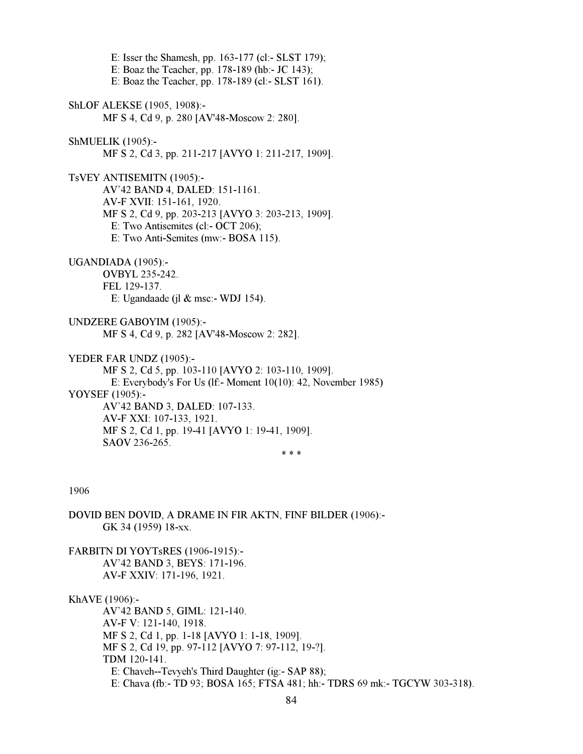E: Isser the Shamesh, pp. 163-177 (cl:- SLST 179);
E: Boaz the Teacher, pp. 178-189 (hb:- JC 143);
E: Boaz the Teacher, pp. 178-189 (cl:- SLST 161).

ShLOF ALEKSE (1905, 1908):-
MF S 4, Cd 9, p. 280 [AV'48-Moscow 2: 280].

ShMUELIK (1905):-
MF S 2, Cd 3, pp. 211-217 [AVYO 1: 211-217, 1909].

TsVEY ANTISEMITN (1905):-
AV'42 BAND 4, DALED: 151-1161.
AV-F XVII: 151-161, 1920.
MF S 2, Cd 9, pp. 203-213 [AVYO 3: 203-213, 1909].
E: Two Antisemites (cl:- OCT 206);
E: Two Anti-Semites (mw:- BOSA 115).

UGANDIADA (1905):-
OVBYL 235-242.
FEL 129-137.
E: Ugandaade (jl & msc:- WDJ 154).

UNDZERE GABOYIM (1905):-
MF S 4, Cd 9, p. 282 [AV'48-Moscow 2: 282].

YEDER FAR UNDZ (1905):-
MF S 2, Cd 5, pp. 103-110 [AVYO 2: 103-110, 1909].
E: Everybody's For Us (lf:- Moment 10(10): 42, November 1985)

YOYSEF (1905):-
AV'42 BAND 3, DALED: 107-133.
AV-F XXI: 107-133, 1921.
MF S 2, Cd 1, pp. 19-41 [AVYO 1: 19-41, 1909].
SAOV 236-265.

* * *

1906

DOVID BEN DOVID, A DRAME IN FIR AKTN, FINF BILDER (1906):-
GK 34 (1959) 18-xx.

FARBITN DI YOYTsRES (1906-1915):-
AV'42 BAND 3, BEYS: 171-196.
AV-F XXIV: 171-196, 1921.

KhAVE (1906):-
AV'42 BAND 5, GIML: 121-140.
AV-F V: 121-140, 1918.
MF S 2, Cd 1, pp. 1-18 [AVYO 1: 1-18, 1909].
MF S 2, Cd 19, pp. 97-112 [AVYO 7: 97-112, 19-?].
TDM 120-141.
E: Chaveh--Tevyeh's Third Daughter (ig:- SAP 88);
E: Chava (fb:- TD 93; BOSA 165; FTSA 481; hh:- TDRS 69 mk:- TGCYW 303-318).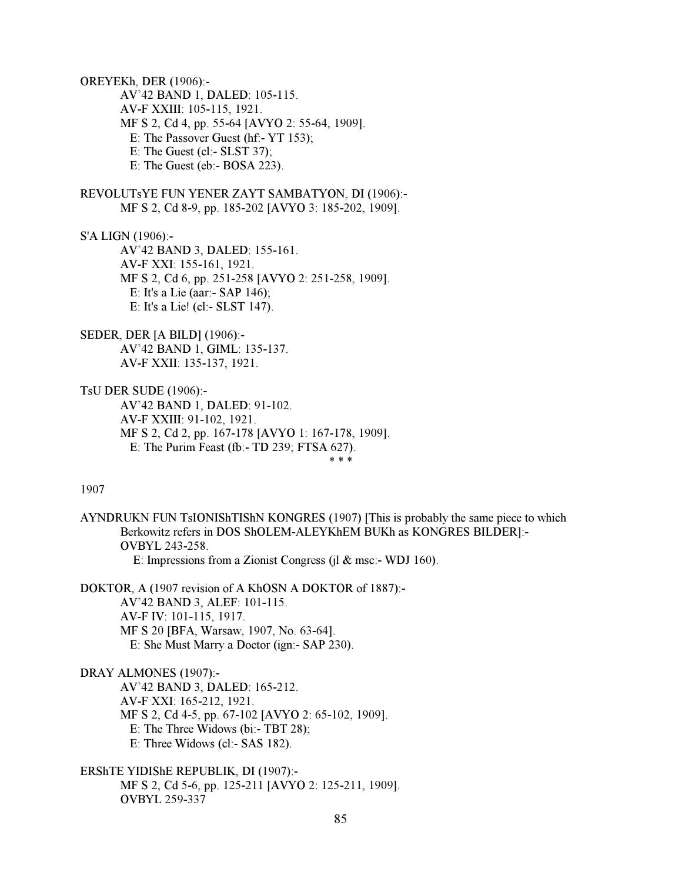OREYEKh, DER (1906):-

AV'42 BAND 1, DALED: 105-115.
AV-F XXIII: 105-115, 1921.
MF S 2, Cd 4, pp. 55-64 [AVYO 2: 55-64, 1909].
E: The Passover Guest (hf:- YT 153);
E: The Guest (cl:- SLST 37);
E: The Guest (eb:- BOSA 223).

REVOLUTsYE FUN YENER ZAYT SAMBATYON, DI (1906):-

MF S 2, Cd 8-9, pp. 185-202 [AVYO 3: 185-202, 1909].

S'A LIGN (1906):-

AV'42 BAND 3, DALED: 155-161.
AV-F XXI: 155-161, 1921.
MF S 2, Cd 6, pp. 251-258 [AVYO 2: 251-258, 1909].
E: It's a Lie (aar:- SAP 146);
E: It's a Lie! (cl:- SLST 147).

SEDER, DER [A BILD] (1906):-

AV'42 BAND 1, GIML: 135-137.
AV-F XXII: 135-137, 1921.

TsU DER SUDE (1906):-

AV'42 BAND 1, DALED: 91-102.
AV-F XXIII: 91-102, 1921.
MF S 2, Cd 2, pp. 167-178 [AVYO 1: 167-178, 1909].
E: The Purim Feast (fb:- TD 239; FTSA 627).

* * *

1907

AYNDRUKN FUN TsIONIShTIShN KONGRES (1907) [This is probably the same piece to which Berkowitz refers in DOS ShOLEM-ALEYKhEM BUKh as KONGRES BILDER]:-

OVBYL 243-258.
E: Impressions from a Zionist Congress (jl & msc:- WDJ 160).

DOKTOR, A (1907 revision of A KhOSN A DOKTOR of 1887):-

AV'42 BAND 3, ALEF: 101-115.
AV-F IV: 101-115, 1917.
MF S 20 [BFA, Warsaw, 1907, No. 63-64].
E: She Must Marry a Doctor (ign:- SAP 230).

DRAY ALMONES (1907):-

AV'42 BAND 3, DALED: 165-212.
AV-F XXI: 165-212, 1921.
MF S 2, Cd 4-5, pp. 67-102 [AVYO 2: 65-102, 1909].
E: The Three Widows (bi:- TBT 28);
E: Three Widows (cl:- SAS 182).

ERShTE YIDIShE REPUBLIK, DI (1907):-

MF S 2, Cd 5-6, pp. 125-211 [AVYO 2: 125-211, 1909].
OVBYL 259-337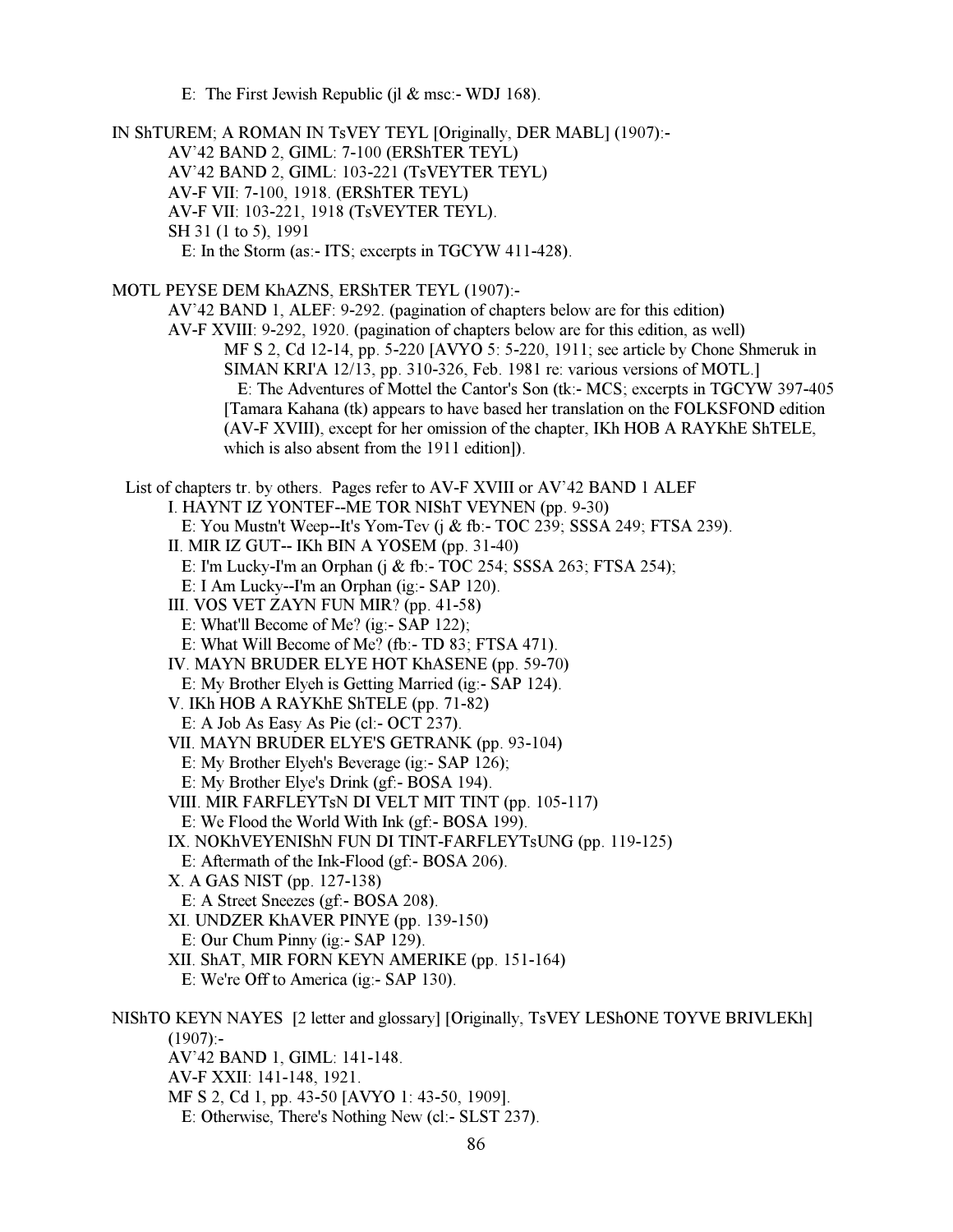E: The First Jewish Republic (jl & msc:- WDJ 168).

IN ShTUREM; A ROMAN IN TsVEY TEYL [Originally, DER MABL] (1907):-

AV'42 BAND 2, GIML: 7-100 (ERShTER TEYL)
AV'42 BAND 2, GIML: 103-221 (TsVEYTER TEYL)
AV-F VII: 7-100, 1918. (ERShTER TEYL)
AV-F VII: 103-221, 1918 (TsVEYTER TEYL).
SH 31 (1 to 5), 1991
E: In the Storm (as:- ITS; excerpts in TGCYW 411-428).

MOTL PEYSE DEM KhAZNS, ERShTER TEYL (1907):-

AV'42 BAND 1, ALEF: 9-292. (pagination of chapters below are for this edition)
AV-F XVIII: 9-292, 1920. (pagination of chapters below are for this edition, as well)
MF S 2, Cd 12-14, pp. 5-220 [AVYO 5: 5-220, 1911; see article by Chone Shmeruk in SIMAN KRI'A 12/13, pp. 310-326, Feb. 1981 re: various versions of MOTL.]
E: The Adventures of Mottel the Cantor's Son (tk:- MCS; excerpts in TGCYW 397-405 [Tamara Kahana (tk) appears to have based her translation on the FOLKSFOND edition (AV-F XVIII), except for her omission of the chapter, IKh HOB A RAYKhE ShTELE, which is also absent from the 1911 edition]).

List of chapters tr. by others. Pages refer to AV-F XVIII or AV'42 BAND 1 ALEF

I. HAYNT IZ YONTEF--ME TOR NIShT VEYNEN (pp. 9-30)
E: You Mustn't Weep--It's Yom-Tev (j & fb:- TOC 239; SSSA 249; FTSA 239).
II. MIR IZ GUT-- IKh BIN A YOSEM (pp. 31-40)
E: I'm Lucky-I'm an Orphan (j & fb:- TOC 254; SSSA 263; FTSA 254);
E: I Am Lucky--I'm an Orphan (ig:- SAP 120).
III. VOS VET ZAYN FUN MIR? (pp. 41-58)
E: What'll Become of Me? (ig:- SAP 122);
E: What Will Become of Me? (fb:- TD 83; FTSA 471).
IV. MAYN BRUDER ELYE HOT KhASENE (pp. 59-70)
E: My Brother Elyeh is Getting Married (ig:- SAP 124).
V. IKh HOB A RAYKhE ShTELE (pp. 71-82)
E: A Job As Easy As Pie (cl:- OCT 237).
VII. MAYN BRUDER ELYE'S GETRANK (pp. 93-104)
E: My Brother Elyeh's Beverage (ig:- SAP 126);
E: My Brother Elye's Drink (gf:- BOSA 194).
VIII. MIR FARFLEYTsN DI VELT MIT TINT (pp. 105-117)
E: We Flood the World With Ink (gf:- BOSA 199).
IX. NOKhVEYENIShN FUN DI TINT-FARFLEYTsUNG (pp. 119-125)
E: Aftermath of the Ink-Flood (gf:- BOSA 206).
X. A GAS NIST (pp. 127-138)
E: A Street Sneezes (gf:- BOSA 208).
XI. UNDZER KhAVER PINYE (pp. 139-150)
E: Our Chum Pinny (ig:- SAP 129).
XII. ShAT, MIR FORN KEYN AMERIKE (pp. 151-164)
E: We're Off to America (ig:- SAP 130).

NIShTO KEYN NAYES [2 letter and glossary] [Originally, TsVEY LEShONE TOYVE BRIVLEKh] (1907):-

AV'42 BAND 1, GIML: 141-148.
AV-F XXII: 141-148, 1921.
MF S 2, Cd 1, pp. 43-50 [AVYO 1: 43-50, 1909].
E: Otherwise, There's Nothing New (cl:- SLST 237).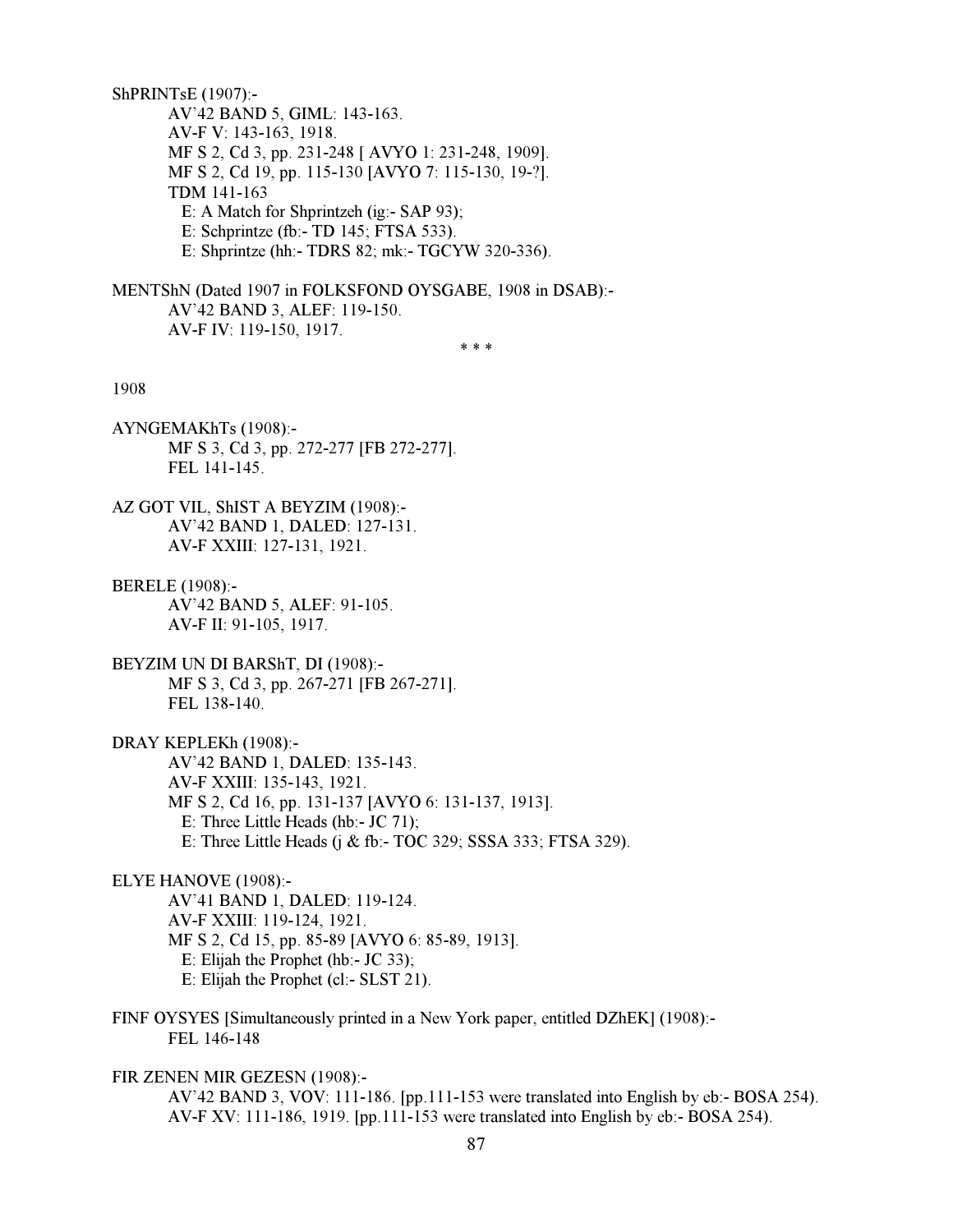ShPRINTsE (1907):-

AV'42 BAND 5, GIML: 143-163.
AV-F V: 143-163, 1918.
MF S 2, Cd 3, pp. 231-248 [ AVYO 1: 231-248, 1909].
MF S 2, Cd 19, pp. 115-130 [AVYO 7: 115-130, 19-?].
TDM 141-163
E: A Match for Shprintzeh (ig:- SAP 93);
E: Schprintze (fb:- TD 145; FTSA 533).
E: Shprintze (hh:- TDRS 82; mk:- TGCYW 320-336).

MENTShN (Dated 1907 in FOLKSFOND OYSGABE, 1908 in DSAB):-

AV'42 BAND 3, ALEF: 119-150.
AV-F IV: 119-150, 1917.

\* \* \*

1908

AYNGEMAKhTs (1908):-

MF S 3, Cd 3, pp. 272-277 [FB 272-277].
FEL 141-145.

AZ GOT VIL, ShIST A BEYZIM (1908):-

AV'42 BAND 1, DALED: 127-131.
AV-F XXIII: 127-131, 1921.

BERELE (1908):-

AV'42 BAND 5, ALEF: 91-105.
AV-F II: 91-105, 1917.

BEYZIM UN DI BARShT, DI (1908):-

MF S 3, Cd 3, pp. 267-271 [FB 267-271].
FEL 138-140.

DRAY KEPLEKh (1908):-

AV'42 BAND 1, DALED: 135-143.
AV-F XXIII: 135-143, 1921.
MF S 2, Cd 16, pp. 131-137 [AVYO 6: 131-137, 1913].
E: Three Little Heads (hb:- JC 71);
E: Three Little Heads (j & fb:- TOC 329; SSSA 333; FTSA 329).

ELYE HANOVE (1908):-

AV'41 BAND 1, DALED: 119-124.
AV-F XXIII: 119-124, 1921.
MF S 2, Cd 15, pp. 85-89 [AVYO 6: 85-89, 1913].
E: Elijah the Prophet (hb:- JC 33);
E: Elijah the Prophet (cl:- SLST 21).

FINF OYSYES [Simultaneously printed in a New York paper, entitled DZhEK] (1908):-

FEL 146-148

FIR ZENEN MIR GEZESN (1908):-

AV'42 BAND 3, VOV: 111-186. [pp.111-153 were translated into English by eb:- BOSA 254).
AV-F XV: 111-186, 1919. [pp.111-153 were translated into English by eb:- BOSA 254).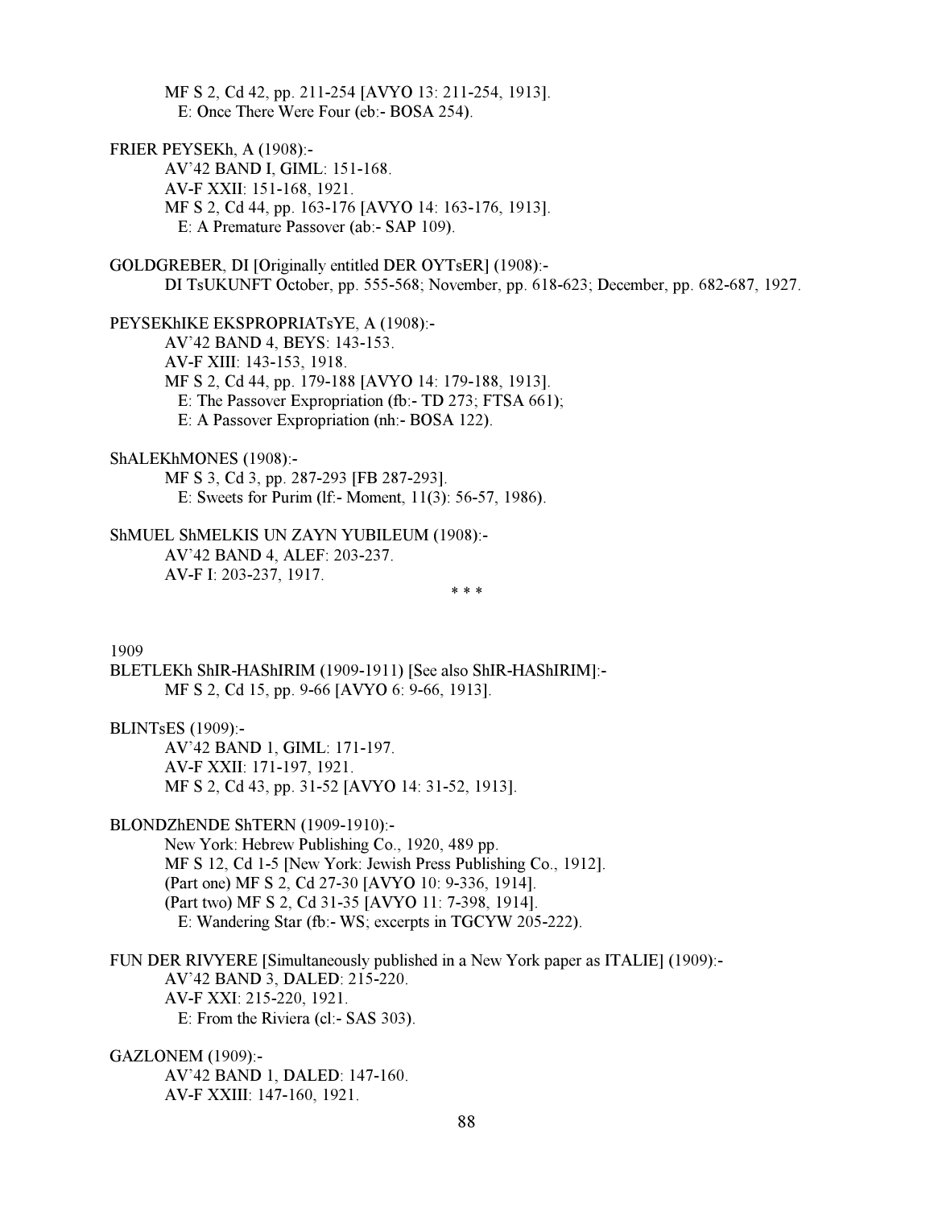MF S 2, Cd 42, pp. 211-254 [AVYO 13: 211-254, 1913].
E: Once There Were Four (eb:- BOSA 254).

FRIER PEYSEKh, A (1908):-
AV'42 BAND I, GIML: 151-168.
AV-F XXII: 151-168, 1921.
MF S 2, Cd 44, pp. 163-176 [AVYO 14: 163-176, 1913].
E: A Premature Passover (ab:- SAP 109).

GOLDGREBER, DI [Originally entitled DER OYTsER] (1908):-
DI TsUKUNFT October, pp. 555-568; November, pp. 618-623; December, pp. 682-687, 1927.

PEYSEKhIKE EKSPROPRIATsYE, A (1908):-
AV'42 BAND 4, BEYS: 143-153.
AV-F XIII: 143-153, 1918.
MF S 2, Cd 44, pp. 179-188 [AVYO 14: 179-188, 1913].
E: The Passover Expropriation (fb:- TD 273; FTSA 661);
E: A Passover Expropriation (nh:- BOSA 122).

ShALEKhMONES (1908):-
MF S 3, Cd 3, pp. 287-293 [FB 287-293].
E: Sweets for Purim (lf:- Moment, 11(3): 56-57, 1986).

ShMUEL ShMELKIS UN ZAYN YUBILEUM (1908):-
AV'42 BAND 4, ALEF: 203-237.
AV-F I: 203-237, 1917.

\* \* \*

1909

BLETLEKh ShIR-HAShIRIM (1909-1911) [See also ShIR-HAShIRIM]:-
MF S 2, Cd 15, pp. 9-66 [AVYO 6: 9-66, 1913].

BLINTsES (1909):-
AV'42 BAND 1, GIML: 171-197.
AV-F XXII: 171-197, 1921.
MF S 2, Cd 43, pp. 31-52 [AVYO 14: 31-52, 1913].

BLONDZhENDE ShTERN (1909-1910):-
New York: Hebrew Publishing Co., 1920, 489 pp.
MF S 12, Cd 1-5 [New York: Jewish Press Publishing Co., 1912].
(Part one) MF S 2, Cd 27-30 [AVYO 10: 9-336, 1914].
(Part two) MF S 2, Cd 31-35 [AVYO 11: 7-398, 1914].
E: Wandering Star (fb:- WS; excerpts in TGCYW 205-222).

FUN DER RIVYERE [Simultaneously published in a New York paper as ITALIE] (1909):-
AV'42 BAND 3, DALED: 215-220.
AV-F XXI: 215-220, 1921.
E: From the Riviera (cl:- SAS 303).

GAZLONEM (1909):-
AV'42 BAND 1, DALED: 147-160.
AV-F XXIII: 147-160, 1921.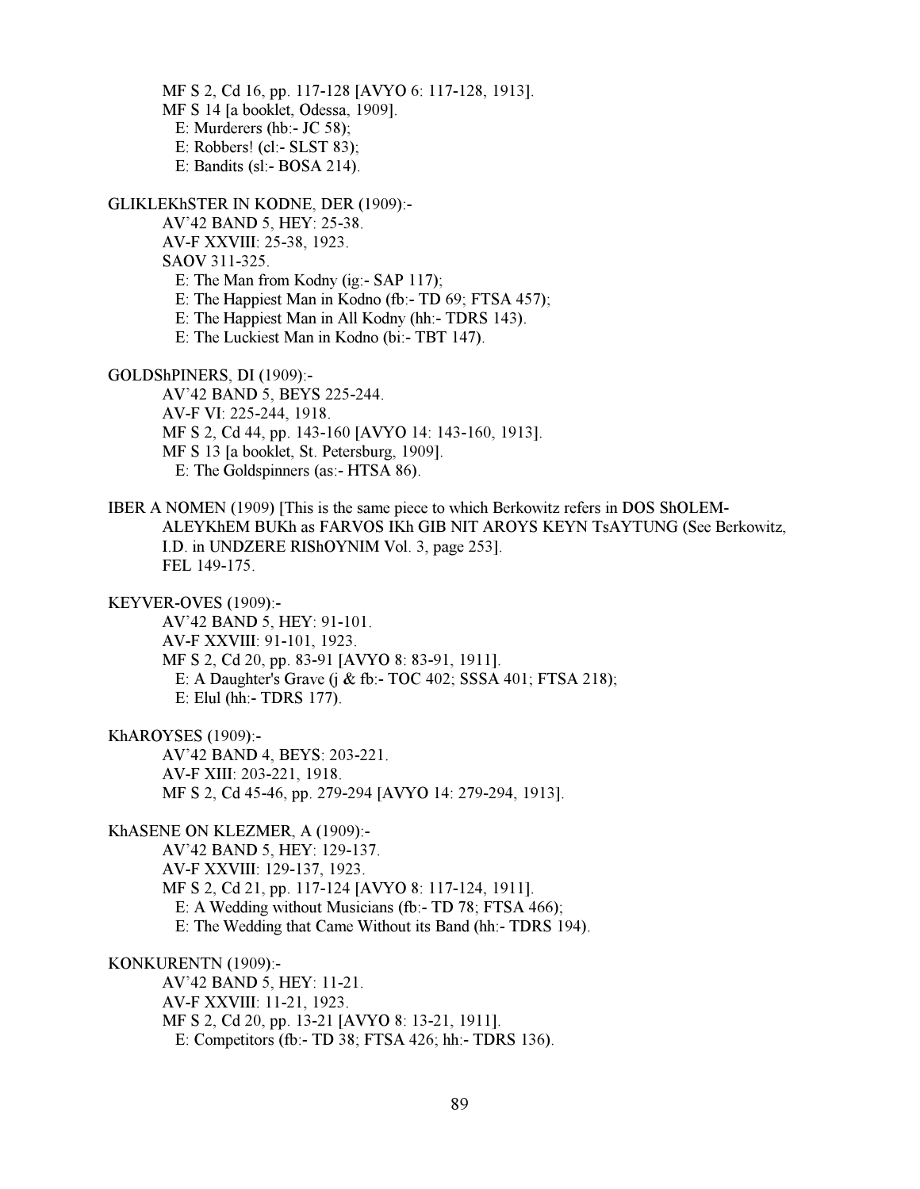MF S 2, Cd 16, pp. 117-128 [AVYO 6: 117-128, 1913].
MF S 14 [a booklet, Odessa, 1909].
E: Murderers (hb:- JC 58);
E: Robbers! (cl:- SLST 83);
E: Bandits (sl:- BOSA 214).

GLIKLEKhSTER IN KODNE, DER (1909):-
AV'42 BAND 5, HEY: 25-38.
AV-F XXVIII: 25-38, 1923.
SAOV 311-325.
E: The Man from Kodny (ig:- SAP 117);
E: The Happiest Man in Kodno (fb:- TD 69; FTSA 457);
E: The Happiest Man in All Kodny (hh:- TDRS 143).
E: The Luckiest Man in Kodno (bi:- TBT 147).

GOLDShPINERS, DI (1909):-
AV'42 BAND 5, BEYS 225-244.
AV-F VI: 225-244, 1918.
MF S 2, Cd 44, pp. 143-160 [AVYO 14: 143-160, 1913].
MF S 13 [a booklet, St. Petersburg, 1909].
E: The Goldspinners (as:- HTSA 86).

IBER A NOMEN (1909) [This is the same piece to which Berkowitz refers in DOS ShOLEM-ALEYKhEM BUKh as FARVOS IKh GIB NIT AROYS KEYN TsAYTUNG (See Berkowitz, I.D. in UNDZERE RIShOYNIM Vol. 3, page 253].
FEL 149-175.

KEYVER-OVES (1909):-
AV'42 BAND 5, HEY: 91-101.
AV-F XXVIII: 91-101, 1923.
MF S 2, Cd 20, pp. 83-91 [AVYO 8: 83-91, 1911].
E: A Daughter's Grave (j & fb:- TOC 402; SSSA 401; FTSA 218);
E: Elul (hh:- TDRS 177).

KhAROYSES (1909):-
AV'42 BAND 4, BEYS: 203-221.
AV-F XIII: 203-221, 1918.
MF S 2, Cd 45-46, pp. 279-294 [AVYO 14: 279-294, 1913].

KhASENE ON KLEZMER, A (1909):-
AV'42 BAND 5, HEY: 129-137.
AV-F XXVIII: 129-137, 1923.
MF S 2, Cd 21, pp. 117-124 [AVYO 8: 117-124, 1911].
E: A Wedding without Musicians (fb:- TD 78; FTSA 466);
E: The Wedding that Came Without its Band (hh:- TDRS 194).

KONKURENTN (1909):-
AV'42 BAND 5, HEY: 11-21.
AV-F XXVIII: 11-21, 1923.
MF S 2, Cd 20, pp. 13-21 [AVYO 8: 13-21, 1911].
E: Competitors (fb:- TD 38; FTSA 426; hh:- TDRS 136).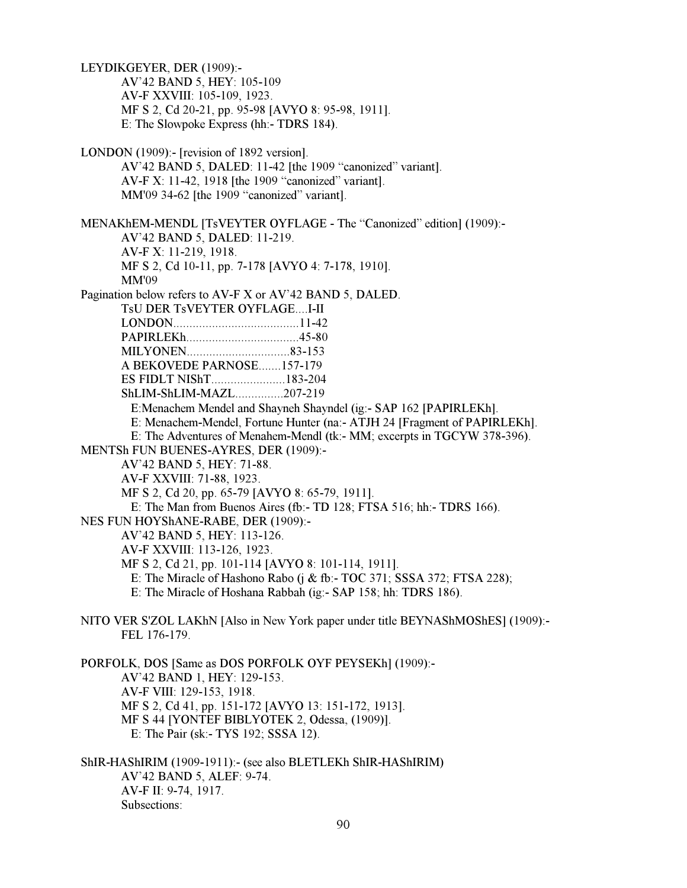LEYDIKGEYER, DER (1909):-

AV'42 BAND 5, HEY: 105-109
AV-F XXVIII: 105-109, 1923.
MF S 2, Cd 20-21, pp. 95-98 [AVYO 8: 95-98, 1911].
E: The Slowpoke Express (hh:- TDRS 184).

LONDON (1909):- [revision of 1892 version].

AV'42 BAND 5, DALED: 11-42 [the 1909 "canonized" variant].
AV-F X: 11-42, 1918 [the 1909 "canonized" variant].
MM'09 34-62 [the 1909 "canonized" variant].

MENAKhEM-MENDL [TsVEYTER OYFLAGE - The "Canonized" edition] (1909):-

AV'42 BAND 5, DALED: 11-219.
AV-F X: 11-219, 1918.
MF S 2, Cd 10-11, pp. 7-178 [AVYO 4: 7-178, 1910].
MM'09

Pagination below refers to AV-F X or AV'42 BAND 5, DALED.

TsU DER TsVEYTER OYFLAGE....I-II
LONDON.......................................11-42
PAPIRLEKh...................................45-80
MILYONEN................................83-153
A BEKOVEDE PARNOSE.......157-179
ES FIDLT NIShT.......................183-204
ShLIM-ShLIM-MAZL...............207-219

E:Menachem Mendel and Shayneh Shayndel (ig:- SAP 162 [PAPIRLEKh].
E: Menachem-Mendel, Fortune Hunter (na:- ATJH 24 [Fragment of PAPIRLEKh].
E: The Adventures of Menahem-Mendl (tk:- MM; excerpts in TGCYW 378-396).

MENTSh FUN BUENES-AYRES, DER (1909):-

AV'42 BAND 5, HEY: 71-88.
AV-F XXVIII: 71-88, 1923.
MF S 2, Cd 20, pp. 65-79 [AVYO 8: 65-79, 1911].
E: The Man from Buenos Aires (fb:- TD 128; FTSA 516; hh:- TDRS 166).

NES FUN HOYShANE-RABE, DER (1909):-

AV'42 BAND 5, HEY: 113-126.
AV-F XXVIII: 113-126, 1923.
MF S 2, Cd 21, pp. 101-114 [AVYO 8: 101-114, 1911].
E: The Miracle of Hashono Rabo (j & fb:- TOC 371; SSSA 372; FTSA 228);
E: The Miracle of Hoshana Rabbah (ig:- SAP 158; hh: TDRS 186).

NITO VER S'ZOL LAKhN [Also in New York paper under title BEYNAShMOShES] (1909):-

FEL 176-179.

PORFOLK, DOS [Same as DOS PORFOLK OYF PEYSEKh] (1909):-

AV'42 BAND 1, HEY: 129-153.
AV-F VIII: 129-153, 1918.
MF S 2, Cd 41, pp. 151-172 [AVYO 13: 151-172, 1913].
MF S 44 [YONTEF BIBLYOTEK 2, Odessa, (1909)].
E: The Pair (sk:- TYS 192; SSSA 12).

ShIR-HAShIRIM (1909-1911):- (see also BLETLEKh ShIR-HAShIRIM)

AV'42 BAND 5, ALEF: 9-74.
AV-F II: 9-74, 1917.
Subsections: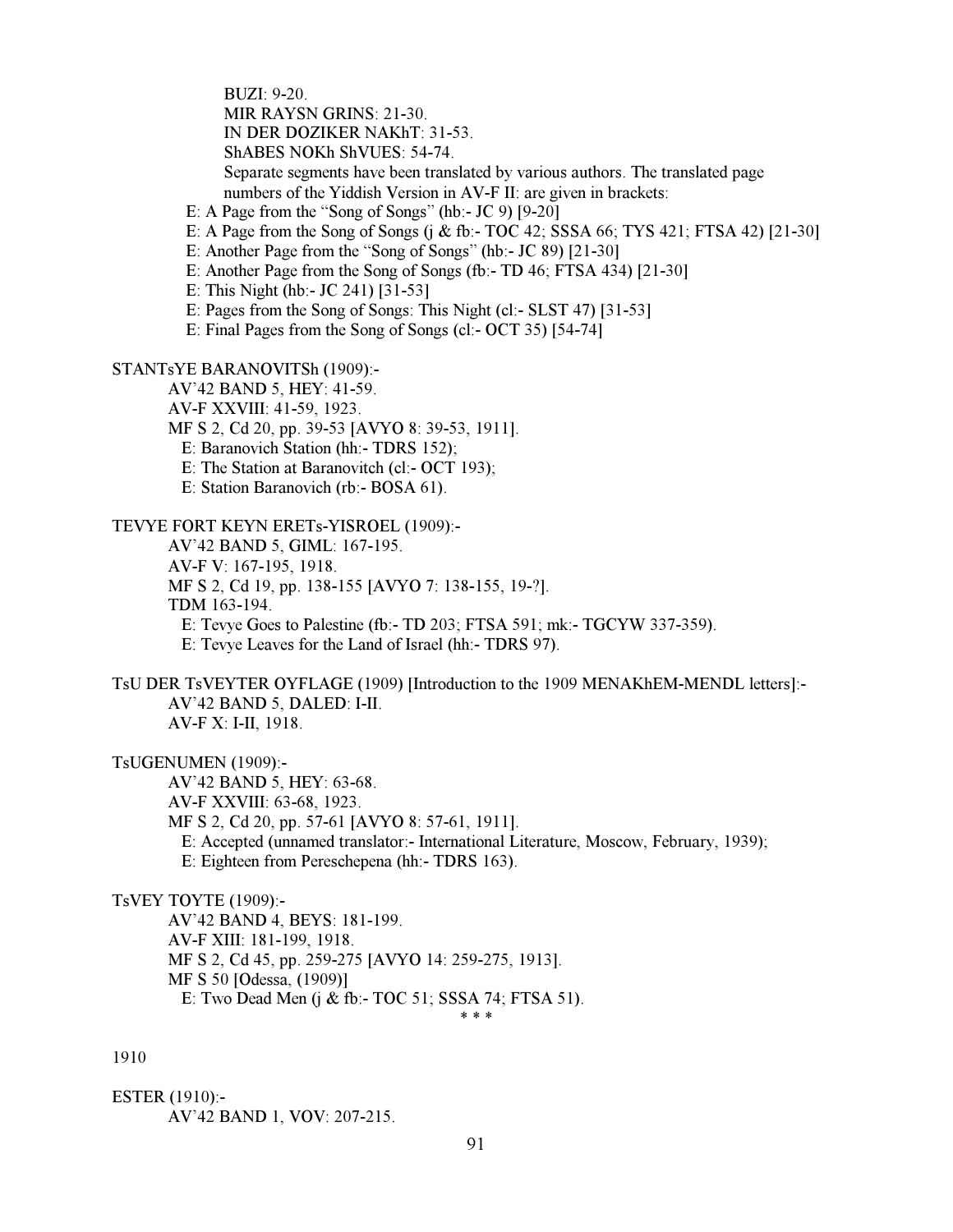BUZI: 9-20.
MIR RAYSN GRINS: 21-30.
IN DER DOZIKER NAKhT: 31-53.
ShABES NOKh ShVUES: 54-74.
Separate segments have been translated by various authors. The translated page numbers of the Yiddish Version in AV-F II: are given in brackets:

E: A Page from the "Song of Songs" (hb:- JC 9) [9-20]
E: A Page from the Song of Songs (j & fb:- TOC 42; SSSA 66; TYS 421; FTSA 42) [21-30]
E: Another Page from the "Song of Songs" (hb:- JC 89) [21-30]
E: Another Page from the Song of Songs (fb:- TD 46; FTSA 434) [21-30]
E: This Night (hb:- JC 241) [31-53]
E: Pages from the Song of Songs: This Night (cl:- SLST 47) [31-53]
E: Final Pages from the Song of Songs (cl:- OCT 35) [54-74]

STANTsYE BARANOVITSh (1909):-
AV'42 BAND 5, HEY: 41-59.
AV-F XXVIII: 41-59, 1923.
MF S 2, Cd 20, pp. 39-53 [AVYO 8: 39-53, 1911].
E: Baranovich Station (hh:- TDRS 152);
E: The Station at Baranovitch (cl:- OCT 193);
E: Station Baranovich (rb:- BOSA 61).

TEVYE FORT KEYN ERETs-YISROEL (1909):-
AV'42 BAND 5, GIML: 167-195.
AV-F V: 167-195, 1918.
MF S 2, Cd 19, pp. 138-155 [AVYO 7: 138-155, 19-?].
TDM 163-194.
E: Tevye Goes to Palestine (fb:- TD 203; FTSA 591; mk:- TGCYW 337-359).
E: Tevye Leaves for the Land of Israel (hh:- TDRS 97).

TsU DER TsVEYTER OYFLAGE (1909) [Introduction to the 1909 MENAKhEM-MENDL letters]:-
AV'42 BAND 5, DALED: I-II.
AV-F X: I-II, 1918.

TsUGENUMEN (1909):-
AV'42 BAND 5, HEY: 63-68.
AV-F XXVIII: 63-68, 1923.
MF S 2, Cd 20, pp. 57-61 [AVYO 8: 57-61, 1911].
E: Accepted (unnamed translator:- International Literature, Moscow, February, 1939);
E: Eighteen from Pereschepena (hh:- TDRS 163).

TsVEY TOYTE (1909):-
AV'42 BAND 4, BEYS: 181-199.
AV-F XIII: 181-199, 1918.
MF S 2, Cd 45, pp. 259-275 [AVYO 14: 259-275, 1913].
MF S 50 [Odessa, (1909)]
E: Two Dead Men (j & fb:- TOC 51; SSSA 74; FTSA 51).

\* \* \*

1910

ESTER (1910):-
AV'42 BAND 1, VOV: 207-215.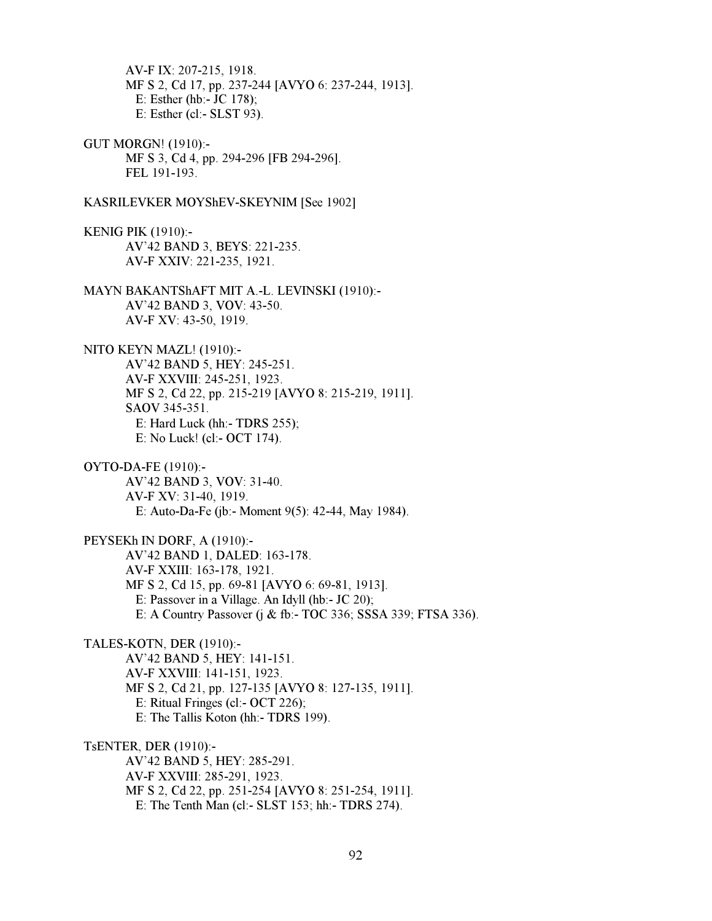AV-F IX: 207-215, 1918.
MF S 2, Cd 17, pp. 237-244 [AVYO 6: 237-244, 1913].
E: Esther (hb:- JC 178);
E: Esther (cl:- SLST 93).

GUT MORGN! (1910):-
MF S 3, Cd 4, pp. 294-296 [FB 294-296].
FEL 191-193.

KASRILEVKER MOYShEV-SKEYNIM [See 1902]

KENIG PIK (1910):-
AV'42 BAND 3, BEYS: 221-235.
AV-F XXIV: 221-235, 1921.

MAYN BAKANTShAFT MIT A.-L. LEVINSKI (1910):-
AV'42 BAND 3, VOV: 43-50.
AV-F XV: 43-50, 1919.

NITO KEYN MAZL! (1910):-
AV'42 BAND 5, HEY: 245-251.
AV-F XXVIII: 245-251, 1923.
MF S 2, Cd 22, pp. 215-219 [AVYO 8: 215-219, 1911].
SAOV 345-351.
E: Hard Luck (hh:- TDRS 255);
E: No Luck! (cl:- OCT 174).

OYTO-DA-FE (1910):-
AV'42 BAND 3, VOV: 31-40.
AV-F XV: 31-40, 1919.
E: Auto-Da-Fe (jb:- Moment 9(5): 42-44, May 1984).

PEYSEKh IN DORF, A (1910):-
AV'42 BAND 1, DALED: 163-178.
AV-F XXIII: 163-178, 1921.
MF S 2, Cd 15, pp. 69-81 [AVYO 6: 69-81, 1913].
E: Passover in a Village. An Idyll (hb:- JC 20);
E: A Country Passover (j & fb:- TOC 336; SSSA 339; FTSA 336).

TALES-KOTN, DER (1910):-
AV'42 BAND 5, HEY: 141-151.
AV-F XXVIII: 141-151, 1923.
MF S 2, Cd 21, pp. 127-135 [AVYO 8: 127-135, 1911].
E: Ritual Fringes (cl:- OCT 226);
E: The Tallis Koton (hh:- TDRS 199).

TsENTER, DER (1910):-
AV'42 BAND 5, HEY: 285-291.
AV-F XXVIII: 285-291, 1923.
MF S 2, Cd 22, pp. 251-254 [AVYO 8: 251-254, 1911].
E: The Tenth Man (cl:- SLST 153; hh:- TDRS 274).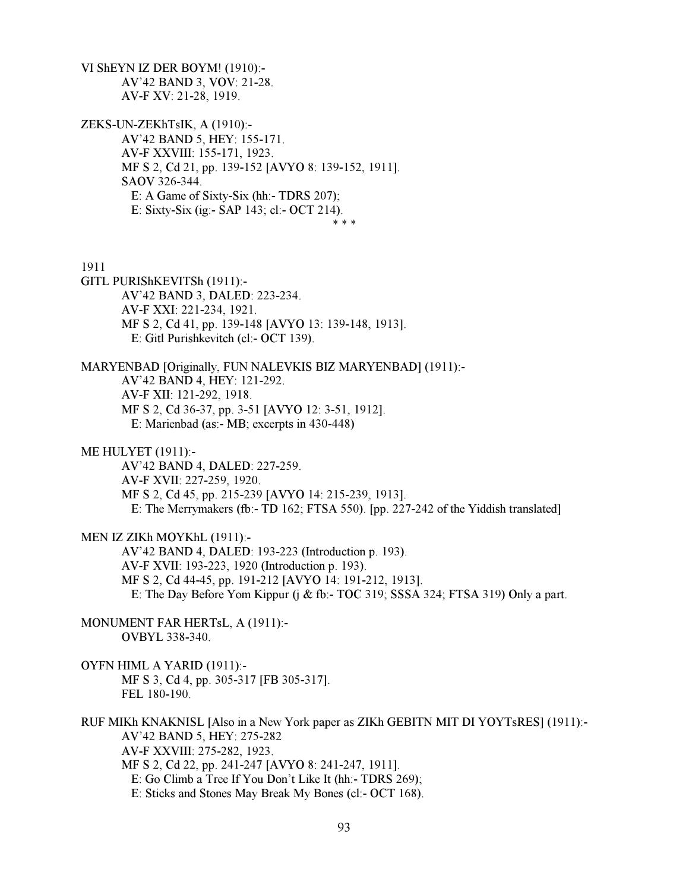VI ShEYN IZ DER BOYM! (1910):-
AV'42 BAND 3, VOV: 21-28.
AV-F XV: 21-28, 1919.

ZEKS-UN-ZEKhTsIK, A (1910):-
AV'42 BAND 5, HEY: 155-171.
AV-F XXVIII: 155-171, 1923.
MF S 2, Cd 21, pp. 139-152 [AVYO 8: 139-152, 1911].
SAOV 326-344.
E: A Game of Sixty-Six (hh:- TDRS 207);
E: Sixty-Six (ig:- SAP 143; cl:- OCT 214).

\* \* \*

1911

GITL PURIShKEVITSh (1911):-
AV'42 BAND 3, DALED: 223-234.
AV-F XXI: 221-234, 1921.
MF S 2, Cd 41, pp. 139-148 [AVYO 13: 139-148, 1913].
E: Gitl Purishkevitch (cl:- OCT 139).

MARYENBAD [Originally, FUN NALEVKIS BIZ MARYENBAD] (1911):-
AV'42 BAND 4, HEY: 121-292.
AV-F XII: 121-292, 1918.
MF S 2, Cd 36-37, pp. 3-51 [AVYO 12: 3-51, 1912].
E: Marienbad (as:- MB; excerpts in 430-448)

ME HULYET (1911):-
AV'42 BAND 4, DALED: 227-259.
AV-F XVII: 227-259, 1920.
MF S 2, Cd 45, pp. 215-239 [AVYO 14: 215-239, 1913].
E: The Merrymakers (fb:- TD 162; FTSA 550). [pp. 227-242 of the Yiddish translated]

MEN IZ ZIKh MOYKhL (1911):-
AV'42 BAND 4, DALED: 193-223 (Introduction p. 193).
AV-F XVII: 193-223, 1920 (Introduction p. 193).
MF S 2, Cd 44-45, pp. 191-212 [AVYO 14: 191-212, 1913].
E: The Day Before Yom Kippur (j & fb:- TOC 319; SSSA 324; FTSA 319) Only a part.

MONUMENT FAR HERTsL, A (1911):-
OVBYL 338-340.

OYFN HIML A YARID (1911):-
MF S 3, Cd 4, pp. 305-317 [FB 305-317].
FEL 180-190.

RUF MIKh KNAKNISL [Also in a New York paper as ZIKh GEBITN MIT DI YOYTsRES] (1911):-
AV'42 BAND 5, HEY: 275-282
AV-F XXVIII: 275-282, 1923.
MF S 2, Cd 22, pp. 241-247 [AVYO 8: 241-247, 1911].
E: Go Climb a Tree If You Don't Like It (hh:- TDRS 269);
E: Sticks and Stones May Break My Bones (cl:- OCT 168).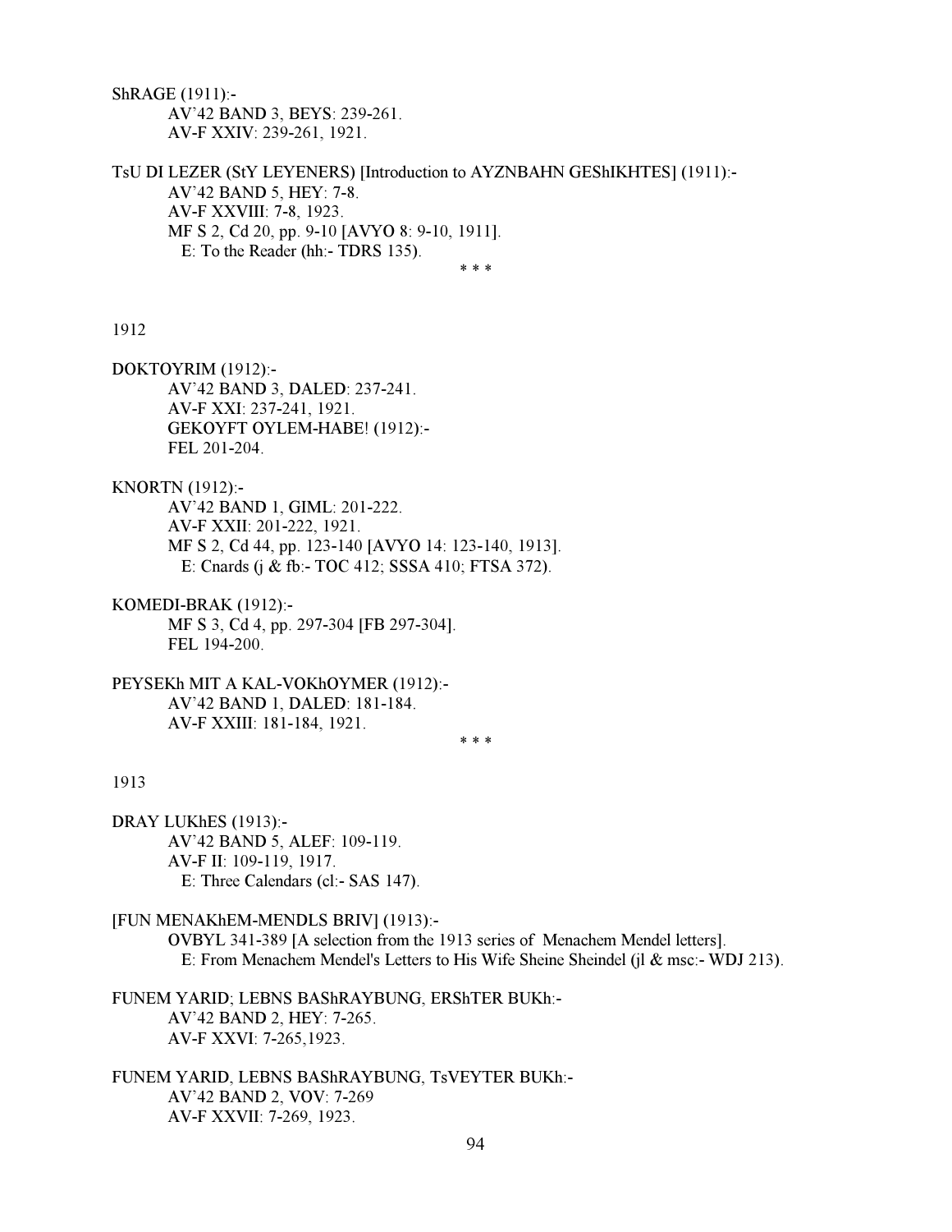ShRAGE (1911):-

AV'42 BAND 3, BEYS: 239-261.
AV-F XXIV: 239-261, 1921.

TsU DI LEZER (StY LEYENERS) [Introduction to AYZNBAHN GEShIKHTES] (1911):-

AV'42 BAND 5, HEY: 7-8.
AV-F XXVIII: 7-8, 1923.
MF S 2, Cd 20, pp. 9-10 [AVYO 8: 9-10, 1911].
E: To the Reader (hh:- TDRS 135).

\* \* \*

1912

DOKTOYRIM (1912):-

AV'42 BAND 3, DALED: 237-241.
AV-F XXI: 237-241, 1921.
GEKOYFT OYLEM-HABE! (1912):-
FEL 201-204.

KNORTN (1912):-

AV'42 BAND 1, GIML: 201-222.
AV-F XXII: 201-222, 1921.
MF S 2, Cd 44, pp. 123-140 [AVYO 14: 123-140, 1913].
E: Cnards (j & fb:- TOC 412; SSSA 410; FTSA 372).

KOMEDI-BRAK (1912):-

MF S 3, Cd 4, pp. 297-304 [FB 297-304].
FEL 194-200.

PEYSEKh MIT A KAL-VOKhOYMER (1912):-

AV'42 BAND 1, DALED: 181-184.
AV-F XXIII: 181-184, 1921.

\* \* \*

1913

DRAY LUKhES (1913):-

AV'42 BAND 5, ALEF: 109-119.
AV-F II: 109-119, 1917.
E: Three Calendars (cl:- SAS 147).

[FUN MENAKhEM-MENDLS BRIV] (1913):-

OVBYL 341-389 [A selection from the 1913 series of Menachem Mendel letters].
E: From Menachem Mendel's Letters to His Wife Sheine Sheindel (jl & msc:- WDJ 213).

FUNEM YARID; LEBNS BAShRAYBUNG, ERShTER BUKh:-

AV'42 BAND 2, HEY: 7-265.
AV-F XXVI: 7-265,1923.

FUNEM YARID, LEBNS BAShRAYBUNG, TsVEYTER BUKh:-

AV'42 BAND 2, VOV: 7-269
AV-F XXVII: 7-269, 1923.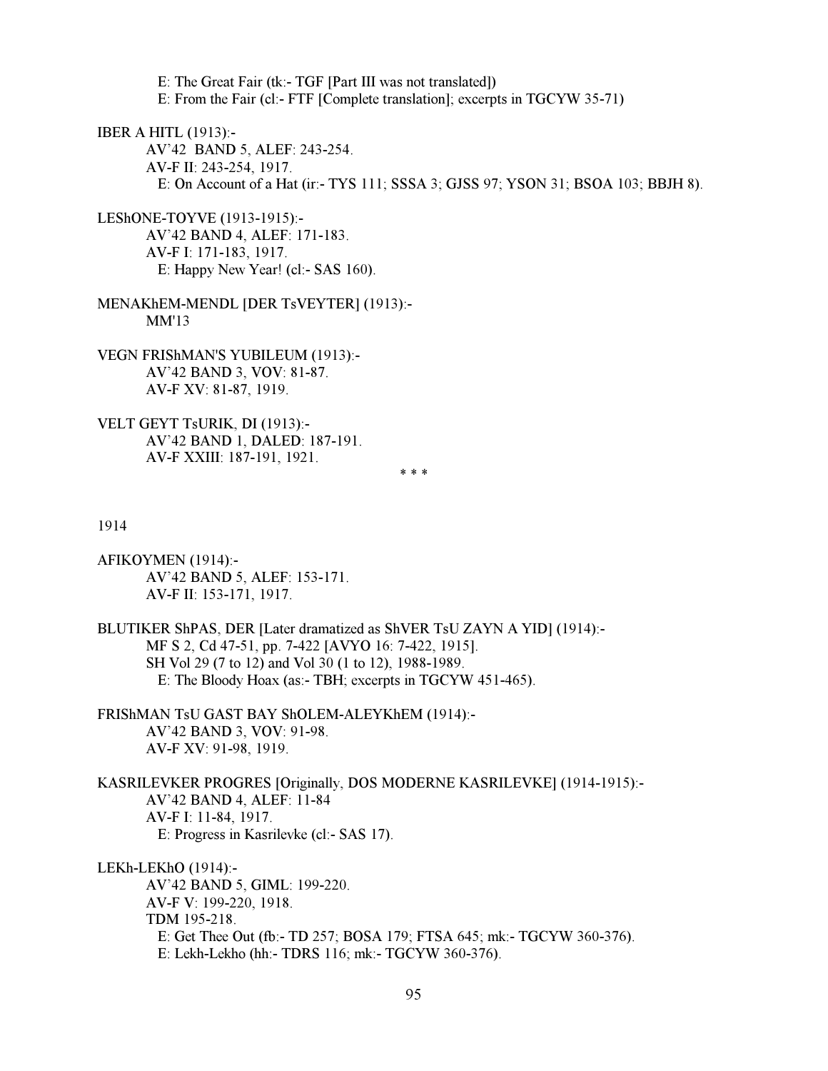E: The Great Fair (tk:- TGF [Part III was not translated])
E: From the Fair (cl:- FTF [Complete translation]; excerpts in TGCYW 35-71)

IBER A HITL (1913):-
AV'42 BAND 5, ALEF: 243-254.
AV-F II: 243-254, 1917.
E: On Account of a Hat (ir:- TYS 111; SSSA 3; GJSS 97; YSON 31; BSOA 103; BBJH 8).

LEShONE-TOYVE (1913-1915):-
AV'42 BAND 4, ALEF: 171-183.
AV-F I: 171-183, 1917.
E: Happy New Year! (cl:- SAS 160).

MENAKhEM-MENDL [DER TsVEYTER] (1913):-
MM'13

VEGN FRIShMAN'S YUBILEUM (1913):-
AV'42 BAND 3, VOV: 81-87.
AV-F XV: 81-87, 1919.

VELT GEYT TsURIK, DI (1913):-
AV'42 BAND 1, DALED: 187-191.
AV-F XXIII: 187-191, 1921.

\* \* \*

1914

AFIKOYMEN (1914):-
AV'42 BAND 5, ALEF: 153-171.
AV-F II: 153-171, 1917.

BLUTIKER ShPAS, DER [Later dramatized as ShVER TsU ZAYN A YID] (1914):-
MF S 2, Cd 47-51, pp. 7-422 [AVYO 16: 7-422, 1915].
SH Vol 29 (7 to 12) and Vol 30 (1 to 12), 1988-1989.
E: The Bloody Hoax (as:- TBH; excerpts in TGCYW 451-465).

FRIShMAN TsU GAST BAY ShOLEM-ALEYKhEM (1914):-
AV'42 BAND 3, VOV: 91-98.
AV-F XV: 91-98, 1919.

KASRILEVKER PROGRES [Originally, DOS MODERNE KASRILEVKE] (1914-1915):-
AV'42 BAND 4, ALEF: 11-84
AV-F I: 11-84, 1917.
E: Progress in Kasrilevke (cl:- SAS 17).

LEKh-LEKhO (1914):-
AV'42 BAND 5, GIML: 199-220.
AV-F V: 199-220, 1918.
TDM 195-218.
E: Get Thee Out (fb:- TD 257; BOSA 179; FTSA 645; mk:- TGCYW 360-376).
E: Lekh-Lekho (hh:- TDRS 116; mk:- TGCYW 360-376).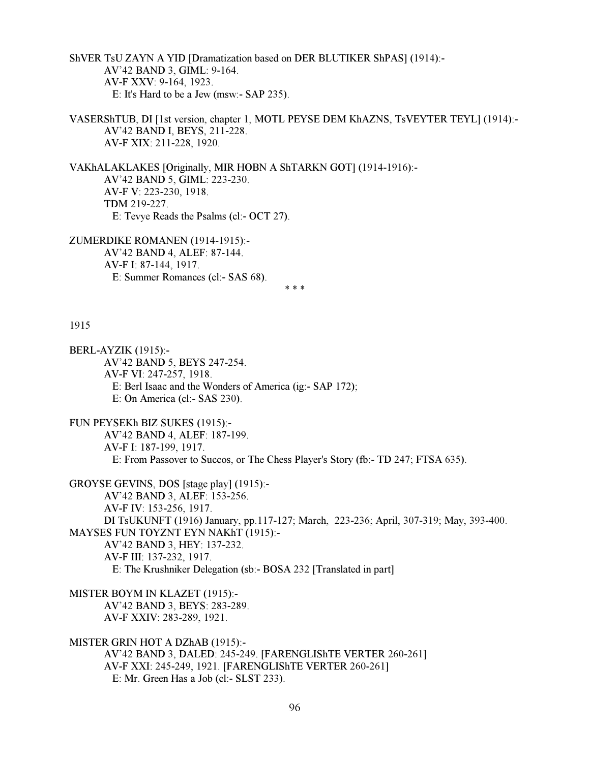ShVER TsU ZAYN A YID [Dramatization based on DER BLUTIKER ShPAS] (1914):-
    AV'42 BAND 3, GIML: 9-164.
    AV-F XXV: 9-164, 1923.
      E: It's Hard to be a Jew (msw:- SAP 235).

VASERShTUB, DI [1st version, chapter 1, MOTL PEYSE DEM KhAZNS, TsVEYTER TEYL] (1914):-
    AV'42 BAND I, BEYS, 211-228.
    AV-F XIX: 211-228, 1920.

VAKhALAKLAKES [Originally, MIR HOBN A ShTARKN GOT] (1914-1916):-
    AV'42 BAND 5, GIML: 223-230.
    AV-F V: 223-230, 1918.
    TDM 219-227.
      E: Tevye Reads the Psalms (cl:- OCT 27).

ZUMERDIKE ROMANEN (1914-1915):-
    AV'42 BAND 4, ALEF: 87-144.
    AV-F I: 87-144, 1917.
      E: Summer Romances (cl:- SAS 68).

\* \* \*

1915

BERL-AYZIK (1915):-
    AV'42 BAND 5, BEYS 247-254.
    AV-F VI: 247-257, 1918.
      E: Berl Isaac and the Wonders of America (ig:- SAP 172);
      E: On America (cl:- SAS 230).

FUN PEYSEKh BIZ SUKES (1915):-
    AV'42 BAND 4, ALEF: 187-199.
    AV-F I: 187-199, 1917.
      E: From Passover to Succos, or The Chess Player's Story (fb:- TD 247; FTSA 635).

GROYSE GEVINS, DOS [stage play] (1915):-
    AV'42 BAND 3, ALEF: 153-256.
    AV-F IV: 153-256, 1917.
    DI TsUKUNFT (1916) January, pp.117-127; March, 223-236; April, 307-319; May, 393-400.

MAYSES FUN TOYZNT EYN NAKhT (1915):-
    AV'42 BAND 3, HEY: 137-232.
    AV-F III: 137-232, 1917.
      E: The Krushniker Delegation (sb:- BOSA 232 [Translated in part]

MISTER BOYM IN KLAZET (1915):-
    AV'42 BAND 3, BEYS: 283-289.
    AV-F XXIV: 283-289, 1921.

MISTER GRIN HOT A DZhAB (1915):-
    AV'42 BAND 3, DALED: 245-249. [FARENGLIShTE VERTER 260-261]
    AV-F XXI: 245-249, 1921. [FARENGLIShTE VERTER 260-261]
      E: Mr. Green Has a Job (cl:- SLST 233).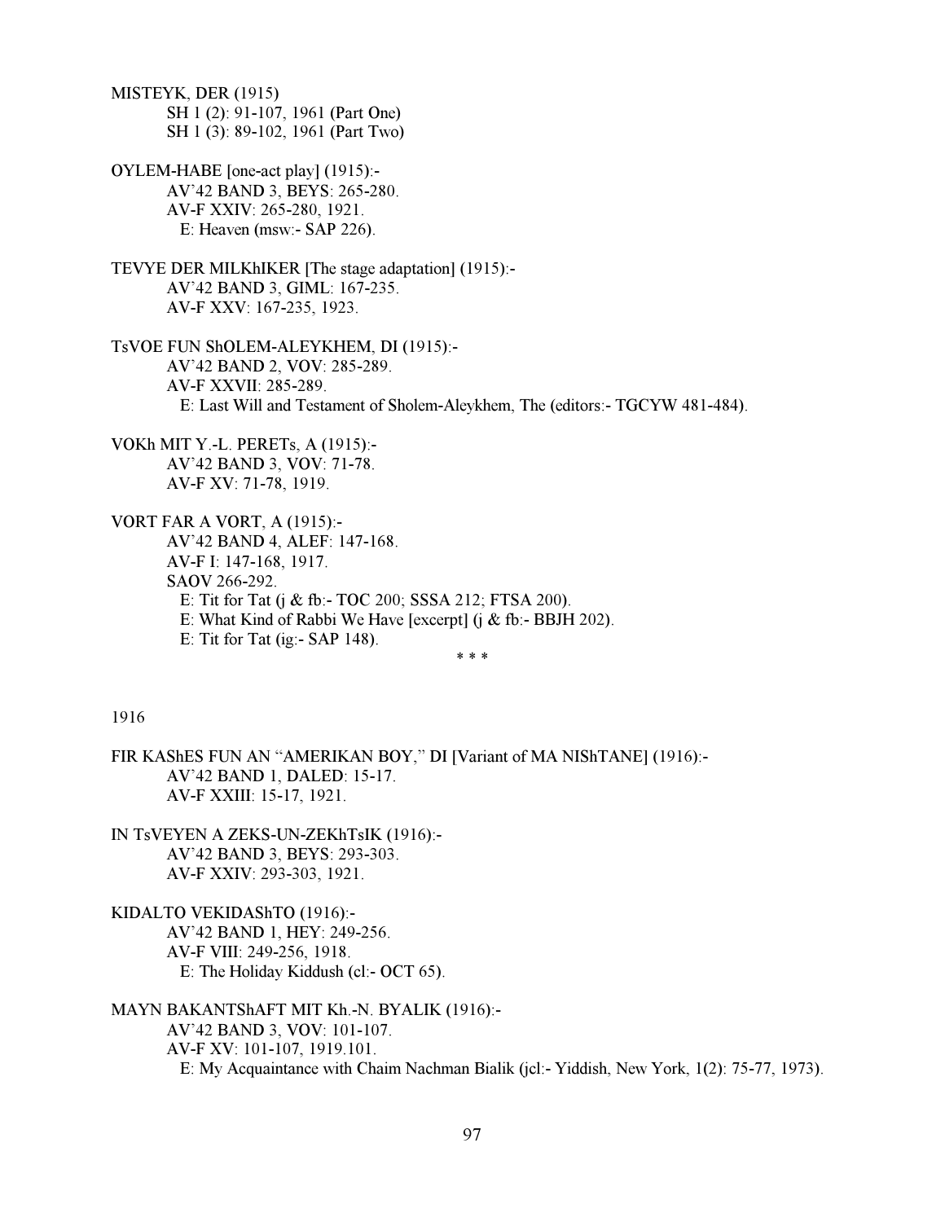MISTEYK, DER (1915)

SH 1 (2): 91-107, 1961 (Part One)
SH 1 (3): 89-102, 1961 (Part Two)

OYLEM-HABE [one-act play] (1915):-

AV'42 BAND 3, BEYS: 265-280.
AV-F XXIV: 265-280, 1921.
E: Heaven (msw:- SAP 226).

TEVYE DER MILKhIKER [The stage adaptation] (1915):-

AV'42 BAND 3, GIML: 167-235.
AV-F XXV: 167-235, 1923.

TsVOE FUN ShOLEM-ALEYKHEM, DI (1915):-

AV'42 BAND 2, VOV: 285-289.
AV-F XXVII: 285-289.
E: Last Will and Testament of Sholem-Aleykhem, The (editors:- TGCYW 481-484).

VOKh MIT Y.-L. PERETs, A (1915):-

AV'42 BAND 3, VOV: 71-78.
AV-F XV: 71-78, 1919.

VORT FAR A VORT, A (1915):-

AV'42 BAND 4, ALEF: 147-168.
AV-F I: 147-168, 1917.
SAOV 266-292.
E: Tit for Tat (j & fb:- TOC 200; SSSA 212; FTSA 200).
E: What Kind of Rabbi We Have [excerpt] (j & fb:- BBJH 202).
E: Tit for Tat (ig:- SAP 148).

* * *

1916

FIR KAShES FUN AN "AMERIKAN BOY," DI [Variant of MA NIShTANE] (1916):-

AV'42 BAND 1, DALED: 15-17.
AV-F XXIII: 15-17, 1921.

IN TsVEYEN A ZEKS-UN-ZEKhTsIK (1916):-

AV'42 BAND 3, BEYS: 293-303.
AV-F XXIV: 293-303, 1921.

KIDALTO VEKIDAShTO (1916):-

AV'42 BAND 1, HEY: 249-256.
AV-F VIII: 249-256, 1918.
E: The Holiday Kiddush (cl:- OCT 65).

MAYN BAKANTShAFT MIT Kh.-N. BYALIK (1916):-

AV'42 BAND 3, VOV: 101-107.
AV-F XV: 101-107, 1919.101.
E: My Acquaintance with Chaim Nachman Bialik (jcl:- Yiddish, New York, 1(2): 75-77, 1973).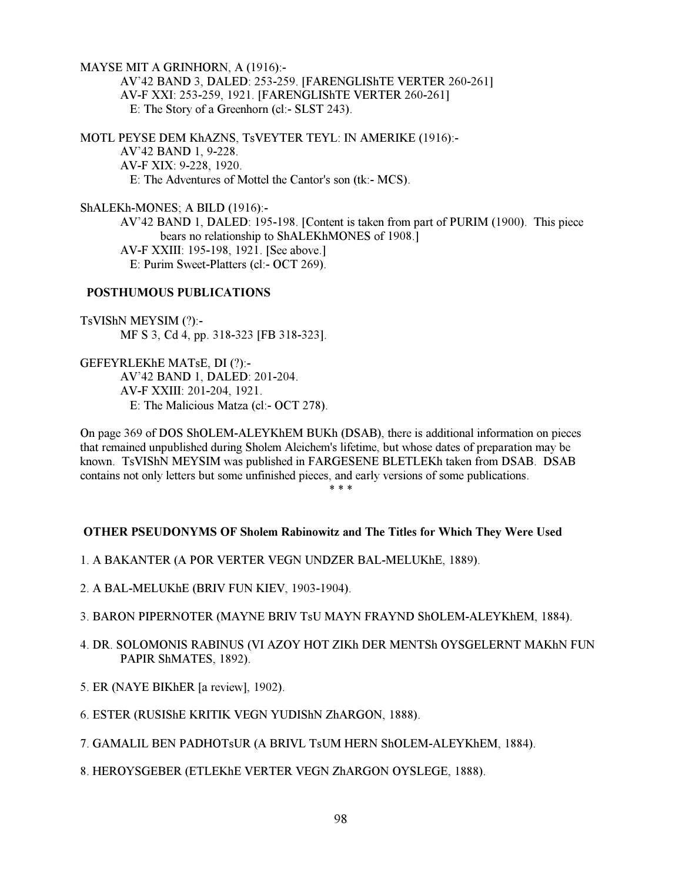MAYSE MIT A GRINHORN, A (1916):-

AV'42 BAND 3, DALED: 253-259. [FARENGLIShTE VERTER 260-261]
AV-F XXI: 253-259, 1921. [FARENGLIShTE VERTER 260-261]
E: The Story of a Greenhorn (cl:- SLST 243).

MOTL PEYSE DEM KhAZNS, TsVEYTER TEYL: IN AMERIKE (1916):-

AV'42 BAND 1, 9-228.
AV-F XIX: 9-228, 1920.
E: The Adventures of Mottel the Cantor's son (tk:- MCS).

ShALEKh-MONES; A BILD (1916):-

AV'42 BAND 1, DALED: 195-198. [Content is taken from part of PURIM (1900). This piece bears no relationship to ShALEKhMONES of 1908.]
AV-F XXIII: 195-198, 1921. [See above.]
E: Purim Sweet-Platters (cl:- OCT 269).

**POSTHUMOUS PUBLICATIONS**

TsVIShN MEYSIM (?):-

MF S 3, Cd 4, pp. 318-323 [FB 318-323].

GEFEYRLEKhE MATsE, DI (?):-

AV'42 BAND 1, DALED: 201-204.
AV-F XXIII: 201-204, 1921.
E: The Malicious Matza (cl:- OCT 278).

On page 369 of DOS ShOLEM-ALEYKhEM BUKh (DSAB), there is additional information on pieces that remained unpublished during Sholem Aleichem's lifetime, but whose dates of preparation may be known. TsVIShN MEYSIM was published in FARGESENE BLETLEKh taken from DSAB. DSAB contains not only letters but some unfinished pieces, and early versions of some publications.

\* \* \*

**OTHER PSEUDONYMS OF Sholem Rabinowitz and The Titles for Which They Were Used**

1. A BAKANTER (A POR VERTER VEGN UNDZER BAL-MELUKhE, 1889).

2. A BAL-MELUKhE (BRIV FUN KIEV, 1903-1904).

3. BARON PIPERNOTER (MAYNE BRIV TsU MAYN FRAYND ShOLEM-ALEYKhEM, 1884).

4. DR. SOLOMONIS RABINUS (VI AZOY HOT ZIKh DER MENTSh OYSGELERNT MAKhN FUN PAPIR ShMATES, 1892).

5. ER (NAYE BIKhER [a review], 1902).

6. ESTER (RUSIShE KRITIK VEGN YUDIShN ZhARGON, 1888).

7. GAMALIL BEN PADHOTsUR (A BRIVL TsUM HERN ShOLEM-ALEYKhEM, 1884).

8. HEROYSGEBER (ETLEKhE VERTER VEGN ZhARGON OYSLEGE, 1888).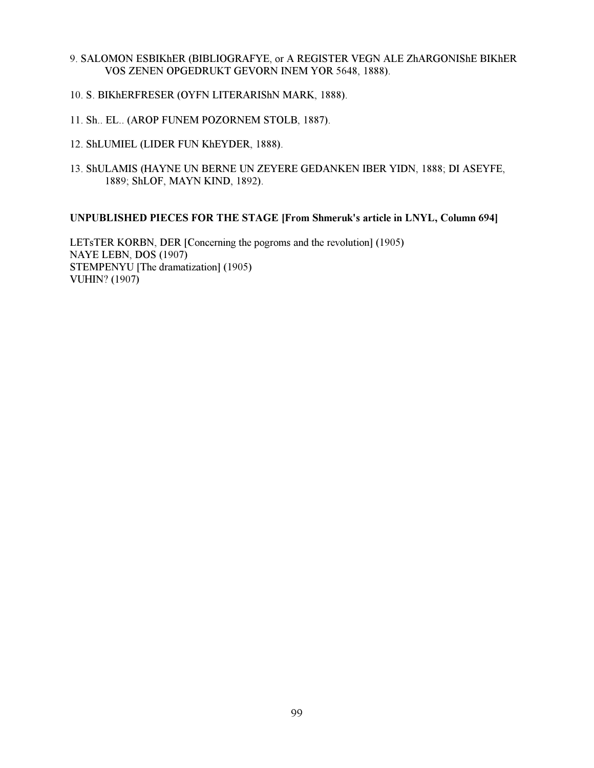9. SALOMON ESBIKhER (BIBLIOGRAFYE, or A REGISTER VEGN ALE ZhARGONIShE BIKhER VOS ZENEN OPGEDRUKT GEVORN INEM YOR 5648, 1888).

10. S. BIKhERFRESER (OYFN LITERARIShN MARK, 1888).

11. Sh.. EL.. (AROP FUNEM POZORNEM STOLB, 1887).

12. ShLUMIEL (LIDER FUN KhEYDER, 1888).

13. ShULAMIS (HAYNE UN BERNE UN ZEYERE GEDANKEN IBER YIDN, 1888; DI ASEYFE, 1889; ShLOF, MAYN KIND, 1892).

**UNPUBLISHED PIECES FOR THE STAGE [From Shmeruk's article in LNYL, Column 694]**

LETsTER KORBN, DER [Concerning the pogroms and the revolution] (1905)
NAYE LEBN, DOS (1907)
STEMPENYU [The dramatization] (1905)
VUHIN? (1907)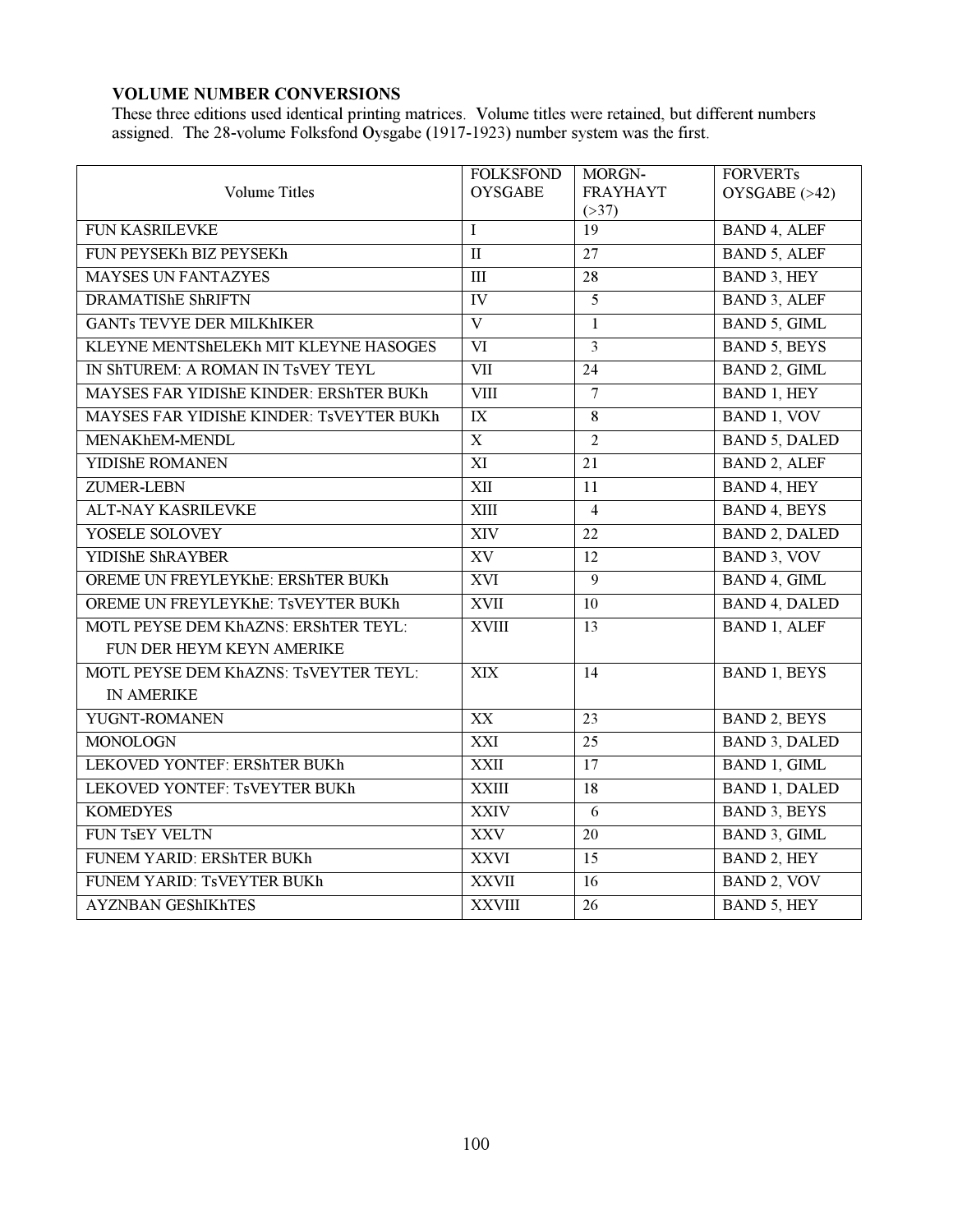**VOLUME NUMBER CONVERSIONS**

These three editions used identical printing matrices. Volume titles were retained, but different numbers assigned. The 28-volume Folksfond Oysgabe (1917-1923) number system was the first.

| Volume Titles | FOLKSFOND OYSGABE | MORGN-FRAYHAYT (>37) | FORVERTs OYSGABE (>42) |
|---|---|---|---|
| FUN KASRILEVKE | I | 19 | BAND 4, ALEF |
| FUN PEYSEKh BIZ PEYSEKh | II | 27 | BAND 5, ALEF |
| MAYSES UN FANTAZYES | III | 28 | BAND 3, HEY |
| DRAMATIShE ShRIFTN | IV | 5 | BAND 3, ALEF |
| GANTs TEVYE DER MILKhIKER | V | 1 | BAND 5, GIML |
| KLEYNE MENTShELEKh MIT KLEYNE HASOGES | VI | 3 | BAND 5, BEYS |
| IN ShTUREM: A ROMAN IN TsVEY TEYL | VII | 24 | BAND 2, GIML |
| MAYSES FAR YIDIShE KINDER: ERShTER BUKh | VIII | 7 | BAND 1, HEY |
| MAYSES FAR YIDIShE KINDER: TsVEYTER BUKh | IX | 8 | BAND 1, VOV |
| MENAKhEM-MENDL | X | 2 | BAND 5, DALED |
| YIDIShE ROMANEN | XI | 21 | BAND 2, ALEF |
| ZUMER-LEBN | XII | 11 | BAND 4, HEY |
| ALT-NAY KASRILEVKE | XIII | 4 | BAND 4, BEYS |
| YOSELE SOLOVEY | XIV | 22 | BAND 2, DALED |
| YIDIShE ShRAYBER | XV | 12 | BAND 3, VOV |
| OREME UN FREYLEYKhE: ERShTER BUKh | XVI | 9 | BAND 4, GIML |
| OREME UN FREYLEYKhE: TsVEYTER BUKh | XVII | 10 | BAND 4, DALED |
| MOTL PEYSE DEM KhAZNS: ERShTER TEYL: FUN DER HEYM KEYN AMERIKE | XVIII | 13 | BAND 1, ALEF |
| MOTL PEYSE DEM KhAZNS: TsVEYTER TEYL: IN AMERIKE | XIX | 14 | BAND 1, BEYS |
| YUGNT-ROMANEN | XX | 23 | BAND 2, BEYS |
| MONOLOGN | XXI | 25 | BAND 3, DALED |
| LEKOVED YONTEF: ERShTER BUKh | XXII | 17 | BAND 1, GIML |
| LEKOVED YONTEF: TsVEYTER BUKh | XXIII | 18 | BAND 1, DALED |
| KOMEDYES | XXIV | 6 | BAND 3, BEYS |
| FUN TsEY VELTN | XXV | 20 | BAND 3, GIML |
| FUNEM YARID: ERShTER BUKh | XXVI | 15 | BAND 2, HEY |
| FUNEM YARID: TsVEYTER BUKh | XXVII | 16 | BAND 2, VOV |
| AYZNBAN GEShIKhTES | XXVIII | 26 | BAND 5, HEY |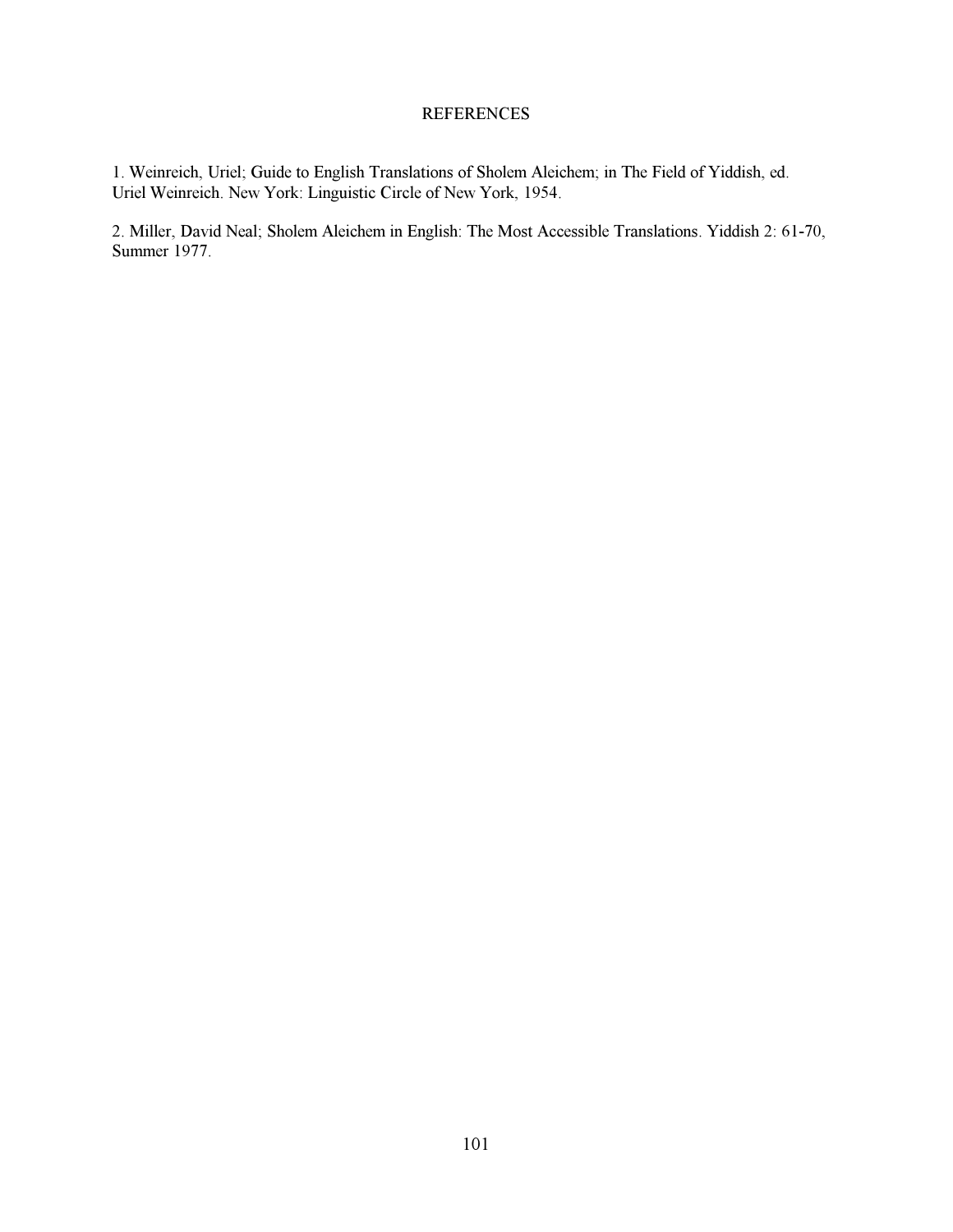# REFERENCES

1. Weinreich, Uriel; Guide to English Translations of Sholem Aleichem; in The Field of Yiddish, ed. Uriel Weinreich. New York: Linguistic Circle of New York, 1954.

2. Miller, David Neal; Sholem Aleichem in English: The Most Accessible Translations. Yiddish 2: 61-70, Summer 1977.